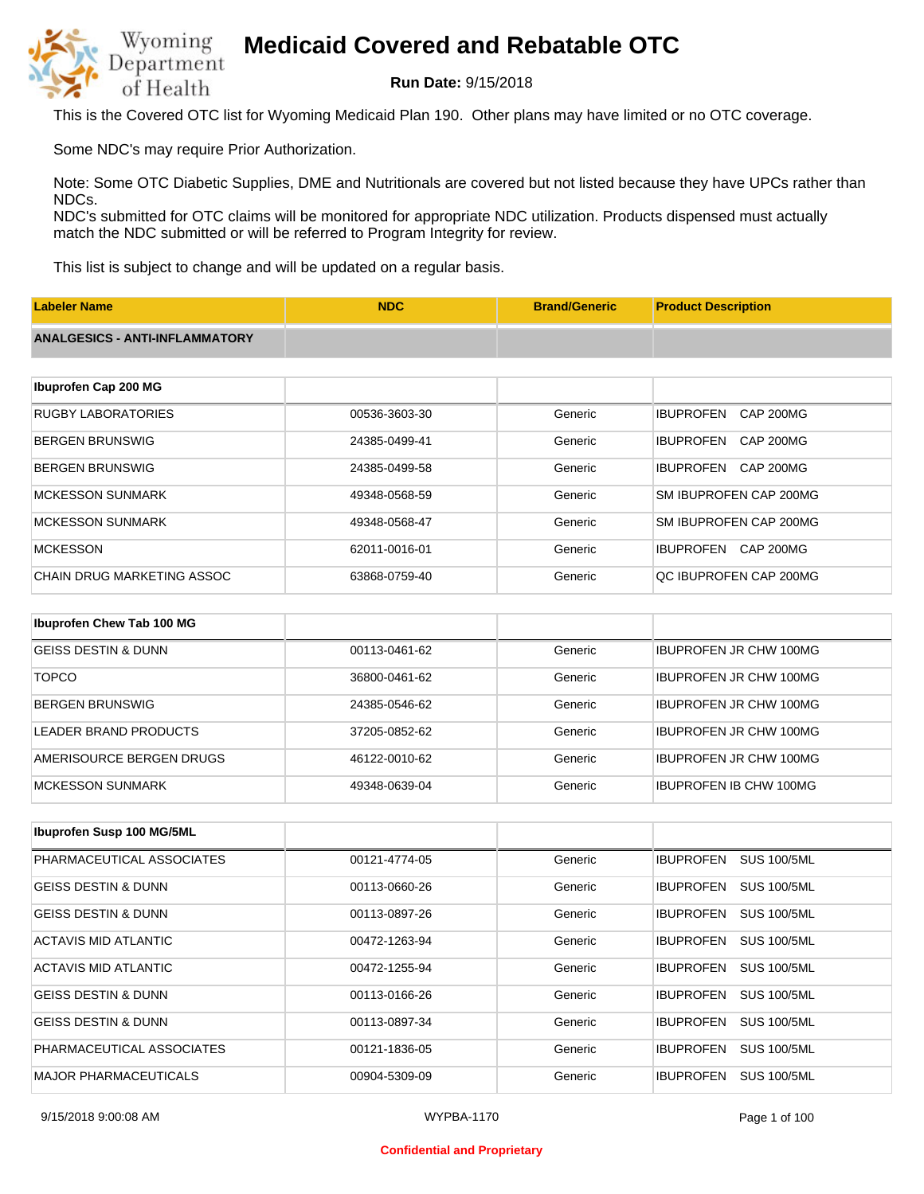# Medicaid Covered and Rebatable OTC

**Run Date:** 9/15/2018

This is the Covered OTC list for Wyoming Medicaid Plan 190. Other plans may have limited or no OTC coverage.

Some NDC's may require Prior Authorization.

Note: Some OTC Diabetic Supplies, DME and Nutritionals are covered but not listed because they have UPCs rather than NDCs.
NDC's submitted for OTC claims will be monitored for appropriate NDC utilization. Products dispensed must actually match the NDC submitted or will be referred to Program Integrity for review.

This list is subject to change and will be updated on a regular basis.

| Labeler Name | NDC | Brand/Generic | Product Description |
|---|---|---|---|
| **ANALGESICS - ANTI-INFLAMMATORY** | | | |
| **Ibuprofen Cap 200 MG** | | | |
| RUGBY LABORATORIES | 00536-3603-30 | Generic | IBUPROFEN CAP 200MG |
| BERGEN BRUNSWIG | 24385-0499-41 | Generic | IBUPROFEN CAP 200MG |
| BERGEN BRUNSWIG | 24385-0499-58 | Generic | IBUPROFEN CAP 200MG |
| MCKESSON SUNMARK | 49348-0568-59 | Generic | SM IBUPROFEN CAP 200MG |
| MCKESSON SUNMARK | 49348-0568-47 | Generic | SM IBUPROFEN CAP 200MG |
| MCKESSON | 62011-0016-01 | Generic | IBUPROFEN CAP 200MG |
| CHAIN DRUG MARKETING ASSOC | 63868-0759-40 | Generic | QC IBUPROFEN CAP 200MG |
| **Ibuprofen Chew Tab 100 MG** | | | |
| GEISS DESTIN & DUNN | 00113-0461-62 | Generic | IBUPROFEN JR CHW 100MG |
| TOPCO | 36800-0461-62 | Generic | IBUPROFEN JR CHW 100MG |
| BERGEN BRUNSWIG | 24385-0546-62 | Generic | IBUPROFEN JR CHW 100MG |
| LEADER BRAND PRODUCTS | 37205-0852-62 | Generic | IBUPROFEN JR CHW 100MG |
| AMERISOURCE BERGEN DRUGS | 46122-0010-62 | Generic | IBUPROFEN JR CHW 100MG |
| MCKESSON SUNMARK | 49348-0639-04 | Generic | IBUPROFEN IB CHW 100MG |
| **Ibuprofen Susp 100 MG/5ML** | | | |
| PHARMACEUTICAL ASSOCIATES | 00121-4774-05 | Generic | IBUPROFEN SUS 100/5ML |
| GEISS DESTIN & DUNN | 00113-0660-26 | Generic | IBUPROFEN SUS 100/5ML |
| GEISS DESTIN & DUNN | 00113-0897-26 | Generic | IBUPROFEN SUS 100/5ML |
| ACTAVIS MID ATLANTIC | 00472-1263-94 | Generic | IBUPROFEN SUS 100/5ML |
| ACTAVIS MID ATLANTIC | 00472-1255-94 | Generic | IBUPROFEN SUS 100/5ML |
| GEISS DESTIN & DUNN | 00113-0166-26 | Generic | IBUPROFEN SUS 100/5ML |
| GEISS DESTIN & DUNN | 00113-0897-34 | Generic | IBUPROFEN SUS 100/5ML |
| PHARMACEUTICAL ASSOCIATES | 00121-1836-05 | Generic | IBUPROFEN SUS 100/5ML |
| MAJOR PHARMACEUTICALS | 00904-5309-09 | Generic | IBUPROFEN SUS 100/5ML |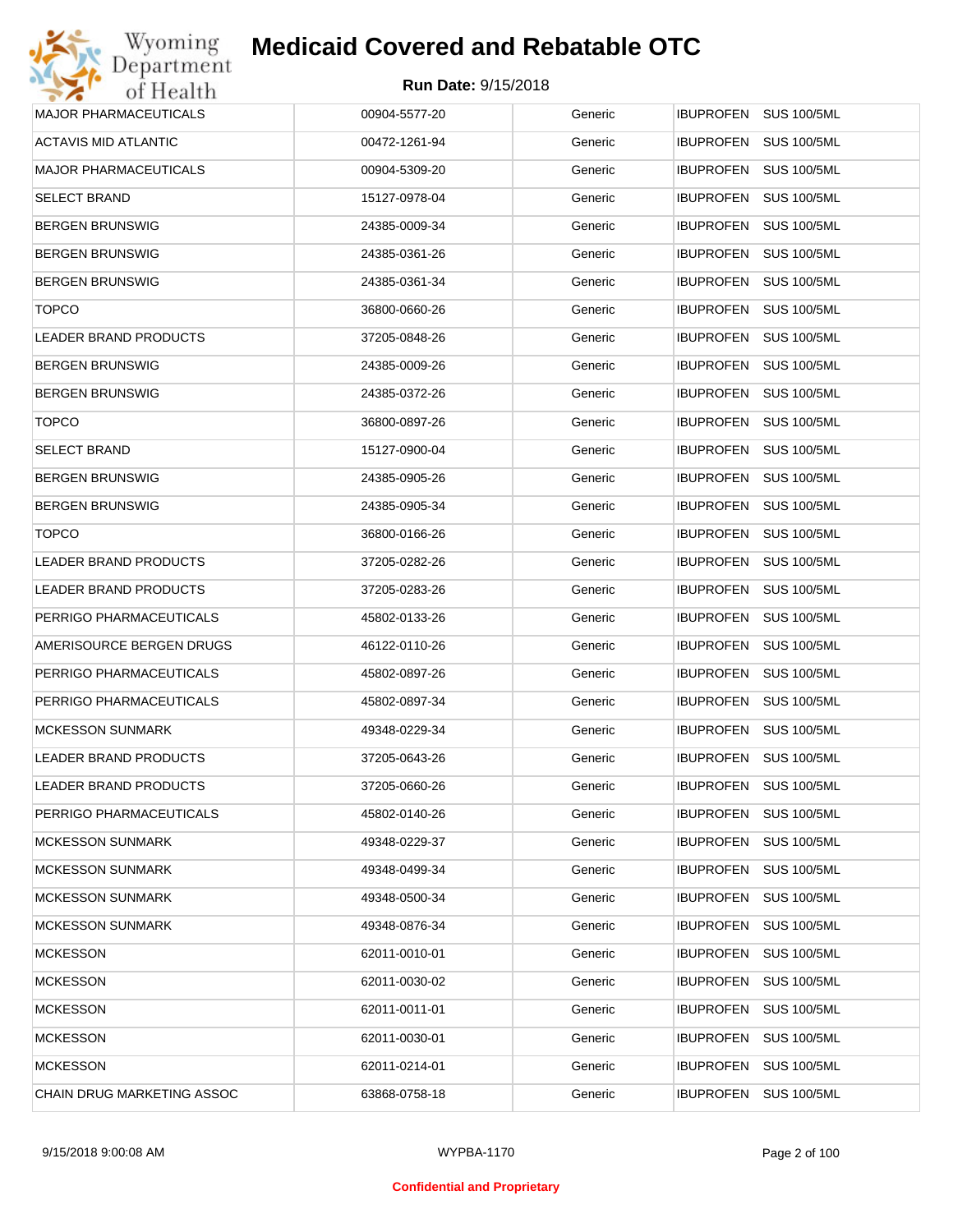| MAJOR PHARMACEUTICALS | 00904-5577-20 | Generic | IBUPROFEN SUS 100/5ML |
|---|---|---|---|
| ACTAVIS MID ATLANTIC | 00472-1261-94 | Generic | IBUPROFEN SUS 100/5ML |
| MAJOR PHARMACEUTICALS | 00904-5309-20 | Generic | IBUPROFEN SUS 100/5ML |
| SELECT BRAND | 15127-0978-04 | Generic | IBUPROFEN SUS 100/5ML |
| BERGEN BRUNSWIG | 24385-0009-34 | Generic | IBUPROFEN SUS 100/5ML |
| BERGEN BRUNSWIG | 24385-0361-26 | Generic | IBUPROFEN SUS 100/5ML |
| BERGEN BRUNSWIG | 24385-0361-34 | Generic | IBUPROFEN SUS 100/5ML |
| TOPCO | 36800-0660-26 | Generic | IBUPROFEN SUS 100/5ML |
| LEADER BRAND PRODUCTS | 37205-0848-26 | Generic | IBUPROFEN SUS 100/5ML |
| BERGEN BRUNSWIG | 24385-0009-26 | Generic | IBUPROFEN SUS 100/5ML |
| BERGEN BRUNSWIG | 24385-0372-26 | Generic | IBUPROFEN SUS 100/5ML |
| TOPCO | 36800-0897-26 | Generic | IBUPROFEN SUS 100/5ML |
| SELECT BRAND | 15127-0900-04 | Generic | IBUPROFEN SUS 100/5ML |
| BERGEN BRUNSWIG | 24385-0905-26 | Generic | IBUPROFEN SUS 100/5ML |
| BERGEN BRUNSWIG | 24385-0905-34 | Generic | IBUPROFEN SUS 100/5ML |
| TOPCO | 36800-0166-26 | Generic | IBUPROFEN SUS 100/5ML |
| LEADER BRAND PRODUCTS | 37205-0282-26 | Generic | IBUPROFEN SUS 100/5ML |
| LEADER BRAND PRODUCTS | 37205-0283-26 | Generic | IBUPROFEN SUS 100/5ML |
| PERRIGO PHARMACEUTICALS | 45802-0133-26 | Generic | IBUPROFEN SUS 100/5ML |
| AMERISOURCE BERGEN DRUGS | 46122-0110-26 | Generic | IBUPROFEN SUS 100/5ML |
| PERRIGO PHARMACEUTICALS | 45802-0897-26 | Generic | IBUPROFEN SUS 100/5ML |
| PERRIGO PHARMACEUTICALS | 45802-0897-34 | Generic | IBUPROFEN SUS 100/5ML |
| MCKESSON SUNMARK | 49348-0229-34 | Generic | IBUPROFEN SUS 100/5ML |
| LEADER BRAND PRODUCTS | 37205-0643-26 | Generic | IBUPROFEN SUS 100/5ML |
| LEADER BRAND PRODUCTS | 37205-0660-26 | Generic | IBUPROFEN SUS 100/5ML |
| PERRIGO PHARMACEUTICALS | 45802-0140-26 | Generic | IBUPROFEN SUS 100/5ML |
| MCKESSON SUNMARK | 49348-0229-37 | Generic | IBUPROFEN SUS 100/5ML |
| MCKESSON SUNMARK | 49348-0499-34 | Generic | IBUPROFEN SUS 100/5ML |
| MCKESSON SUNMARK | 49348-0500-34 | Generic | IBUPROFEN SUS 100/5ML |
| MCKESSON SUNMARK | 49348-0876-34 | Generic | IBUPROFEN SUS 100/5ML |
| MCKESSON | 62011-0010-01 | Generic | IBUPROFEN SUS 100/5ML |
| MCKESSON | 62011-0030-02 | Generic | IBUPROFEN SUS 100/5ML |
| MCKESSON | 62011-0011-01 | Generic | IBUPROFEN SUS 100/5ML |
| MCKESSON | 62011-0030-01 | Generic | IBUPROFEN SUS 100/5ML |
| MCKESSON | 62011-0214-01 | Generic | IBUPROFEN SUS 100/5ML |
| CHAIN DRUG MARKETING ASSOC | 63868-0758-18 | Generic | IBUPROFEN SUS 100/5ML |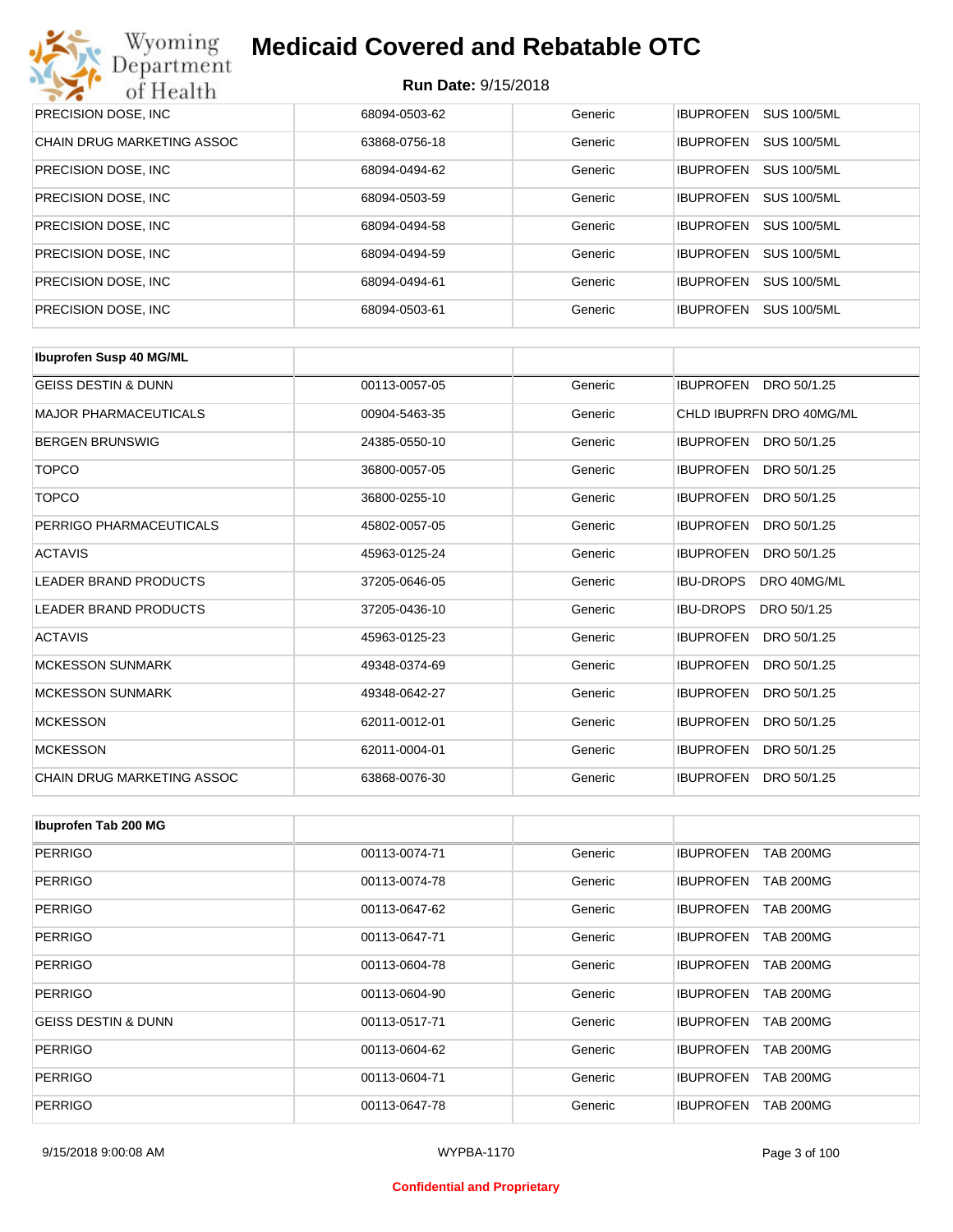# Medicaid Covered and Rebatable OTC

**Run Date:** 9/15/2018

| | | | |
|---|---|---|---|
| PRECISION DOSE, INC | 68094-0503-62 | Generic | IBUPROFEN SUS 100/5ML |
| CHAIN DRUG MARKETING ASSOC | 63868-0756-18 | Generic | IBUPROFEN SUS 100/5ML |
| PRECISION DOSE, INC | 68094-0494-62 | Generic | IBUPROFEN SUS 100/5ML |
| PRECISION DOSE, INC | 68094-0503-59 | Generic | IBUPROFEN SUS 100/5ML |
| PRECISION DOSE, INC | 68094-0494-58 | Generic | IBUPROFEN SUS 100/5ML |
| PRECISION DOSE, INC | 68094-0494-59 | Generic | IBUPROFEN SUS 100/5ML |
| PRECISION DOSE, INC | 68094-0494-61 | Generic | IBUPROFEN SUS 100/5ML |
| PRECISION DOSE, INC | 68094-0503-61 | Generic | IBUPROFEN SUS 100/5ML |

| **Ibuprofen Susp 40 MG/ML** | | | |
|---|---|---|---|
| GEISS DESTIN & DUNN | 00113-0057-05 | Generic | IBUPROFEN DRO 50/1.25 |
| MAJOR PHARMACEUTICALS | 00904-5463-35 | Generic | CHLD IBUPRFN DRO 40MG/ML |
| BERGEN BRUNSWIG | 24385-0550-10 | Generic | IBUPROFEN DRO 50/1.25 |
| TOPCO | 36800-0057-05 | Generic | IBUPROFEN DRO 50/1.25 |
| TOPCO | 36800-0255-10 | Generic | IBUPROFEN DRO 50/1.25 |
| PERRIGO PHARMACEUTICALS | 45802-0057-05 | Generic | IBUPROFEN DRO 50/1.25 |
| ACTAVIS | 45963-0125-24 | Generic | IBUPROFEN DRO 50/1.25 |
| LEADER BRAND PRODUCTS | 37205-0646-05 | Generic | IBU-DROPS DRO 40MG/ML |
| LEADER BRAND PRODUCTS | 37205-0436-10 | Generic | IBU-DROPS DRO 50/1.25 |
| ACTAVIS | 45963-0125-23 | Generic | IBUPROFEN DRO 50/1.25 |
| MCKESSON SUNMARK | 49348-0374-69 | Generic | IBUPROFEN DRO 50/1.25 |
| MCKESSON SUNMARK | 49348-0642-27 | Generic | IBUPROFEN DRO 50/1.25 |
| MCKESSON | 62011-0012-01 | Generic | IBUPROFEN DRO 50/1.25 |
| MCKESSON | 62011-0004-01 | Generic | IBUPROFEN DRO 50/1.25 |
| CHAIN DRUG MARKETING ASSOC | 63868-0076-30 | Generic | IBUPROFEN DRO 50/1.25 |

| **Ibuprofen Tab 200 MG** | | | |
|---|---|---|---|
| PERRIGO | 00113-0074-71 | Generic | IBUPROFEN TAB 200MG |
| PERRIGO | 00113-0074-78 | Generic | IBUPROFEN TAB 200MG |
| PERRIGO | 00113-0647-62 | Generic | IBUPROFEN TAB 200MG |
| PERRIGO | 00113-0647-71 | Generic | IBUPROFEN TAB 200MG |
| PERRIGO | 00113-0604-78 | Generic | IBUPROFEN TAB 200MG |
| PERRIGO | 00113-0604-90 | Generic | IBUPROFEN TAB 200MG |
| GEISS DESTIN & DUNN | 00113-0517-71 | Generic | IBUPROFEN TAB 200MG |
| PERRIGO | 00113-0604-62 | Generic | IBUPROFEN TAB 200MG |
| PERRIGO | 00113-0604-71 | Generic | IBUPROFEN TAB 200MG |
| PERRIGO | 00113-0647-78 | Generic | IBUPROFEN TAB 200MG |

Confidential and Proprietary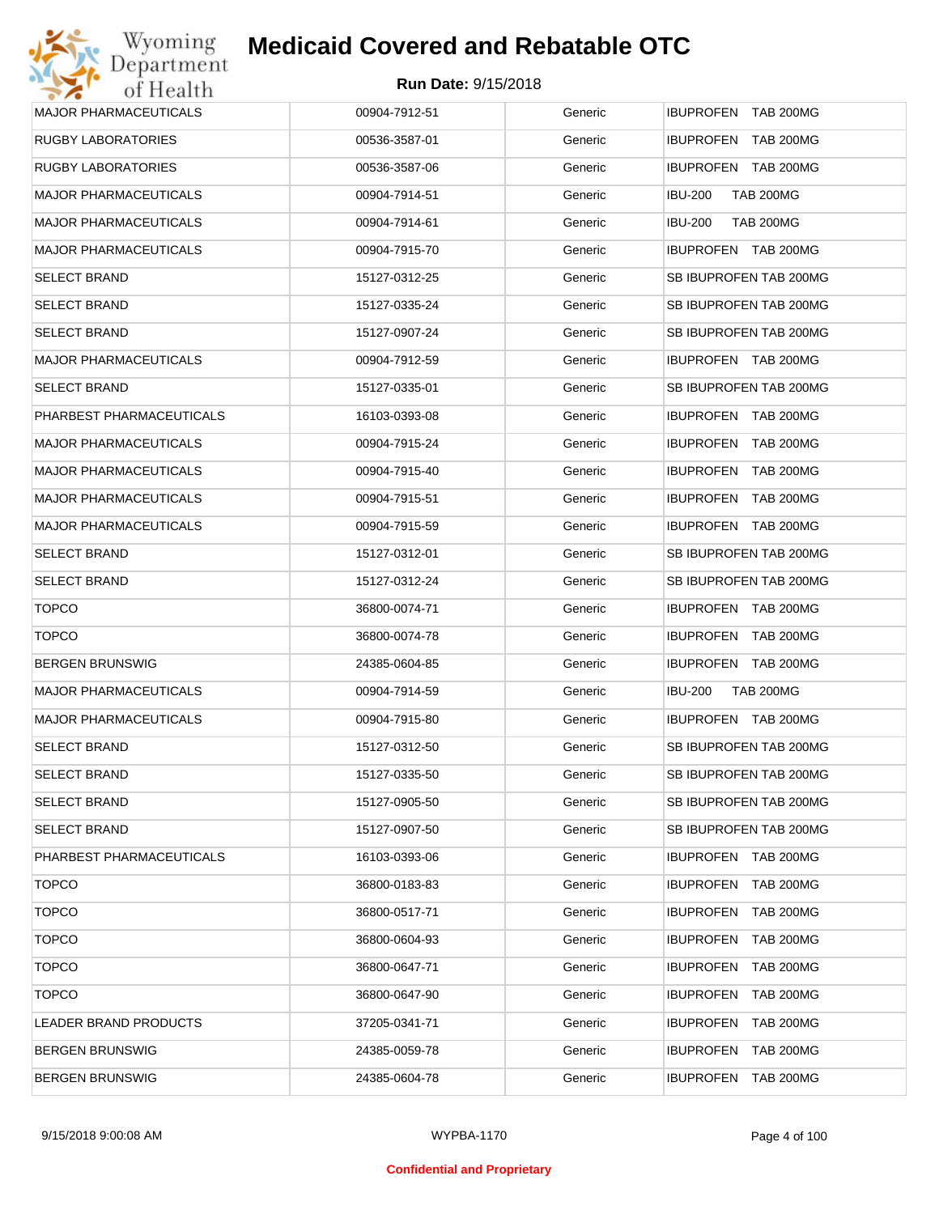| MAJOR PHARMACEUTICALS | 00904-7912-51 | Generic | IBUPROFEN TAB 200MG |
|---|---|---|---|
| RUGBY LABORATORIES | 00536-3587-01 | Generic | IBUPROFEN TAB 200MG |
| RUGBY LABORATORIES | 00536-3587-06 | Generic | IBUPROFEN TAB 200MG |
| MAJOR PHARMACEUTICALS | 00904-7914-51 | Generic | IBU-200 TAB 200MG |
| MAJOR PHARMACEUTICALS | 00904-7914-61 | Generic | IBU-200 TAB 200MG |
| MAJOR PHARMACEUTICALS | 00904-7915-70 | Generic | IBUPROFEN TAB 200MG |
| SELECT BRAND | 15127-0312-25 | Generic | SB IBUPROFEN TAB 200MG |
| SELECT BRAND | 15127-0335-24 | Generic | SB IBUPROFEN TAB 200MG |
| SELECT BRAND | 15127-0907-24 | Generic | SB IBUPROFEN TAB 200MG |
| MAJOR PHARMACEUTICALS | 00904-7912-59 | Generic | IBUPROFEN TAB 200MG |
| SELECT BRAND | 15127-0335-01 | Generic | SB IBUPROFEN TAB 200MG |
| PHARBEST PHARMACEUTICALS | 16103-0393-08 | Generic | IBUPROFEN TAB 200MG |
| MAJOR PHARMACEUTICALS | 00904-7915-24 | Generic | IBUPROFEN TAB 200MG |
| MAJOR PHARMACEUTICALS | 00904-7915-40 | Generic | IBUPROFEN TAB 200MG |
| MAJOR PHARMACEUTICALS | 00904-7915-51 | Generic | IBUPROFEN TAB 200MG |
| MAJOR PHARMACEUTICALS | 00904-7915-59 | Generic | IBUPROFEN TAB 200MG |
| SELECT BRAND | 15127-0312-01 | Generic | SB IBUPROFEN TAB 200MG |
| SELECT BRAND | 15127-0312-24 | Generic | SB IBUPROFEN TAB 200MG |
| TOPCO | 36800-0074-71 | Generic | IBUPROFEN TAB 200MG |
| TOPCO | 36800-0074-78 | Generic | IBUPROFEN TAB 200MG |
| BERGEN BRUNSWIG | 24385-0604-85 | Generic | IBUPROFEN TAB 200MG |
| MAJOR PHARMACEUTICALS | 00904-7914-59 | Generic | IBU-200 TAB 200MG |
| MAJOR PHARMACEUTICALS | 00904-7915-80 | Generic | IBUPROFEN TAB 200MG |
| SELECT BRAND | 15127-0312-50 | Generic | SB IBUPROFEN TAB 200MG |
| SELECT BRAND | 15127-0335-50 | Generic | SB IBUPROFEN TAB 200MG |
| SELECT BRAND | 15127-0905-50 | Generic | SB IBUPROFEN TAB 200MG |
| SELECT BRAND | 15127-0907-50 | Generic | SB IBUPROFEN TAB 200MG |
| PHARBEST PHARMACEUTICALS | 16103-0393-06 | Generic | IBUPROFEN TAB 200MG |
| TOPCO | 36800-0183-83 | Generic | IBUPROFEN TAB 200MG |
| TOPCO | 36800-0517-71 | Generic | IBUPROFEN TAB 200MG |
| TOPCO | 36800-0604-93 | Generic | IBUPROFEN TAB 200MG |
| TOPCO | 36800-0647-71 | Generic | IBUPROFEN TAB 200MG |
| TOPCO | 36800-0647-90 | Generic | IBUPROFEN TAB 200MG |
| LEADER BRAND PRODUCTS | 37205-0341-71 | Generic | IBUPROFEN TAB 200MG |
| BERGEN BRUNSWIG | 24385-0059-78 | Generic | IBUPROFEN TAB 200MG |
| BERGEN BRUNSWIG | 24385-0604-78 | Generic | IBUPROFEN TAB 200MG |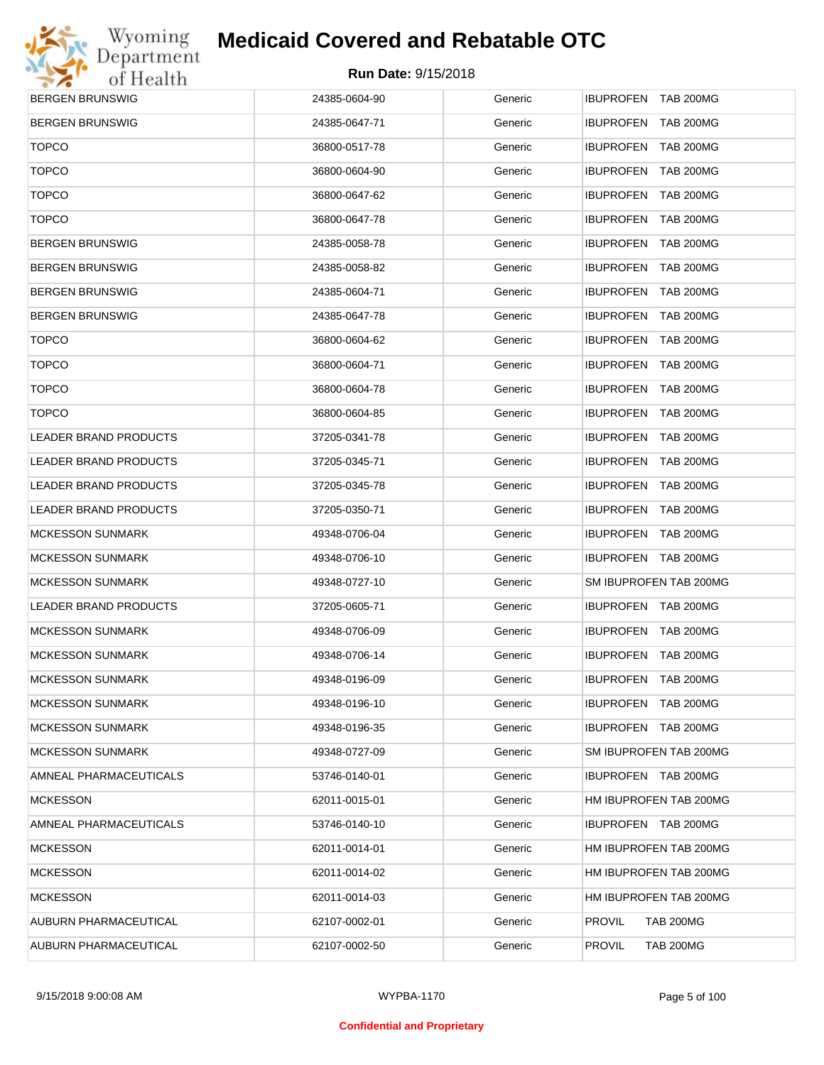| | | | |
|---|---|---|---|
| BERGEN BRUNSWIG | 24385-0604-90 | Generic | IBUPROFEN TAB 200MG |
| BERGEN BRUNSWIG | 24385-0647-71 | Generic | IBUPROFEN TAB 200MG |
| TOPCO | 36800-0517-78 | Generic | IBUPROFEN TAB 200MG |
| TOPCO | 36800-0604-90 | Generic | IBUPROFEN TAB 200MG |
| TOPCO | 36800-0647-62 | Generic | IBUPROFEN TAB 200MG |
| TOPCO | 36800-0647-78 | Generic | IBUPROFEN TAB 200MG |
| BERGEN BRUNSWIG | 24385-0058-78 | Generic | IBUPROFEN TAB 200MG |
| BERGEN BRUNSWIG | 24385-0058-82 | Generic | IBUPROFEN TAB 200MG |
| BERGEN BRUNSWIG | 24385-0604-71 | Generic | IBUPROFEN TAB 200MG |
| BERGEN BRUNSWIG | 24385-0647-78 | Generic | IBUPROFEN TAB 200MG |
| TOPCO | 36800-0604-62 | Generic | IBUPROFEN TAB 200MG |
| TOPCO | 36800-0604-71 | Generic | IBUPROFEN TAB 200MG |
| TOPCO | 36800-0604-78 | Generic | IBUPROFEN TAB 200MG |
| TOPCO | 36800-0604-85 | Generic | IBUPROFEN TAB 200MG |
| LEADER BRAND PRODUCTS | 37205-0341-78 | Generic | IBUPROFEN TAB 200MG |
| LEADER BRAND PRODUCTS | 37205-0345-71 | Generic | IBUPROFEN TAB 200MG |
| LEADER BRAND PRODUCTS | 37205-0345-78 | Generic | IBUPROFEN TAB 200MG |
| LEADER BRAND PRODUCTS | 37205-0350-71 | Generic | IBUPROFEN TAB 200MG |
| MCKESSON SUNMARK | 49348-0706-04 | Generic | IBUPROFEN TAB 200MG |
| MCKESSON SUNMARK | 49348-0706-10 | Generic | IBUPROFEN TAB 200MG |
| MCKESSON SUNMARK | 49348-0727-10 | Generic | SM IBUPROFEN TAB 200MG |
| LEADER BRAND PRODUCTS | 37205-0605-71 | Generic | IBUPROFEN TAB 200MG |
| MCKESSON SUNMARK | 49348-0706-09 | Generic | IBUPROFEN TAB 200MG |
| MCKESSON SUNMARK | 49348-0706-14 | Generic | IBUPROFEN TAB 200MG |
| MCKESSON SUNMARK | 49348-0196-09 | Generic | IBUPROFEN TAB 200MG |
| MCKESSON SUNMARK | 49348-0196-10 | Generic | IBUPROFEN TAB 200MG |
| MCKESSON SUNMARK | 49348-0196-35 | Generic | IBUPROFEN TAB 200MG |
| MCKESSON SUNMARK | 49348-0727-09 | Generic | SM IBUPROFEN TAB 200MG |
| AMNEAL PHARMACEUTICALS | 53746-0140-01 | Generic | IBUPROFEN TAB 200MG |
| MCKESSON | 62011-0015-01 | Generic | HM IBUPROFEN TAB 200MG |
| AMNEAL PHARMACEUTICALS | 53746-0140-10 | Generic | IBUPROFEN TAB 200MG |
| MCKESSON | 62011-0014-01 | Generic | HM IBUPROFEN TAB 200MG |
| MCKESSON | 62011-0014-02 | Generic | HM IBUPROFEN TAB 200MG |
| MCKESSON | 62011-0014-03 | Generic | HM IBUPROFEN TAB 200MG |
| AUBURN PHARMACEUTICAL | 62107-0002-01 | Generic | PROVIL TAB 200MG |
| AUBURN PHARMACEUTICAL | 62107-0002-50 | Generic | PROVIL TAB 200MG |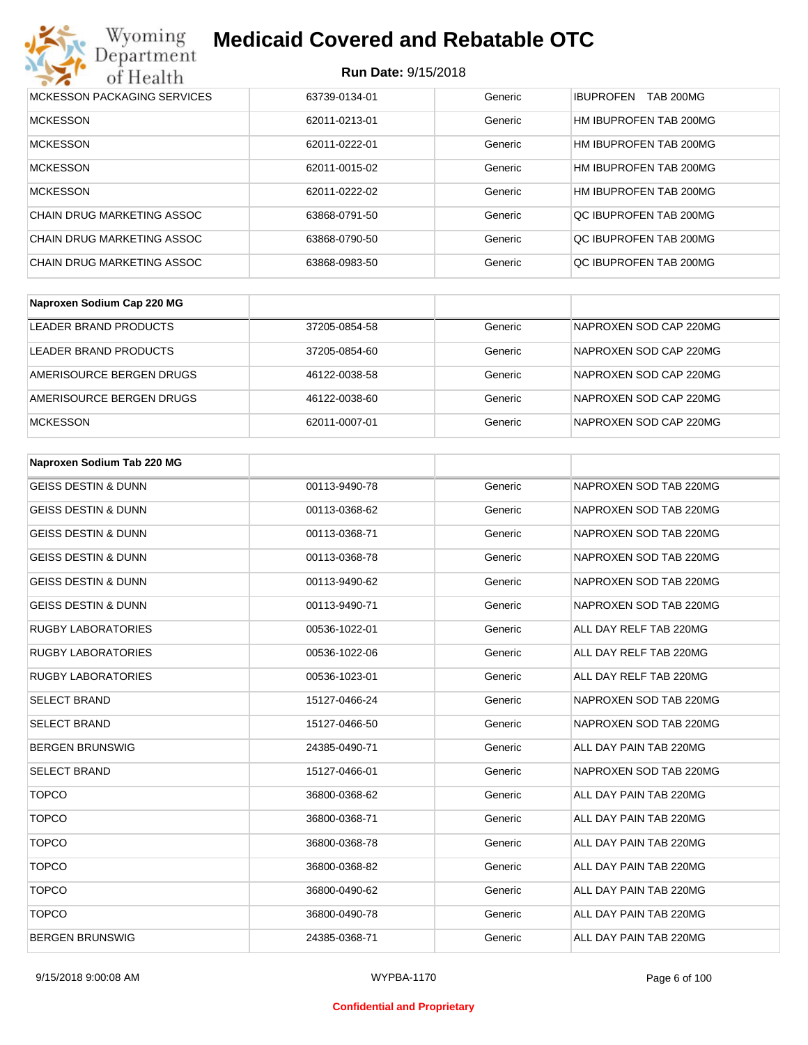# Medicaid Covered and Rebatable OTC

**Run Date:** 9/15/2018

| | | | |
|---|---|---|---|
| MCKESSON PACKAGING SERVICES | 63739-0134-01 | Generic | IBUPROFEN TAB 200MG |
| MCKESSON | 62011-0213-01 | Generic | HM IBUPROFEN TAB 200MG |
| MCKESSON | 62011-0222-01 | Generic | HM IBUPROFEN TAB 200MG |
| MCKESSON | 62011-0015-02 | Generic | HM IBUPROFEN TAB 200MG |
| MCKESSON | 62011-0222-02 | Generic | HM IBUPROFEN TAB 200MG |
| CHAIN DRUG MARKETING ASSOC | 63868-0791-50 | Generic | QC IBUPROFEN TAB 200MG |
| CHAIN DRUG MARKETING ASSOC | 63868-0790-50 | Generic | QC IBUPROFEN TAB 200MG |
| CHAIN DRUG MARKETING ASSOC | 63868-0983-50 | Generic | QC IBUPROFEN TAB 200MG |

| **Naproxen Sodium Cap 220 MG** | | | |
|---|---|---|---|
| LEADER BRAND PRODUCTS | 37205-0854-58 | Generic | NAPROXEN SOD CAP 220MG |
| LEADER BRAND PRODUCTS | 37205-0854-60 | Generic | NAPROXEN SOD CAP 220MG |
| AMERISOURCE BERGEN DRUGS | 46122-0038-58 | Generic | NAPROXEN SOD CAP 220MG |
| AMERISOURCE BERGEN DRUGS | 46122-0038-60 | Generic | NAPROXEN SOD CAP 220MG |
| MCKESSON | 62011-0007-01 | Generic | NAPROXEN SOD CAP 220MG |

| **Naproxen Sodium Tab 220 MG** | | | |
|---|---|---|---|
| GEISS DESTIN & DUNN | 00113-9490-78 | Generic | NAPROXEN SOD TAB 220MG |
| GEISS DESTIN & DUNN | 00113-0368-62 | Generic | NAPROXEN SOD TAB 220MG |
| GEISS DESTIN & DUNN | 00113-0368-71 | Generic | NAPROXEN SOD TAB 220MG |
| GEISS DESTIN & DUNN | 00113-0368-78 | Generic | NAPROXEN SOD TAB 220MG |
| GEISS DESTIN & DUNN | 00113-9490-62 | Generic | NAPROXEN SOD TAB 220MG |
| GEISS DESTIN & DUNN | 00113-9490-71 | Generic | NAPROXEN SOD TAB 220MG |
| RUGBY LABORATORIES | 00536-1022-01 | Generic | ALL DAY RELF TAB 220MG |
| RUGBY LABORATORIES | 00536-1022-06 | Generic | ALL DAY RELF TAB 220MG |
| RUGBY LABORATORIES | 00536-1023-01 | Generic | ALL DAY RELF TAB 220MG |
| SELECT BRAND | 15127-0466-24 | Generic | NAPROXEN SOD TAB 220MG |
| SELECT BRAND | 15127-0466-50 | Generic | NAPROXEN SOD TAB 220MG |
| BERGEN BRUNSWIG | 24385-0490-71 | Generic | ALL DAY PAIN TAB 220MG |
| SELECT BRAND | 15127-0466-01 | Generic | NAPROXEN SOD TAB 220MG |
| TOPCO | 36800-0368-62 | Generic | ALL DAY PAIN TAB 220MG |
| TOPCO | 36800-0368-71 | Generic | ALL DAY PAIN TAB 220MG |
| TOPCO | 36800-0368-78 | Generic | ALL DAY PAIN TAB 220MG |
| TOPCO | 36800-0368-82 | Generic | ALL DAY PAIN TAB 220MG |
| TOPCO | 36800-0490-62 | Generic | ALL DAY PAIN TAB 220MG |
| TOPCO | 36800-0490-78 | Generic | ALL DAY PAIN TAB 220MG |
| BERGEN BRUNSWIG | 24385-0368-71 | Generic | ALL DAY PAIN TAB 220MG |

9/15/2018 9:00:08 AM WYPBA-1170

Confidential and Proprietary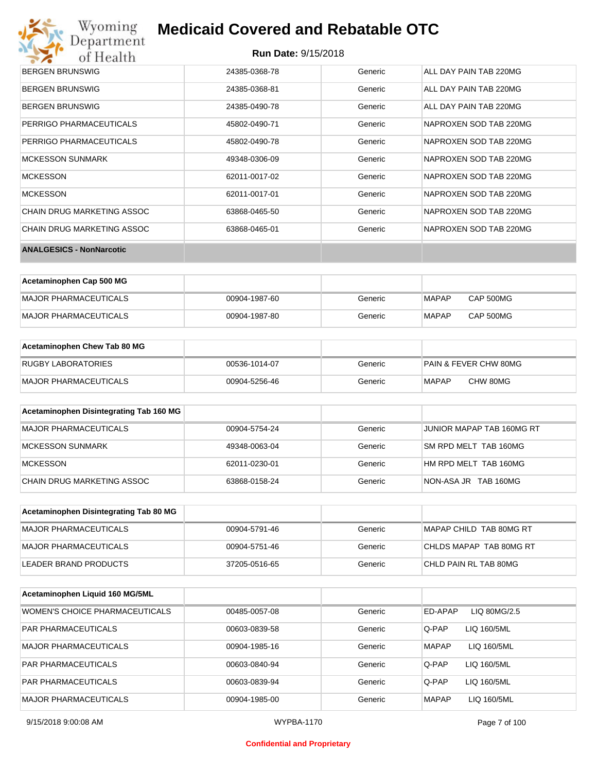| | | | |
|---|---|---|---|
| BERGEN BRUNSWIG | 24385-0368-78 | Generic | ALL DAY PAIN TAB 220MG |
| BERGEN BRUNSWIG | 24385-0368-81 | Generic | ALL DAY PAIN TAB 220MG |
| BERGEN BRUNSWIG | 24385-0490-78 | Generic | ALL DAY PAIN TAB 220MG |
| PERRIGO PHARMACEUTICALS | 45802-0490-71 | Generic | NAPROXEN SOD TAB 220MG |
| PERRIGO PHARMACEUTICALS | 45802-0490-78 | Generic | NAPROXEN SOD TAB 220MG |
| MCKESSON SUNMARK | 49348-0306-09 | Generic | NAPROXEN SOD TAB 220MG |
| MCKESSON | 62011-0017-02 | Generic | NAPROXEN SOD TAB 220MG |
| MCKESSON | 62011-0017-01 | Generic | NAPROXEN SOD TAB 220MG |
| CHAIN DRUG MARKETING ASSOC | 63868-0465-50 | Generic | NAPROXEN SOD TAB 220MG |
| CHAIN DRUG MARKETING ASSOC | 63868-0465-01 | Generic | NAPROXEN SOD TAB 220MG |

**ANALGESICS - NonNarcotic**

| Acetaminophen Cap 500 MG | | | |
|---|---|---|---|
| MAJOR PHARMACEUTICALS | 00904-1987-60 | Generic | MAPAP CAP 500MG |
| MAJOR PHARMACEUTICALS | 00904-1987-80 | Generic | MAPAP CAP 500MG |

| Acetaminophen Chew Tab 80 MG | | | |
|---|---|---|---|
| RUGBY LABORATORIES | 00536-1014-07 | Generic | PAIN & FEVER CHW 80MG |
| MAJOR PHARMACEUTICALS | 00904-5256-46 | Generic | MAPAP CHW 80MG |

| Acetaminophen Disintegrating Tab 160 MG | | | |
|---|---|---|---|
| MAJOR PHARMACEUTICALS | 00904-5754-24 | Generic | JUNIOR MAPAP TAB 160MG RT |
| MCKESSON SUNMARK | 49348-0063-04 | Generic | SM RPD MELT TAB 160MG |
| MCKESSON | 62011-0230-01 | Generic | HM RPD MELT TAB 160MG |
| CHAIN DRUG MARKETING ASSOC | 63868-0158-24 | Generic | NON-ASA JR TAB 160MG |

| Acetaminophen Disintegrating Tab 80 MG | | | |
|---|---|---|---|
| MAJOR PHARMACEUTICALS | 00904-5791-46 | Generic | MAPAP CHILD TAB 80MG RT |
| MAJOR PHARMACEUTICALS | 00904-5751-46 | Generic | CHLDS MAPAP TAB 80MG RT |
| LEADER BRAND PRODUCTS | 37205-0516-65 | Generic | CHLD PAIN RL TAB 80MG |

| Acetaminophen Liquid 160 MG/5ML | | | |
|---|---|---|---|
| WOMEN'S CHOICE PHARMACEUTICALS | 00485-0057-08 | Generic | ED-APAP LIQ 80MG/2.5 |
| PAR PHARMACEUTICALS | 00603-0839-58 | Generic | Q-PAP LIQ 160/5ML |
| MAJOR PHARMACEUTICALS | 00904-1985-16 | Generic | MAPAP LIQ 160/5ML |
| PAR PHARMACEUTICALS | 00603-0840-94 | Generic | Q-PAP LIQ 160/5ML |
| PAR PHARMACEUTICALS | 00603-0839-94 | Generic | Q-PAP LIQ 160/5ML |
| MAJOR PHARMACEUTICALS | 00904-1985-00 | Generic | MAPAP LIQ 160/5ML |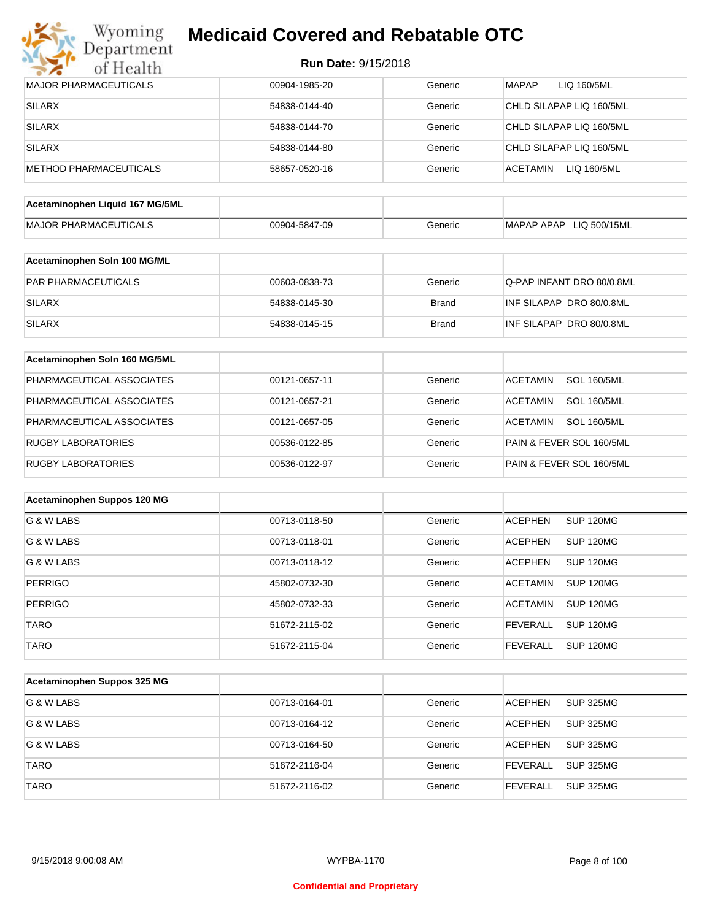# Medicaid Covered and Rebatable OTC

**Run Date:** 9/15/2018

| | | | |
|---|---|---|---|
| MAJOR PHARMACEUTICALS | 00904-1985-20 | Generic | MAPAP LIQ 160/5ML |
| SILARX | 54838-0144-40 | Generic | CHLD SILAPAP LIQ 160/5ML |
| SILARX | 54838-0144-70 | Generic | CHLD SILAPAP LIQ 160/5ML |
| SILARX | 54838-0144-80 | Generic | CHLD SILAPAP LIQ 160/5ML |
| METHOD PHARMACEUTICALS | 58657-0520-16 | Generic | ACETAMIN LIQ 160/5ML |

| Acetaminophen Liquid 167 MG/5ML | | | |
|---|---|---|---|
| MAJOR PHARMACEUTICALS | 00904-5847-09 | Generic | MAPAP APAP LIQ 500/15ML |

| Acetaminophen Soln 100 MG/ML | | | |
|---|---|---|---|
| PAR PHARMACEUTICALS | 00603-0838-73 | Generic | Q-PAP INFANT DRO 80/0.8ML |
| SILARX | 54838-0145-30 | Brand | INF SILAPAP DRO 80/0.8ML |
| SILARX | 54838-0145-15 | Brand | INF SILAPAP DRO 80/0.8ML |

| Acetaminophen Soln 160 MG/5ML | | | |
|---|---|---|---|
| PHARMACEUTICAL ASSOCIATES | 00121-0657-11 | Generic | ACETAMIN SOL 160/5ML |
| PHARMACEUTICAL ASSOCIATES | 00121-0657-21 | Generic | ACETAMIN SOL 160/5ML |
| PHARMACEUTICAL ASSOCIATES | 00121-0657-05 | Generic | ACETAMIN SOL 160/5ML |
| RUGBY LABORATORIES | 00536-0122-85 | Generic | PAIN & FEVER SOL 160/5ML |
| RUGBY LABORATORIES | 00536-0122-97 | Generic | PAIN & FEVER SOL 160/5ML |

| Acetaminophen Suppos 120 MG | | | |
|---|---|---|---|
| G & W LABS | 00713-0118-50 | Generic | ACEPHEN SUP 120MG |
| G & W LABS | 00713-0118-01 | Generic | ACEPHEN SUP 120MG |
| G & W LABS | 00713-0118-12 | Generic | ACEPHEN SUP 120MG |
| PERRIGO | 45802-0732-30 | Generic | ACETAMIN SUP 120MG |
| PERRIGO | 45802-0732-33 | Generic | ACETAMIN SUP 120MG |
| TARO | 51672-2115-02 | Generic | FEVERALL SUP 120MG |
| TARO | 51672-2115-04 | Generic | FEVERALL SUP 120MG |

| Acetaminophen Suppos 325 MG | | | |
|---|---|---|---|
| G & W LABS | 00713-0164-01 | Generic | ACEPHEN SUP 325MG |
| G & W LABS | 00713-0164-12 | Generic | ACEPHEN SUP 325MG |
| G & W LABS | 00713-0164-50 | Generic | ACEPHEN SUP 325MG |
| TARO | 51672-2116-04 | Generic | FEVERALL SUP 325MG |
| TARO | 51672-2116-02 | Generic | FEVERALL SUP 325MG |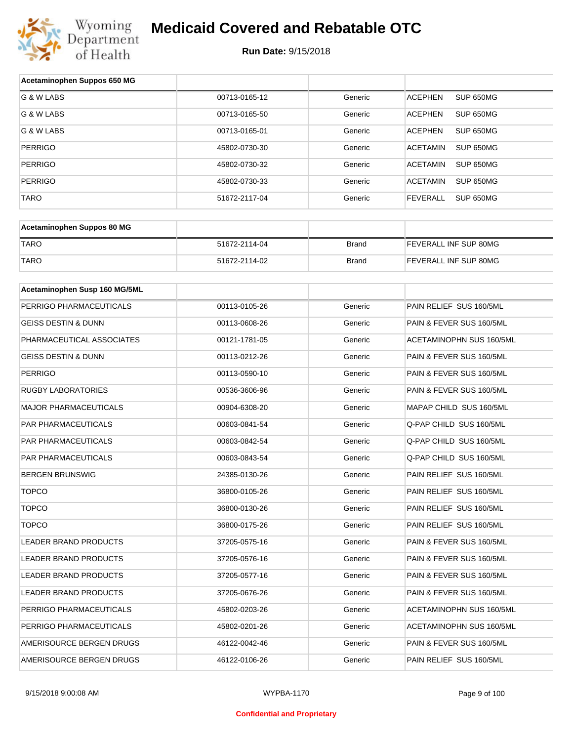# Medicaid Covered and Rebatable OTC

**Run Date:** 9/15/2018

| Acetaminophen Suppos 650 MG | | | |
|---|---|---|---|
| G & W LABS | 00713-0165-12 | Generic | ACEPHEN SUP 650MG |
| G & W LABS | 00713-0165-50 | Generic | ACEPHEN SUP 650MG |
| G & W LABS | 00713-0165-01 | Generic | ACEPHEN SUP 650MG |
| PERRIGO | 45802-0730-30 | Generic | ACETAMIN SUP 650MG |
| PERRIGO | 45802-0730-32 | Generic | ACETAMIN SUP 650MG |
| PERRIGO | 45802-0730-33 | Generic | ACETAMIN SUP 650MG |
| TARO | 51672-2117-04 | Generic | FEVERALL SUP 650MG |

| Acetaminophen Suppos 80 MG | | | |
|---|---|---|---|
| TARO | 51672-2114-04 | Brand | FEVERALL INF SUP 80MG |
| TARO | 51672-2114-02 | Brand | FEVERALL INF SUP 80MG |

| Acetaminophen Susp 160 MG/5ML | | | |
|---|---|---|---|
| PERRIGO PHARMACEUTICALS | 00113-0105-26 | Generic | PAIN RELIEF SUS 160/5ML |
| GEISS DESTIN & DUNN | 00113-0608-26 | Generic | PAIN & FEVER SUS 160/5ML |
| PHARMACEUTICAL ASSOCIATES | 00121-1781-05 | Generic | ACETAMINOPHN SUS 160/5ML |
| GEISS DESTIN & DUNN | 00113-0212-26 | Generic | PAIN & FEVER SUS 160/5ML |
| PERRIGO | 00113-0590-10 | Generic | PAIN & FEVER SUS 160/5ML |
| RUGBY LABORATORIES | 00536-3606-96 | Generic | PAIN & FEVER SUS 160/5ML |
| MAJOR PHARMACEUTICALS | 00904-6308-20 | Generic | MAPAP CHILD SUS 160/5ML |
| PAR PHARMACEUTICALS | 00603-0841-54 | Generic | Q-PAP CHILD SUS 160/5ML |
| PAR PHARMACEUTICALS | 00603-0842-54 | Generic | Q-PAP CHILD SUS 160/5ML |
| PAR PHARMACEUTICALS | 00603-0843-54 | Generic | Q-PAP CHILD SUS 160/5ML |
| BERGEN BRUNSWIG | 24385-0130-26 | Generic | PAIN RELIEF SUS 160/5ML |
| TOPCO | 36800-0105-26 | Generic | PAIN RELIEF SUS 160/5ML |
| TOPCO | 36800-0130-26 | Generic | PAIN RELIEF SUS 160/5ML |
| TOPCO | 36800-0175-26 | Generic | PAIN RELIEF SUS 160/5ML |
| LEADER BRAND PRODUCTS | 37205-0575-16 | Generic | PAIN & FEVER SUS 160/5ML |
| LEADER BRAND PRODUCTS | 37205-0576-16 | Generic | PAIN & FEVER SUS 160/5ML |
| LEADER BRAND PRODUCTS | 37205-0577-16 | Generic | PAIN & FEVER SUS 160/5ML |
| LEADER BRAND PRODUCTS | 37205-0676-26 | Generic | PAIN & FEVER SUS 160/5ML |
| PERRIGO PHARMACEUTICALS | 45802-0203-26 | Generic | ACETAMINOPHN SUS 160/5ML |
| PERRIGO PHARMACEUTICALS | 45802-0201-26 | Generic | ACETAMINOPHN SUS 160/5ML |
| AMERISOURCE BERGEN DRUGS | 46122-0042-46 | Generic | PAIN & FEVER SUS 160/5ML |
| AMERISOURCE BERGEN DRUGS | 46122-0106-26 | Generic | PAIN RELIEF SUS 160/5ML |

Confidential and Proprietary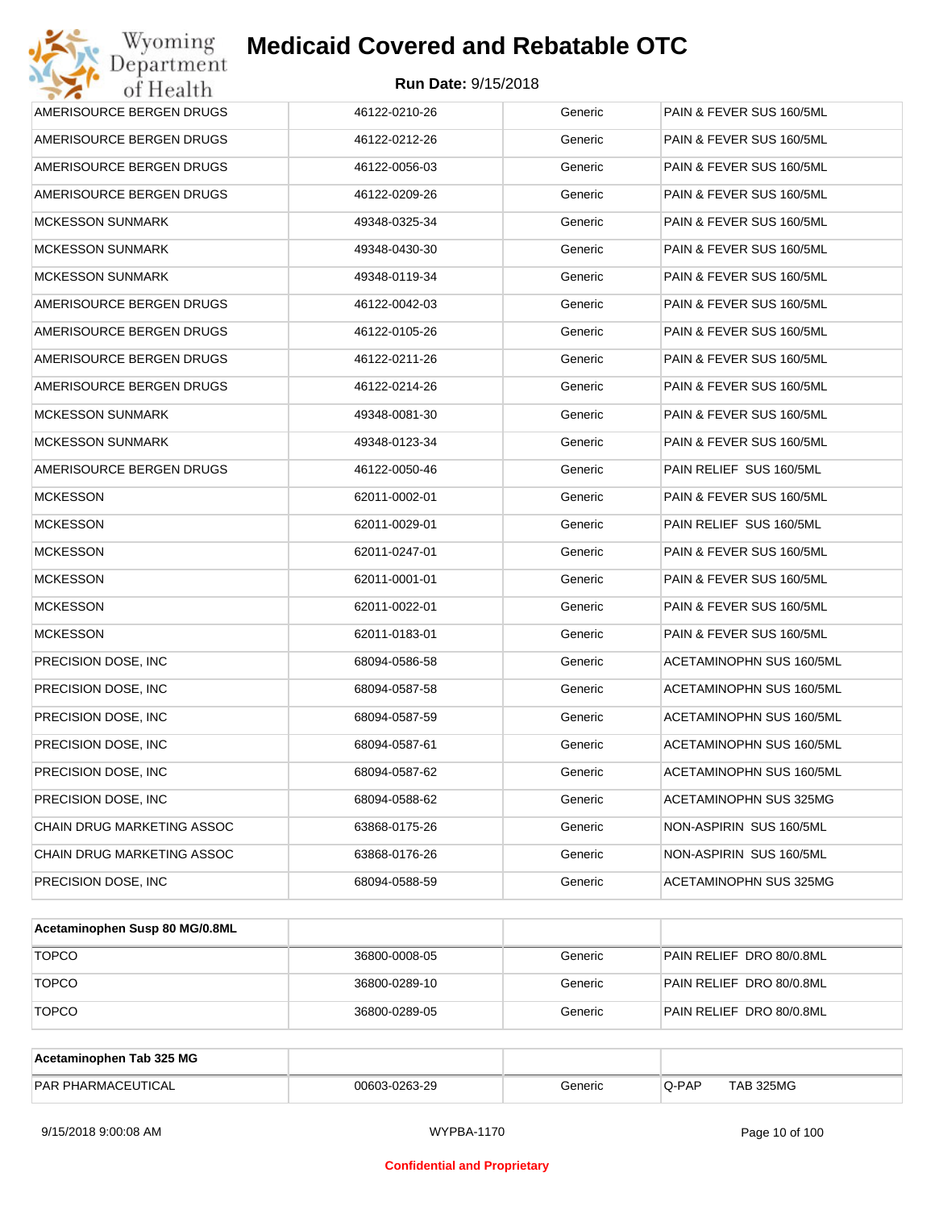| | | | |
|---|---|---|---|
| AMERISOURCE BERGEN DRUGS | 46122-0210-26 | Generic | PAIN & FEVER SUS 160/5ML |
| AMERISOURCE BERGEN DRUGS | 46122-0212-26 | Generic | PAIN & FEVER SUS 160/5ML |
| AMERISOURCE BERGEN DRUGS | 46122-0056-03 | Generic | PAIN & FEVER SUS 160/5ML |
| AMERISOURCE BERGEN DRUGS | 46122-0209-26 | Generic | PAIN & FEVER SUS 160/5ML |
| MCKESSON SUNMARK | 49348-0325-34 | Generic | PAIN & FEVER SUS 160/5ML |
| MCKESSON SUNMARK | 49348-0430-30 | Generic | PAIN & FEVER SUS 160/5ML |
| MCKESSON SUNMARK | 49348-0119-34 | Generic | PAIN & FEVER SUS 160/5ML |
| AMERISOURCE BERGEN DRUGS | 46122-0042-03 | Generic | PAIN & FEVER SUS 160/5ML |
| AMERISOURCE BERGEN DRUGS | 46122-0105-26 | Generic | PAIN & FEVER SUS 160/5ML |
| AMERISOURCE BERGEN DRUGS | 46122-0211-26 | Generic | PAIN & FEVER SUS 160/5ML |
| AMERISOURCE BERGEN DRUGS | 46122-0214-26 | Generic | PAIN & FEVER SUS 160/5ML |
| MCKESSON SUNMARK | 49348-0081-30 | Generic | PAIN & FEVER SUS 160/5ML |
| MCKESSON SUNMARK | 49348-0123-34 | Generic | PAIN & FEVER SUS 160/5ML |
| AMERISOURCE BERGEN DRUGS | 46122-0050-46 | Generic | PAIN RELIEF SUS 160/5ML |
| MCKESSON | 62011-0002-01 | Generic | PAIN & FEVER SUS 160/5ML |
| MCKESSON | 62011-0029-01 | Generic | PAIN RELIEF SUS 160/5ML |
| MCKESSON | 62011-0247-01 | Generic | PAIN & FEVER SUS 160/5ML |
| MCKESSON | 62011-0001-01 | Generic | PAIN & FEVER SUS 160/5ML |
| MCKESSON | 62011-0022-01 | Generic | PAIN & FEVER SUS 160/5ML |
| MCKESSON | 62011-0183-01 | Generic | PAIN & FEVER SUS 160/5ML |
| PRECISION DOSE, INC | 68094-0586-58 | Generic | ACETAMINOPHN SUS 160/5ML |
| PRECISION DOSE, INC | 68094-0587-58 | Generic | ACETAMINOPHN SUS 160/5ML |
| PRECISION DOSE, INC | 68094-0587-59 | Generic | ACETAMINOPHN SUS 160/5ML |
| PRECISION DOSE, INC | 68094-0587-61 | Generic | ACETAMINOPHN SUS 160/5ML |
| PRECISION DOSE, INC | 68094-0587-62 | Generic | ACETAMINOPHN SUS 160/5ML |
| PRECISION DOSE, INC | 68094-0588-62 | Generic | ACETAMINOPHN SUS 325MG |
| CHAIN DRUG MARKETING ASSOC | 63868-0175-26 | Generic | NON-ASPIRIN SUS 160/5ML |
| CHAIN DRUG MARKETING ASSOC | 63868-0176-26 | Generic | NON-ASPIRIN SUS 160/5ML |
| PRECISION DOSE, INC | 68094-0588-59 | Generic | ACETAMINOPHN SUS 325MG |

| **Acetaminophen Susp 80 MG/0.8ML** | | | |
|---|---|---|---|
| TOPCO | 36800-0008-05 | Generic | PAIN RELIEF DRO 80/0.8ML |
| TOPCO | 36800-0289-10 | Generic | PAIN RELIEF DRO 80/0.8ML |
| TOPCO | 36800-0289-05 | Generic | PAIN RELIEF DRO 80/0.8ML |

| **Acetaminophen Tab 325 MG** | | | |
|---|---|---|---|
| PAR PHARMACEUTICAL | 00603-0263-29 | Generic | Q-PAP TAB 325MG |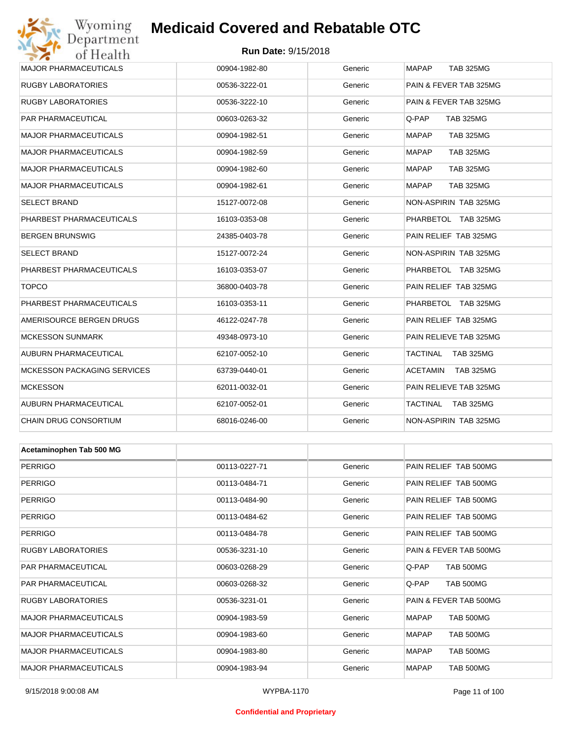| | | | |
|---|---|---|---|
| MAJOR PHARMACEUTICALS | 00904-1982-80 | Generic | MAPAP TAB 325MG |
| RUGBY LABORATORIES | 00536-3222-01 | Generic | PAIN & FEVER TAB 325MG |
| RUGBY LABORATORIES | 00536-3222-10 | Generic | PAIN & FEVER TAB 325MG |
| PAR PHARMACEUTICAL | 00603-0263-32 | Generic | Q-PAP TAB 325MG |
| MAJOR PHARMACEUTICALS | 00904-1982-51 | Generic | MAPAP TAB 325MG |
| MAJOR PHARMACEUTICALS | 00904-1982-59 | Generic | MAPAP TAB 325MG |
| MAJOR PHARMACEUTICALS | 00904-1982-60 | Generic | MAPAP TAB 325MG |
| MAJOR PHARMACEUTICALS | 00904-1982-61 | Generic | MAPAP TAB 325MG |
| SELECT BRAND | 15127-0072-08 | Generic | NON-ASPIRIN TAB 325MG |
| PHARBEST PHARMACEUTICALS | 16103-0353-08 | Generic | PHARBETOL TAB 325MG |
| BERGEN BRUNSWIG | 24385-0403-78 | Generic | PAIN RELIEF TAB 325MG |
| SELECT BRAND | 15127-0072-24 | Generic | NON-ASPIRIN TAB 325MG |
| PHARBEST PHARMACEUTICALS | 16103-0353-07 | Generic | PHARBETOL TAB 325MG |
| TOPCO | 36800-0403-78 | Generic | PAIN RELIEF TAB 325MG |
| PHARBEST PHARMACEUTICALS | 16103-0353-11 | Generic | PHARBETOL TAB 325MG |
| AMERISOURCE BERGEN DRUGS | 46122-0247-78 | Generic | PAIN RELIEF TAB 325MG |
| MCKESSON SUNMARK | 49348-0973-10 | Generic | PAIN RELIEVE TAB 325MG |
| AUBURN PHARMACEUTICAL | 62107-0052-10 | Generic | TACTINAL TAB 325MG |
| MCKESSON PACKAGING SERVICES | 63739-0440-01 | Generic | ACETAMIN TAB 325MG |
| MCKESSON | 62011-0032-01 | Generic | PAIN RELIEVE TAB 325MG |
| AUBURN PHARMACEUTICAL | 62107-0052-01 | Generic | TACTINAL TAB 325MG |
| CHAIN DRUG CONSORTIUM | 68016-0246-00 | Generic | NON-ASPIRIN TAB 325MG |

| **Acetaminophen Tab 500 MG** | | | |
|---|---|---|---|
| PERRIGO | 00113-0227-71 | Generic | PAIN RELIEF TAB 500MG |
| PERRIGO | 00113-0484-71 | Generic | PAIN RELIEF TAB 500MG |
| PERRIGO | 00113-0484-90 | Generic | PAIN RELIEF TAB 500MG |
| PERRIGO | 00113-0484-62 | Generic | PAIN RELIEF TAB 500MG |
| PERRIGO | 00113-0484-78 | Generic | PAIN RELIEF TAB 500MG |
| RUGBY LABORATORIES | 00536-3231-10 | Generic | PAIN & FEVER TAB 500MG |
| PAR PHARMACEUTICAL | 00603-0268-29 | Generic | Q-PAP TAB 500MG |
| PAR PHARMACEUTICAL | 00603-0268-32 | Generic | Q-PAP TAB 500MG |
| RUGBY LABORATORIES | 00536-3231-01 | Generic | PAIN & FEVER TAB 500MG |
| MAJOR PHARMACEUTICALS | 00904-1983-59 | Generic | MAPAP TAB 500MG |
| MAJOR PHARMACEUTICALS | 00904-1983-60 | Generic | MAPAP TAB 500MG |
| MAJOR PHARMACEUTICALS | 00904-1983-80 | Generic | MAPAP TAB 500MG |
| MAJOR PHARMACEUTICALS | 00904-1983-94 | Generic | MAPAP TAB 500MG |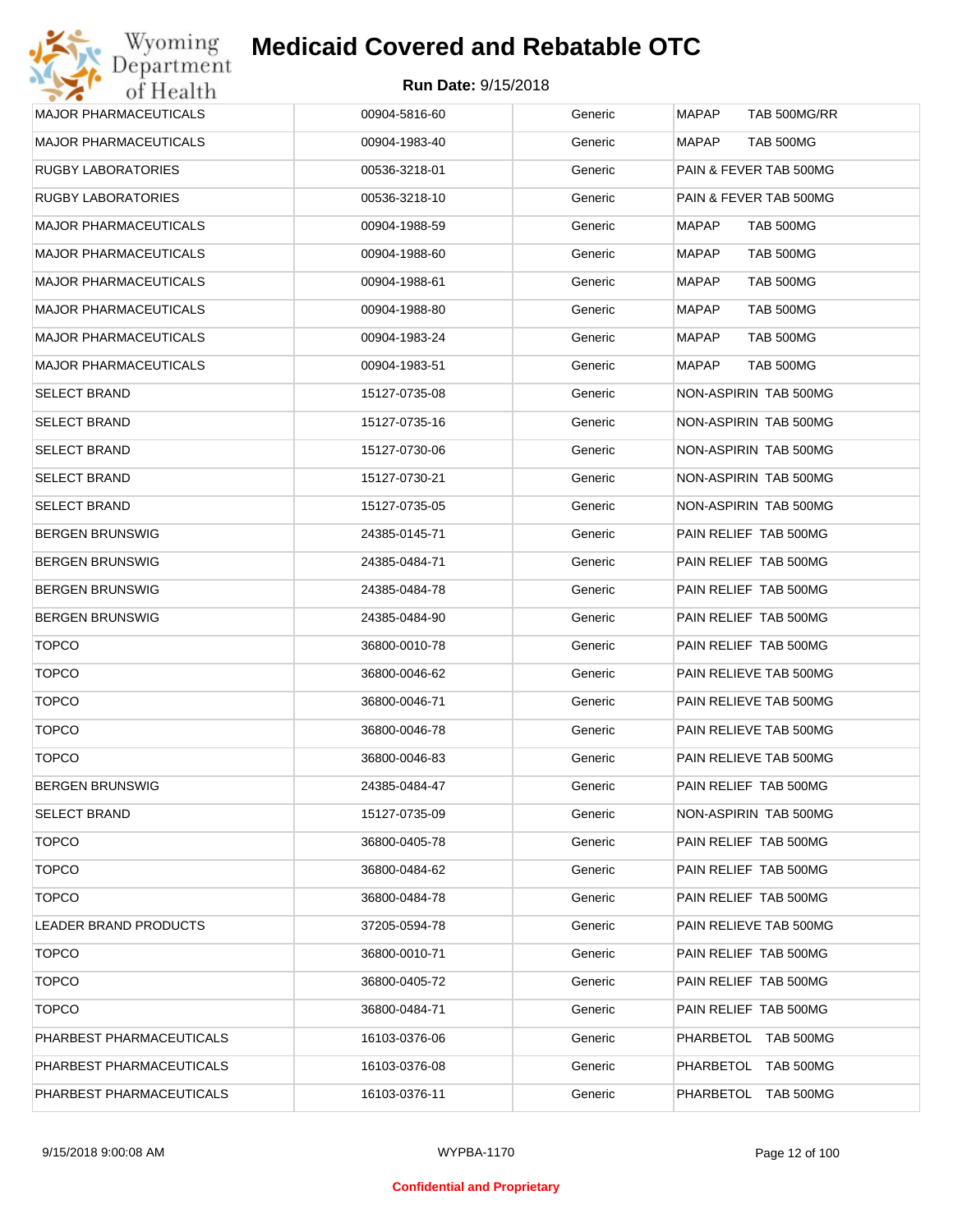# Medicaid Covered and Rebatable OTC

**Run Date:** 9/15/2018

| | | | |
|---|---|---|---|
| MAJOR PHARMACEUTICALS | 00904-5816-60 | Generic | MAPAP TAB 500MG/RR |
| MAJOR PHARMACEUTICALS | 00904-1983-40 | Generic | MAPAP TAB 500MG |
| RUGBY LABORATORIES | 00536-3218-01 | Generic | PAIN & FEVER TAB 500MG |
| RUGBY LABORATORIES | 00536-3218-10 | Generic | PAIN & FEVER TAB 500MG |
| MAJOR PHARMACEUTICALS | 00904-1988-59 | Generic | MAPAP TAB 500MG |
| MAJOR PHARMACEUTICALS | 00904-1988-60 | Generic | MAPAP TAB 500MG |
| MAJOR PHARMACEUTICALS | 00904-1988-61 | Generic | MAPAP TAB 500MG |
| MAJOR PHARMACEUTICALS | 00904-1988-80 | Generic | MAPAP TAB 500MG |
| MAJOR PHARMACEUTICALS | 00904-1983-24 | Generic | MAPAP TAB 500MG |
| MAJOR PHARMACEUTICALS | 00904-1983-51 | Generic | MAPAP TAB 500MG |
| SELECT BRAND | 15127-0735-08 | Generic | NON-ASPIRIN TAB 500MG |
| SELECT BRAND | 15127-0735-16 | Generic | NON-ASPIRIN TAB 500MG |
| SELECT BRAND | 15127-0730-06 | Generic | NON-ASPIRIN TAB 500MG |
| SELECT BRAND | 15127-0730-21 | Generic | NON-ASPIRIN TAB 500MG |
| SELECT BRAND | 15127-0735-05 | Generic | NON-ASPIRIN TAB 500MG |
| BERGEN BRUNSWIG | 24385-0145-71 | Generic | PAIN RELIEF TAB 500MG |
| BERGEN BRUNSWIG | 24385-0484-71 | Generic | PAIN RELIEF TAB 500MG |
| BERGEN BRUNSWIG | 24385-0484-78 | Generic | PAIN RELIEF TAB 500MG |
| BERGEN BRUNSWIG | 24385-0484-90 | Generic | PAIN RELIEF TAB 500MG |
| TOPCO | 36800-0010-78 | Generic | PAIN RELIEF TAB 500MG |
| TOPCO | 36800-0046-62 | Generic | PAIN RELIEVE TAB 500MG |
| TOPCO | 36800-0046-71 | Generic | PAIN RELIEVE TAB 500MG |
| TOPCO | 36800-0046-78 | Generic | PAIN RELIEVE TAB 500MG |
| TOPCO | 36800-0046-83 | Generic | PAIN RELIEVE TAB 500MG |
| BERGEN BRUNSWIG | 24385-0484-47 | Generic | PAIN RELIEF TAB 500MG |
| SELECT BRAND | 15127-0735-09 | Generic | NON-ASPIRIN TAB 500MG |
| TOPCO | 36800-0405-78 | Generic | PAIN RELIEF TAB 500MG |
| TOPCO | 36800-0484-62 | Generic | PAIN RELIEF TAB 500MG |
| TOPCO | 36800-0484-78 | Generic | PAIN RELIEF TAB 500MG |
| LEADER BRAND PRODUCTS | 37205-0594-78 | Generic | PAIN RELIEVE TAB 500MG |
| TOPCO | 36800-0010-71 | Generic | PAIN RELIEF TAB 500MG |
| TOPCO | 36800-0405-72 | Generic | PAIN RELIEF TAB 500MG |
| TOPCO | 36800-0484-71 | Generic | PAIN RELIEF TAB 500MG |
| PHARBEST PHARMACEUTICALS | 16103-0376-06 | Generic | PHARBETOL TAB 500MG |
| PHARBEST PHARMACEUTICALS | 16103-0376-08 | Generic | PHARBETOL TAB 500MG |
| PHARBEST PHARMACEUTICALS | 16103-0376-11 | Generic | PHARBETOL TAB 500MG |

**Confidential and Proprietary**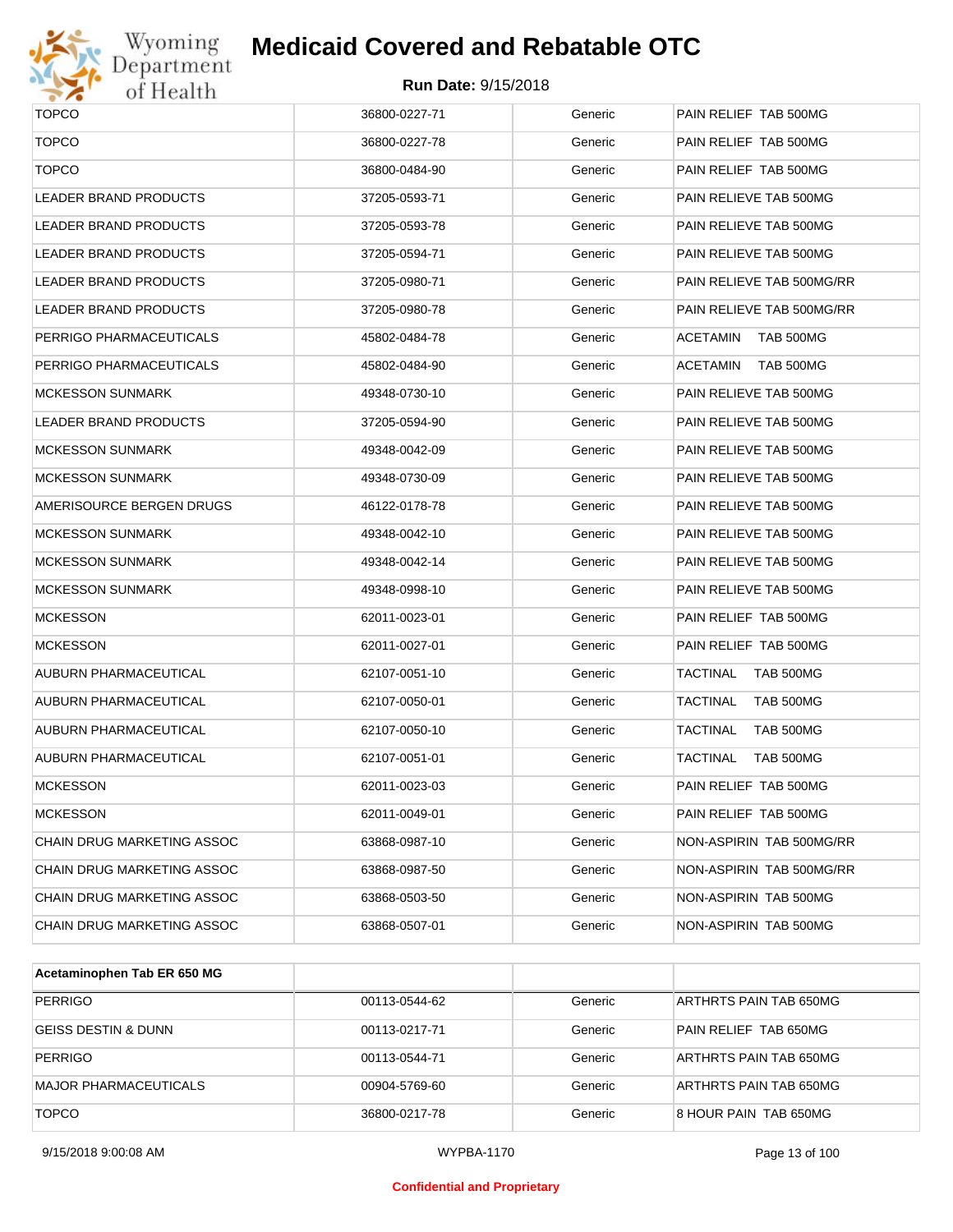| | | | |
|---|---|---|---|
| TOPCO | 36800-0227-71 | Generic | PAIN RELIEF TAB 500MG |
| TOPCO | 36800-0227-78 | Generic | PAIN RELIEF TAB 500MG |
| TOPCO | 36800-0484-90 | Generic | PAIN RELIEF TAB 500MG |
| LEADER BRAND PRODUCTS | 37205-0593-71 | Generic | PAIN RELIEVE TAB 500MG |
| LEADER BRAND PRODUCTS | 37205-0593-78 | Generic | PAIN RELIEVE TAB 500MG |
| LEADER BRAND PRODUCTS | 37205-0594-71 | Generic | PAIN RELIEVE TAB 500MG |
| LEADER BRAND PRODUCTS | 37205-0980-71 | Generic | PAIN RELIEVE TAB 500MG/RR |
| LEADER BRAND PRODUCTS | 37205-0980-78 | Generic | PAIN RELIEVE TAB 500MG/RR |
| PERRIGO PHARMACEUTICALS | 45802-0484-78 | Generic | ACETAMIN TAB 500MG |
| PERRIGO PHARMACEUTICALS | 45802-0484-90 | Generic | ACETAMIN TAB 500MG |
| MCKESSON SUNMARK | 49348-0730-10 | Generic | PAIN RELIEVE TAB 500MG |
| LEADER BRAND PRODUCTS | 37205-0594-90 | Generic | PAIN RELIEVE TAB 500MG |
| MCKESSON SUNMARK | 49348-0042-09 | Generic | PAIN RELIEVE TAB 500MG |
| MCKESSON SUNMARK | 49348-0730-09 | Generic | PAIN RELIEVE TAB 500MG |
| AMERISOURCE BERGEN DRUGS | 46122-0178-78 | Generic | PAIN RELIEVE TAB 500MG |
| MCKESSON SUNMARK | 49348-0042-10 | Generic | PAIN RELIEVE TAB 500MG |
| MCKESSON SUNMARK | 49348-0042-14 | Generic | PAIN RELIEVE TAB 500MG |
| MCKESSON SUNMARK | 49348-0998-10 | Generic | PAIN RELIEVE TAB 500MG |
| MCKESSON | 62011-0023-01 | Generic | PAIN RELIEF TAB 500MG |
| MCKESSON | 62011-0027-01 | Generic | PAIN RELIEF TAB 500MG |
| AUBURN PHARMACEUTICAL | 62107-0051-10 | Generic | TACTINAL TAB 500MG |
| AUBURN PHARMACEUTICAL | 62107-0050-01 | Generic | TACTINAL TAB 500MG |
| AUBURN PHARMACEUTICAL | 62107-0050-10 | Generic | TACTINAL TAB 500MG |
| AUBURN PHARMACEUTICAL | 62107-0051-01 | Generic | TACTINAL TAB 500MG |
| MCKESSON | 62011-0023-03 | Generic | PAIN RELIEF TAB 500MG |
| MCKESSON | 62011-0049-01 | Generic | PAIN RELIEF TAB 500MG |
| CHAIN DRUG MARKETING ASSOC | 63868-0987-10 | Generic | NON-ASPIRIN TAB 500MG/RR |
| CHAIN DRUG MARKETING ASSOC | 63868-0987-50 | Generic | NON-ASPIRIN TAB 500MG/RR |
| CHAIN DRUG MARKETING ASSOC | 63868-0503-50 | Generic | NON-ASPIRIN TAB 500MG |
| CHAIN DRUG MARKETING ASSOC | 63868-0507-01 | Generic | NON-ASPIRIN TAB 500MG |

| **Acetaminophen Tab ER 650 MG** | | | |
|---|---|---|---|
| PERRIGO | 00113-0544-62 | Generic | ARTHRTS PAIN TAB 650MG |
| GEISS DESTIN & DUNN | 00113-0217-71 | Generic | PAIN RELIEF TAB 650MG |
| PERRIGO | 00113-0544-71 | Generic | ARTHRTS PAIN TAB 650MG |
| MAJOR PHARMACEUTICALS | 00904-5769-60 | Generic | ARTHRTS PAIN TAB 650MG |
| TOPCO | 36800-0217-78 | Generic | 8 HOUR PAIN TAB 650MG |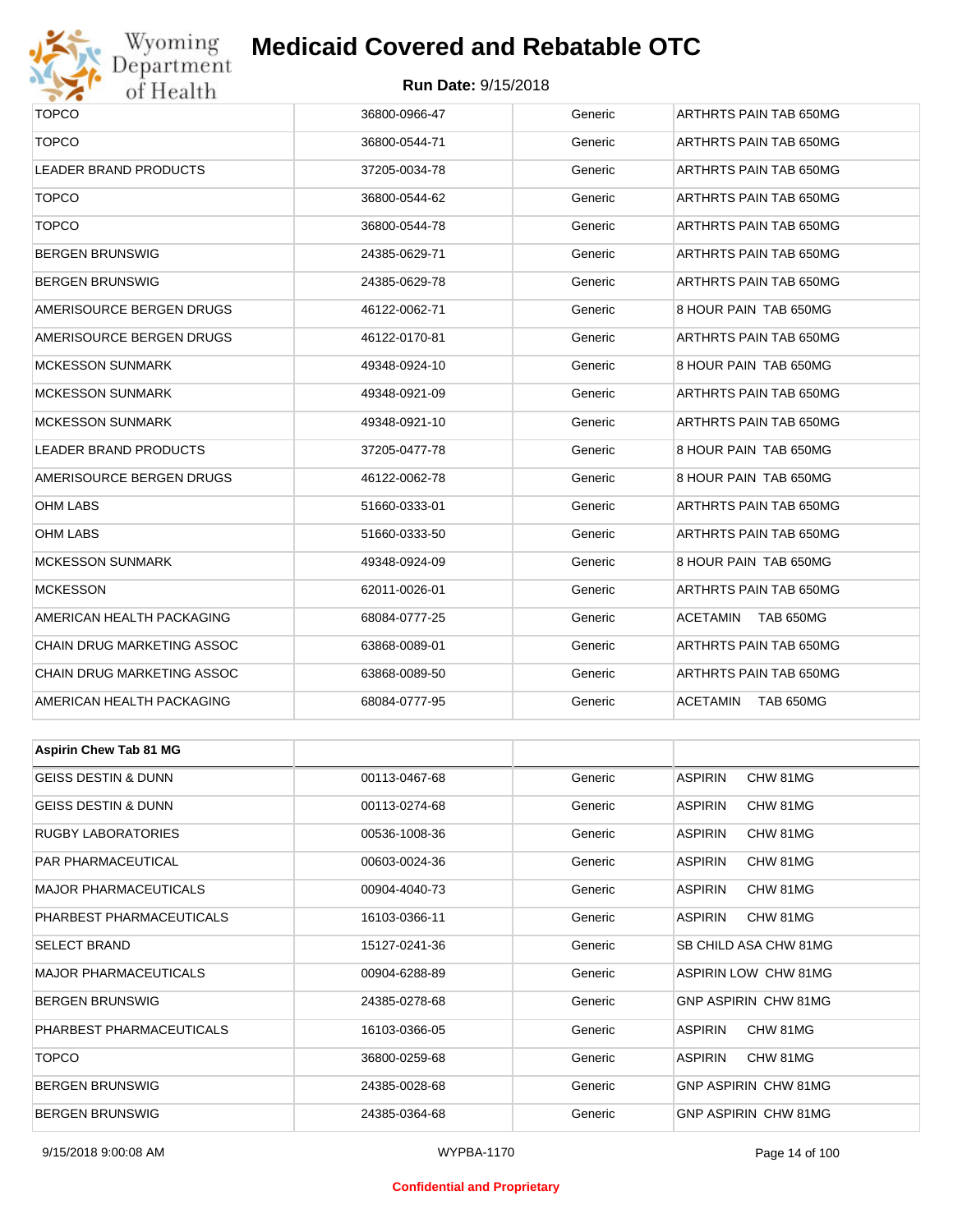# Medicaid Covered and Rebatable OTC

**Run Date:** 9/15/2018

| | | | |
|---|---|---|---|
| TOPCO | 36800-0966-47 | Generic | ARTHRTS PAIN TAB 650MG |
| TOPCO | 36800-0544-71 | Generic | ARTHRTS PAIN TAB 650MG |
| LEADER BRAND PRODUCTS | 37205-0034-78 | Generic | ARTHRTS PAIN TAB 650MG |
| TOPCO | 36800-0544-62 | Generic | ARTHRTS PAIN TAB 650MG |
| TOPCO | 36800-0544-78 | Generic | ARTHRTS PAIN TAB 650MG |
| BERGEN BRUNSWIG | 24385-0629-71 | Generic | ARTHRTS PAIN TAB 650MG |
| BERGEN BRUNSWIG | 24385-0629-78 | Generic | ARTHRTS PAIN TAB 650MG |
| AMERISOURCE BERGEN DRUGS | 46122-0062-71 | Generic | 8 HOUR PAIN TAB 650MG |
| AMERISOURCE BERGEN DRUGS | 46122-0170-81 | Generic | ARTHRTS PAIN TAB 650MG |
| MCKESSON SUNMARK | 49348-0924-10 | Generic | 8 HOUR PAIN TAB 650MG |
| MCKESSON SUNMARK | 49348-0921-09 | Generic | ARTHRTS PAIN TAB 650MG |
| MCKESSON SUNMARK | 49348-0921-10 | Generic | ARTHRTS PAIN TAB 650MG |
| LEADER BRAND PRODUCTS | 37205-0477-78 | Generic | 8 HOUR PAIN TAB 650MG |
| AMERISOURCE BERGEN DRUGS | 46122-0062-78 | Generic | 8 HOUR PAIN TAB 650MG |
| OHM LABS | 51660-0333-01 | Generic | ARTHRTS PAIN TAB 650MG |
| OHM LABS | 51660-0333-50 | Generic | ARTHRTS PAIN TAB 650MG |
| MCKESSON SUNMARK | 49348-0924-09 | Generic | 8 HOUR PAIN TAB 650MG |
| MCKESSON | 62011-0026-01 | Generic | ARTHRTS PAIN TAB 650MG |
| AMERICAN HEALTH PACKAGING | 68084-0777-25 | Generic | ACETAMIN TAB 650MG |
| CHAIN DRUG MARKETING ASSOC | 63868-0089-01 | Generic | ARTHRTS PAIN TAB 650MG |
| CHAIN DRUG MARKETING ASSOC | 63868-0089-50 | Generic | ARTHRTS PAIN TAB 650MG |
| AMERICAN HEALTH PACKAGING | 68084-0777-95 | Generic | ACETAMIN TAB 650MG |

| Aspirin Chew Tab 81 MG | | | |
|---|---|---|---|
| GEISS DESTIN & DUNN | 00113-0467-68 | Generic | ASPIRIN CHW 81MG |
| GEISS DESTIN & DUNN | 00113-0274-68 | Generic | ASPIRIN CHW 81MG |
| RUGBY LABORATORIES | 00536-1008-36 | Generic | ASPIRIN CHW 81MG |
| PAR PHARMACEUTICAL | 00603-0024-36 | Generic | ASPIRIN CHW 81MG |
| MAJOR PHARMACEUTICALS | 00904-4040-73 | Generic | ASPIRIN CHW 81MG |
| PHARBEST PHARMACEUTICALS | 16103-0366-11 | Generic | ASPIRIN CHW 81MG |
| SELECT BRAND | 15127-0241-36 | Generic | SB CHILD ASA CHW 81MG |
| MAJOR PHARMACEUTICALS | 00904-6288-89 | Generic | ASPIRIN LOW CHW 81MG |
| BERGEN BRUNSWIG | 24385-0278-68 | Generic | GNP ASPIRIN CHW 81MG |
| PHARBEST PHARMACEUTICALS | 16103-0366-05 | Generic | ASPIRIN CHW 81MG |
| TOPCO | 36800-0259-68 | Generic | ASPIRIN CHW 81MG |
| BERGEN BRUNSWIG | 24385-0028-68 | Generic | GNP ASPIRIN CHW 81MG |
| BERGEN BRUNSWIG | 24385-0364-68 | Generic | GNP ASPIRIN CHW 81MG |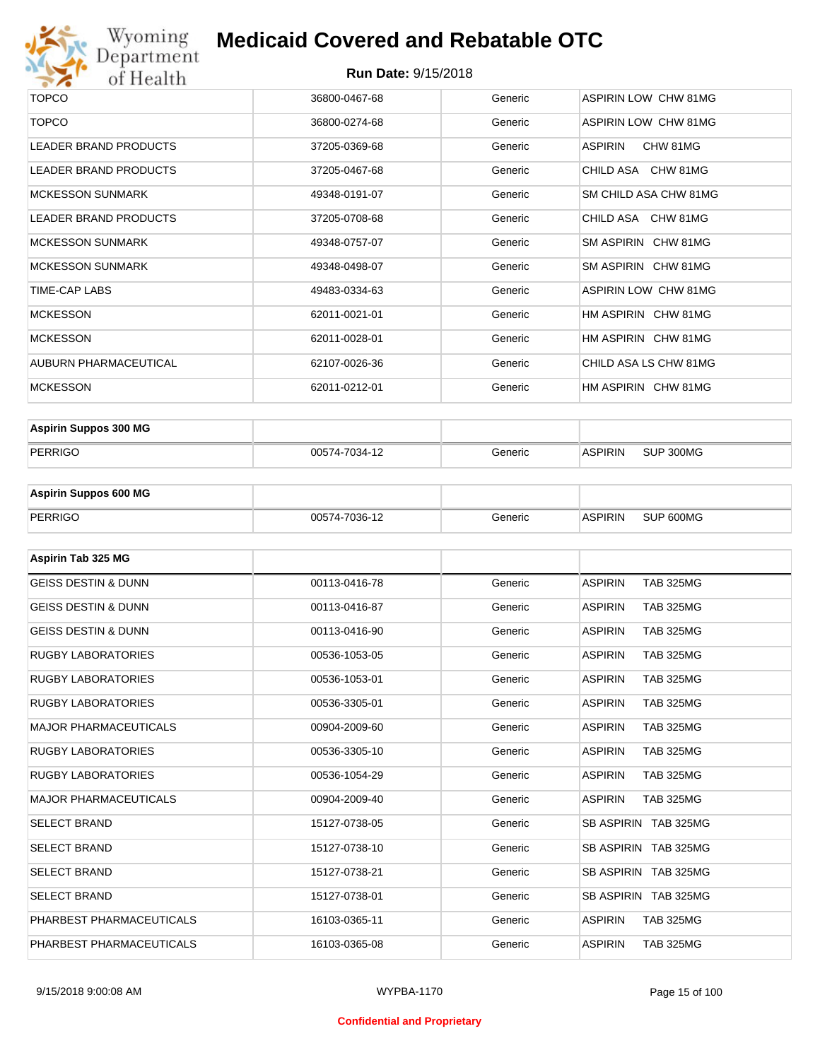# Medicaid Covered and Rebatable OTC

**Run Date:** 9/15/2018

| | | | |
|---|---|---|---|
| TOPCO | 36800-0467-68 | Generic | ASPIRIN LOW CHW 81MG |
| TOPCO | 36800-0274-68 | Generic | ASPIRIN LOW CHW 81MG |
| LEADER BRAND PRODUCTS | 37205-0369-68 | Generic | ASPIRIN CHW 81MG |
| LEADER BRAND PRODUCTS | 37205-0467-68 | Generic | CHILD ASA CHW 81MG |
| MCKESSON SUNMARK | 49348-0191-07 | Generic | SM CHILD ASA CHW 81MG |
| LEADER BRAND PRODUCTS | 37205-0708-68 | Generic | CHILD ASA CHW 81MG |
| MCKESSON SUNMARK | 49348-0757-07 | Generic | SM ASPIRIN CHW 81MG |
| MCKESSON SUNMARK | 49348-0498-07 | Generic | SM ASPIRIN CHW 81MG |
| TIME-CAP LABS | 49483-0334-63 | Generic | ASPIRIN LOW CHW 81MG |
| MCKESSON | 62011-0021-01 | Generic | HM ASPIRIN CHW 81MG |
| MCKESSON | 62011-0028-01 | Generic | HM ASPIRIN CHW 81MG |
| AUBURN PHARMACEUTICAL | 62107-0026-36 | Generic | CHILD ASA LS CHW 81MG |
| MCKESSON | 62011-0212-01 | Generic | HM ASPIRIN CHW 81MG |

| **Aspirin Suppos 300 MG** | | | |
|---|---|---|---|
| PERRIGO | 00574-7034-12 | Generic | ASPIRIN SUP 300MG |

| **Aspirin Suppos 600 MG** | | | |
|---|---|---|---|
| PERRIGO | 00574-7036-12 | Generic | ASPIRIN SUP 600MG |

| **Aspirin Tab 325 MG** | | | |
|---|---|---|---|
| GEISS DESTIN & DUNN | 00113-0416-78 | Generic | ASPIRIN TAB 325MG |
| GEISS DESTIN & DUNN | 00113-0416-87 | Generic | ASPIRIN TAB 325MG |
| GEISS DESTIN & DUNN | 00113-0416-90 | Generic | ASPIRIN TAB 325MG |
| RUGBY LABORATORIES | 00536-1053-05 | Generic | ASPIRIN TAB 325MG |
| RUGBY LABORATORIES | 00536-1053-01 | Generic | ASPIRIN TAB 325MG |
| RUGBY LABORATORIES | 00536-3305-01 | Generic | ASPIRIN TAB 325MG |
| MAJOR PHARMACEUTICALS | 00904-2009-60 | Generic | ASPIRIN TAB 325MG |
| RUGBY LABORATORIES | 00536-3305-10 | Generic | ASPIRIN TAB 325MG |
| RUGBY LABORATORIES | 00536-1054-29 | Generic | ASPIRIN TAB 325MG |
| MAJOR PHARMACEUTICALS | 00904-2009-40 | Generic | ASPIRIN TAB 325MG |
| SELECT BRAND | 15127-0738-05 | Generic | SB ASPIRIN TAB 325MG |
| SELECT BRAND | 15127-0738-10 | Generic | SB ASPIRIN TAB 325MG |
| SELECT BRAND | 15127-0738-21 | Generic | SB ASPIRIN TAB 325MG |
| SELECT BRAND | 15127-0738-01 | Generic | SB ASPIRIN TAB 325MG |
| PHARBEST PHARMACEUTICALS | 16103-0365-11 | Generic | ASPIRIN TAB 325MG |
| PHARBEST PHARMACEUTICALS | 16103-0365-08 | Generic | ASPIRIN TAB 325MG |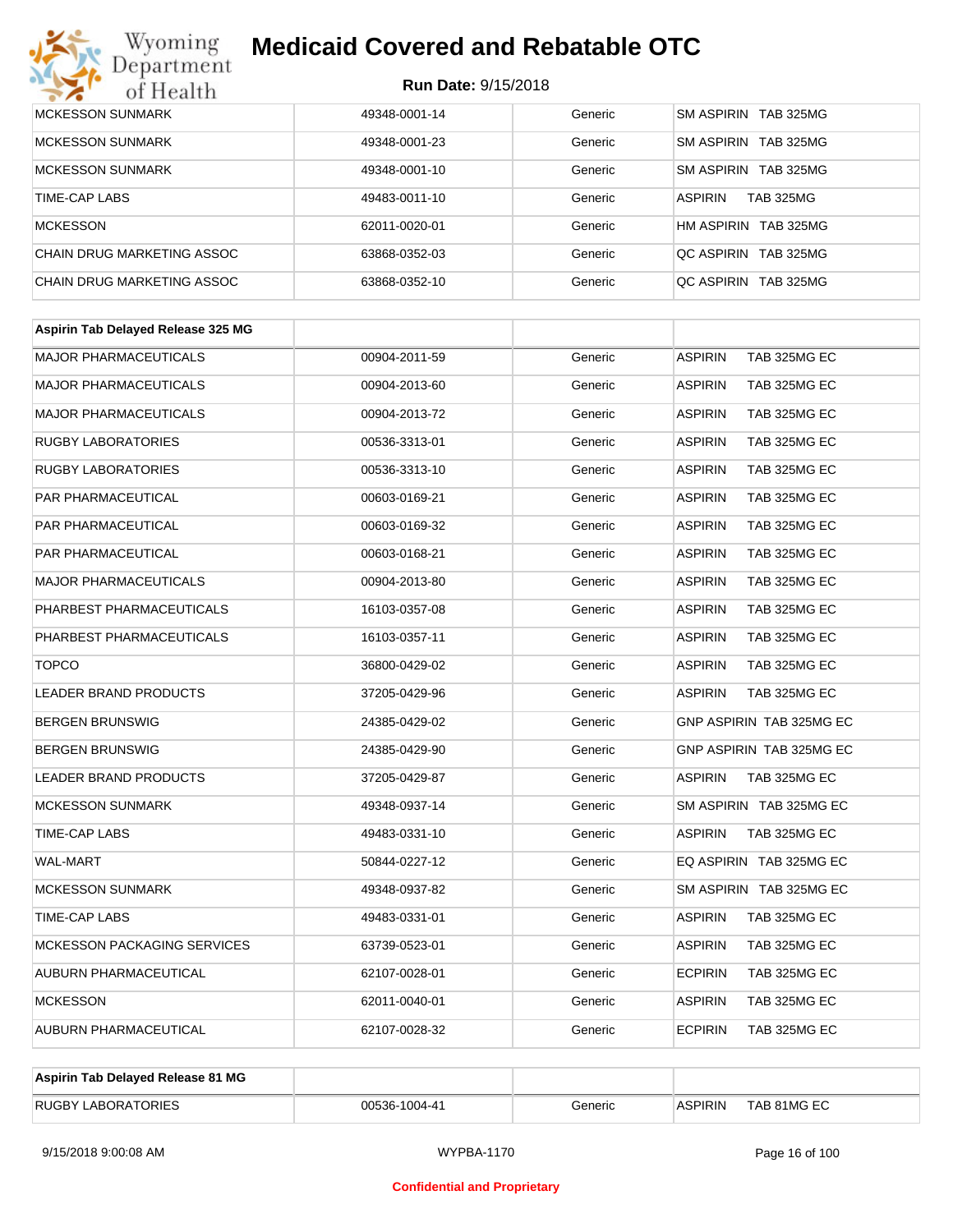| | | | |
|---|---|---|---|
| MCKESSON SUNMARK | 49348-0001-14 | Generic | SM ASPIRIN TAB 325MG |
| MCKESSON SUNMARK | 49348-0001-23 | Generic | SM ASPIRIN TAB 325MG |
| MCKESSON SUNMARK | 49348-0001-10 | Generic | SM ASPIRIN TAB 325MG |
| TIME-CAP LABS | 49483-0011-10 | Generic | ASPIRIN TAB 325MG |
| MCKESSON | 62011-0020-01 | Generic | HM ASPIRIN TAB 325MG |
| CHAIN DRUG MARKETING ASSOC | 63868-0352-03 | Generic | QC ASPIRIN TAB 325MG |
| CHAIN DRUG MARKETING ASSOC | 63868-0352-10 | Generic | QC ASPIRIN TAB 325MG |

| **Aspirin Tab Delayed Release 325 MG** | | | |
|---|---|---|---|
| MAJOR PHARMACEUTICALS | 00904-2011-59 | Generic | ASPIRIN TAB 325MG EC |
| MAJOR PHARMACEUTICALS | 00904-2013-60 | Generic | ASPIRIN TAB 325MG EC |
| MAJOR PHARMACEUTICALS | 00904-2013-72 | Generic | ASPIRIN TAB 325MG EC |
| RUGBY LABORATORIES | 00536-3313-01 | Generic | ASPIRIN TAB 325MG EC |
| RUGBY LABORATORIES | 00536-3313-10 | Generic | ASPIRIN TAB 325MG EC |
| PAR PHARMACEUTICAL | 00603-0169-21 | Generic | ASPIRIN TAB 325MG EC |
| PAR PHARMACEUTICAL | 00603-0169-32 | Generic | ASPIRIN TAB 325MG EC |
| PAR PHARMACEUTICAL | 00603-0168-21 | Generic | ASPIRIN TAB 325MG EC |
| MAJOR PHARMACEUTICALS | 00904-2013-80 | Generic | ASPIRIN TAB 325MG EC |
| PHARBEST PHARMACEUTICALS | 16103-0357-08 | Generic | ASPIRIN TAB 325MG EC |
| PHARBEST PHARMACEUTICALS | 16103-0357-11 | Generic | ASPIRIN TAB 325MG EC |
| TOPCO | 36800-0429-02 | Generic | ASPIRIN TAB 325MG EC |
| LEADER BRAND PRODUCTS | 37205-0429-96 | Generic | ASPIRIN TAB 325MG EC |
| BERGEN BRUNSWIG | 24385-0429-02 | Generic | GNP ASPIRIN TAB 325MG EC |
| BERGEN BRUNSWIG | 24385-0429-90 | Generic | GNP ASPIRIN TAB 325MG EC |
| LEADER BRAND PRODUCTS | 37205-0429-87 | Generic | ASPIRIN TAB 325MG EC |
| MCKESSON SUNMARK | 49348-0937-14 | Generic | SM ASPIRIN TAB 325MG EC |
| TIME-CAP LABS | 49483-0331-10 | Generic | ASPIRIN TAB 325MG EC |
| WAL-MART | 50844-0227-12 | Generic | EQ ASPIRIN TAB 325MG EC |
| MCKESSON SUNMARK | 49348-0937-82 | Generic | SM ASPIRIN TAB 325MG EC |
| TIME-CAP LABS | 49483-0331-01 | Generic | ASPIRIN TAB 325MG EC |
| MCKESSON PACKAGING SERVICES | 63739-0523-01 | Generic | ASPIRIN TAB 325MG EC |
| AUBURN PHARMACEUTICAL | 62107-0028-01 | Generic | ECPIRIN TAB 325MG EC |
| MCKESSON | 62011-0040-01 | Generic | ASPIRIN TAB 325MG EC |
| AUBURN PHARMACEUTICAL | 62107-0028-32 | Generic | ECPIRIN TAB 325MG EC |

| **Aspirin Tab Delayed Release 81 MG** | | | |
|---|---|---|---|
| RUGBY LABORATORIES | 00536-1004-41 | Generic | ASPIRIN TAB 81MG EC |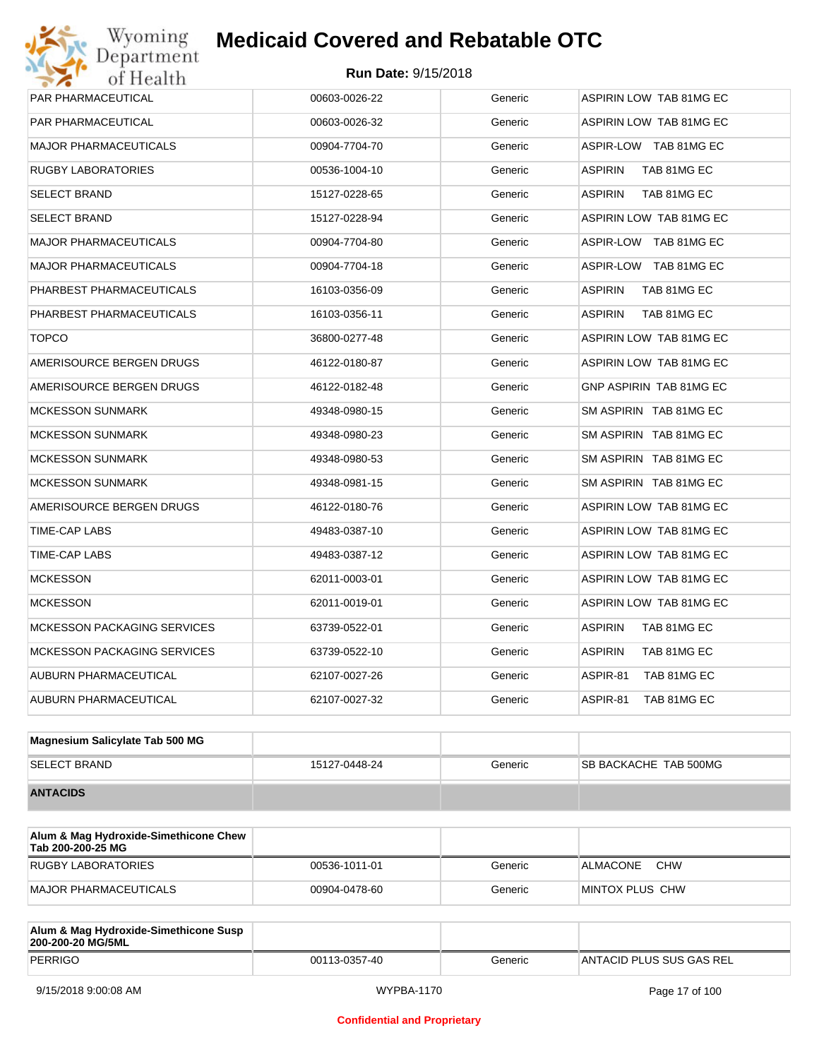| | | | |
|---|---|---|---|
| PAR PHARMACEUTICAL | 00603-0026-22 | Generic | ASPIRIN LOW TAB 81MG EC |
| PAR PHARMACEUTICAL | 00603-0026-32 | Generic | ASPIRIN LOW TAB 81MG EC |
| MAJOR PHARMACEUTICALS | 00904-7704-70 | Generic | ASPIR-LOW TAB 81MG EC |
| RUGBY LABORATORIES | 00536-1004-10 | Generic | ASPIRIN TAB 81MG EC |
| SELECT BRAND | 15127-0228-65 | Generic | ASPIRIN TAB 81MG EC |
| SELECT BRAND | 15127-0228-94 | Generic | ASPIRIN LOW TAB 81MG EC |
| MAJOR PHARMACEUTICALS | 00904-7704-80 | Generic | ASPIR-LOW TAB 81MG EC |
| MAJOR PHARMACEUTICALS | 00904-7704-18 | Generic | ASPIR-LOW TAB 81MG EC |
| PHARBEST PHARMACEUTICALS | 16103-0356-09 | Generic | ASPIRIN TAB 81MG EC |
| PHARBEST PHARMACEUTICALS | 16103-0356-11 | Generic | ASPIRIN TAB 81MG EC |
| TOPCO | 36800-0277-48 | Generic | ASPIRIN LOW TAB 81MG EC |
| AMERISOURCE BERGEN DRUGS | 46122-0180-87 | Generic | ASPIRIN LOW TAB 81MG EC |
| AMERISOURCE BERGEN DRUGS | 46122-0182-48 | Generic | GNP ASPIRIN TAB 81MG EC |
| MCKESSON SUNMARK | 49348-0980-15 | Generic | SM ASPIRIN TAB 81MG EC |
| MCKESSON SUNMARK | 49348-0980-23 | Generic | SM ASPIRIN TAB 81MG EC |
| MCKESSON SUNMARK | 49348-0980-53 | Generic | SM ASPIRIN TAB 81MG EC |
| MCKESSON SUNMARK | 49348-0981-15 | Generic | SM ASPIRIN TAB 81MG EC |
| AMERISOURCE BERGEN DRUGS | 46122-0180-76 | Generic | ASPIRIN LOW TAB 81MG EC |
| TIME-CAP LABS | 49483-0387-10 | Generic | ASPIRIN LOW TAB 81MG EC |
| TIME-CAP LABS | 49483-0387-12 | Generic | ASPIRIN LOW TAB 81MG EC |
| MCKESSON | 62011-0003-01 | Generic | ASPIRIN LOW TAB 81MG EC |
| MCKESSON | 62011-0019-01 | Generic | ASPIRIN LOW TAB 81MG EC |
| MCKESSON PACKAGING SERVICES | 63739-0522-01 | Generic | ASPIRIN TAB 81MG EC |
| MCKESSON PACKAGING SERVICES | 63739-0522-10 | Generic | ASPIRIN TAB 81MG EC |
| AUBURN PHARMACEUTICAL | 62107-0027-26 | Generic | ASPIR-81 TAB 81MG EC |
| AUBURN PHARMACEUTICAL | 62107-0027-32 | Generic | ASPIR-81 TAB 81MG EC |

| **Magnesium Salicylate Tab 500 MG** | | | |
|---|---|---|---|
| SELECT BRAND | 15127-0448-24 | Generic | SB BACKACHE TAB 500MG |

**ANTACIDS**

| **Alum & Mag Hydroxide-Simethicone Chew Tab 200-200-25 MG** | | | |
|---|---|---|---|
| RUGBY LABORATORIES | 00536-1011-01 | Generic | ALMACONE CHW |
| MAJOR PHARMACEUTICALS | 00904-0478-60 | Generic | MINTOX PLUS CHW |

| **Alum & Mag Hydroxide-Simethicone Susp 200-200-20 MG/5ML** | | | |
|---|---|---|---|
| PERRIGO | 00113-0357-40 | Generic | ANTACID PLUS SUS GAS REL |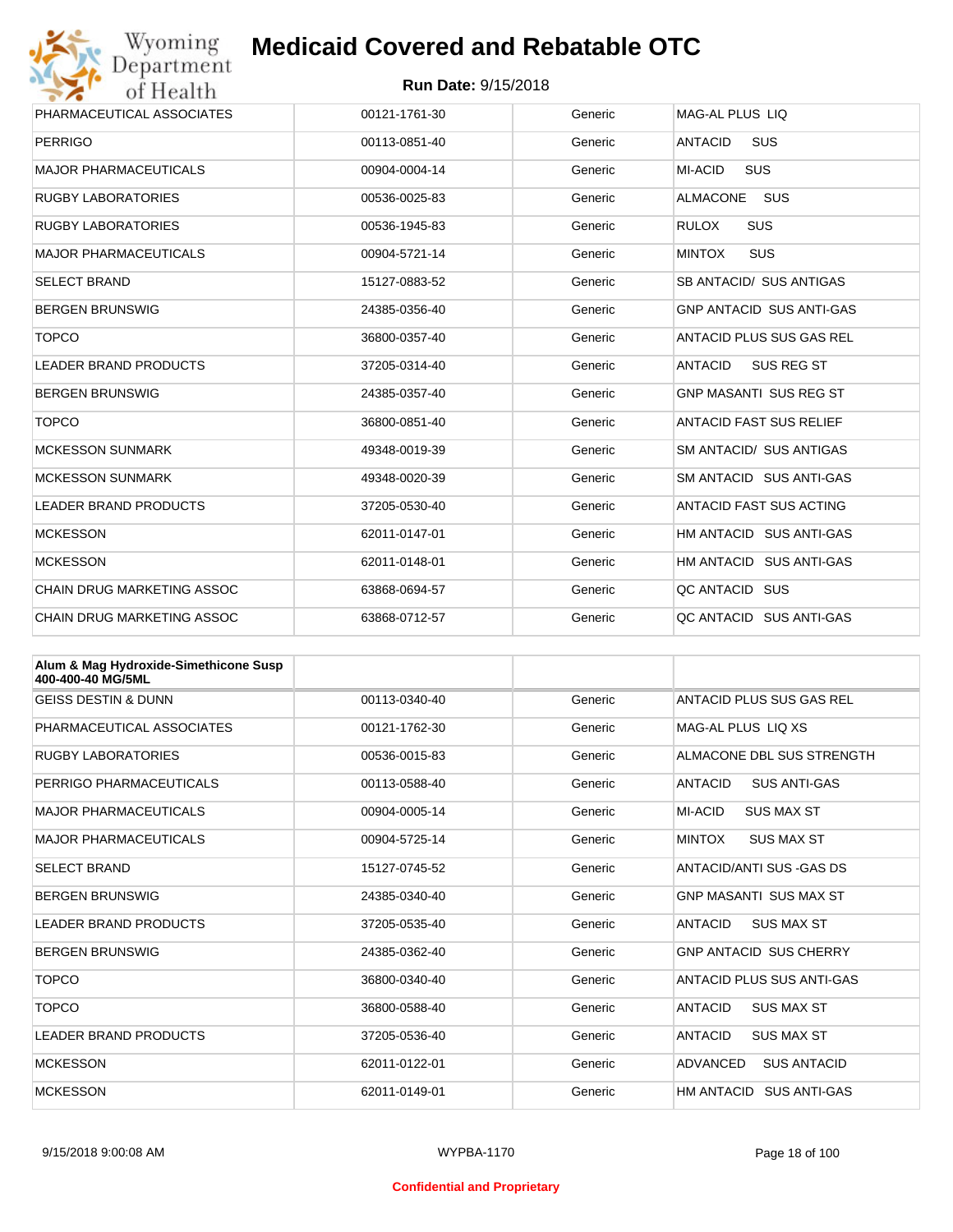| | | | |
|---|---|---|---|
| PHARMACEUTICAL ASSOCIATES | 00121-1761-30 | Generic | MAG-AL PLUS LIQ |
| PERRIGO | 00113-0851-40 | Generic | ANTACID SUS |
| MAJOR PHARMACEUTICALS | 00904-0004-14 | Generic | MI-ACID SUS |
| RUGBY LABORATORIES | 00536-0025-83 | Generic | ALMACONE SUS |
| RUGBY LABORATORIES | 00536-1945-83 | Generic | RULOX SUS |
| MAJOR PHARMACEUTICALS | 00904-5721-14 | Generic | MINTOX SUS |
| SELECT BRAND | 15127-0883-52 | Generic | SB ANTACID/ SUS ANTIGAS |
| BERGEN BRUNSWIG | 24385-0356-40 | Generic | GNP ANTACID SUS ANTI-GAS |
| TOPCO | 36800-0357-40 | Generic | ANTACID PLUS SUS GAS REL |
| LEADER BRAND PRODUCTS | 37205-0314-40 | Generic | ANTACID SUS REG ST |
| BERGEN BRUNSWIG | 24385-0357-40 | Generic | GNP MASANTI SUS REG ST |
| TOPCO | 36800-0851-40 | Generic | ANTACID FAST SUS RELIEF |
| MCKESSON SUNMARK | 49348-0019-39 | Generic | SM ANTACID/ SUS ANTIGAS |
| MCKESSON SUNMARK | 49348-0020-39 | Generic | SM ANTACID SUS ANTI-GAS |
| LEADER BRAND PRODUCTS | 37205-0530-40 | Generic | ANTACID FAST SUS ACTING |
| MCKESSON | 62011-0147-01 | Generic | HM ANTACID SUS ANTI-GAS |
| MCKESSON | 62011-0148-01 | Generic | HM ANTACID SUS ANTI-GAS |
| CHAIN DRUG MARKETING ASSOC | 63868-0694-57 | Generic | QC ANTACID SUS |
| CHAIN DRUG MARKETING ASSOC | 63868-0712-57 | Generic | QC ANTACID SUS ANTI-GAS |

| **Alum & Mag Hydroxide-Simethicone Susp 400-400-40 MG/5ML** | | | |
|---|---|---|---|
| GEISS DESTIN & DUNN | 00113-0340-40 | Generic | ANTACID PLUS SUS GAS REL |
| PHARMACEUTICAL ASSOCIATES | 00121-1762-30 | Generic | MAG-AL PLUS LIQ XS |
| RUGBY LABORATORIES | 00536-0015-83 | Generic | ALMACONE DBL SUS STRENGTH |
| PERRIGO PHARMACEUTICALS | 00113-0588-40 | Generic | ANTACID SUS ANTI-GAS |
| MAJOR PHARMACEUTICALS | 00904-0005-14 | Generic | MI-ACID SUS MAX ST |
| MAJOR PHARMACEUTICALS | 00904-5725-14 | Generic | MINTOX SUS MAX ST |
| SELECT BRAND | 15127-0745-52 | Generic | ANTACID/ANTI SUS -GAS DS |
| BERGEN BRUNSWIG | 24385-0340-40 | Generic | GNP MASANTI SUS MAX ST |
| LEADER BRAND PRODUCTS | 37205-0535-40 | Generic | ANTACID SUS MAX ST |
| BERGEN BRUNSWIG | 24385-0362-40 | Generic | GNP ANTACID SUS CHERRY |
| TOPCO | 36800-0340-40 | Generic | ANTACID PLUS SUS ANTI-GAS |
| TOPCO | 36800-0588-40 | Generic | ANTACID SUS MAX ST |
| LEADER BRAND PRODUCTS | 37205-0536-40 | Generic | ANTACID SUS MAX ST |
| MCKESSON | 62011-0122-01 | Generic | ADVANCED SUS ANTACID |
| MCKESSON | 62011-0149-01 | Generic | HM ANTACID SUS ANTI-GAS |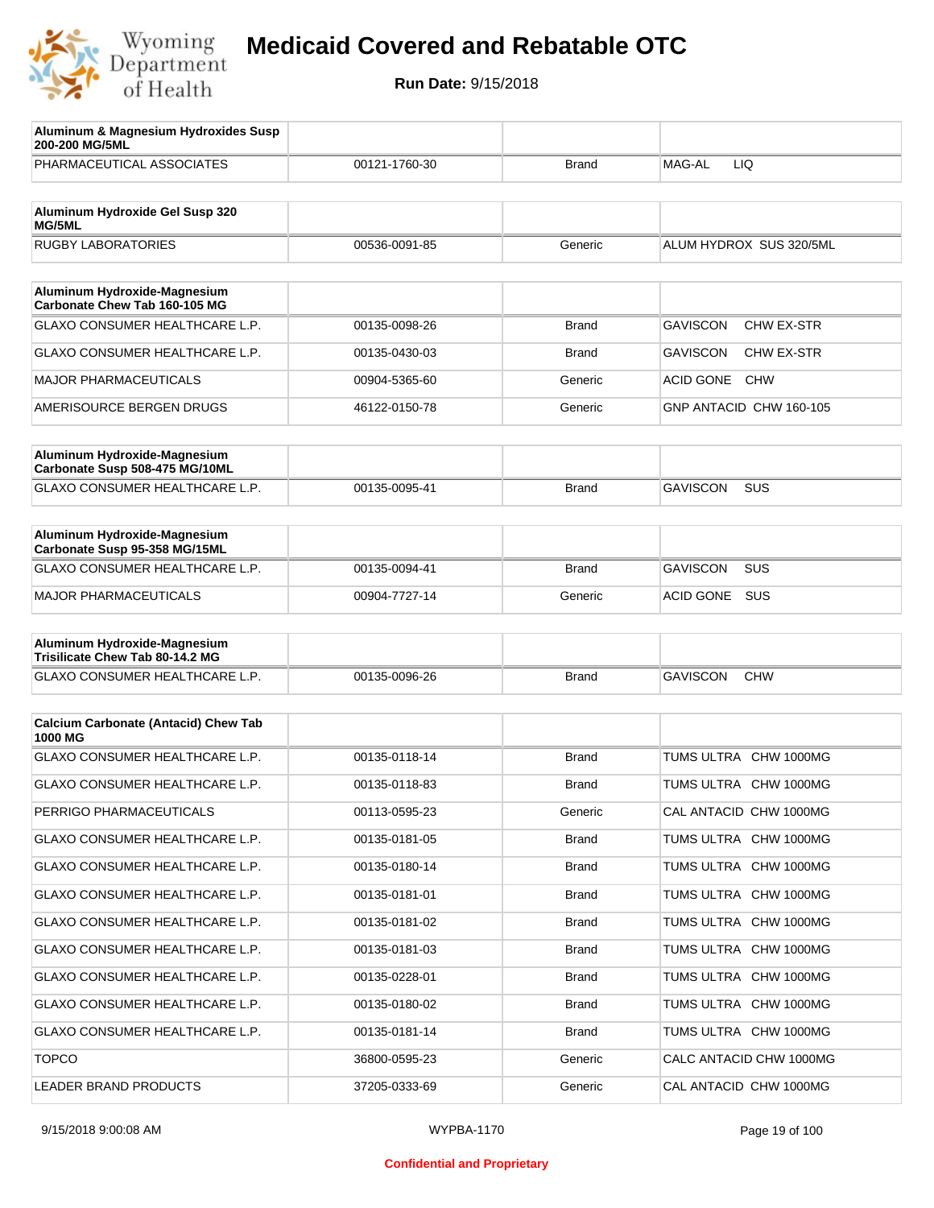# Medicaid Covered and Rebatable OTC

**Run Date:** 9/15/2018

| Aluminum & Magnesium Hydroxides Susp 200-200 MG/5ML | | | |
|---|---|---|---|
| PHARMACEUTICAL ASSOCIATES | 00121-1760-30 | Brand | MAG-AL LIQ |

| Aluminum Hydroxide Gel Susp 320 MG/5ML | | | |
|---|---|---|---|
| RUGBY LABORATORIES | 00536-0091-85 | Generic | ALUM HYDROX SUS 320/5ML |

| Aluminum Hydroxide-Magnesium Carbonate Chew Tab 160-105 MG | | | |
|---|---|---|---|
| GLAXO CONSUMER HEALTHCARE L.P. | 00135-0098-26 | Brand | GAVISCON CHW EX-STR |
| GLAXO CONSUMER HEALTHCARE L.P. | 00135-0430-03 | Brand | GAVISCON CHW EX-STR |
| MAJOR PHARMACEUTICALS | 00904-5365-60 | Generic | ACID GONE CHW |
| AMERISOURCE BERGEN DRUGS | 46122-0150-78 | Generic | GNP ANTACID CHW 160-105 |

| Aluminum Hydroxide-Magnesium Carbonate Susp 508-475 MG/10ML | | | |
|---|---|---|---|
| GLAXO CONSUMER HEALTHCARE L.P. | 00135-0095-41 | Brand | GAVISCON SUS |

| Aluminum Hydroxide-Magnesium Carbonate Susp 95-358 MG/15ML | | | |
|---|---|---|---|
| GLAXO CONSUMER HEALTHCARE L.P. | 00135-0094-41 | Brand | GAVISCON SUS |
| MAJOR PHARMACEUTICALS | 00904-7727-14 | Generic | ACID GONE SUS |

| Aluminum Hydroxide-Magnesium Trisilicate Chew Tab 80-14.2 MG | | | |
|---|---|---|---|
| GLAXO CONSUMER HEALTHCARE L.P. | 00135-0096-26 | Brand | GAVISCON CHW |

| Calcium Carbonate (Antacid) Chew Tab 1000 MG | | | |
|---|---|---|---|
| GLAXO CONSUMER HEALTHCARE L.P. | 00135-0118-14 | Brand | TUMS ULTRA CHW 1000MG |
| GLAXO CONSUMER HEALTHCARE L.P. | 00135-0118-83 | Brand | TUMS ULTRA CHW 1000MG |
| PERRIGO PHARMACEUTICALS | 00113-0595-23 | Generic | CAL ANTACID CHW 1000MG |
| GLAXO CONSUMER HEALTHCARE L.P. | 00135-0181-05 | Brand | TUMS ULTRA CHW 1000MG |
| GLAXO CONSUMER HEALTHCARE L.P. | 00135-0180-14 | Brand | TUMS ULTRA CHW 1000MG |
| GLAXO CONSUMER HEALTHCARE L.P. | 00135-0181-01 | Brand | TUMS ULTRA CHW 1000MG |
| GLAXO CONSUMER HEALTHCARE L.P. | 00135-0181-02 | Brand | TUMS ULTRA CHW 1000MG |
| GLAXO CONSUMER HEALTHCARE L.P. | 00135-0181-03 | Brand | TUMS ULTRA CHW 1000MG |
| GLAXO CONSUMER HEALTHCARE L.P. | 00135-0228-01 | Brand | TUMS ULTRA CHW 1000MG |
| GLAXO CONSUMER HEALTHCARE L.P. | 00135-0180-02 | Brand | TUMS ULTRA CHW 1000MG |
| GLAXO CONSUMER HEALTHCARE L.P. | 00135-0181-14 | Brand | TUMS ULTRA CHW 1000MG |
| TOPCO | 36800-0595-23 | Generic | CALC ANTACID CHW 1000MG |
| LEADER BRAND PRODUCTS | 37205-0333-69 | Generic | CAL ANTACID CHW 1000MG |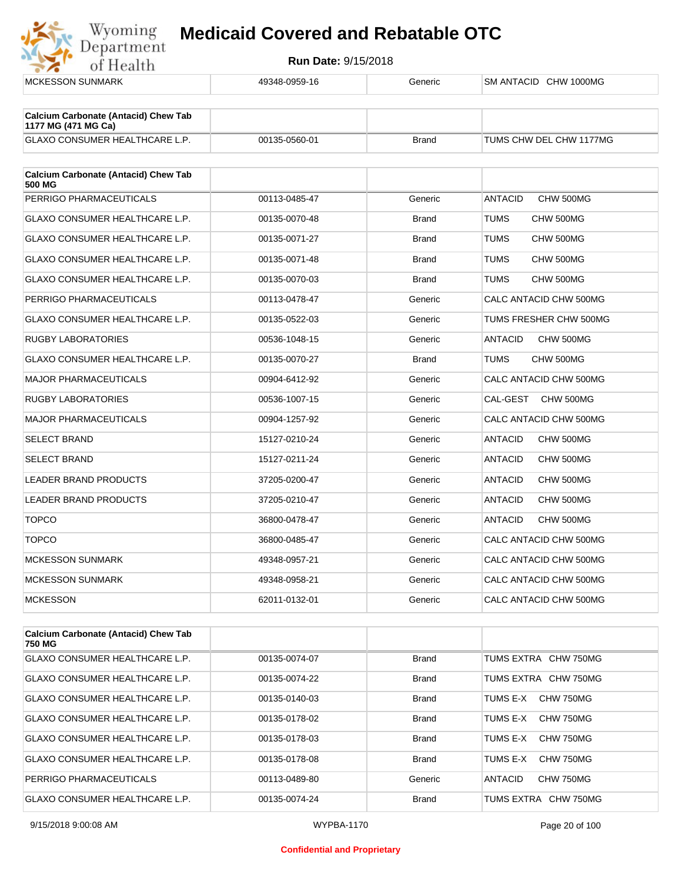| MCKESSON SUNMARK | 49348-0959-16 | Generic | SM ANTACID CHW 1000MG |
|---|---|---|---|

| Calcium Carbonate (Antacid) Chew Tab 1177 MG (471 MG Ca) | | | |
|---|---|---|---|
| GLAXO CONSUMER HEALTHCARE L.P. | 00135-0560-01 | Brand | TUMS CHW DEL CHW 1177MG |

| Calcium Carbonate (Antacid) Chew Tab 500 MG | | | |
|---|---|---|---|
| PERRIGO PHARMACEUTICALS | 00113-0485-47 | Generic | ANTACID CHW 500MG |
| GLAXO CONSUMER HEALTHCARE L.P. | 00135-0070-48 | Brand | TUMS CHW 500MG |
| GLAXO CONSUMER HEALTHCARE L.P. | 00135-0071-27 | Brand | TUMS CHW 500MG |
| GLAXO CONSUMER HEALTHCARE L.P. | 00135-0071-48 | Brand | TUMS CHW 500MG |
| GLAXO CONSUMER HEALTHCARE L.P. | 00135-0070-03 | Brand | TUMS CHW 500MG |
| PERRIGO PHARMACEUTICALS | 00113-0478-47 | Generic | CALC ANTACID CHW 500MG |
| GLAXO CONSUMER HEALTHCARE L.P. | 00135-0522-03 | Generic | TUMS FRESHER CHW 500MG |
| RUGBY LABORATORIES | 00536-1048-15 | Generic | ANTACID CHW 500MG |
| GLAXO CONSUMER HEALTHCARE L.P. | 00135-0070-27 | Brand | TUMS CHW 500MG |
| MAJOR PHARMACEUTICALS | 00904-6412-92 | Generic | CALC ANTACID CHW 500MG |
| RUGBY LABORATORIES | 00536-1007-15 | Generic | CAL-GEST CHW 500MG |
| MAJOR PHARMACEUTICALS | 00904-1257-92 | Generic | CALC ANTACID CHW 500MG |
| SELECT BRAND | 15127-0210-24 | Generic | ANTACID CHW 500MG |
| SELECT BRAND | 15127-0211-24 | Generic | ANTACID CHW 500MG |
| LEADER BRAND PRODUCTS | 37205-0200-47 | Generic | ANTACID CHW 500MG |
| LEADER BRAND PRODUCTS | 37205-0210-47 | Generic | ANTACID CHW 500MG |
| TOPCO | 36800-0478-47 | Generic | ANTACID CHW 500MG |
| TOPCO | 36800-0485-47 | Generic | CALC ANTACID CHW 500MG |
| MCKESSON SUNMARK | 49348-0957-21 | Generic | CALC ANTACID CHW 500MG |
| MCKESSON SUNMARK | 49348-0958-21 | Generic | CALC ANTACID CHW 500MG |
| MCKESSON | 62011-0132-01 | Generic | CALC ANTACID CHW 500MG |

| Calcium Carbonate (Antacid) Chew Tab 750 MG | | | |
|---|---|---|---|
| GLAXO CONSUMER HEALTHCARE L.P. | 00135-0074-07 | Brand | TUMS EXTRA CHW 750MG |
| GLAXO CONSUMER HEALTHCARE L.P. | 00135-0074-22 | Brand | TUMS EXTRA CHW 750MG |
| GLAXO CONSUMER HEALTHCARE L.P. | 00135-0140-03 | Brand | TUMS E-X CHW 750MG |
| GLAXO CONSUMER HEALTHCARE L.P. | 00135-0178-02 | Brand | TUMS E-X CHW 750MG |
| GLAXO CONSUMER HEALTHCARE L.P. | 00135-0178-03 | Brand | TUMS E-X CHW 750MG |
| GLAXO CONSUMER HEALTHCARE L.P. | 00135-0178-08 | Brand | TUMS E-X CHW 750MG |
| PERRIGO PHARMACEUTICALS | 00113-0489-80 | Generic | ANTACID CHW 750MG |
| GLAXO CONSUMER HEALTHCARE L.P. | 00135-0074-24 | Brand | TUMS EXTRA CHW 750MG |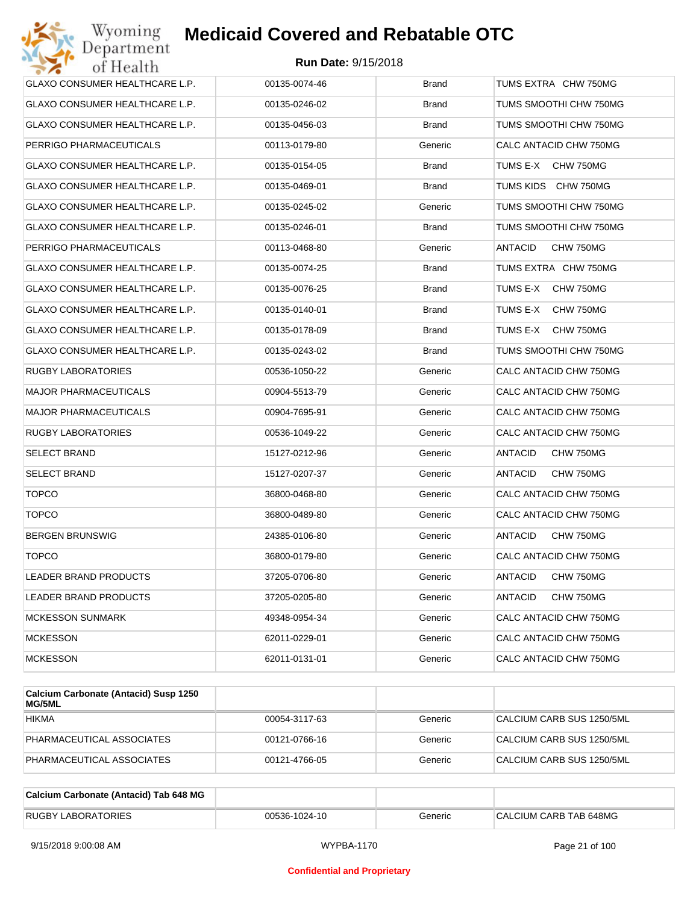| | | | |
|---|---|---|---|
| GLAXO CONSUMER HEALTHCARE L.P. | 00135-0074-46 | Brand | TUMS EXTRA CHW 750MG |
| GLAXO CONSUMER HEALTHCARE L.P. | 00135-0246-02 | Brand | TUMS SMOOTHI CHW 750MG |
| GLAXO CONSUMER HEALTHCARE L.P. | 00135-0456-03 | Brand | TUMS SMOOTHI CHW 750MG |
| PERRIGO PHARMACEUTICALS | 00113-0179-80 | Generic | CALC ANTACID CHW 750MG |
| GLAXO CONSUMER HEALTHCARE L.P. | 00135-0154-05 | Brand | TUMS E-X CHW 750MG |
| GLAXO CONSUMER HEALTHCARE L.P. | 00135-0469-01 | Brand | TUMS KIDS CHW 750MG |
| GLAXO CONSUMER HEALTHCARE L.P. | 00135-0245-02 | Generic | TUMS SMOOTHI CHW 750MG |
| GLAXO CONSUMER HEALTHCARE L.P. | 00135-0246-01 | Brand | TUMS SMOOTHI CHW 750MG |
| PERRIGO PHARMACEUTICALS | 00113-0468-80 | Generic | ANTACID CHW 750MG |
| GLAXO CONSUMER HEALTHCARE L.P. | 00135-0074-25 | Brand | TUMS EXTRA CHW 750MG |
| GLAXO CONSUMER HEALTHCARE L.P. | 00135-0076-25 | Brand | TUMS E-X CHW 750MG |
| GLAXO CONSUMER HEALTHCARE L.P. | 00135-0140-01 | Brand | TUMS E-X CHW 750MG |
| GLAXO CONSUMER HEALTHCARE L.P. | 00135-0178-09 | Brand | TUMS E-X CHW 750MG |
| GLAXO CONSUMER HEALTHCARE L.P. | 00135-0243-02 | Brand | TUMS SMOOTHI CHW 750MG |
| RUGBY LABORATORIES | 00536-1050-22 | Generic | CALC ANTACID CHW 750MG |
| MAJOR PHARMACEUTICALS | 00904-5513-79 | Generic | CALC ANTACID CHW 750MG |
| MAJOR PHARMACEUTICALS | 00904-7695-91 | Generic | CALC ANTACID CHW 750MG |
| RUGBY LABORATORIES | 00536-1049-22 | Generic | CALC ANTACID CHW 750MG |
| SELECT BRAND | 15127-0212-96 | Generic | ANTACID CHW 750MG |
| SELECT BRAND | 15127-0207-37 | Generic | ANTACID CHW 750MG |
| TOPCO | 36800-0468-80 | Generic | CALC ANTACID CHW 750MG |
| TOPCO | 36800-0489-80 | Generic | CALC ANTACID CHW 750MG |
| BERGEN BRUNSWIG | 24385-0106-80 | Generic | ANTACID CHW 750MG |
| TOPCO | 36800-0179-80 | Generic | CALC ANTACID CHW 750MG |
| LEADER BRAND PRODUCTS | 37205-0706-80 | Generic | ANTACID CHW 750MG |
| LEADER BRAND PRODUCTS | 37205-0205-80 | Generic | ANTACID CHW 750MG |
| MCKESSON SUNMARK | 49348-0954-34 | Generic | CALC ANTACID CHW 750MG |
| MCKESSON | 62011-0229-01 | Generic | CALC ANTACID CHW 750MG |
| MCKESSON | 62011-0131-01 | Generic | CALC ANTACID CHW 750MG |

| **Calcium Carbonate (Antacid) Susp 1250 MG/5ML** | | | |
|---|---|---|---|
| HIKMA | 00054-3117-63 | Generic | CALCIUM CARB SUS 1250/5ML |
| PHARMACEUTICAL ASSOCIATES | 00121-0766-16 | Generic | CALCIUM CARB SUS 1250/5ML |
| PHARMACEUTICAL ASSOCIATES | 00121-4766-05 | Generic | CALCIUM CARB SUS 1250/5ML |

| **Calcium Carbonate (Antacid) Tab 648 MG** | | | |
|---|---|---|---|
| RUGBY LABORATORIES | 00536-1024-10 | Generic | CALCIUM CARB TAB 648MG |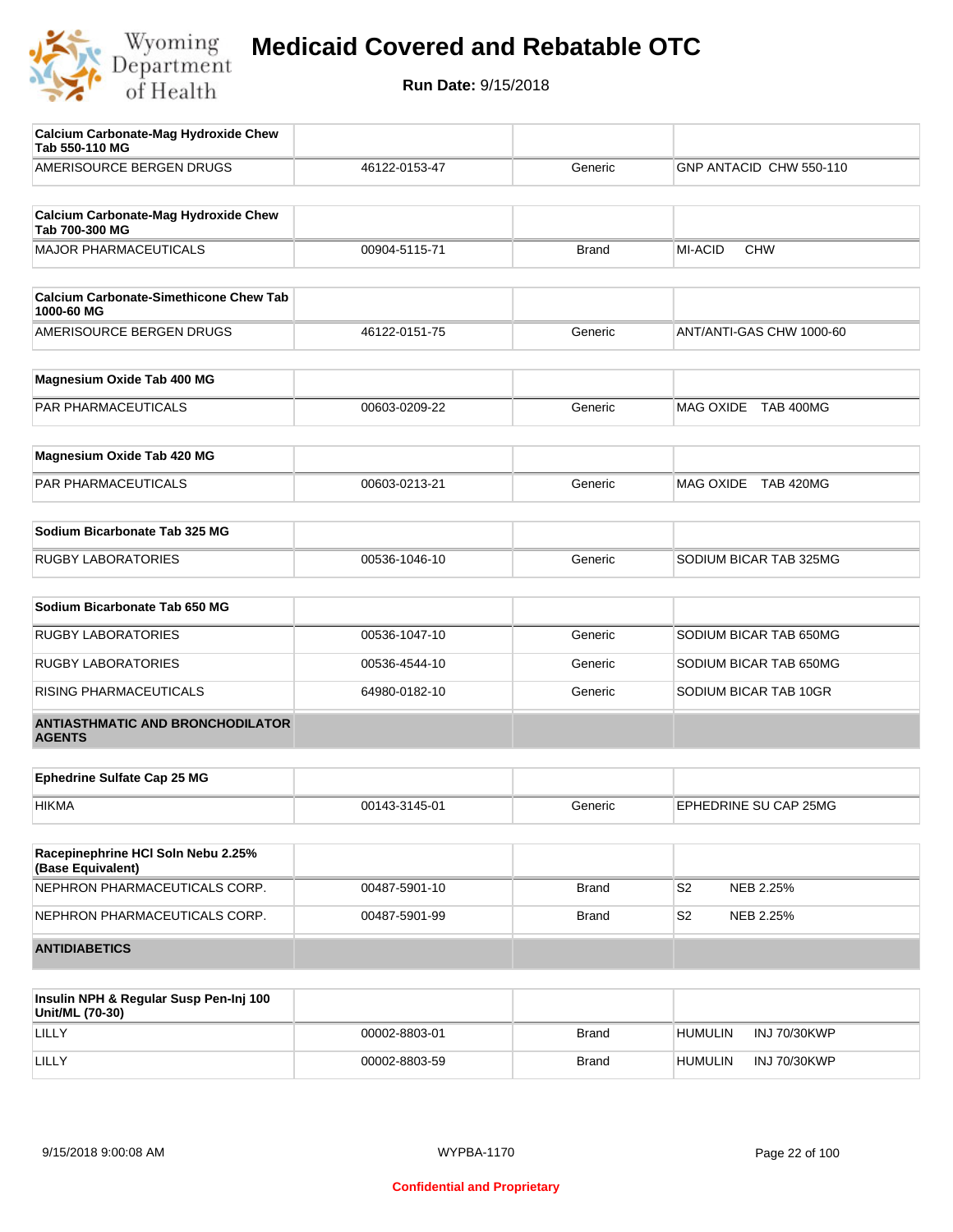# Medicaid Covered and Rebatable OTC

**Run Date:** 9/15/2018

| Calcium Carbonate-Mag Hydroxide Chew Tab 550-110 MG | | | |
|---|---|---|---|
| AMERISOURCE BERGEN DRUGS | 46122-0153-47 | Generic | GNP ANTACID CHW 550-110 |

| Calcium Carbonate-Mag Hydroxide Chew Tab 700-300 MG | | | |
|---|---|---|---|
| MAJOR PHARMACEUTICALS | 00904-5115-71 | Brand | MI-ACID CHW |

| Calcium Carbonate-Simethicone Chew Tab 1000-60 MG | | | |
|---|---|---|---|
| AMERISOURCE BERGEN DRUGS | 46122-0151-75 | Generic | ANT/ANTI-GAS CHW 1000-60 |

| Magnesium Oxide Tab 400 MG | | | |
|---|---|---|---|
| PAR PHARMACEUTICALS | 00603-0209-22 | Generic | MAG OXIDE TAB 400MG |

| Magnesium Oxide Tab 420 MG | | | |
|---|---|---|---|
| PAR PHARMACEUTICALS | 00603-0213-21 | Generic | MAG OXIDE TAB 420MG |

| Sodium Bicarbonate Tab 325 MG | | | |
|---|---|---|---|
| RUGBY LABORATORIES | 00536-1046-10 | Generic | SODIUM BICAR TAB 325MG |

| Sodium Bicarbonate Tab 650 MG | | | |
|---|---|---|---|
| RUGBY LABORATORIES | 00536-1047-10 | Generic | SODIUM BICAR TAB 650MG |
| RUGBY LABORATORIES | 00536-4544-10 | Generic | SODIUM BICAR TAB 650MG |
| RISING PHARMACEUTICALS | 64980-0182-10 | Generic | SODIUM BICAR TAB 10GR |

## ANTIASTHMATIC AND BRONCHODILATOR AGENTS

| Ephedrine Sulfate Cap 25 MG | | | |
|---|---|---|---|
| HIKMA | 00143-3145-01 | Generic | EPHEDRINE SU CAP 25MG |

| Racepinephrine HCl Soln Nebu 2.25% (Base Equivalent) | | | |
|---|---|---|---|
| NEPHRON PHARMACEUTICALS CORP. | 00487-5901-10 | Brand | S2 NEB 2.25% |
| NEPHRON PHARMACEUTICALS CORP. | 00487-5901-99 | Brand | S2 NEB 2.25% |

## ANTIDIABETICS

| Insulin NPH & Regular Susp Pen-Inj 100 Unit/ML (70-30) | | | |
|---|---|---|---|
| LILLY | 00002-8803-01 | Brand | HUMULIN INJ 70/30KWP |
| LILLY | 00002-8803-59 | Brand | HUMULIN INJ 70/30KWP |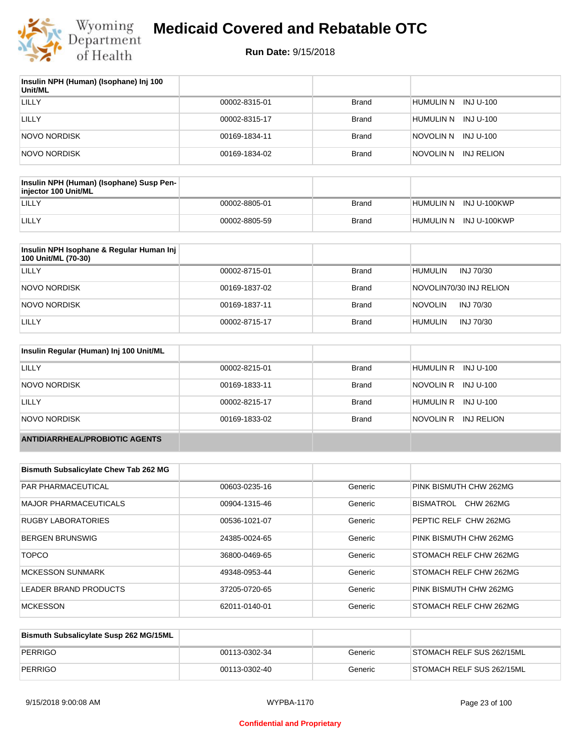# Medicaid Covered and Rebatable OTC

**Run Date:** 9/15/2018

| Insulin NPH (Human) (Isophane) Inj 100 Unit/ML | | | |
|---|---|---|---|
| LILLY | 00002-8315-01 | Brand | HUMULIN N INJ U-100 |
| LILLY | 00002-8315-17 | Brand | HUMULIN N INJ U-100 |
| NOVO NORDISK | 00169-1834-11 | Brand | NOVOLIN N INJ U-100 |
| NOVO NORDISK | 00169-1834-02 | Brand | NOVOLIN N INJ RELION |

| Insulin NPH (Human) (Isophane) Susp Pen-injector 100 Unit/ML | | | |
|---|---|---|---|
| LILLY | 00002-8805-01 | Brand | HUMULIN N INJ U-100KWP |
| LILLY | 00002-8805-59 | Brand | HUMULIN N INJ U-100KWP |

| Insulin NPH Isophane & Regular Human Inj 100 Unit/ML (70-30) | | | |
|---|---|---|---|
| LILLY | 00002-8715-01 | Brand | HUMULIN INJ 70/30 |
| NOVO NORDISK | 00169-1837-02 | Brand | NOVOLIN70/30 INJ RELION |
| NOVO NORDISK | 00169-1837-11 | Brand | NOVOLIN INJ 70/30 |
| LILLY | 00002-8715-17 | Brand | HUMULIN INJ 70/30 |

| Insulin Regular (Human) Inj 100 Unit/ML | | | |
|---|---|---|---|
| LILLY | 00002-8215-01 | Brand | HUMULIN R INJ U-100 |
| NOVO NORDISK | 00169-1833-11 | Brand | NOVOLIN R INJ U-100 |
| LILLY | 00002-8215-17 | Brand | HUMULIN R INJ U-100 |
| NOVO NORDISK | 00169-1833-02 | Brand | NOVOLIN R INJ RELION |

## ANTIDIARRHEAL/PROBIOTIC AGENTS

| Bismuth Subsalicylate Chew Tab 262 MG | | | |
|---|---|---|---|
| PAR PHARMACEUTICAL | 00603-0235-16 | Generic | PINK BISMUTH CHW 262MG |
| MAJOR PHARMACEUTICALS | 00904-1315-46 | Generic | BISMATROL CHW 262MG |
| RUGBY LABORATORIES | 00536-1021-07 | Generic | PEPTIC RELF CHW 262MG |
| BERGEN BRUNSWIG | 24385-0024-65 | Generic | PINK BISMUTH CHW 262MG |
| TOPCO | 36800-0469-65 | Generic | STOMACH RELF CHW 262MG |
| MCKESSON SUNMARK | 49348-0953-44 | Generic | STOMACH RELF CHW 262MG |
| LEADER BRAND PRODUCTS | 37205-0720-65 | Generic | PINK BISMUTH CHW 262MG |
| MCKESSON | 62011-0140-01 | Generic | STOMACH RELF CHW 262MG |

| Bismuth Subsalicylate Susp 262 MG/15ML | | | |
|---|---|---|---|
| PERRIGO | 00113-0302-34 | Generic | STOMACH RELF SUS 262/15ML |
| PERRIGO | 00113-0302-40 | Generic | STOMACH RELF SUS 262/15ML |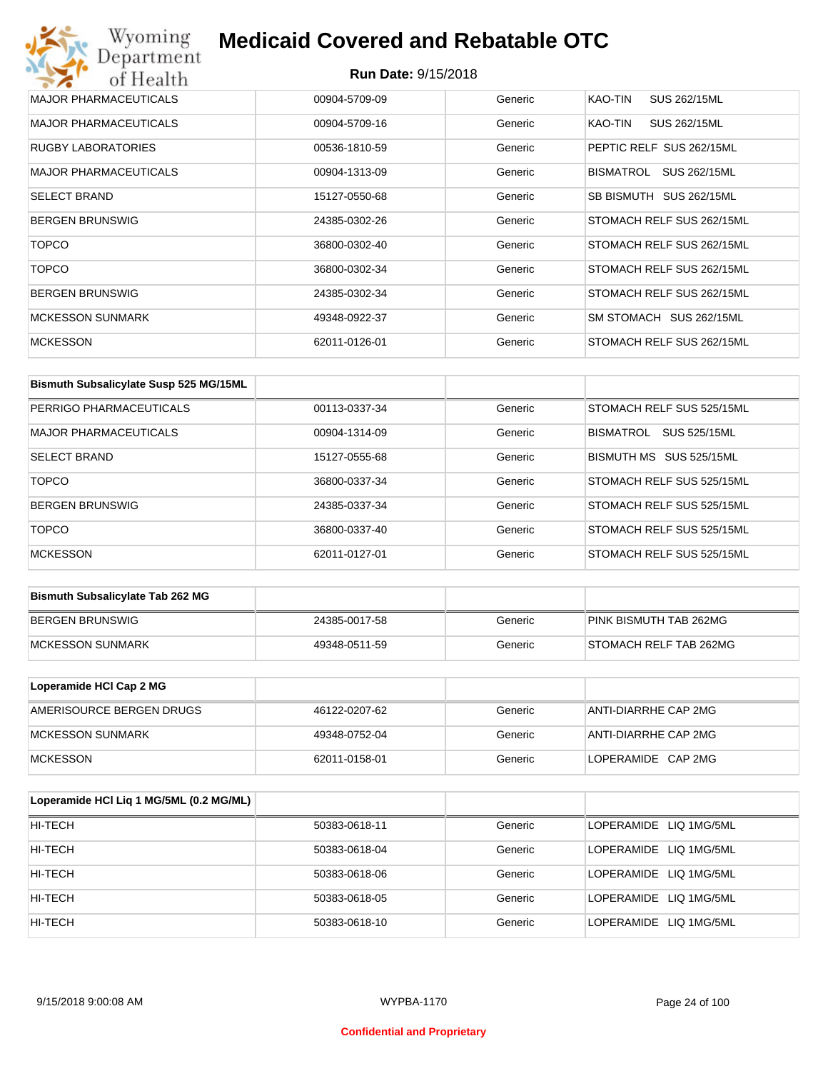| | | | |
|---|---|---|---|
| MAJOR PHARMACEUTICALS | 00904-5709-09 | Generic | KAO-TIN SUS 262/15ML |
| MAJOR PHARMACEUTICALS | 00904-5709-16 | Generic | KAO-TIN SUS 262/15ML |
| RUGBY LABORATORIES | 00536-1810-59 | Generic | PEPTIC RELF SUS 262/15ML |
| MAJOR PHARMACEUTICALS | 00904-1313-09 | Generic | BISMATROL SUS 262/15ML |
| SELECT BRAND | 15127-0550-68 | Generic | SB BISMUTH SUS 262/15ML |
| BERGEN BRUNSWIG | 24385-0302-26 | Generic | STOMACH RELF SUS 262/15ML |
| TOPCO | 36800-0302-40 | Generic | STOMACH RELF SUS 262/15ML |
| TOPCO | 36800-0302-34 | Generic | STOMACH RELF SUS 262/15ML |
| BERGEN BRUNSWIG | 24385-0302-34 | Generic | STOMACH RELF SUS 262/15ML |
| MCKESSON SUNMARK | 49348-0922-37 | Generic | SM STOMACH SUS 262/15ML |
| MCKESSON | 62011-0126-01 | Generic | STOMACH RELF SUS 262/15ML |

| Bismuth Subsalicylate Susp 525 MG/15ML | | | |
|---|---|---|---|
| PERRIGO PHARMACEUTICALS | 00113-0337-34 | Generic | STOMACH RELF SUS 525/15ML |
| MAJOR PHARMACEUTICALS | 00904-1314-09 | Generic | BISMATROL SUS 525/15ML |
| SELECT BRAND | 15127-0555-68 | Generic | BISMUTH MS SUS 525/15ML |
| TOPCO | 36800-0337-34 | Generic | STOMACH RELF SUS 525/15ML |
| BERGEN BRUNSWIG | 24385-0337-34 | Generic | STOMACH RELF SUS 525/15ML |
| TOPCO | 36800-0337-40 | Generic | STOMACH RELF SUS 525/15ML |
| MCKESSON | 62011-0127-01 | Generic | STOMACH RELF SUS 525/15ML |

| Bismuth Subsalicylate Tab 262 MG | | | |
|---|---|---|---|
| BERGEN BRUNSWIG | 24385-0017-58 | Generic | PINK BISMUTH TAB 262MG |
| MCKESSON SUNMARK | 49348-0511-59 | Generic | STOMACH RELF TAB 262MG |

| Loperamide HCl Cap 2 MG | | | |
|---|---|---|---|
| AMERISOURCE BERGEN DRUGS | 46122-0207-62 | Generic | ANTI-DIARRHE CAP 2MG |
| MCKESSON SUNMARK | 49348-0752-04 | Generic | ANTI-DIARRHE CAP 2MG |
| MCKESSON | 62011-0158-01 | Generic | LOPERAMIDE CAP 2MG |

| Loperamide HCl Liq 1 MG/5ML (0.2 MG/ML) | | | |
|---|---|---|---|
| HI-TECH | 50383-0618-11 | Generic | LOPERAMIDE LIQ 1MG/5ML |
| HI-TECH | 50383-0618-04 | Generic | LOPERAMIDE LIQ 1MG/5ML |
| HI-TECH | 50383-0618-06 | Generic | LOPERAMIDE LIQ 1MG/5ML |
| HI-TECH | 50383-0618-05 | Generic | LOPERAMIDE LIQ 1MG/5ML |
| HI-TECH | 50383-0618-10 | Generic | LOPERAMIDE LIQ 1MG/5ML |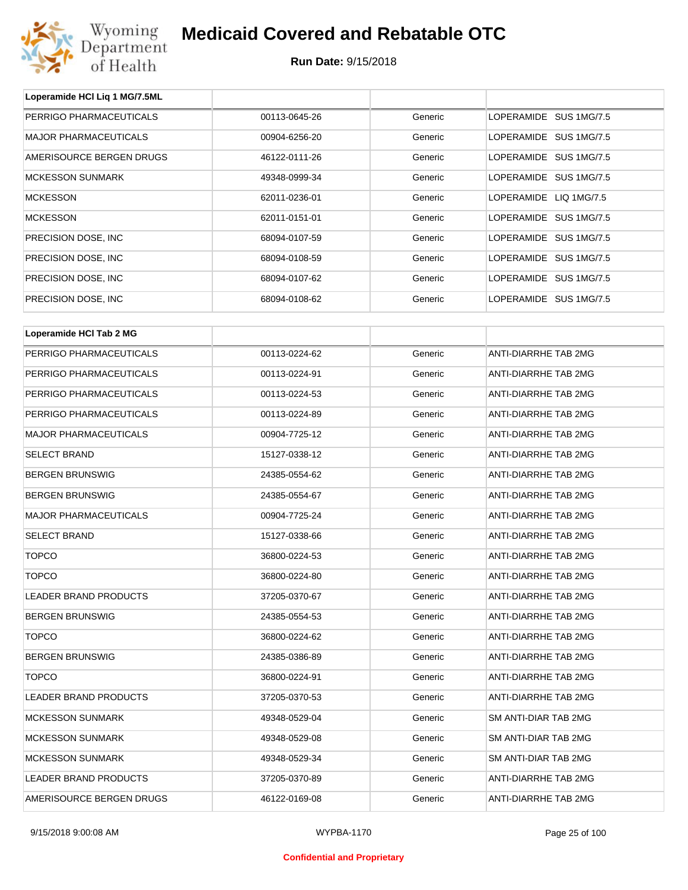# Medicaid Covered and Rebatable OTC

**Run Date:** 9/15/2018

| Loperamide HCl Liq 1 MG/7.5ML | | | |
|---|---|---|---|
| PERRIGO PHARMACEUTICALS | 00113-0645-26 | Generic | LOPERAMIDE SUS 1MG/7.5 |
| MAJOR PHARMACEUTICALS | 00904-6256-20 | Generic | LOPERAMIDE SUS 1MG/7.5 |
| AMERISOURCE BERGEN DRUGS | 46122-0111-26 | Generic | LOPERAMIDE SUS 1MG/7.5 |
| MCKESSON SUNMARK | 49348-0999-34 | Generic | LOPERAMIDE SUS 1MG/7.5 |
| MCKESSON | 62011-0236-01 | Generic | LOPERAMIDE LIQ 1MG/7.5 |
| MCKESSON | 62011-0151-01 | Generic | LOPERAMIDE SUS 1MG/7.5 |
| PRECISION DOSE, INC | 68094-0107-59 | Generic | LOPERAMIDE SUS 1MG/7.5 |
| PRECISION DOSE, INC | 68094-0108-59 | Generic | LOPERAMIDE SUS 1MG/7.5 |
| PRECISION DOSE, INC | 68094-0107-62 | Generic | LOPERAMIDE SUS 1MG/7.5 |
| PRECISION DOSE, INC | 68094-0108-62 | Generic | LOPERAMIDE SUS 1MG/7.5 |

| Loperamide HCl Tab 2 MG | | | |
|---|---|---|---|
| PERRIGO PHARMACEUTICALS | 00113-0224-62 | Generic | ANTI-DIARRHE TAB 2MG |
| PERRIGO PHARMACEUTICALS | 00113-0224-91 | Generic | ANTI-DIARRHE TAB 2MG |
| PERRIGO PHARMACEUTICALS | 00113-0224-53 | Generic | ANTI-DIARRHE TAB 2MG |
| PERRIGO PHARMACEUTICALS | 00113-0224-89 | Generic | ANTI-DIARRHE TAB 2MG |
| MAJOR PHARMACEUTICALS | 00904-7725-12 | Generic | ANTI-DIARRHE TAB 2MG |
| SELECT BRAND | 15127-0338-12 | Generic | ANTI-DIARRHE TAB 2MG |
| BERGEN BRUNSWIG | 24385-0554-62 | Generic | ANTI-DIARRHE TAB 2MG |
| BERGEN BRUNSWIG | 24385-0554-67 | Generic | ANTI-DIARRHE TAB 2MG |
| MAJOR PHARMACEUTICALS | 00904-7725-24 | Generic | ANTI-DIARRHE TAB 2MG |
| SELECT BRAND | 15127-0338-66 | Generic | ANTI-DIARRHE TAB 2MG |
| TOPCO | 36800-0224-53 | Generic | ANTI-DIARRHE TAB 2MG |
| TOPCO | 36800-0224-80 | Generic | ANTI-DIARRHE TAB 2MG |
| LEADER BRAND PRODUCTS | 37205-0370-67 | Generic | ANTI-DIARRHE TAB 2MG |
| BERGEN BRUNSWIG | 24385-0554-53 | Generic | ANTI-DIARRHE TAB 2MG |
| TOPCO | 36800-0224-62 | Generic | ANTI-DIARRHE TAB 2MG |
| BERGEN BRUNSWIG | 24385-0386-89 | Generic | ANTI-DIARRHE TAB 2MG |
| TOPCO | 36800-0224-91 | Generic | ANTI-DIARRHE TAB 2MG |
| LEADER BRAND PRODUCTS | 37205-0370-53 | Generic | ANTI-DIARRHE TAB 2MG |
| MCKESSON SUNMARK | 49348-0529-04 | Generic | SM ANTI-DIAR TAB 2MG |
| MCKESSON SUNMARK | 49348-0529-08 | Generic | SM ANTI-DIAR TAB 2MG |
| MCKESSON SUNMARK | 49348-0529-34 | Generic | SM ANTI-DIAR TAB 2MG |
| LEADER BRAND PRODUCTS | 37205-0370-89 | Generic | ANTI-DIARRHE TAB 2MG |
| AMERISOURCE BERGEN DRUGS | 46122-0169-08 | Generic | ANTI-DIARRHE TAB 2MG |

9/15/2018 9:00:08 AM WYPBA-1170

Confidential and Proprietary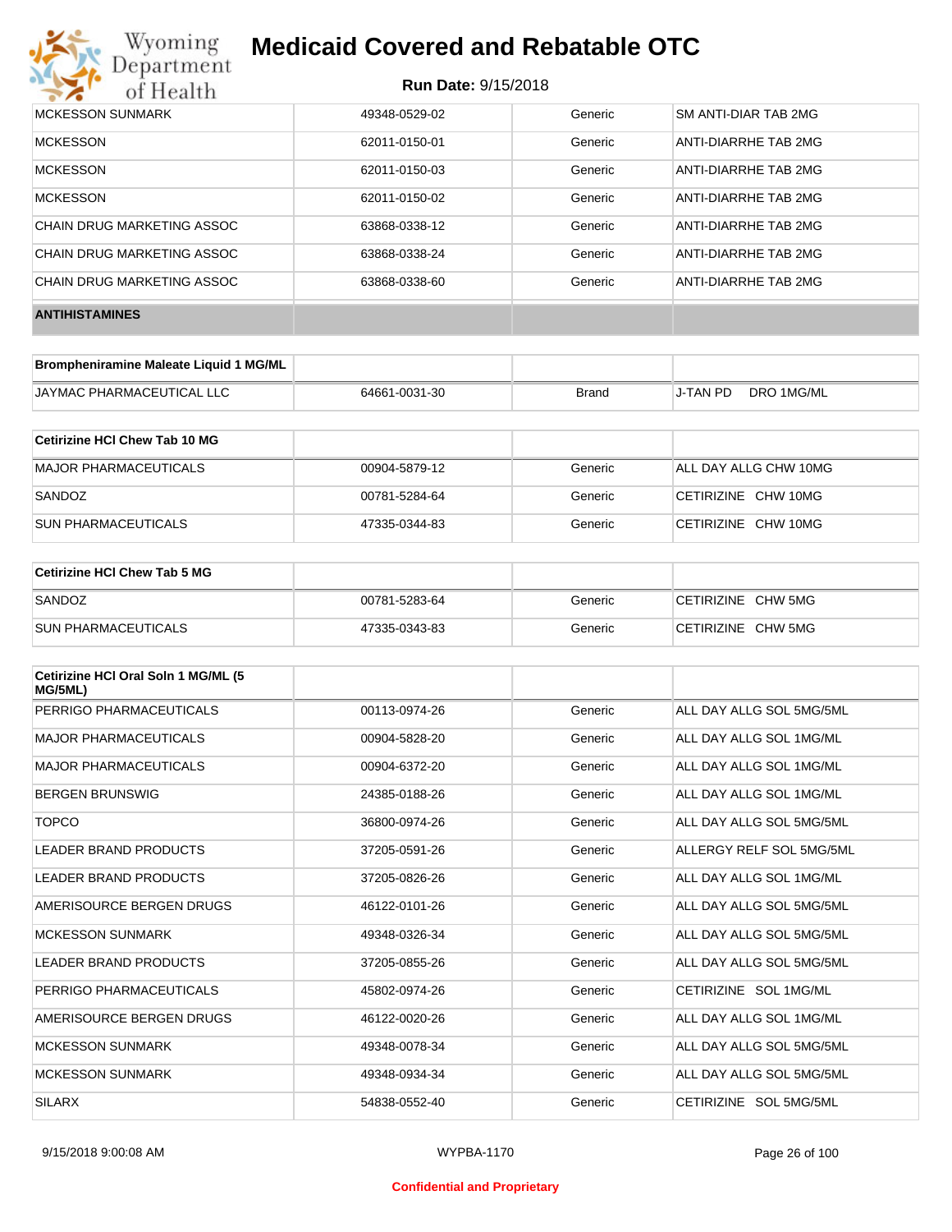| | | | |
|---|---|---|---|
| MCKESSON SUNMARK | 49348-0529-02 | Generic | SM ANTI-DIAR TAB 2MG |
| MCKESSON | 62011-0150-01 | Generic | ANTI-DIARRHE TAB 2MG |
| MCKESSON | 62011-0150-03 | Generic | ANTI-DIARRHE TAB 2MG |
| MCKESSON | 62011-0150-02 | Generic | ANTI-DIARRHE TAB 2MG |
| CHAIN DRUG MARKETING ASSOC | 63868-0338-12 | Generic | ANTI-DIARRHE TAB 2MG |
| CHAIN DRUG MARKETING ASSOC | 63868-0338-24 | Generic | ANTI-DIARRHE TAB 2MG |
| CHAIN DRUG MARKETING ASSOC | 63868-0338-60 | Generic | ANTI-DIARRHE TAB 2MG |
| **ANTIHISTAMINES** | | | |

| **Brompheniramine Maleate Liquid 1 MG/ML** | | | |
|---|---|---|---|
| JAYMAC PHARMACEUTICAL LLC | 64661-0031-30 | Brand | J-TAN PD DRO 1MG/ML |

| **Cetirizine HCl Chew Tab 10 MG** | | | |
|---|---|---|---|
| MAJOR PHARMACEUTICALS | 00904-5879-12 | Generic | ALL DAY ALLG CHW 10MG |
| SANDOZ | 00781-5284-64 | Generic | CETIRIZINE CHW 10MG |
| SUN PHARMACEUTICALS | 47335-0344-83 | Generic | CETIRIZINE CHW 10MG |

| **Cetirizine HCl Chew Tab 5 MG** | | | |
|---|---|---|---|
| SANDOZ | 00781-5283-64 | Generic | CETIRIZINE CHW 5MG |
| SUN PHARMACEUTICALS | 47335-0343-83 | Generic | CETIRIZINE CHW 5MG |

| **Cetirizine HCl Oral Soln 1 MG/ML (5 MG/5ML)** | | | |
|---|---|---|---|
| PERRIGO PHARMACEUTICALS | 00113-0974-26 | Generic | ALL DAY ALLG SOL 5MG/5ML |
| MAJOR PHARMACEUTICALS | 00904-5828-20 | Generic | ALL DAY ALLG SOL 1MG/ML |
| MAJOR PHARMACEUTICALS | 00904-6372-20 | Generic | ALL DAY ALLG SOL 1MG/ML |
| BERGEN BRUNSWIG | 24385-0188-26 | Generic | ALL DAY ALLG SOL 1MG/ML |
| TOPCO | 36800-0974-26 | Generic | ALL DAY ALLG SOL 5MG/5ML |
| LEADER BRAND PRODUCTS | 37205-0591-26 | Generic | ALLERGY RELF SOL 5MG/5ML |
| LEADER BRAND PRODUCTS | 37205-0826-26 | Generic | ALL DAY ALLG SOL 1MG/ML |
| AMERISOURCE BERGEN DRUGS | 46122-0101-26 | Generic | ALL DAY ALLG SOL 5MG/5ML |
| MCKESSON SUNMARK | 49348-0326-34 | Generic | ALL DAY ALLG SOL 5MG/5ML |
| LEADER BRAND PRODUCTS | 37205-0855-26 | Generic | ALL DAY ALLG SOL 5MG/5ML |
| PERRIGO PHARMACEUTICALS | 45802-0974-26 | Generic | CETIRIZINE SOL 1MG/ML |
| AMERISOURCE BERGEN DRUGS | 46122-0020-26 | Generic | ALL DAY ALLG SOL 1MG/ML |
| MCKESSON SUNMARK | 49348-0078-34 | Generic | ALL DAY ALLG SOL 5MG/5ML |
| MCKESSON SUNMARK | 49348-0934-34 | Generic | ALL DAY ALLG SOL 5MG/5ML |
| SILARX | 54838-0552-40 | Generic | CETIRIZINE SOL 5MG/5ML |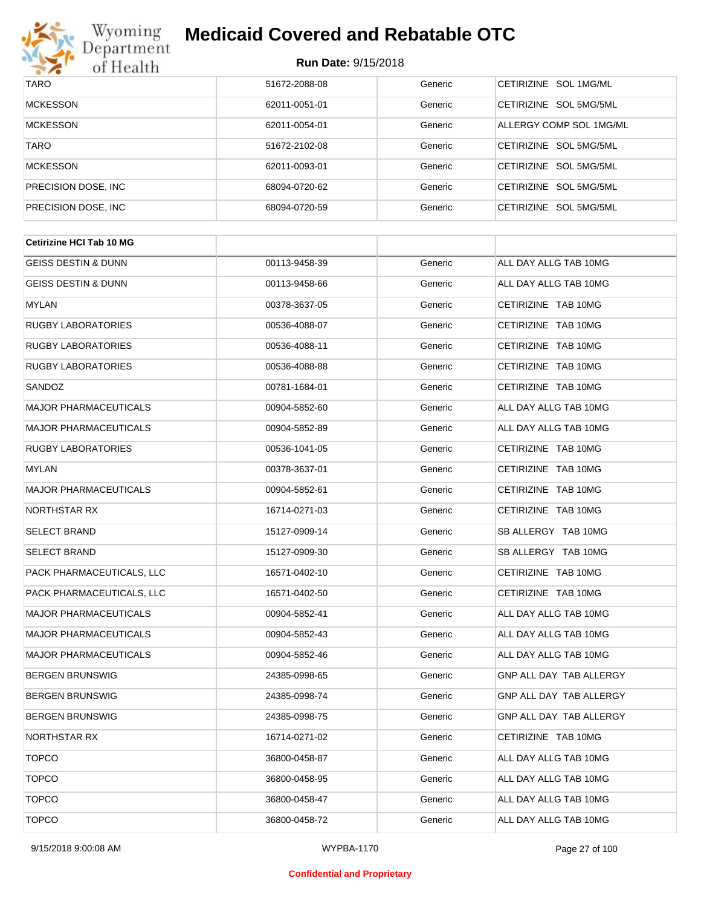| | | | |
|---|---|---|---|
| TARO | 51672-2088-08 | Generic | CETIRIZINE SOL 1MG/ML |
| MCKESSON | 62011-0051-01 | Generic | CETIRIZINE SOL 5MG/5ML |
| MCKESSON | 62011-0054-01 | Generic | ALLERGY COMP SOL 1MG/ML |
| TARO | 51672-2102-08 | Generic | CETIRIZINE SOL 5MG/5ML |
| MCKESSON | 62011-0093-01 | Generic | CETIRIZINE SOL 5MG/5ML |
| PRECISION DOSE, INC | 68094-0720-62 | Generic | CETIRIZINE SOL 5MG/5ML |
| PRECISION DOSE, INC | 68094-0720-59 | Generic | CETIRIZINE SOL 5MG/5ML |

| **Cetirizine HCl Tab 10 MG** | | | |
|---|---|---|---|
| GEISS DESTIN & DUNN | 00113-9458-39 | Generic | ALL DAY ALLG TAB 10MG |
| GEISS DESTIN & DUNN | 00113-9458-66 | Generic | ALL DAY ALLG TAB 10MG |
| MYLAN | 00378-3637-05 | Generic | CETIRIZINE TAB 10MG |
| RUGBY LABORATORIES | 00536-4088-07 | Generic | CETIRIZINE TAB 10MG |
| RUGBY LABORATORIES | 00536-4088-11 | Generic | CETIRIZINE TAB 10MG |
| RUGBY LABORATORIES | 00536-4088-88 | Generic | CETIRIZINE TAB 10MG |
| SANDOZ | 00781-1684-01 | Generic | CETIRIZINE TAB 10MG |
| MAJOR PHARMACEUTICALS | 00904-5852-60 | Generic | ALL DAY ALLG TAB 10MG |
| MAJOR PHARMACEUTICALS | 00904-5852-89 | Generic | ALL DAY ALLG TAB 10MG |
| RUGBY LABORATORIES | 00536-1041-05 | Generic | CETIRIZINE TAB 10MG |
| MYLAN | 00378-3637-01 | Generic | CETIRIZINE TAB 10MG |
| MAJOR PHARMACEUTICALS | 00904-5852-61 | Generic | CETIRIZINE TAB 10MG |
| NORTHSTAR RX | 16714-0271-03 | Generic | CETIRIZINE TAB 10MG |
| SELECT BRAND | 15127-0909-14 | Generic | SB ALLERGY TAB 10MG |
| SELECT BRAND | 15127-0909-30 | Generic | SB ALLERGY TAB 10MG |
| PACK PHARMACEUTICALS, LLC | 16571-0402-10 | Generic | CETIRIZINE TAB 10MG |
| PACK PHARMACEUTICALS, LLC | 16571-0402-50 | Generic | CETIRIZINE TAB 10MG |
| MAJOR PHARMACEUTICALS | 00904-5852-41 | Generic | ALL DAY ALLG TAB 10MG |
| MAJOR PHARMACEUTICALS | 00904-5852-43 | Generic | ALL DAY ALLG TAB 10MG |
| MAJOR PHARMACEUTICALS | 00904-5852-46 | Generic | ALL DAY ALLG TAB 10MG |
| BERGEN BRUNSWIG | 24385-0998-65 | Generic | GNP ALL DAY TAB ALLERGY |
| BERGEN BRUNSWIG | 24385-0998-74 | Generic | GNP ALL DAY TAB ALLERGY |
| BERGEN BRUNSWIG | 24385-0998-75 | Generic | GNP ALL DAY TAB ALLERGY |
| NORTHSTAR RX | 16714-0271-02 | Generic | CETIRIZINE TAB 10MG |
| TOPCO | 36800-0458-87 | Generic | ALL DAY ALLG TAB 10MG |
| TOPCO | 36800-0458-95 | Generic | ALL DAY ALLG TAB 10MG |
| TOPCO | 36800-0458-47 | Generic | ALL DAY ALLG TAB 10MG |
| TOPCO | 36800-0458-72 | Generic | ALL DAY ALLG TAB 10MG |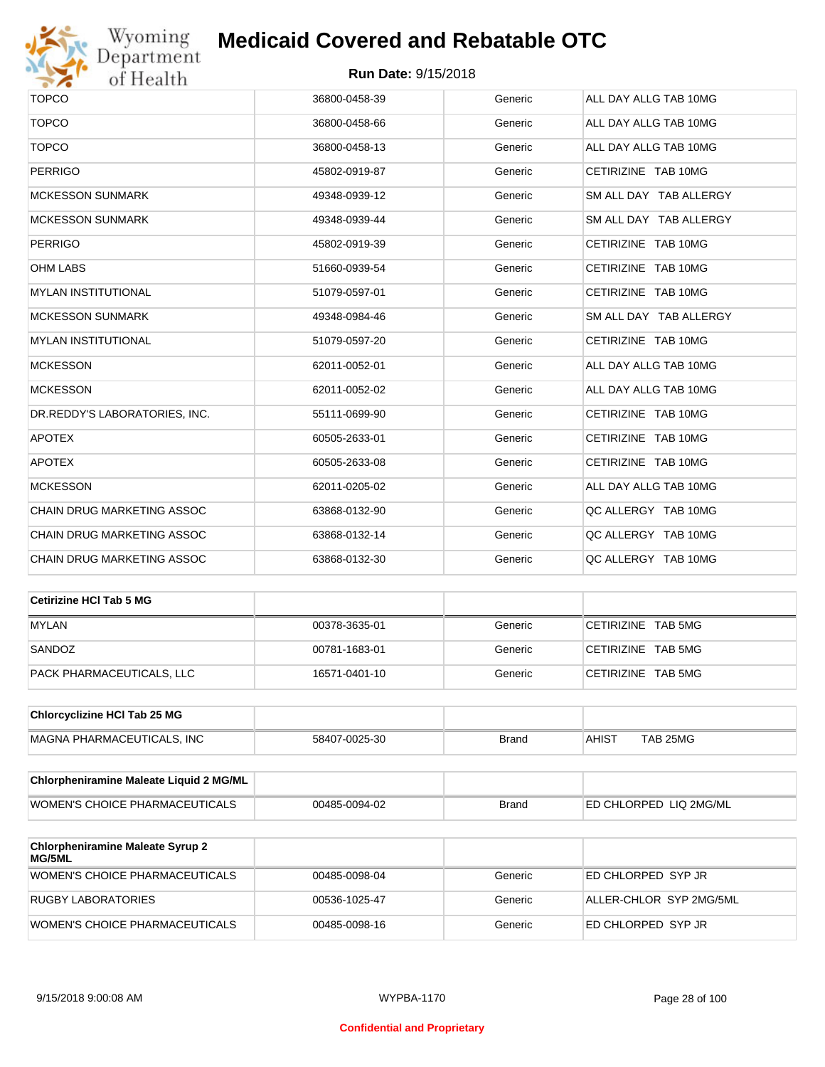| | | | |
|---|---|---|---|
| TOPCO | 36800-0458-39 | Generic | ALL DAY ALLG TAB 10MG |
| TOPCO | 36800-0458-66 | Generic | ALL DAY ALLG TAB 10MG |
| TOPCO | 36800-0458-13 | Generic | ALL DAY ALLG TAB 10MG |
| PERRIGO | 45802-0919-87 | Generic | CETIRIZINE TAB 10MG |
| MCKESSON SUNMARK | 49348-0939-12 | Generic | SM ALL DAY TAB ALLERGY |
| MCKESSON SUNMARK | 49348-0939-44 | Generic | SM ALL DAY TAB ALLERGY |
| PERRIGO | 45802-0919-39 | Generic | CETIRIZINE TAB 10MG |
| OHM LABS | 51660-0939-54 | Generic | CETIRIZINE TAB 10MG |
| MYLAN INSTITUTIONAL | 51079-0597-01 | Generic | CETIRIZINE TAB 10MG |
| MCKESSON SUNMARK | 49348-0984-46 | Generic | SM ALL DAY TAB ALLERGY |
| MYLAN INSTITUTIONAL | 51079-0597-20 | Generic | CETIRIZINE TAB 10MG |
| MCKESSON | 62011-0052-01 | Generic | ALL DAY ALLG TAB 10MG |
| MCKESSON | 62011-0052-02 | Generic | ALL DAY ALLG TAB 10MG |
| DR.REDDY'S LABORATORIES, INC. | 55111-0699-90 | Generic | CETIRIZINE TAB 10MG |
| APOTEX | 60505-2633-01 | Generic | CETIRIZINE TAB 10MG |
| APOTEX | 60505-2633-08 | Generic | CETIRIZINE TAB 10MG |
| MCKESSON | 62011-0205-02 | Generic | ALL DAY ALLG TAB 10MG |
| CHAIN DRUG MARKETING ASSOC | 63868-0132-90 | Generic | QC ALLERGY TAB 10MG |
| CHAIN DRUG MARKETING ASSOC | 63868-0132-14 | Generic | QC ALLERGY TAB 10MG |
| CHAIN DRUG MARKETING ASSOC | 63868-0132-30 | Generic | QC ALLERGY TAB 10MG |

| **Cetirizine HCl Tab 5 MG** | | | |
|---|---|---|---|
| MYLAN | 00378-3635-01 | Generic | CETIRIZINE TAB 5MG |
| SANDOZ | 00781-1683-01 | Generic | CETIRIZINE TAB 5MG |
| PACK PHARMACEUTICALS, LLC | 16571-0401-10 | Generic | CETIRIZINE TAB 5MG |

| **Chlorcyclizine HCl Tab 25 MG** | | | |
|---|---|---|---|
| MAGNA PHARMACEUTICALS, INC | 58407-0025-30 | Brand | AHIST TAB 25MG |

| **Chlorpheniramine Maleate Liquid 2 MG/ML** | | | |
|---|---|---|---|
| WOMEN'S CHOICE PHARMACEUTICALS | 00485-0094-02 | Brand | ED CHLORPED LIQ 2MG/ML |

| **Chlorpheniramine Maleate Syrup 2 MG/5ML** | | | |
|---|---|---|---|
| WOMEN'S CHOICE PHARMACEUTICALS | 00485-0098-04 | Generic | ED CHLORPED SYP JR |
| RUGBY LABORATORIES | 00536-1025-47 | Generic | ALLER-CHLOR SYP 2MG/5ML |
| WOMEN'S CHOICE PHARMACEUTICALS | 00485-0098-16 | Generic | ED CHLORPED SYP JR |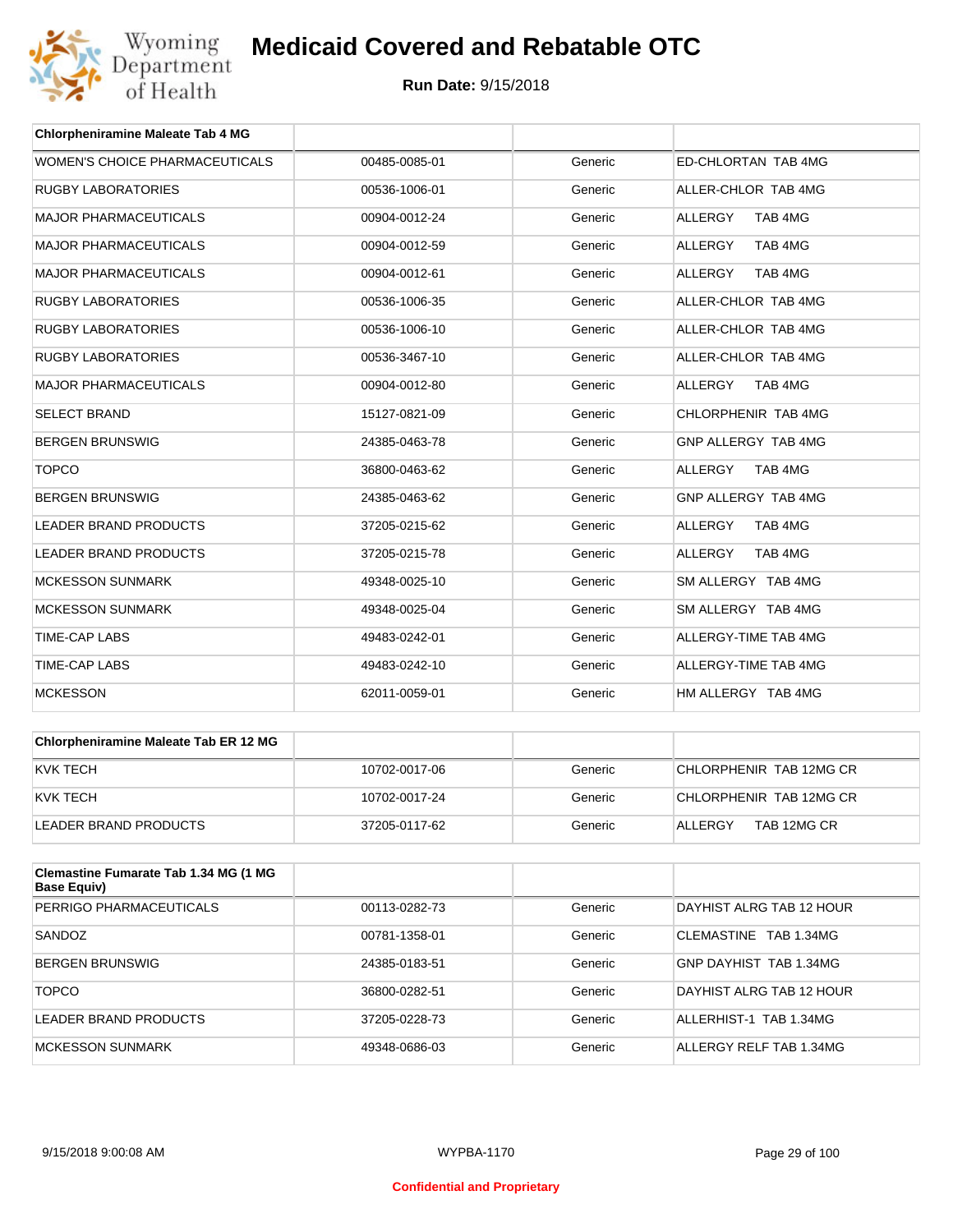# Medicaid Covered and Rebatable OTC

**Run Date:** 9/15/2018

| Chlorpheniramine Maleate Tab 4 MG | | | |
|---|---|---|---|
| WOMEN'S CHOICE PHARMACEUTICALS | 00485-0085-01 | Generic | ED-CHLORTAN TAB 4MG |
| RUGBY LABORATORIES | 00536-1006-01 | Generic | ALLER-CHLOR TAB 4MG |
| MAJOR PHARMACEUTICALS | 00904-0012-24 | Generic | ALLERGY TAB 4MG |
| MAJOR PHARMACEUTICALS | 00904-0012-59 | Generic | ALLERGY TAB 4MG |
| MAJOR PHARMACEUTICALS | 00904-0012-61 | Generic | ALLERGY TAB 4MG |
| RUGBY LABORATORIES | 00536-1006-35 | Generic | ALLER-CHLOR TAB 4MG |
| RUGBY LABORATORIES | 00536-1006-10 | Generic | ALLER-CHLOR TAB 4MG |
| RUGBY LABORATORIES | 00536-3467-10 | Generic | ALLER-CHLOR TAB 4MG |
| MAJOR PHARMACEUTICALS | 00904-0012-80 | Generic | ALLERGY TAB 4MG |
| SELECT BRAND | 15127-0821-09 | Generic | CHLORPHENIR TAB 4MG |
| BERGEN BRUNSWIG | 24385-0463-78 | Generic | GNP ALLERGY TAB 4MG |
| TOPCO | 36800-0463-62 | Generic | ALLERGY TAB 4MG |
| BERGEN BRUNSWIG | 24385-0463-62 | Generic | GNP ALLERGY TAB 4MG |
| LEADER BRAND PRODUCTS | 37205-0215-62 | Generic | ALLERGY TAB 4MG |
| LEADER BRAND PRODUCTS | 37205-0215-78 | Generic | ALLERGY TAB 4MG |
| MCKESSON SUNMARK | 49348-0025-10 | Generic | SM ALLERGY TAB 4MG |
| MCKESSON SUNMARK | 49348-0025-04 | Generic | SM ALLERGY TAB 4MG |
| TIME-CAP LABS | 49483-0242-01 | Generic | ALLERGY-TIME TAB 4MG |
| TIME-CAP LABS | 49483-0242-10 | Generic | ALLERGY-TIME TAB 4MG |
| MCKESSON | 62011-0059-01 | Generic | HM ALLERGY TAB 4MG |

| Chlorpheniramine Maleate Tab ER 12 MG | | | |
|---|---|---|---|
| KVK TECH | 10702-0017-06 | Generic | CHLORPHENIR TAB 12MG CR |
| KVK TECH | 10702-0017-24 | Generic | CHLORPHENIR TAB 12MG CR |
| LEADER BRAND PRODUCTS | 37205-0117-62 | Generic | ALLERGY TAB 12MG CR |

| Clemastine Fumarate Tab 1.34 MG (1 MG Base Equiv) | | | |
|---|---|---|---|
| PERRIGO PHARMACEUTICALS | 00113-0282-73 | Generic | DAYHIST ALRG TAB 12 HOUR |
| SANDOZ | 00781-1358-01 | Generic | CLEMASTINE TAB 1.34MG |
| BERGEN BRUNSWIG | 24385-0183-51 | Generic | GNP DAYHIST TAB 1.34MG |
| TOPCO | 36800-0282-51 | Generic | DAYHIST ALRG TAB 12 HOUR |
| LEADER BRAND PRODUCTS | 37205-0228-73 | Generic | ALLERHIST-1 TAB 1.34MG |
| MCKESSON SUNMARK | 49348-0686-03 | Generic | ALLERGY RELF TAB 1.34MG |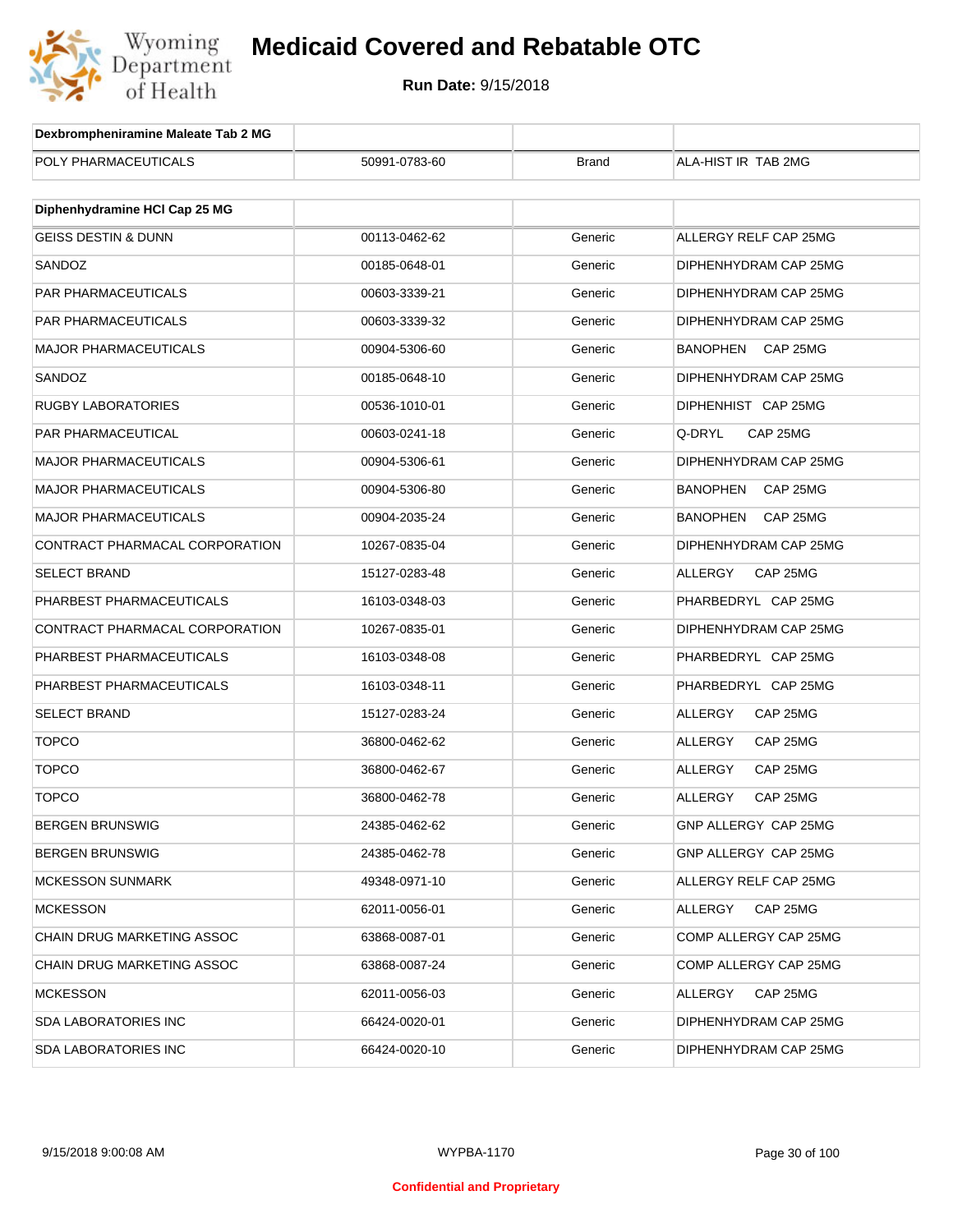# Medicaid Covered and Rebatable OTC

**Run Date:** 9/15/2018

| Dexbrompheniramine Maleate Tab 2 MG | | | |
|---|---|---|---|
| POLY PHARMACEUTICALS | 50991-0783-60 | Brand | ALA-HIST IR TAB 2MG |

| Diphenhydramine HCl Cap 25 MG | | | |
|---|---|---|---|
| GEISS DESTIN & DUNN | 00113-0462-62 | Generic | ALLERGY RELF CAP 25MG |
| SANDOZ | 00185-0648-01 | Generic | DIPHENHYDRAM CAP 25MG |
| PAR PHARMACEUTICALS | 00603-3339-21 | Generic | DIPHENHYDRAM CAP 25MG |
| PAR PHARMACEUTICALS | 00603-3339-32 | Generic | DIPHENHYDRAM CAP 25MG |
| MAJOR PHARMACEUTICALS | 00904-5306-60 | Generic | BANOPHEN CAP 25MG |
| SANDOZ | 00185-0648-10 | Generic | DIPHENHYDRAM CAP 25MG |
| RUGBY LABORATORIES | 00536-1010-01 | Generic | DIPHENHIST CAP 25MG |
| PAR PHARMACEUTICAL | 00603-0241-18 | Generic | Q-DRYL CAP 25MG |
| MAJOR PHARMACEUTICALS | 00904-5306-61 | Generic | DIPHENHYDRAM CAP 25MG |
| MAJOR PHARMACEUTICALS | 00904-5306-80 | Generic | BANOPHEN CAP 25MG |
| MAJOR PHARMACEUTICALS | 00904-2035-24 | Generic | BANOPHEN CAP 25MG |
| CONTRACT PHARMACAL CORPORATION | 10267-0835-04 | Generic | DIPHENHYDRAM CAP 25MG |
| SELECT BRAND | 15127-0283-48 | Generic | ALLERGY CAP 25MG |
| PHARBEST PHARMACEUTICALS | 16103-0348-03 | Generic | PHARBEDRYL CAP 25MG |
| CONTRACT PHARMACAL CORPORATION | 10267-0835-01 | Generic | DIPHENHYDRAM CAP 25MG |
| PHARBEST PHARMACEUTICALS | 16103-0348-08 | Generic | PHARBEDRYL CAP 25MG |
| PHARBEST PHARMACEUTICALS | 16103-0348-11 | Generic | PHARBEDRYL CAP 25MG |
| SELECT BRAND | 15127-0283-24 | Generic | ALLERGY CAP 25MG |
| TOPCO | 36800-0462-62 | Generic | ALLERGY CAP 25MG |
| TOPCO | 36800-0462-67 | Generic | ALLERGY CAP 25MG |
| TOPCO | 36800-0462-78 | Generic | ALLERGY CAP 25MG |
| BERGEN BRUNSWIG | 24385-0462-62 | Generic | GNP ALLERGY CAP 25MG |
| BERGEN BRUNSWIG | 24385-0462-78 | Generic | GNP ALLERGY CAP 25MG |
| MCKESSON SUNMARK | 49348-0971-10 | Generic | ALLERGY RELF CAP 25MG |
| MCKESSON | 62011-0056-01 | Generic | ALLERGY CAP 25MG |
| CHAIN DRUG MARKETING ASSOC | 63868-0087-01 | Generic | COMP ALLERGY CAP 25MG |
| CHAIN DRUG MARKETING ASSOC | 63868-0087-24 | Generic | COMP ALLERGY CAP 25MG |
| MCKESSON | 62011-0056-03 | Generic | ALLERGY CAP 25MG |
| SDA LABORATORIES INC | 66424-0020-01 | Generic | DIPHENHYDRAM CAP 25MG |
| SDA LABORATORIES INC | 66424-0020-10 | Generic | DIPHENHYDRAM CAP 25MG |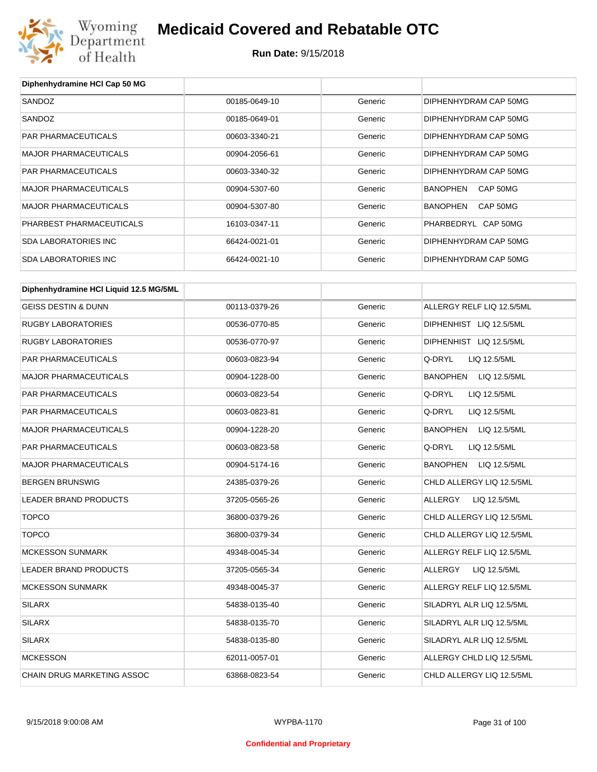| Diphenhydramine HCl Cap 50 MG | | | |
|---|---|---|---|
| SANDOZ | 00185-0649-10 | Generic | DIPHENHYDRAM CAP 50MG |
| SANDOZ | 00185-0649-01 | Generic | DIPHENHYDRAM CAP 50MG |
| PAR PHARMACEUTICALS | 00603-3340-21 | Generic | DIPHENHYDRAM CAP 50MG |
| MAJOR PHARMACEUTICALS | 00904-2056-61 | Generic | DIPHENHYDRAM CAP 50MG |
| PAR PHARMACEUTICALS | 00603-3340-32 | Generic | DIPHENHYDRAM CAP 50MG |
| MAJOR PHARMACEUTICALS | 00904-5307-60 | Generic | BANOPHEN CAP 50MG |
| MAJOR PHARMACEUTICALS | 00904-5307-80 | Generic | BANOPHEN CAP 50MG |
| PHARBEST PHARMACEUTICALS | 16103-0347-11 | Generic | PHARBEDRYL CAP 50MG |
| SDA LABORATORIES INC | 66424-0021-01 | Generic | DIPHENHYDRAM CAP 50MG |
| SDA LABORATORIES INC | 66424-0021-10 | Generic | DIPHENHYDRAM CAP 50MG |

| Diphenhydramine HCl Liquid 12.5 MG/5ML | | | |
|---|---|---|---|
| GEISS DESTIN & DUNN | 00113-0379-26 | Generic | ALLERGY RELF LIQ 12.5/5ML |
| RUGBY LABORATORIES | 00536-0770-85 | Generic | DIPHENHIST LIQ 12.5/5ML |
| RUGBY LABORATORIES | 00536-0770-97 | Generic | DIPHENHIST LIQ 12.5/5ML |
| PAR PHARMACEUTICALS | 00603-0823-94 | Generic | Q-DRYL LIQ 12.5/5ML |
| MAJOR PHARMACEUTICALS | 00904-1228-00 | Generic | BANOPHEN LIQ 12.5/5ML |
| PAR PHARMACEUTICALS | 00603-0823-54 | Generic | Q-DRYL LIQ 12.5/5ML |
| PAR PHARMACEUTICALS | 00603-0823-81 | Generic | Q-DRYL LIQ 12.5/5ML |
| MAJOR PHARMACEUTICALS | 00904-1228-20 | Generic | BANOPHEN LIQ 12.5/5ML |
| PAR PHARMACEUTICALS | 00603-0823-58 | Generic | Q-DRYL LIQ 12.5/5ML |
| MAJOR PHARMACEUTICALS | 00904-5174-16 | Generic | BANOPHEN LIQ 12.5/5ML |
| BERGEN BRUNSWIG | 24385-0379-26 | Generic | CHLD ALLERGY LIQ 12.5/5ML |
| LEADER BRAND PRODUCTS | 37205-0565-26 | Generic | ALLERGY LIQ 12.5/5ML |
| TOPCO | 36800-0379-26 | Generic | CHLD ALLERGY LIQ 12.5/5ML |
| TOPCO | 36800-0379-34 | Generic | CHLD ALLERGY LIQ 12.5/5ML |
| MCKESSON SUNMARK | 49348-0045-34 | Generic | ALLERGY RELF LIQ 12.5/5ML |
| LEADER BRAND PRODUCTS | 37205-0565-34 | Generic | ALLERGY LIQ 12.5/5ML |
| MCKESSON SUNMARK | 49348-0045-37 | Generic | ALLERGY RELF LIQ 12.5/5ML |
| SILARX | 54838-0135-40 | Generic | SILADRYL ALR LIQ 12.5/5ML |
| SILARX | 54838-0135-70 | Generic | SILADRYL ALR LIQ 12.5/5ML |
| SILARX | 54838-0135-80 | Generic | SILADRYL ALR LIQ 12.5/5ML |
| MCKESSON | 62011-0057-01 | Generic | ALLERGY CHLD LIQ 12.5/5ML |
| CHAIN DRUG MARKETING ASSOC | 63868-0823-54 | Generic | CHLD ALLERGY LIQ 12.5/5ML |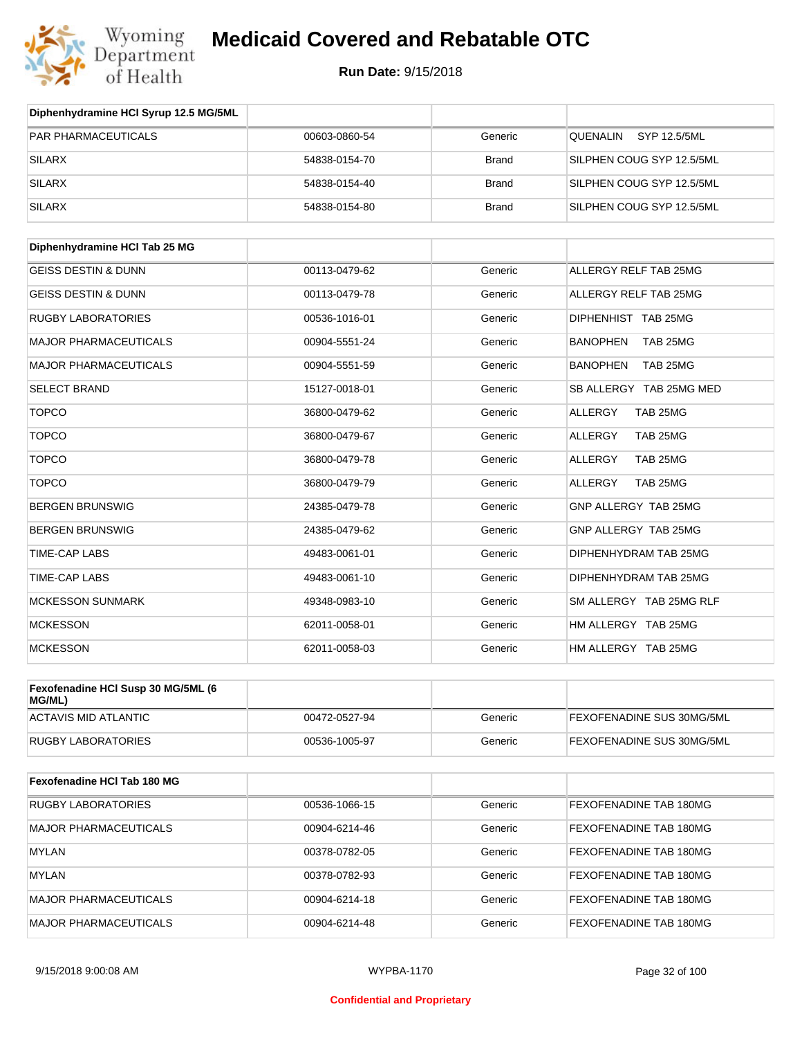| Diphenhydramine HCl Syrup 12.5 MG/5ML | | | |
|---|---|---|---|
| PAR PHARMACEUTICALS | 00603-0860-54 | Generic | QUENALIN SYP 12.5/5ML |
| SILARX | 54838-0154-70 | Brand | SILPHEN COUG SYP 12.5/5ML |
| SILARX | 54838-0154-40 | Brand | SILPHEN COUG SYP 12.5/5ML |
| SILARX | 54838-0154-80 | Brand | SILPHEN COUG SYP 12.5/5ML |

| Diphenhydramine HCl Tab 25 MG | | | |
|---|---|---|---|
| GEISS DESTIN & DUNN | 00113-0479-62 | Generic | ALLERGY RELF TAB 25MG |
| GEISS DESTIN & DUNN | 00113-0479-78 | Generic | ALLERGY RELF TAB 25MG |
| RUGBY LABORATORIES | 00536-1016-01 | Generic | DIPHENHIST TAB 25MG |
| MAJOR PHARMACEUTICALS | 00904-5551-24 | Generic | BANOPHEN TAB 25MG |
| MAJOR PHARMACEUTICALS | 00904-5551-59 | Generic | BANOPHEN TAB 25MG |
| SELECT BRAND | 15127-0018-01 | Generic | SB ALLERGY TAB 25MG MED |
| TOPCO | 36800-0479-62 | Generic | ALLERGY TAB 25MG |
| TOPCO | 36800-0479-67 | Generic | ALLERGY TAB 25MG |
| TOPCO | 36800-0479-78 | Generic | ALLERGY TAB 25MG |
| TOPCO | 36800-0479-79 | Generic | ALLERGY TAB 25MG |
| BERGEN BRUNSWIG | 24385-0479-78 | Generic | GNP ALLERGY TAB 25MG |
| BERGEN BRUNSWIG | 24385-0479-62 | Generic | GNP ALLERGY TAB 25MG |
| TIME-CAP LABS | 49483-0061-01 | Generic | DIPHENHYDRAM TAB 25MG |
| TIME-CAP LABS | 49483-0061-10 | Generic | DIPHENHYDRAM TAB 25MG |
| MCKESSON SUNMARK | 49348-0983-10 | Generic | SM ALLERGY TAB 25MG RLF |
| MCKESSON | 62011-0058-01 | Generic | HM ALLERGY TAB 25MG |
| MCKESSON | 62011-0058-03 | Generic | HM ALLERGY TAB 25MG |

| Fexofenadine HCl Susp 30 MG/5ML (6 MG/ML) | | | |
|---|---|---|---|
| ACTAVIS MID ATLANTIC | 00472-0527-94 | Generic | FEXOFENADINE SUS 30MG/5ML |
| RUGBY LABORATORIES | 00536-1005-97 | Generic | FEXOFENADINE SUS 30MG/5ML |

| Fexofenadine HCl Tab 180 MG | | | |
|---|---|---|---|
| RUGBY LABORATORIES | 00536-1066-15 | Generic | FEXOFENADINE TAB 180MG |
| MAJOR PHARMACEUTICALS | 00904-6214-46 | Generic | FEXOFENADINE TAB 180MG |
| MYLAN | 00378-0782-05 | Generic | FEXOFENADINE TAB 180MG |
| MYLAN | 00378-0782-93 | Generic | FEXOFENADINE TAB 180MG |
| MAJOR PHARMACEUTICALS | 00904-6214-18 | Generic | FEXOFENADINE TAB 180MG |
| MAJOR PHARMACEUTICALS | 00904-6214-48 | Generic | FEXOFENADINE TAB 180MG |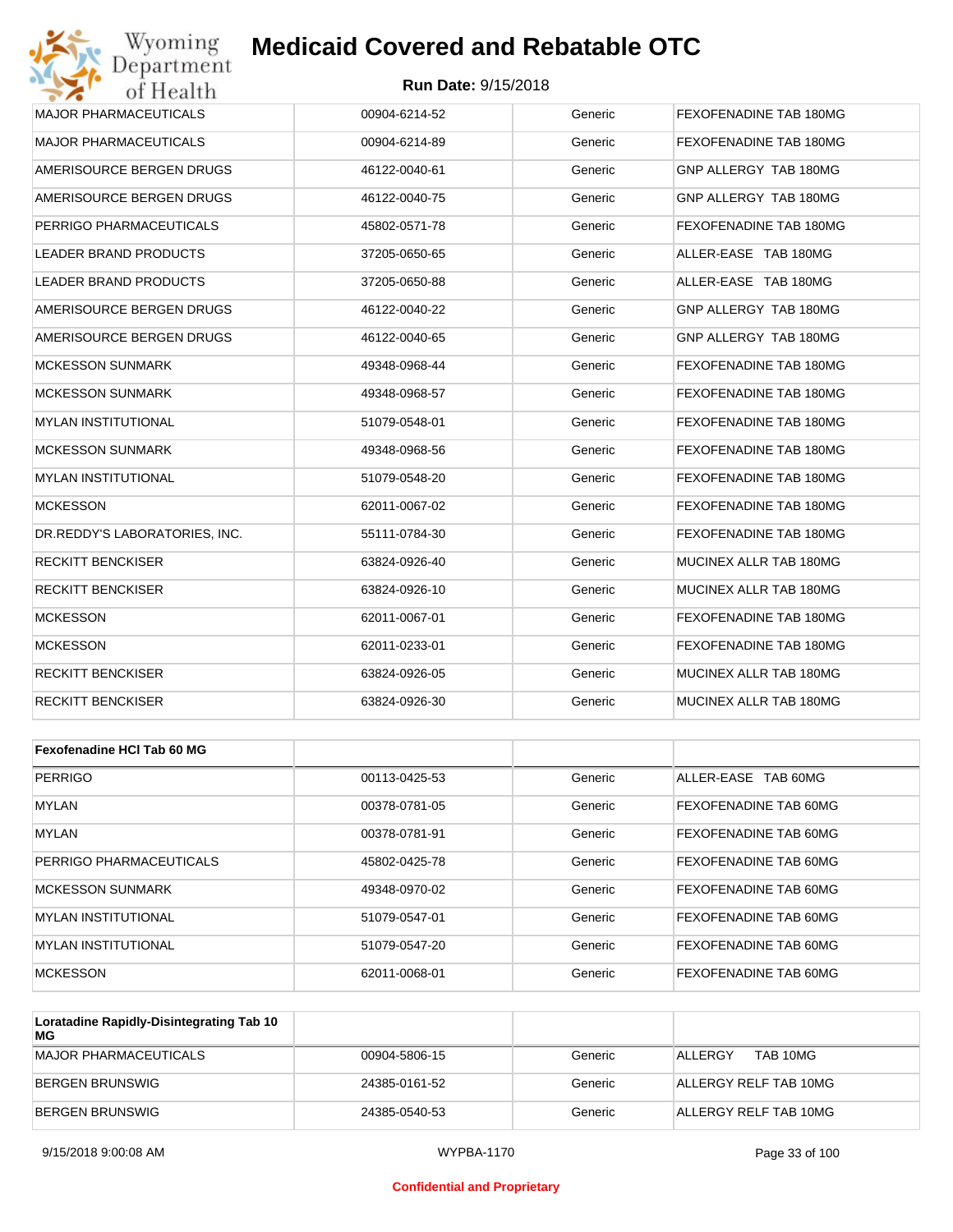| | | | |
|---|---|---|---|
| MAJOR PHARMACEUTICALS | 00904-6214-52 | Generic | FEXOFENADINE TAB 180MG |
| MAJOR PHARMACEUTICALS | 00904-6214-89 | Generic | FEXOFENADINE TAB 180MG |
| AMERISOURCE BERGEN DRUGS | 46122-0040-61 | Generic | GNP ALLERGY TAB 180MG |
| AMERISOURCE BERGEN DRUGS | 46122-0040-75 | Generic | GNP ALLERGY TAB 180MG |
| PERRIGO PHARMACEUTICALS | 45802-0571-78 | Generic | FEXOFENADINE TAB 180MG |
| LEADER BRAND PRODUCTS | 37205-0650-65 | Generic | ALLER-EASE TAB 180MG |
| LEADER BRAND PRODUCTS | 37205-0650-88 | Generic | ALLER-EASE TAB 180MG |
| AMERISOURCE BERGEN DRUGS | 46122-0040-22 | Generic | GNP ALLERGY TAB 180MG |
| AMERISOURCE BERGEN DRUGS | 46122-0040-65 | Generic | GNP ALLERGY TAB 180MG |
| MCKESSON SUNMARK | 49348-0968-44 | Generic | FEXOFENADINE TAB 180MG |
| MCKESSON SUNMARK | 49348-0968-57 | Generic | FEXOFENADINE TAB 180MG |
| MYLAN INSTITUTIONAL | 51079-0548-01 | Generic | FEXOFENADINE TAB 180MG |
| MCKESSON SUNMARK | 49348-0968-56 | Generic | FEXOFENADINE TAB 180MG |
| MYLAN INSTITUTIONAL | 51079-0548-20 | Generic | FEXOFENADINE TAB 180MG |
| MCKESSON | 62011-0067-02 | Generic | FEXOFENADINE TAB 180MG |
| DR.REDDY'S LABORATORIES, INC. | 55111-0784-30 | Generic | FEXOFENADINE TAB 180MG |
| RECKITT BENCKISER | 63824-0926-40 | Generic | MUCINEX ALLR TAB 180MG |
| RECKITT BENCKISER | 63824-0926-10 | Generic | MUCINEX ALLR TAB 180MG |
| MCKESSON | 62011-0067-01 | Generic | FEXOFENADINE TAB 180MG |
| MCKESSON | 62011-0233-01 | Generic | FEXOFENADINE TAB 180MG |
| RECKITT BENCKISER | 63824-0926-05 | Generic | MUCINEX ALLR TAB 180MG |
| RECKITT BENCKISER | 63824-0926-30 | Generic | MUCINEX ALLR TAB 180MG |

| Fexofenadine HCl Tab 60 MG | | | |
|---|---|---|---|
| PERRIGO | 00113-0425-53 | Generic | ALLER-EASE TAB 60MG |
| MYLAN | 00378-0781-05 | Generic | FEXOFENADINE TAB 60MG |
| MYLAN | 00378-0781-91 | Generic | FEXOFENADINE TAB 60MG |
| PERRIGO PHARMACEUTICALS | 45802-0425-78 | Generic | FEXOFENADINE TAB 60MG |
| MCKESSON SUNMARK | 49348-0970-02 | Generic | FEXOFENADINE TAB 60MG |
| MYLAN INSTITUTIONAL | 51079-0547-01 | Generic | FEXOFENADINE TAB 60MG |
| MYLAN INSTITUTIONAL | 51079-0547-20 | Generic | FEXOFENADINE TAB 60MG |
| MCKESSON | 62011-0068-01 | Generic | FEXOFENADINE TAB 60MG |

| Loratadine Rapidly-Disintegrating Tab 10 MG | | | |
|---|---|---|---|
| MAJOR PHARMACEUTICALS | 00904-5806-15 | Generic | ALLERGY TAB 10MG |
| BERGEN BRUNSWIG | 24385-0161-52 | Generic | ALLERGY RELF TAB 10MG |
| BERGEN BRUNSWIG | 24385-0540-53 | Generic | ALLERGY RELF TAB 10MG |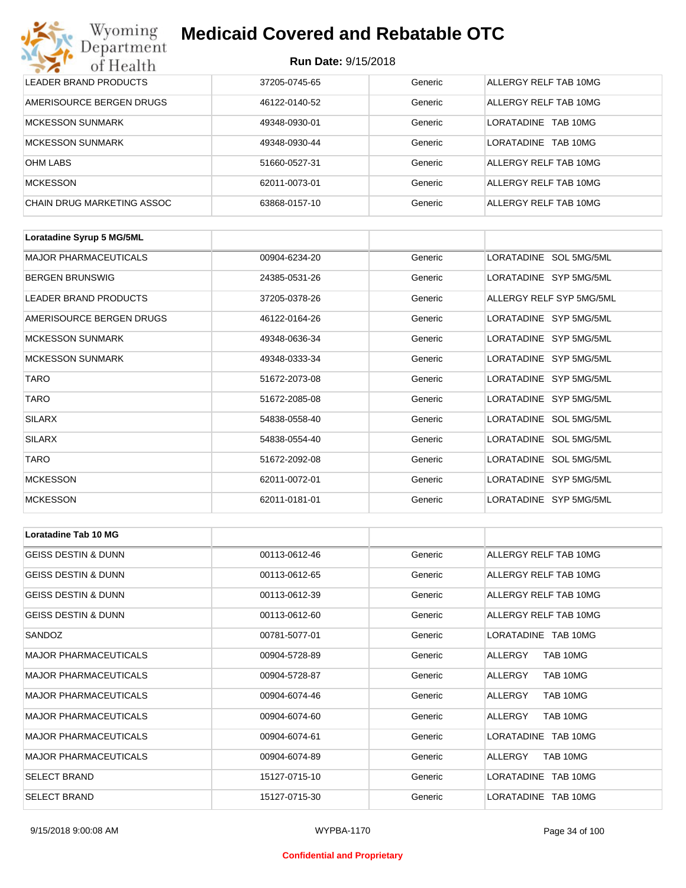| | | | |
|---|---|---|---|
| LEADER BRAND PRODUCTS | 37205-0745-65 | Generic | ALLERGY RELF TAB 10MG |
| AMERISOURCE BERGEN DRUGS | 46122-0140-52 | Generic | ALLERGY RELF TAB 10MG |
| MCKESSON SUNMARK | 49348-0930-01 | Generic | LORATADINE TAB 10MG |
| MCKESSON SUNMARK | 49348-0930-44 | Generic | LORATADINE TAB 10MG |
| OHM LABS | 51660-0527-31 | Generic | ALLERGY RELF TAB 10MG |
| MCKESSON | 62011-0073-01 | Generic | ALLERGY RELF TAB 10MG |
| CHAIN DRUG MARKETING ASSOC | 63868-0157-10 | Generic | ALLERGY RELF TAB 10MG |

| **Loratadine Syrup 5 MG/5ML** | | | |
|---|---|---|---|
| MAJOR PHARMACEUTICALS | 00904-6234-20 | Generic | LORATADINE SOL 5MG/5ML |
| BERGEN BRUNSWIG | 24385-0531-26 | Generic | LORATADINE SYP 5MG/5ML |
| LEADER BRAND PRODUCTS | 37205-0378-26 | Generic | ALLERGY RELF SYP 5MG/5ML |
| AMERISOURCE BERGEN DRUGS | 46122-0164-26 | Generic | LORATADINE SYP 5MG/5ML |
| MCKESSON SUNMARK | 49348-0636-34 | Generic | LORATADINE SYP 5MG/5ML |
| MCKESSON SUNMARK | 49348-0333-34 | Generic | LORATADINE SYP 5MG/5ML |
| TARO | 51672-2073-08 | Generic | LORATADINE SYP 5MG/5ML |
| TARO | 51672-2085-08 | Generic | LORATADINE SYP 5MG/5ML |
| SILARX | 54838-0558-40 | Generic | LORATADINE SOL 5MG/5ML |
| SILARX | 54838-0554-40 | Generic | LORATADINE SOL 5MG/5ML |
| TARO | 51672-2092-08 | Generic | LORATADINE SOL 5MG/5ML |
| MCKESSON | 62011-0072-01 | Generic | LORATADINE SYP 5MG/5ML |
| MCKESSON | 62011-0181-01 | Generic | LORATADINE SYP 5MG/5ML |

| **Loratadine Tab 10 MG** | | | |
|---|---|---|---|
| GEISS DESTIN & DUNN | 00113-0612-46 | Generic | ALLERGY RELF TAB 10MG |
| GEISS DESTIN & DUNN | 00113-0612-65 | Generic | ALLERGY RELF TAB 10MG |
| GEISS DESTIN & DUNN | 00113-0612-39 | Generic | ALLERGY RELF TAB 10MG |
| GEISS DESTIN & DUNN | 00113-0612-60 | Generic | ALLERGY RELF TAB 10MG |
| SANDOZ | 00781-5077-01 | Generic | LORATADINE TAB 10MG |
| MAJOR PHARMACEUTICALS | 00904-5728-89 | Generic | ALLERGY TAB 10MG |
| MAJOR PHARMACEUTICALS | 00904-5728-87 | Generic | ALLERGY TAB 10MG |
| MAJOR PHARMACEUTICALS | 00904-6074-46 | Generic | ALLERGY TAB 10MG |
| MAJOR PHARMACEUTICALS | 00904-6074-60 | Generic | ALLERGY TAB 10MG |
| MAJOR PHARMACEUTICALS | 00904-6074-61 | Generic | LORATADINE TAB 10MG |
| MAJOR PHARMACEUTICALS | 00904-6074-89 | Generic | ALLERGY TAB 10MG |
| SELECT BRAND | 15127-0715-10 | Generic | LORATADINE TAB 10MG |
| SELECT BRAND | 15127-0715-30 | Generic | LORATADINE TAB 10MG |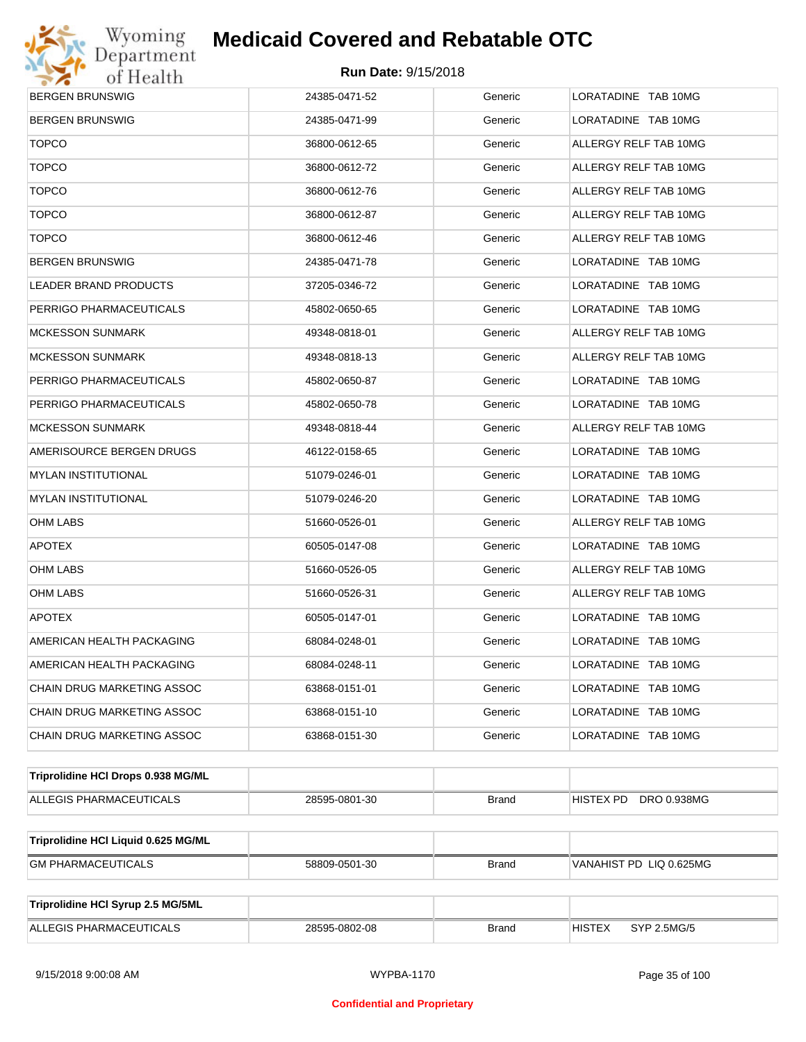| | | | |
|---|---|---|---|
| BERGEN BRUNSWIG | 24385-0471-52 | Generic | LORATADINE TAB 10MG |
| BERGEN BRUNSWIG | 24385-0471-99 | Generic | LORATADINE TAB 10MG |
| TOPCO | 36800-0612-65 | Generic | ALLERGY RELF TAB 10MG |
| TOPCO | 36800-0612-72 | Generic | ALLERGY RELF TAB 10MG |
| TOPCO | 36800-0612-76 | Generic | ALLERGY RELF TAB 10MG |
| TOPCO | 36800-0612-87 | Generic | ALLERGY RELF TAB 10MG |
| TOPCO | 36800-0612-46 | Generic | ALLERGY RELF TAB 10MG |
| BERGEN BRUNSWIG | 24385-0471-78 | Generic | LORATADINE TAB 10MG |
| LEADER BRAND PRODUCTS | 37205-0346-72 | Generic | LORATADINE TAB 10MG |
| PERRIGO PHARMACEUTICALS | 45802-0650-65 | Generic | LORATADINE TAB 10MG |
| MCKESSON SUNMARK | 49348-0818-01 | Generic | ALLERGY RELF TAB 10MG |
| MCKESSON SUNMARK | 49348-0818-13 | Generic | ALLERGY RELF TAB 10MG |
| PERRIGO PHARMACEUTICALS | 45802-0650-87 | Generic | LORATADINE TAB 10MG |
| PERRIGO PHARMACEUTICALS | 45802-0650-78 | Generic | LORATADINE TAB 10MG |
| MCKESSON SUNMARK | 49348-0818-44 | Generic | ALLERGY RELF TAB 10MG |
| AMERISOURCE BERGEN DRUGS | 46122-0158-65 | Generic | LORATADINE TAB 10MG |
| MYLAN INSTITUTIONAL | 51079-0246-01 | Generic | LORATADINE TAB 10MG |
| MYLAN INSTITUTIONAL | 51079-0246-20 | Generic | LORATADINE TAB 10MG |
| OHM LABS | 51660-0526-01 | Generic | ALLERGY RELF TAB 10MG |
| APOTEX | 60505-0147-08 | Generic | LORATADINE TAB 10MG |
| OHM LABS | 51660-0526-05 | Generic | ALLERGY RELF TAB 10MG |
| OHM LABS | 51660-0526-31 | Generic | ALLERGY RELF TAB 10MG |
| APOTEX | 60505-0147-01 | Generic | LORATADINE TAB 10MG |
| AMERICAN HEALTH PACKAGING | 68084-0248-01 | Generic | LORATADINE TAB 10MG |
| AMERICAN HEALTH PACKAGING | 68084-0248-11 | Generic | LORATADINE TAB 10MG |
| CHAIN DRUG MARKETING ASSOC | 63868-0151-01 | Generic | LORATADINE TAB 10MG |
| CHAIN DRUG MARKETING ASSOC | 63868-0151-10 | Generic | LORATADINE TAB 10MG |
| CHAIN DRUG MARKETING ASSOC | 63868-0151-30 | Generic | LORATADINE TAB 10MG |

| **Triprolidine HCl Drops 0.938 MG/ML** | | | |
|---|---|---|---|
| ALLEGIS PHARMACEUTICALS | 28595-0801-30 | Brand | HISTEX PD DRO 0.938MG |

| **Triprolidine HCl Liquid 0.625 MG/ML** | | | |
|---|---|---|---|
| GM PHARMACEUTICALS | 58809-0501-30 | Brand | VANAHIST PD LIQ 0.625MG |

| **Triprolidine HCl Syrup 2.5 MG/5ML** | | | |
|---|---|---|---|
| ALLEGIS PHARMACEUTICALS | 28595-0802-08 | Brand | HISTEX SYP 2.5MG/5 |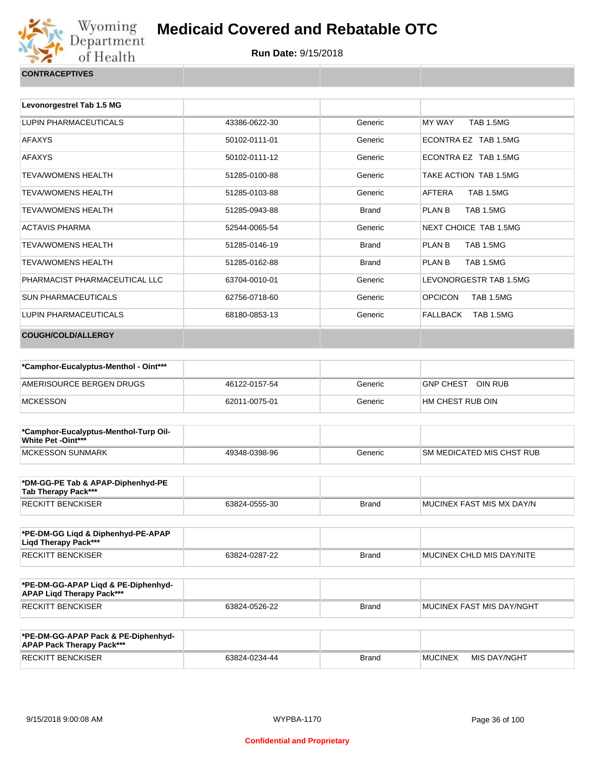# Medicaid Covered and Rebatable OTC

**Run Date:** 9/15/2018

## CONTRACEPTIVES

| Levonorgestrel Tab 1.5 MG | | | |
|---|---|---|---|
| LUPIN PHARMACEUTICALS | 43386-0622-30 | Generic | MY WAY TAB 1.5MG |
| AFAXYS | 50102-0111-01 | Generic | ECONTRA EZ TAB 1.5MG |
| AFAXYS | 50102-0111-12 | Generic | ECONTRA EZ TAB 1.5MG |
| TEVA/WOMENS HEALTH | 51285-0100-88 | Generic | TAKE ACTION TAB 1.5MG |
| TEVA/WOMENS HEALTH | 51285-0103-88 | Generic | AFTERA TAB 1.5MG |
| TEVA/WOMENS HEALTH | 51285-0943-88 | Brand | PLAN B TAB 1.5MG |
| ACTAVIS PHARMA | 52544-0065-54 | Generic | NEXT CHOICE TAB 1.5MG |
| TEVA/WOMENS HEALTH | 51285-0146-19 | Brand | PLAN B TAB 1.5MG |
| TEVA/WOMENS HEALTH | 51285-0162-88 | Brand | PLAN B TAB 1.5MG |
| PHARMACIST PHARMACEUTICAL LLC | 63704-0010-01 | Generic | LEVONORGESTR TAB 1.5MG |
| SUN PHARMACEUTICALS | 62756-0718-60 | Generic | OPCICON TAB 1.5MG |
| LUPIN PHARMACEUTICALS | 68180-0853-13 | Generic | FALLBACK TAB 1.5MG |

## COUGH/COLD/ALLERGY

| *Camphor-Eucalyptus-Menthol - Oint*** | | | |
|---|---|---|---|
| AMERISOURCE BERGEN DRUGS | 46122-0157-54 | Generic | GNP CHEST OIN RUB |
| MCKESSON | 62011-0075-01 | Generic | HM CHEST RUB OIN |

| *Camphor-Eucalyptus-Menthol-Turp Oil-White Pet -Oint*** | | | |
|---|---|---|---|
| MCKESSON SUNMARK | 49348-0398-96 | Generic | SM MEDICATED MIS CHST RUB |

| *DM-GG-PE Tab & APAP-Diphenhyd-PE Tab Therapy Pack*** | | | |
|---|---|---|---|
| RECKITT BENCKISER | 63824-0555-30 | Brand | MUCINEX FAST MIS MX DAY/N |

| *PE-DM-GG Liqd & Diphenhyd-PE-APAP Liqd Therapy Pack*** | | | |
|---|---|---|---|
| RECKITT BENCKISER | 63824-0287-22 | Brand | MUCINEX CHLD MIS DAY/NITE |

| *PE-DM-GG-APAP Liqd & PE-Diphenhyd-APAP Liqd Therapy Pack*** | | | |
|---|---|---|---|
| RECKITT BENCKISER | 63824-0526-22 | Brand | MUCINEX FAST MIS DAY/NGHT |

| *PE-DM-GG-APAP Pack & PE-Diphenhyd-APAP Pack Therapy Pack*** | | | |
|---|---|---|---|
| RECKITT BENCKISER | 63824-0234-44 | Brand | MUCINEX MIS DAY/NGHT |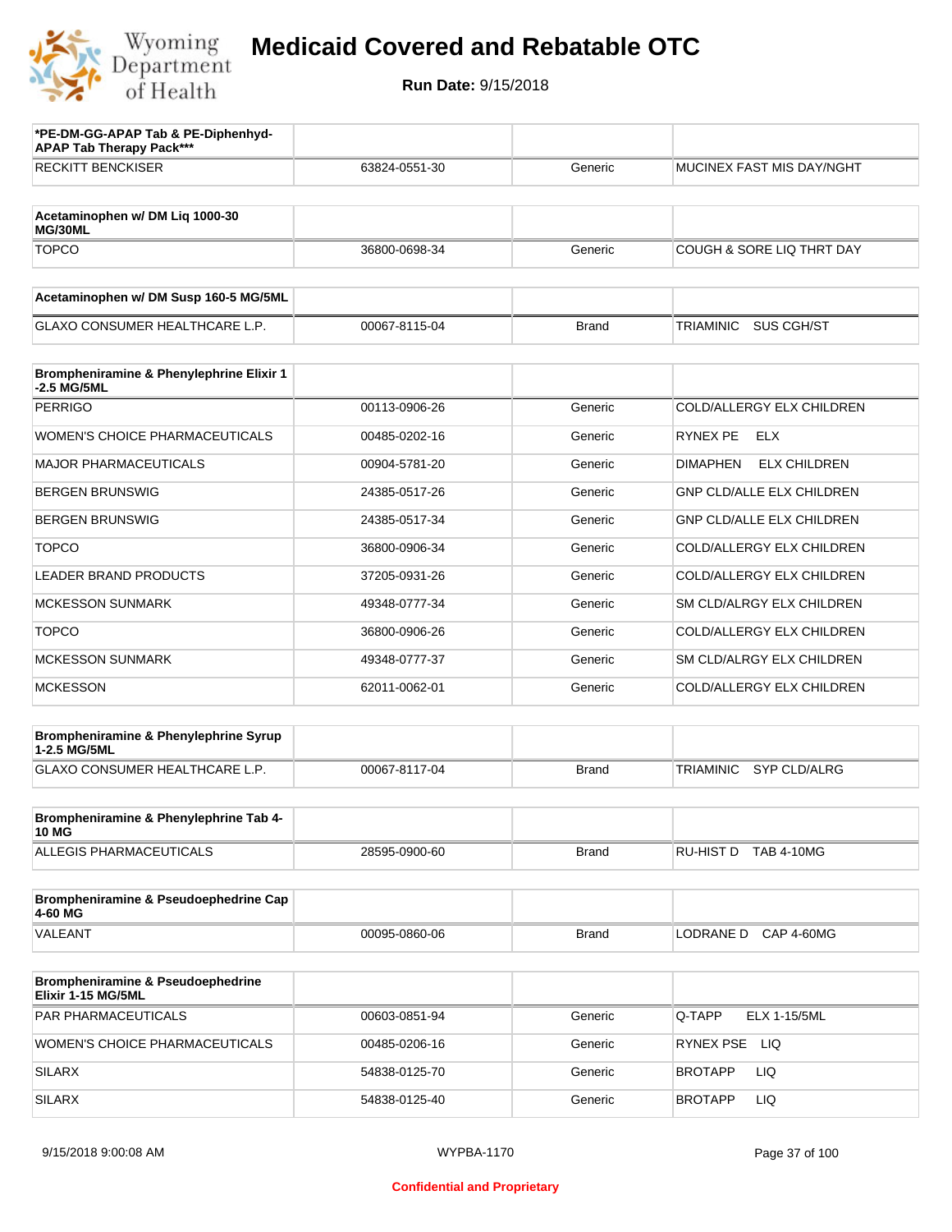# Medicaid Covered and Rebatable OTC

**Run Date:** 9/15/2018

| *PE-DM-GG-APAP Tab & PE-Diphenhyd-APAP Tab Therapy Pack*** | | | |
|---|---|---|---|
| RECKITT BENCKISER | 63824-0551-30 | Generic | MUCINEX FAST MIS DAY/NGHT |

| Acetaminophen w/ DM Liq 1000-30 MG/30ML | | | |
|---|---|---|---|
| TOPCO | 36800-0698-34 | Generic | COUGH & SORE LIQ THRT DAY |

| Acetaminophen w/ DM Susp 160-5 MG/5ML | | | |
|---|---|---|---|
| GLAXO CONSUMER HEALTHCARE L.P. | 00067-8115-04 | Brand | TRIAMINIC SUS CGH/ST |

| Brompheniramine & Phenylephrine Elixir 1-2.5 MG/5ML | | | |
|---|---|---|---|
| PERRIGO | 00113-0906-26 | Generic | COLD/ALLERGY ELX CHILDREN |
| WOMEN'S CHOICE PHARMACEUTICALS | 00485-0202-16 | Generic | RYNEX PE ELX |
| MAJOR PHARMACEUTICALS | 00904-5781-20 | Generic | DIMAPHEN ELX CHILDREN |
| BERGEN BRUNSWIG | 24385-0517-26 | Generic | GNP CLD/ALLE ELX CHILDREN |
| BERGEN BRUNSWIG | 24385-0517-34 | Generic | GNP CLD/ALLE ELX CHILDREN |
| TOPCO | 36800-0906-34 | Generic | COLD/ALLERGY ELX CHILDREN |
| LEADER BRAND PRODUCTS | 37205-0931-26 | Generic | COLD/ALLERGY ELX CHILDREN |
| MCKESSON SUNMARK | 49348-0777-34 | Generic | SM CLD/ALRGY ELX CHILDREN |
| TOPCO | 36800-0906-26 | Generic | COLD/ALLERGY ELX CHILDREN |
| MCKESSON SUNMARK | 49348-0777-37 | Generic | SM CLD/ALRGY ELX CHILDREN |
| MCKESSON | 62011-0062-01 | Generic | COLD/ALLERGY ELX CHILDREN |

| Brompheniramine & Phenylephrine Syrup 1-2.5 MG/5ML | | | |
|---|---|---|---|
| GLAXO CONSUMER HEALTHCARE L.P. | 00067-8117-04 | Brand | TRIAMINIC SYP CLD/ALRG |

| Brompheniramine & Phenylephrine Tab 4-10 MG | | | |
|---|---|---|---|
| ALLEGIS PHARMACEUTICALS | 28595-0900-60 | Brand | RU-HIST D TAB 4-10MG |

| Brompheniramine & Pseudoephedrine Cap 4-60 MG | | | |
|---|---|---|---|
| VALEANT | 00095-0860-06 | Brand | LODRANE D CAP 4-60MG |

| Brompheniramine & Pseudoephedrine Elixir 1-15 MG/5ML | | | |
|---|---|---|---|
| PAR PHARMACEUTICALS | 00603-0851-94 | Generic | Q-TAPP ELX 1-15/5ML |
| WOMEN'S CHOICE PHARMACEUTICALS | 00485-0206-16 | Generic | RYNEX PSE LIQ |
| SILARX | 54838-0125-70 | Generic | BROTAPP LIQ |
| SILARX | 54838-0125-40 | Generic | BROTAPP LIQ |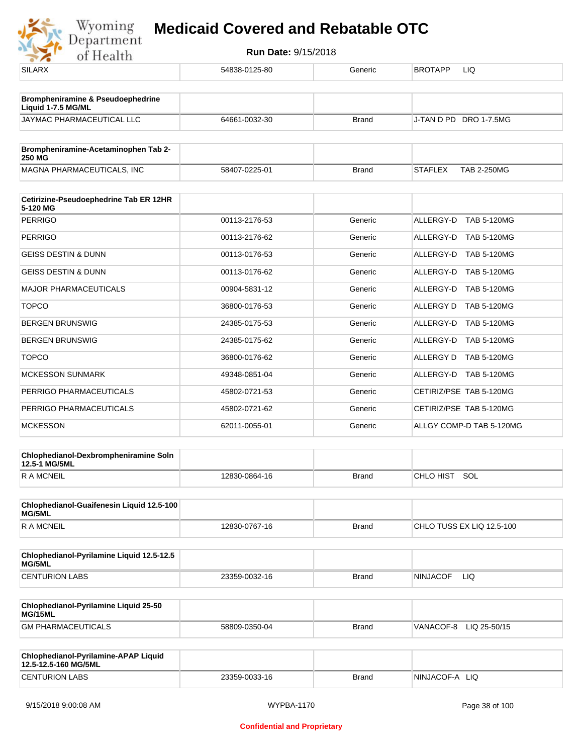| SILARX | 54838-0125-80 | Generic | BROTAPP LIQ |
|---|---|---|---|

| **Brompheniramine & Pseudoephedrine Liquid 1-7.5 MG/ML** | | | |
|---|---|---|---|
| JAYMAC PHARMACEUTICAL LLC | 64661-0032-30 | Brand | J-TAN D PD DRO 1-7.5MG |

| **Brompheniramine-Acetaminophen Tab 2-250 MG** | | | |
|---|---|---|---|
| MAGNA PHARMACEUTICALS, INC | 58407-0225-01 | Brand | STAFLEX TAB 2-250MG |

| **Cetirizine-Pseudoephedrine Tab ER 12HR 5-120 MG** | | | |
|---|---|---|---|
| PERRIGO | 00113-2176-53 | Generic | ALLERGY-D TAB 5-120MG |
| PERRIGO | 00113-2176-62 | Generic | ALLERGY-D TAB 5-120MG |
| GEISS DESTIN & DUNN | 00113-0176-53 | Generic | ALLERGY-D TAB 5-120MG |
| GEISS DESTIN & DUNN | 00113-0176-62 | Generic | ALLERGY-D TAB 5-120MG |
| MAJOR PHARMACEUTICALS | 00904-5831-12 | Generic | ALLERGY-D TAB 5-120MG |
| TOPCO | 36800-0176-53 | Generic | ALLERGY D TAB 5-120MG |
| BERGEN BRUNSWIG | 24385-0175-53 | Generic | ALLERGY-D TAB 5-120MG |
| BERGEN BRUNSWIG | 24385-0175-62 | Generic | ALLERGY-D TAB 5-120MG |
| TOPCO | 36800-0176-62 | Generic | ALLERGY D TAB 5-120MG |
| MCKESSON SUNMARK | 49348-0851-04 | Generic | ALLERGY-D TAB 5-120MG |
| PERRIGO PHARMACEUTICALS | 45802-0721-53 | Generic | CETIRIZ/PSE TAB 5-120MG |
| PERRIGO PHARMACEUTICALS | 45802-0721-62 | Generic | CETIRIZ/PSE TAB 5-120MG |
| MCKESSON | 62011-0055-01 | Generic | ALLGY COMP-D TAB 5-120MG |

| **Chlophedianol-Dexbrompheniramine Soln 12.5-1 MG/5ML** | | | |
|---|---|---|---|
| R A MCNEIL | 12830-0864-16 | Brand | CHLO HIST SOL |

| **Chlophedianol-Guaifenesin Liquid 12.5-100 MG/5ML** | | | |
|---|---|---|---|
| R A MCNEIL | 12830-0767-16 | Brand | CHLO TUSS EX LIQ 12.5-100 |

| **Chlophedianol-Pyrilamine Liquid 12.5-12.5 MG/5ML** | | | |
|---|---|---|---|
| CENTURION LABS | 23359-0032-16 | Brand | NINJACOF LIQ |

| **Chlophedianol-Pyrilamine Liquid 25-50 MG/15ML** | | | |
|---|---|---|---|
| GM PHARMACEUTICALS | 58809-0350-04 | Brand | VANACOF-8 LIQ 25-50/15 |

| **Chlophedianol-Pyrilamine-APAP Liquid 12.5-12.5-160 MG/5ML** | | | |
|---|---|---|---|
| CENTURION LABS | 23359-0033-16 | Brand | NINJACOF-A LIQ |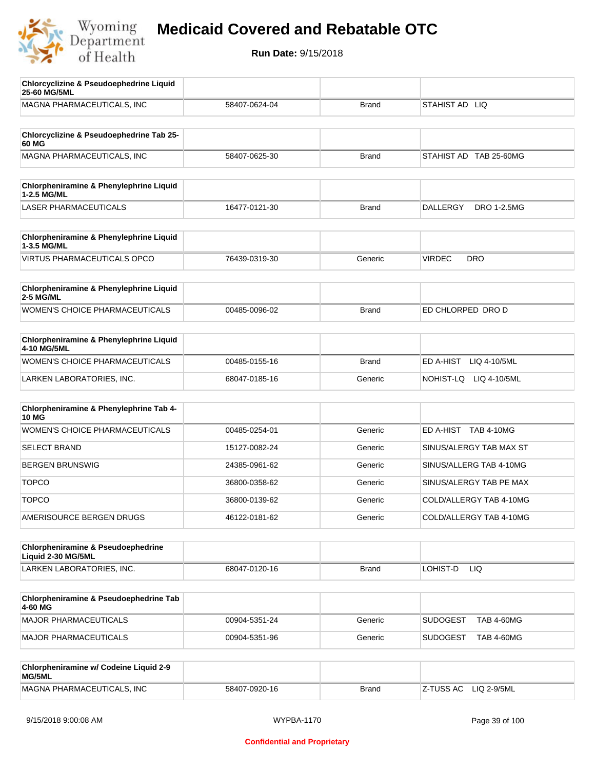# Medicaid Covered and Rebatable OTC

**Run Date:** 9/15/2018

| Chlorcyclizine & Pseudoephedrine Liquid 25-60 MG/5ML | | | |
|---|---|---|---|
| MAGNA PHARMACEUTICALS, INC | 58407-0624-04 | Brand | STAHIST AD LIQ |

| Chlorcyclizine & Pseudoephedrine Tab 25-60 MG | | | |
|---|---|---|---|
| MAGNA PHARMACEUTICALS, INC | 58407-0625-30 | Brand | STAHIST AD TAB 25-60MG |

| Chlorpheniramine & Phenylephrine Liquid 1-2.5 MG/ML | | | |
|---|---|---|---|
| LASER PHARMACEUTICALS | 16477-0121-30 | Brand | DALLERGY DRO 1-2.5MG |

| Chlorpheniramine & Phenylephrine Liquid 1-3.5 MG/ML | | | |
|---|---|---|---|
| VIRTUS PHARMACEUTICALS OPCO | 76439-0319-30 | Generic | VIRDEC DRO |

| Chlorpheniramine & Phenylephrine Liquid 2-5 MG/ML | | | |
|---|---|---|---|
| WOMEN'S CHOICE PHARMACEUTICALS | 00485-0096-02 | Brand | ED CHLORPED DRO D |

| Chlorpheniramine & Phenylephrine Liquid 4-10 MG/5ML | | | |
|---|---|---|---|
| WOMEN'S CHOICE PHARMACEUTICALS | 00485-0155-16 | Brand | ED A-HIST LIQ 4-10/5ML |
| LARKEN LABORATORIES, INC. | 68047-0185-16 | Generic | NOHIST-LQ LIQ 4-10/5ML |

| Chlorpheniramine & Phenylephrine Tab 4-10 MG | | | |
|---|---|---|---|
| WOMEN'S CHOICE PHARMACEUTICALS | 00485-0254-01 | Generic | ED A-HIST TAB 4-10MG |
| SELECT BRAND | 15127-0082-24 | Generic | SINUS/ALERGY TAB MAX ST |
| BERGEN BRUNSWIG | 24385-0961-62 | Generic | SINUS/ALLERG TAB 4-10MG |
| TOPCO | 36800-0358-62 | Generic | SINUS/ALERGY TAB PE MAX |
| TOPCO | 36800-0139-62 | Generic | COLD/ALLERGY TAB 4-10MG |
| AMERISOURCE BERGEN DRUGS | 46122-0181-62 | Generic | COLD/ALLERGY TAB 4-10MG |

| Chlorpheniramine & Pseudoephedrine Liquid 2-30 MG/5ML | | | |
|---|---|---|---|
| LARKEN LABORATORIES, INC. | 68047-0120-16 | Brand | LOHIST-D LIQ |

| Chlorpheniramine & Pseudoephedrine Tab 4-60 MG | | | |
|---|---|---|---|
| MAJOR PHARMACEUTICALS | 00904-5351-24 | Generic | SUDOGEST TAB 4-60MG |
| MAJOR PHARMACEUTICALS | 00904-5351-96 | Generic | SUDOGEST TAB 4-60MG |

| Chlorpheniramine w/ Codeine Liquid 2-9 MG/5ML | | | |
|---|---|---|---|
| MAGNA PHARMACEUTICALS, INC | 58407-0920-16 | Brand | Z-TUSS AC LIQ 2-9/5ML |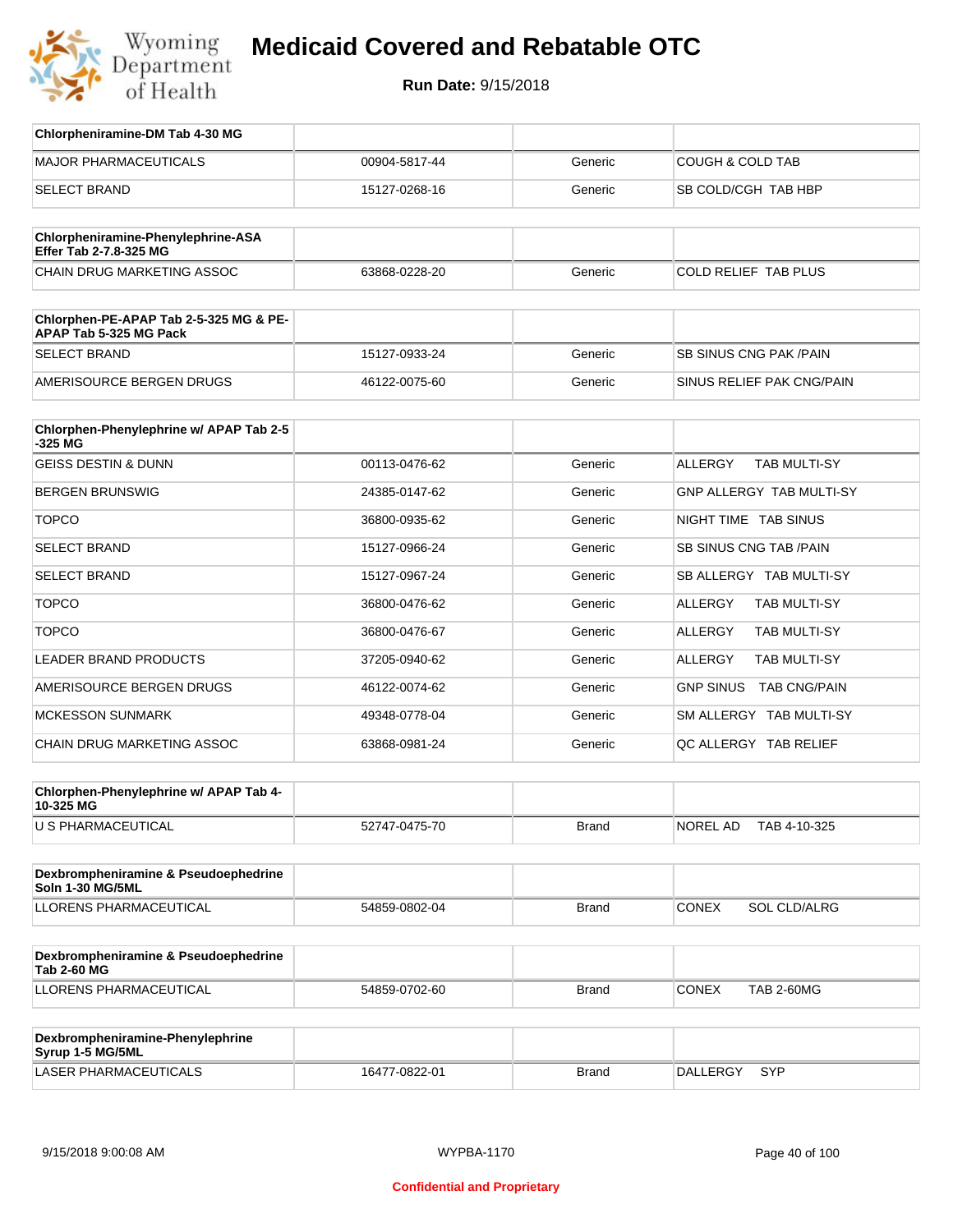| Chlorpheniramine-DM Tab 4-30 MG | | | |
|---|---|---|---|
| MAJOR PHARMACEUTICALS | 00904-5817-44 | Generic | COUGH & COLD TAB |
| SELECT BRAND | 15127-0268-16 | Generic | SB COLD/CGH TAB HBP |

| Chlorpheniramine-Phenylephrine-ASA Effer Tab 2-7.8-325 MG | | | |
|---|---|---|---|
| CHAIN DRUG MARKETING ASSOC | 63868-0228-20 | Generic | COLD RELIEF TAB PLUS |

| Chlorphen-PE-APAP Tab 2-5-325 MG & PE-APAP Tab 5-325 MG Pack | | | |
|---|---|---|---|
| SELECT BRAND | 15127-0933-24 | Generic | SB SINUS CNG PAK /PAIN |
| AMERISOURCE BERGEN DRUGS | 46122-0075-60 | Generic | SINUS RELIEF PAK CNG/PAIN |

| Chlorphen-Phenylephrine w/ APAP Tab 2-5-325 MG | | | |
|---|---|---|---|
| GEISS DESTIN & DUNN | 00113-0476-62 | Generic | ALLERGY TAB MULTI-SY |
| BERGEN BRUNSWIG | 24385-0147-62 | Generic | GNP ALLERGY TAB MULTI-SY |
| TOPCO | 36800-0935-62 | Generic | NIGHT TIME TAB SINUS |
| SELECT BRAND | 15127-0966-24 | Generic | SB SINUS CNG TAB /PAIN |
| SELECT BRAND | 15127-0967-24 | Generic | SB ALLERGY TAB MULTI-SY |
| TOPCO | 36800-0476-62 | Generic | ALLERGY TAB MULTI-SY |
| TOPCO | 36800-0476-67 | Generic | ALLERGY TAB MULTI-SY |
| LEADER BRAND PRODUCTS | 37205-0940-62 | Generic | ALLERGY TAB MULTI-SY |
| AMERISOURCE BERGEN DRUGS | 46122-0074-62 | Generic | GNP SINUS TAB CNG/PAIN |
| MCKESSON SUNMARK | 49348-0778-04 | Generic | SM ALLERGY TAB MULTI-SY |
| CHAIN DRUG MARKETING ASSOC | 63868-0981-24 | Generic | QC ALLERGY TAB RELIEF |

| Chlorphen-Phenylephrine w/ APAP Tab 4-10-325 MG | | | |
|---|---|---|---|
| U S PHARMACEUTICAL | 52747-0475-70 | Brand | NOREL AD TAB 4-10-325 |

| Dexbrompheniramine & Pseudoephedrine Soln 1-30 MG/5ML | | | |
|---|---|---|---|
| LLORENS PHARMACEUTICAL | 54859-0802-04 | Brand | CONEX SOL CLD/ALRG |

| Dexbrompheniramine & Pseudoephedrine Tab 2-60 MG | | | |
|---|---|---|---|
| LLORENS PHARMACEUTICAL | 54859-0702-60 | Brand | CONEX TAB 2-60MG |

| Dexbrompheniramine-Phenylephrine Syrup 1-5 MG/5ML | | | |
|---|---|---|---|
| LASER PHARMACEUTICALS | 16477-0822-01 | Brand | DALLERGY SYP |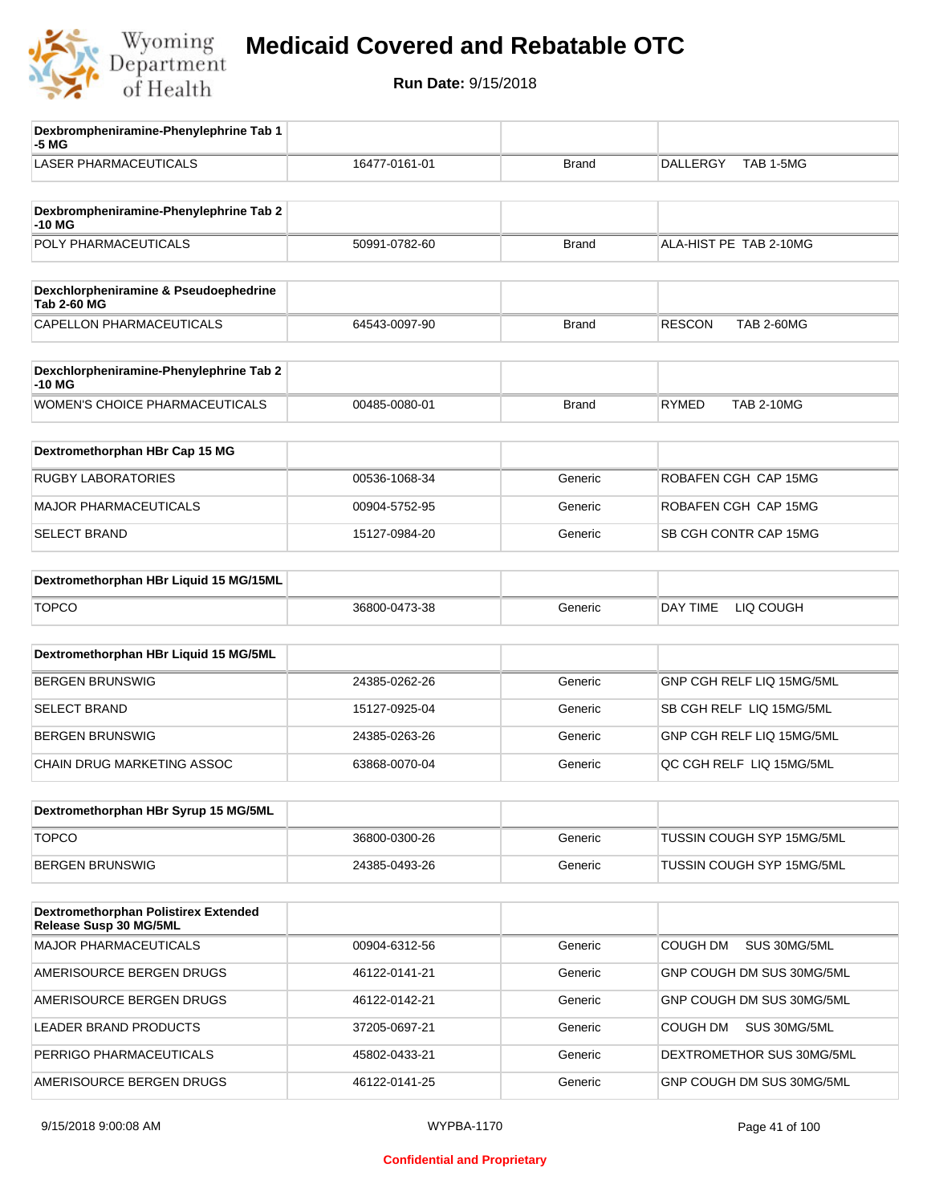# Medicaid Covered and Rebatable OTC

**Run Date:** 9/15/2018

| Dexbrompheniramine-Phenylephrine Tab 1-5 MG | | | |
|---|---|---|---|
| LASER PHARMACEUTICALS | 16477-0161-01 | Brand | DALLERGY TAB 1-5MG |

| Dexbrompheniramine-Phenylephrine Tab 2-10 MG | | | |
|---|---|---|---|
| POLY PHARMACEUTICALS | 50991-0782-60 | Brand | ALA-HIST PE TAB 2-10MG |

| Dexchlorpheniramine & Pseudoephedrine Tab 2-60 MG | | | |
|---|---|---|---|
| CAPELLON PHARMACEUTICALS | 64543-0097-90 | Brand | RESCON TAB 2-60MG |

| Dexchlorpheniramine-Phenylephrine Tab 2-10 MG | | | |
|---|---|---|---|
| WOMEN'S CHOICE PHARMACEUTICALS | 00485-0080-01 | Brand | RYMED TAB 2-10MG |

| Dextromethorphan HBr Cap 15 MG | | | |
|---|---|---|---|
| RUGBY LABORATORIES | 00536-1068-34 | Generic | ROBAFEN CGH CAP 15MG |
| MAJOR PHARMACEUTICALS | 00904-5752-95 | Generic | ROBAFEN CGH CAP 15MG |
| SELECT BRAND | 15127-0984-20 | Generic | SB CGH CONTR CAP 15MG |

| Dextromethorphan HBr Liquid 15 MG/15ML | | | |
|---|---|---|---|
| TOPCO | 36800-0473-38 | Generic | DAY TIME LIQ COUGH |

| Dextromethorphan HBr Liquid 15 MG/5ML | | | |
|---|---|---|---|
| BERGEN BRUNSWIG | 24385-0262-26 | Generic | GNP CGH RELF LIQ 15MG/5ML |
| SELECT BRAND | 15127-0925-04 | Generic | SB CGH RELF LIQ 15MG/5ML |
| BERGEN BRUNSWIG | 24385-0263-26 | Generic | GNP CGH RELF LIQ 15MG/5ML |
| CHAIN DRUG MARKETING ASSOC | 63868-0070-04 | Generic | QC CGH RELF LIQ 15MG/5ML |

| Dextromethorphan HBr Syrup 15 MG/5ML | | | |
|---|---|---|---|
| TOPCO | 36800-0300-26 | Generic | TUSSIN COUGH SYP 15MG/5ML |
| BERGEN BRUNSWIG | 24385-0493-26 | Generic | TUSSIN COUGH SYP 15MG/5ML |

| Dextromethorphan Polistirex Extended Release Susp 30 MG/5ML | | | |
|---|---|---|---|
| MAJOR PHARMACEUTICALS | 00904-6312-56 | Generic | COUGH DM SUS 30MG/5ML |
| AMERISOURCE BERGEN DRUGS | 46122-0141-21 | Generic | GNP COUGH DM SUS 30MG/5ML |
| AMERISOURCE BERGEN DRUGS | 46122-0142-21 | Generic | GNP COUGH DM SUS 30MG/5ML |
| LEADER BRAND PRODUCTS | 37205-0697-21 | Generic | COUGH DM SUS 30MG/5ML |
| PERRIGO PHARMACEUTICALS | 45802-0433-21 | Generic | DEXTROMETHOR SUS 30MG/5ML |
| AMERISOURCE BERGEN DRUGS | 46122-0141-25 | Generic | GNP COUGH DM SUS 30MG/5ML |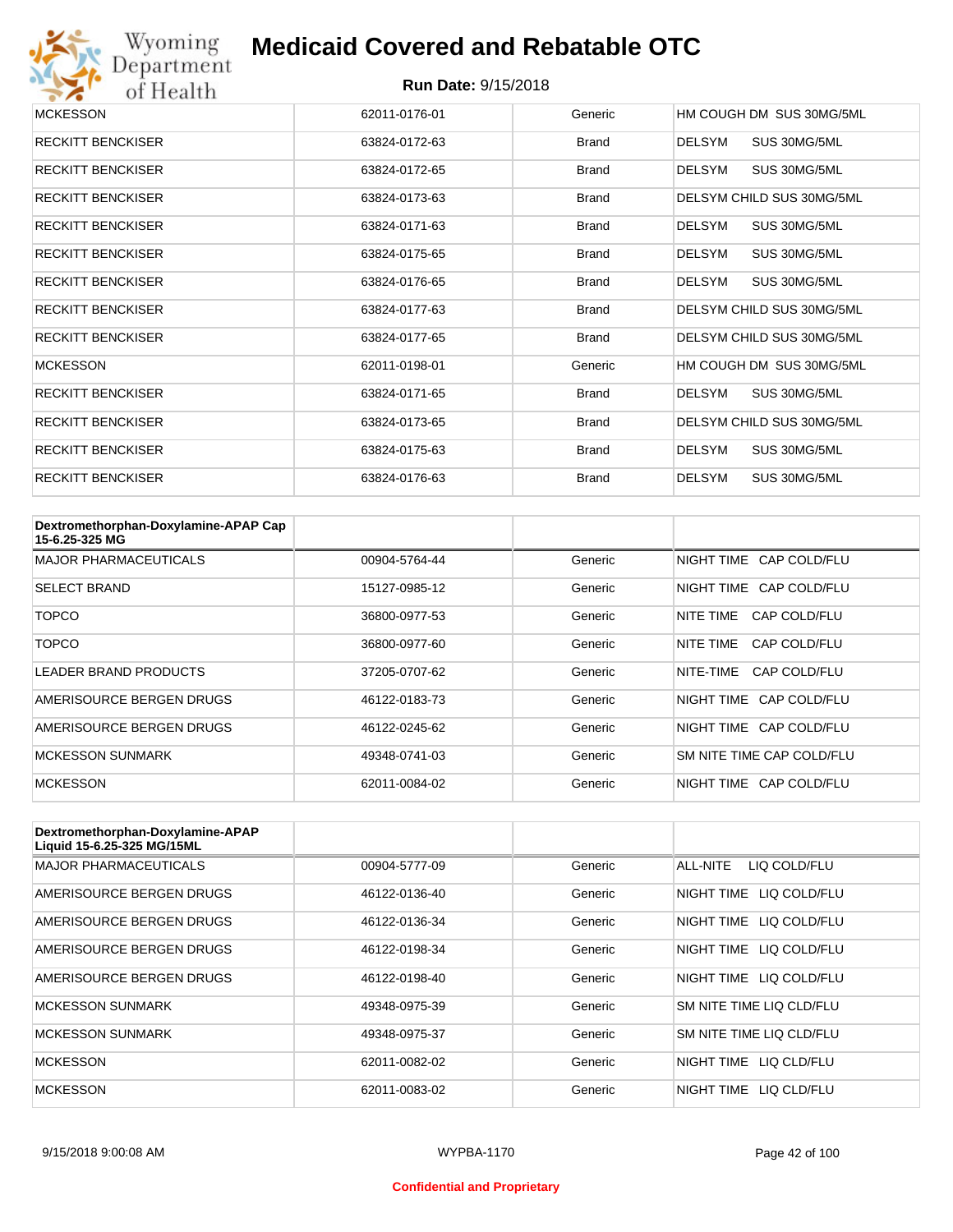| | | | |
|---|---|---|---|
| MCKESSON | 62011-0176-01 | Generic | HM COUGH DM SUS 30MG/5ML |
| RECKITT BENCKISER | 63824-0172-63 | Brand | DELSYM SUS 30MG/5ML |
| RECKITT BENCKISER | 63824-0172-65 | Brand | DELSYM SUS 30MG/5ML |
| RECKITT BENCKISER | 63824-0173-63 | Brand | DELSYM CHILD SUS 30MG/5ML |
| RECKITT BENCKISER | 63824-0171-63 | Brand | DELSYM SUS 30MG/5ML |
| RECKITT BENCKISER | 63824-0175-65 | Brand | DELSYM SUS 30MG/5ML |
| RECKITT BENCKISER | 63824-0176-65 | Brand | DELSYM SUS 30MG/5ML |
| RECKITT BENCKISER | 63824-0177-63 | Brand | DELSYM CHILD SUS 30MG/5ML |
| RECKITT BENCKISER | 63824-0177-65 | Brand | DELSYM CHILD SUS 30MG/5ML |
| MCKESSON | 62011-0198-01 | Generic | HM COUGH DM SUS 30MG/5ML |
| RECKITT BENCKISER | 63824-0171-65 | Brand | DELSYM SUS 30MG/5ML |
| RECKITT BENCKISER | 63824-0173-65 | Brand | DELSYM CHILD SUS 30MG/5ML |
| RECKITT BENCKISER | 63824-0175-63 | Brand | DELSYM SUS 30MG/5ML |
| RECKITT BENCKISER | 63824-0176-63 | Brand | DELSYM SUS 30MG/5ML |

| Dextromethorphan-Doxylamine-APAP Cap 15-6.25-325 MG | | | |
|---|---|---|---|
| MAJOR PHARMACEUTICALS | 00904-5764-44 | Generic | NIGHT TIME CAP COLD/FLU |
| SELECT BRAND | 15127-0985-12 | Generic | NIGHT TIME CAP COLD/FLU |
| TOPCO | 36800-0977-53 | Generic | NITE TIME CAP COLD/FLU |
| TOPCO | 36800-0977-60 | Generic | NITE TIME CAP COLD/FLU |
| LEADER BRAND PRODUCTS | 37205-0707-62 | Generic | NITE-TIME CAP COLD/FLU |
| AMERISOURCE BERGEN DRUGS | 46122-0183-73 | Generic | NIGHT TIME CAP COLD/FLU |
| AMERISOURCE BERGEN DRUGS | 46122-0245-62 | Generic | NIGHT TIME CAP COLD/FLU |
| MCKESSON SUNMARK | 49348-0741-03 | Generic | SM NITE TIME CAP COLD/FLU |
| MCKESSON | 62011-0084-02 | Generic | NIGHT TIME CAP COLD/FLU |

| Dextromethorphan-Doxylamine-APAP Liquid 15-6.25-325 MG/15ML | | | |
|---|---|---|---|
| MAJOR PHARMACEUTICALS | 00904-5777-09 | Generic | ALL-NITE LIQ COLD/FLU |
| AMERISOURCE BERGEN DRUGS | 46122-0136-40 | Generic | NIGHT TIME LIQ COLD/FLU |
| AMERISOURCE BERGEN DRUGS | 46122-0136-34 | Generic | NIGHT TIME LIQ COLD/FLU |
| AMERISOURCE BERGEN DRUGS | 46122-0198-34 | Generic | NIGHT TIME LIQ COLD/FLU |
| AMERISOURCE BERGEN DRUGS | 46122-0198-40 | Generic | NIGHT TIME LIQ COLD/FLU |
| MCKESSON SUNMARK | 49348-0975-39 | Generic | SM NITE TIME LIQ CLD/FLU |
| MCKESSON SUNMARK | 49348-0975-37 | Generic | SM NITE TIME LIQ CLD/FLU |
| MCKESSON | 62011-0082-02 | Generic | NIGHT TIME LIQ CLD/FLU |
| MCKESSON | 62011-0083-02 | Generic | NIGHT TIME LIQ CLD/FLU |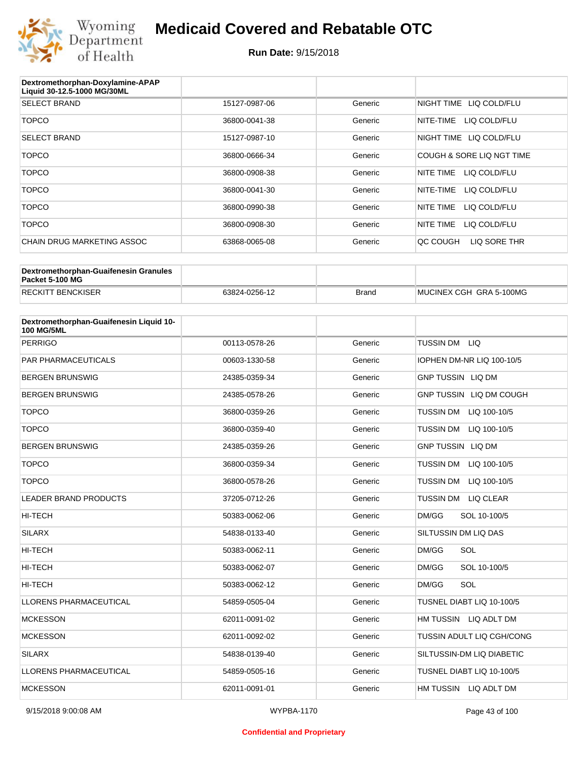# Medicaid Covered and Rebatable OTC

**Run Date:** 9/15/2018

| Dextromethorphan-Doxylamine-APAP Liquid 30-12.5-1000 MG/30ML | | | |
|---|---|---|---|
| SELECT BRAND | 15127-0987-06 | Generic | NIGHT TIME LIQ COLD/FLU |
| TOPCO | 36800-0041-38 | Generic | NITE-TIME LIQ COLD/FLU |
| SELECT BRAND | 15127-0987-10 | Generic | NIGHT TIME LIQ COLD/FLU |
| TOPCO | 36800-0666-34 | Generic | COUGH & SORE LIQ NGT TIME |
| TOPCO | 36800-0908-38 | Generic | NITE TIME LIQ COLD/FLU |
| TOPCO | 36800-0041-30 | Generic | NITE-TIME LIQ COLD/FLU |
| TOPCO | 36800-0990-38 | Generic | NITE TIME LIQ COLD/FLU |
| TOPCO | 36800-0908-30 | Generic | NITE TIME LIQ COLD/FLU |
| CHAIN DRUG MARKETING ASSOC | 63868-0065-08 | Generic | QC COUGH LIQ SORE THR |

| Dextromethorphan-Guaifenesin Granules Packet 5-100 MG | | | |
|---|---|---|---|
| RECKITT BENCKISER | 63824-0256-12 | Brand | MUCINEX CGH GRA 5-100MG |

| Dextromethorphan-Guaifenesin Liquid 10-100 MG/5ML | | | |
|---|---|---|---|
| PERRIGO | 00113-0578-26 | Generic | TUSSIN DM LIQ |
| PAR PHARMACEUTICALS | 00603-1330-58 | Generic | IOPHEN DM-NR LIQ 100-10/5 |
| BERGEN BRUNSWIG | 24385-0359-34 | Generic | GNP TUSSIN LIQ DM |
| BERGEN BRUNSWIG | 24385-0578-26 | Generic | GNP TUSSIN LIQ DM COUGH |
| TOPCO | 36800-0359-26 | Generic | TUSSIN DM LIQ 100-10/5 |
| TOPCO | 36800-0359-40 | Generic | TUSSIN DM LIQ 100-10/5 |
| BERGEN BRUNSWIG | 24385-0359-26 | Generic | GNP TUSSIN LIQ DM |
| TOPCO | 36800-0359-34 | Generic | TUSSIN DM LIQ 100-10/5 |
| TOPCO | 36800-0578-26 | Generic | TUSSIN DM LIQ 100-10/5 |
| LEADER BRAND PRODUCTS | 37205-0712-26 | Generic | TUSSIN DM LIQ CLEAR |
| HI-TECH | 50383-0062-06 | Generic | DM/GG SOL 10-100/5 |
| SILARX | 54838-0133-40 | Generic | SILTUSSIN DM LIQ DAS |
| HI-TECH | 50383-0062-11 | Generic | DM/GG SOL |
| HI-TECH | 50383-0062-07 | Generic | DM/GG SOL 10-100/5 |
| HI-TECH | 50383-0062-12 | Generic | DM/GG SOL |
| LLORENS PHARMACEUTICAL | 54859-0505-04 | Generic | TUSNEL DIABT LIQ 10-100/5 |
| MCKESSON | 62011-0091-02 | Generic | HM TUSSIN LIQ ADLT DM |
| MCKESSON | 62011-0092-02 | Generic | TUSSIN ADULT LIQ CGH/CONG |
| SILARX | 54838-0139-40 | Generic | SILTUSSIN-DM LIQ DIABETIC |
| LLORENS PHARMACEUTICAL | 54859-0505-16 | Generic | TUSNEL DIABT LIQ 10-100/5 |
| MCKESSON | 62011-0091-01 | Generic | HM TUSSIN LIQ ADLT DM |

9/15/2018 9:00:08 AM WYPBA-1170

Confidential and Proprietary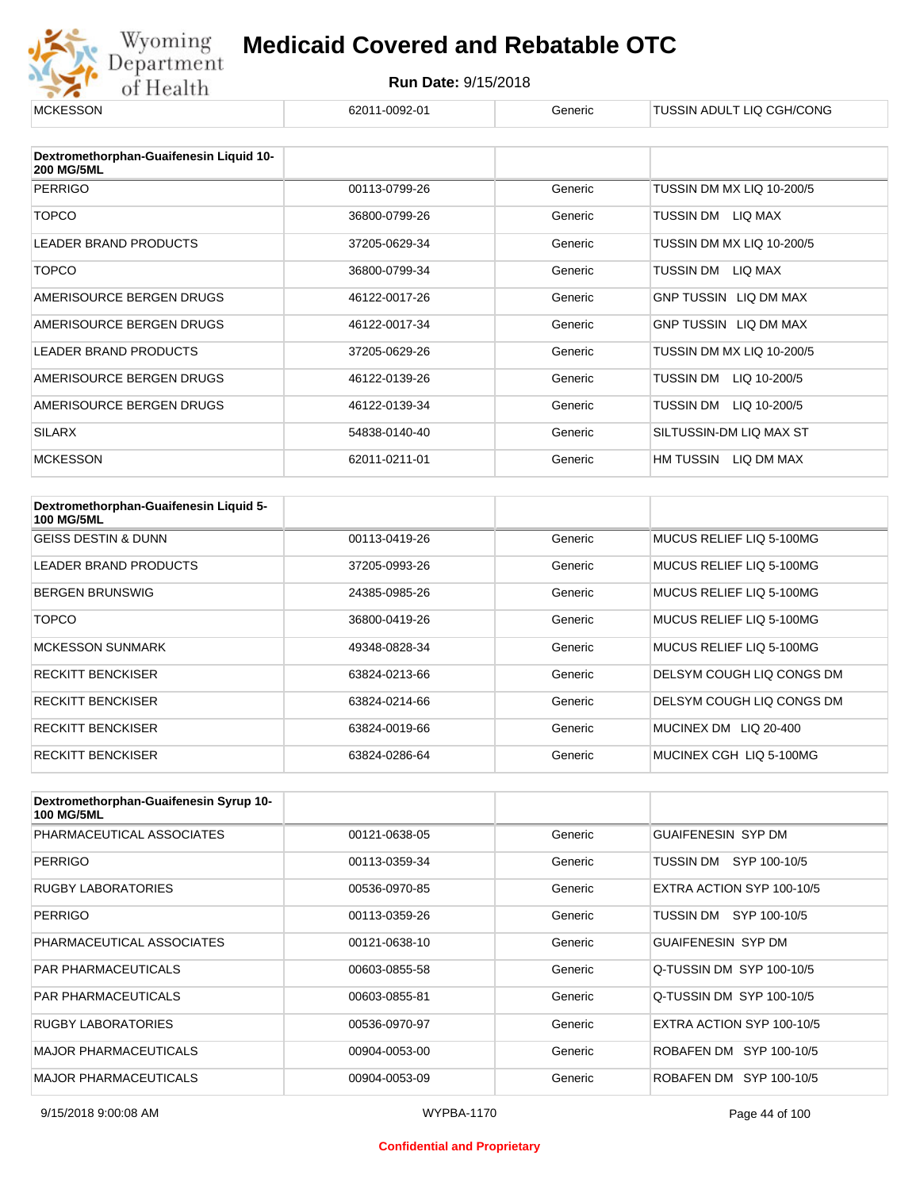| MCKESSON | 62011-0092-01 | Generic | TUSSIN ADULT LIQ CGH/CONG |
|---|---|---|---|

| Dextromethorphan-Guaifenesin Liquid 10-200 MG/5ML | | | |
|---|---|---|---|
| PERRIGO | 00113-0799-26 | Generic | TUSSIN DM MX LIQ 10-200/5 |
| TOPCO | 36800-0799-26 | Generic | TUSSIN DM LIQ MAX |
| LEADER BRAND PRODUCTS | 37205-0629-34 | Generic | TUSSIN DM MX LIQ 10-200/5 |
| TOPCO | 36800-0799-34 | Generic | TUSSIN DM LIQ MAX |
| AMERISOURCE BERGEN DRUGS | 46122-0017-26 | Generic | GNP TUSSIN LIQ DM MAX |
| AMERISOURCE BERGEN DRUGS | 46122-0017-34 | Generic | GNP TUSSIN LIQ DM MAX |
| LEADER BRAND PRODUCTS | 37205-0629-26 | Generic | TUSSIN DM MX LIQ 10-200/5 |
| AMERISOURCE BERGEN DRUGS | 46122-0139-26 | Generic | TUSSIN DM LIQ 10-200/5 |
| AMERISOURCE BERGEN DRUGS | 46122-0139-34 | Generic | TUSSIN DM LIQ 10-200/5 |
| SILARX | 54838-0140-40 | Generic | SILTUSSIN-DM LIQ MAX ST |
| MCKESSON | 62011-0211-01 | Generic | HM TUSSIN LIQ DM MAX |

| Dextromethorphan-Guaifenesin Liquid 5-100 MG/5ML | | | |
|---|---|---|---|
| GEISS DESTIN & DUNN | 00113-0419-26 | Generic | MUCUS RELIEF LIQ 5-100MG |
| LEADER BRAND PRODUCTS | 37205-0993-26 | Generic | MUCUS RELIEF LIQ 5-100MG |
| BERGEN BRUNSWIG | 24385-0985-26 | Generic | MUCUS RELIEF LIQ 5-100MG |
| TOPCO | 36800-0419-26 | Generic | MUCUS RELIEF LIQ 5-100MG |
| MCKESSON SUNMARK | 49348-0828-34 | Generic | MUCUS RELIEF LIQ 5-100MG |
| RECKITT BENCKISER | 63824-0213-66 | Generic | DELSYM COUGH LIQ CONGS DM |
| RECKITT BENCKISER | 63824-0214-66 | Generic | DELSYM COUGH LIQ CONGS DM |
| RECKITT BENCKISER | 63824-0019-66 | Generic | MUCINEX DM LIQ 20-400 |
| RECKITT BENCKISER | 63824-0286-64 | Generic | MUCINEX CGH LIQ 5-100MG |

| Dextromethorphan-Guaifenesin Syrup 10-100 MG/5ML | | | |
|---|---|---|---|
| PHARMACEUTICAL ASSOCIATES | 00121-0638-05 | Generic | GUAIFENESIN SYP DM |
| PERRIGO | 00113-0359-34 | Generic | TUSSIN DM SYP 100-10/5 |
| RUGBY LABORATORIES | 00536-0970-85 | Generic | EXTRA ACTION SYP 100-10/5 |
| PERRIGO | 00113-0359-26 | Generic | TUSSIN DM SYP 100-10/5 |
| PHARMACEUTICAL ASSOCIATES | 00121-0638-10 | Generic | GUAIFENESIN SYP DM |
| PAR PHARMACEUTICALS | 00603-0855-58 | Generic | Q-TUSSIN DM SYP 100-10/5 |
| PAR PHARMACEUTICALS | 00603-0855-81 | Generic | Q-TUSSIN DM SYP 100-10/5 |
| RUGBY LABORATORIES | 00536-0970-97 | Generic | EXTRA ACTION SYP 100-10/5 |
| MAJOR PHARMACEUTICALS | 00904-0053-00 | Generic | ROBAFEN DM SYP 100-10/5 |
| MAJOR PHARMACEUTICALS | 00904-0053-09 | Generic | ROBAFEN DM SYP 100-10/5 |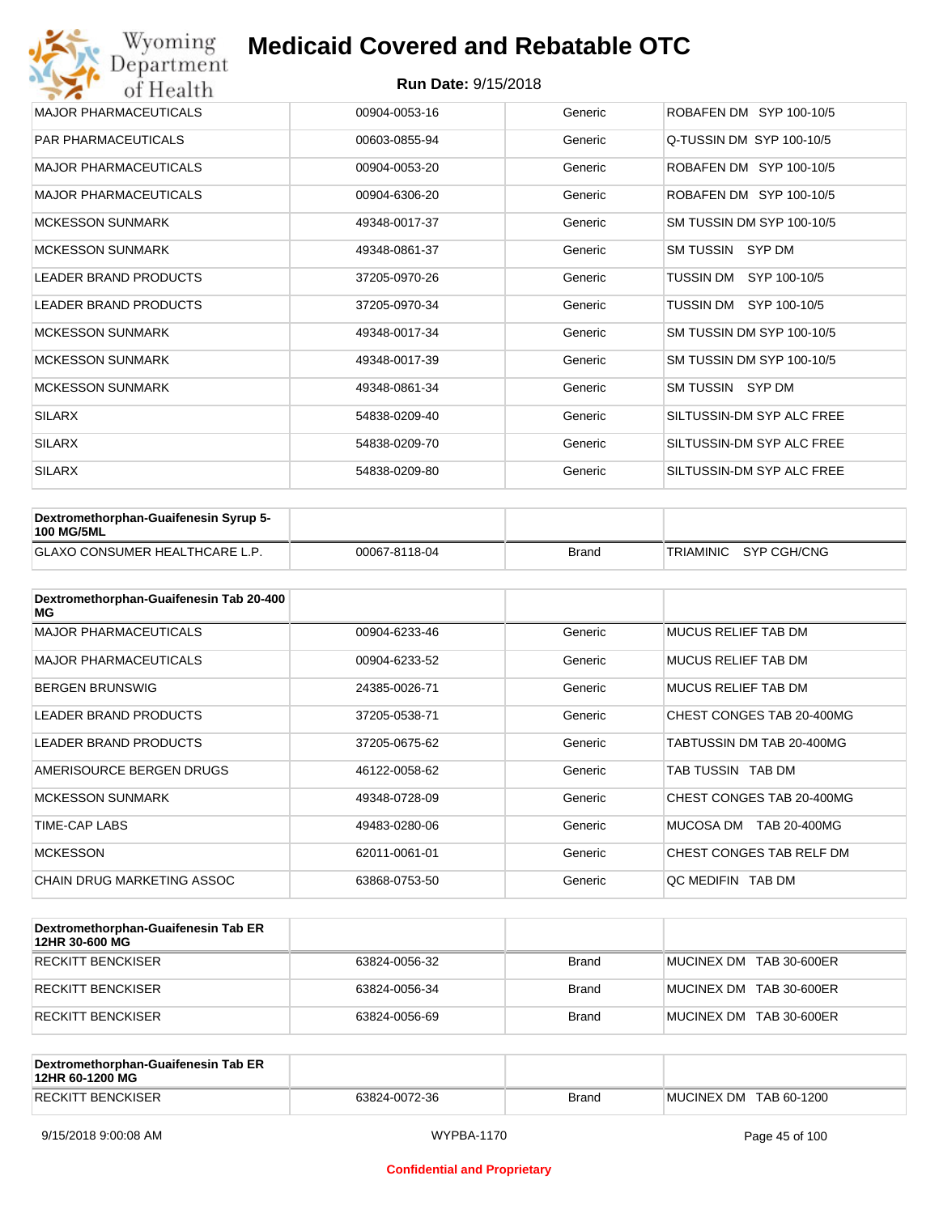| | | | |
|---|---|---|---|
| MAJOR PHARMACEUTICALS | 00904-0053-16 | Generic | ROBAFEN DM SYP 100-10/5 |
| PAR PHARMACEUTICALS | 00603-0855-94 | Generic | Q-TUSSIN DM SYP 100-10/5 |
| MAJOR PHARMACEUTICALS | 00904-0053-20 | Generic | ROBAFEN DM SYP 100-10/5 |
| MAJOR PHARMACEUTICALS | 00904-6306-20 | Generic | ROBAFEN DM SYP 100-10/5 |
| MCKESSON SUNMARK | 49348-0017-37 | Generic | SM TUSSIN DM SYP 100-10/5 |
| MCKESSON SUNMARK | 49348-0861-37 | Generic | SM TUSSIN SYP DM |
| LEADER BRAND PRODUCTS | 37205-0970-26 | Generic | TUSSIN DM SYP 100-10/5 |
| LEADER BRAND PRODUCTS | 37205-0970-34 | Generic | TUSSIN DM SYP 100-10/5 |
| MCKESSON SUNMARK | 49348-0017-34 | Generic | SM TUSSIN DM SYP 100-10/5 |
| MCKESSON SUNMARK | 49348-0017-39 | Generic | SM TUSSIN DM SYP 100-10/5 |
| MCKESSON SUNMARK | 49348-0861-34 | Generic | SM TUSSIN SYP DM |
| SILARX | 54838-0209-40 | Generic | SILTUSSIN-DM SYP ALC FREE |
| SILARX | 54838-0209-70 | Generic | SILTUSSIN-DM SYP ALC FREE |
| SILARX | 54838-0209-80 | Generic | SILTUSSIN-DM SYP ALC FREE |

| Dextromethorphan-Guaifenesin Syrup 5-100 MG/5ML | | | |
|---|---|---|---|
| GLAXO CONSUMER HEALTHCARE L.P. | 00067-8118-04 | Brand | TRIAMINIC SYP CGH/CNG |

| Dextromethorphan-Guaifenesin Tab 20-400 MG | | | |
|---|---|---|---|
| MAJOR PHARMACEUTICALS | 00904-6233-46 | Generic | MUCUS RELIEF TAB DM |
| MAJOR PHARMACEUTICALS | 00904-6233-52 | Generic | MUCUS RELIEF TAB DM |
| BERGEN BRUNSWIG | 24385-0026-71 | Generic | MUCUS RELIEF TAB DM |
| LEADER BRAND PRODUCTS | 37205-0538-71 | Generic | CHEST CONGES TAB 20-400MG |
| LEADER BRAND PRODUCTS | 37205-0675-62 | Generic | TABTUSSIN DM TAB 20-400MG |
| AMERISOURCE BERGEN DRUGS | 46122-0058-62 | Generic | TAB TUSSIN TAB DM |
| MCKESSON SUNMARK | 49348-0728-09 | Generic | CHEST CONGES TAB 20-400MG |
| TIME-CAP LABS | 49483-0280-06 | Generic | MUCOSA DM TAB 20-400MG |
| MCKESSON | 62011-0061-01 | Generic | CHEST CONGES TAB RELF DM |
| CHAIN DRUG MARKETING ASSOC | 63868-0753-50 | Generic | QC MEDIFIN TAB DM |

| Dextromethorphan-Guaifenesin Tab ER 12HR 30-600 MG | | | |
|---|---|---|---|
| RECKITT BENCKISER | 63824-0056-32 | Brand | MUCINEX DM TAB 30-600ER |
| RECKITT BENCKISER | 63824-0056-34 | Brand | MUCINEX DM TAB 30-600ER |
| RECKITT BENCKISER | 63824-0056-69 | Brand | MUCINEX DM TAB 30-600ER |

| Dextromethorphan-Guaifenesin Tab ER 12HR 60-1200 MG | | | |
|---|---|---|---|
| RECKITT BENCKISER | 63824-0072-36 | Brand | MUCINEX DM TAB 60-1200 |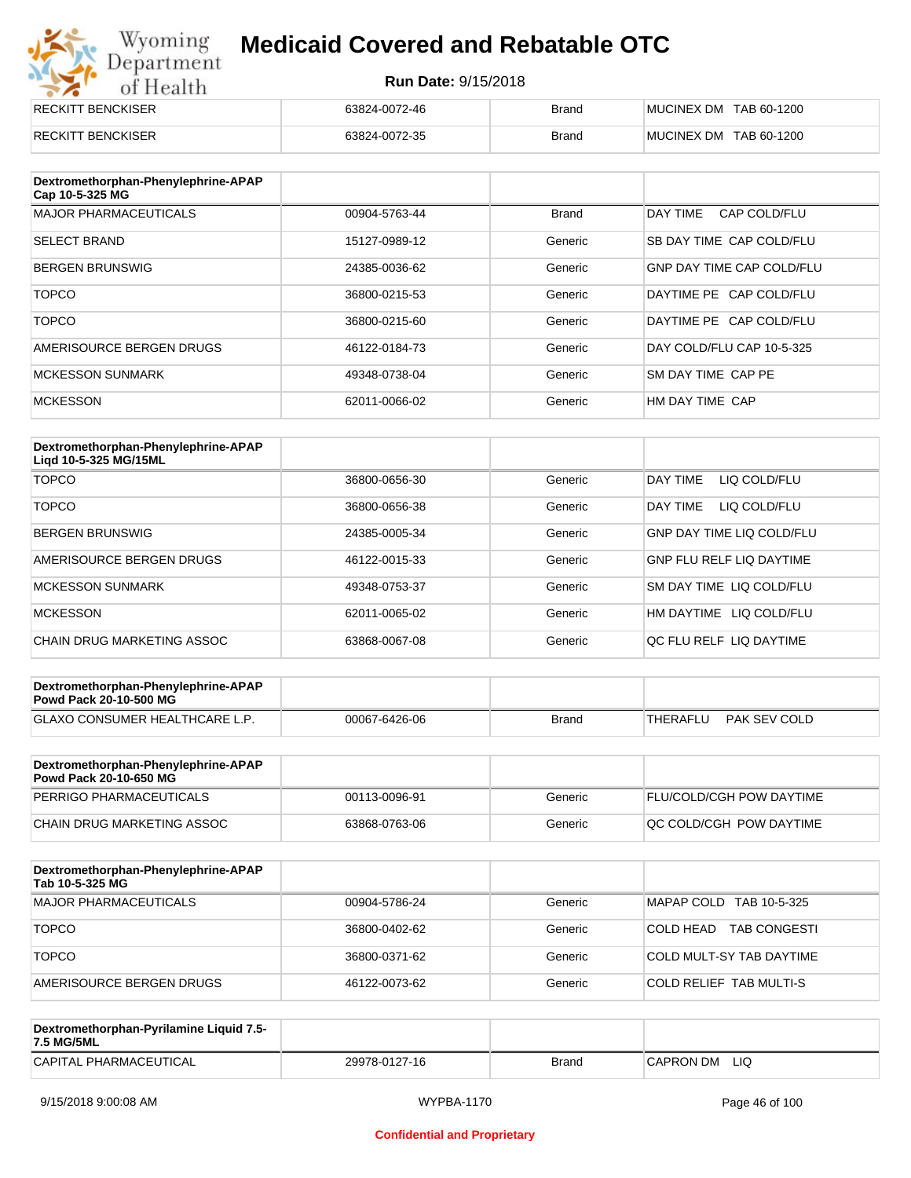# Medicaid Covered and Rebatable OTC

**Run Date:** 9/15/2018

| | | | |
|---|---|---|---|
| RECKITT BENCKISER | 63824-0072-46 | Brand | MUCINEX DM TAB 60-1200 |
| RECKITT BENCKISER | 63824-0072-35 | Brand | MUCINEX DM TAB 60-1200 |

| Dextromethorphan-Phenylephrine-APAP Cap 10-5-325 MG | | | |
|---|---|---|---|
| MAJOR PHARMACEUTICALS | 00904-5763-44 | Brand | DAY TIME CAP COLD/FLU |
| SELECT BRAND | 15127-0989-12 | Generic | SB DAY TIME CAP COLD/FLU |
| BERGEN BRUNSWIG | 24385-0036-62 | Generic | GNP DAY TIME CAP COLD/FLU |
| TOPCO | 36800-0215-53 | Generic | DAYTIME PE CAP COLD/FLU |
| TOPCO | 36800-0215-60 | Generic | DAYTIME PE CAP COLD/FLU |
| AMERISOURCE BERGEN DRUGS | 46122-0184-73 | Generic | DAY COLD/FLU CAP 10-5-325 |
| MCKESSON SUNMARK | 49348-0738-04 | Generic | SM DAY TIME CAP PE |
| MCKESSON | 62011-0066-02 | Generic | HM DAY TIME CAP |

| Dextromethorphan-Phenylephrine-APAP Liqd 10-5-325 MG/15ML | | | |
|---|---|---|---|
| TOPCO | 36800-0656-30 | Generic | DAY TIME LIQ COLD/FLU |
| TOPCO | 36800-0656-38 | Generic | DAY TIME LIQ COLD/FLU |
| BERGEN BRUNSWIG | 24385-0005-34 | Generic | GNP DAY TIME LIQ COLD/FLU |
| AMERISOURCE BERGEN DRUGS | 46122-0015-33 | Generic | GNP FLU RELF LIQ DAYTIME |
| MCKESSON SUNMARK | 49348-0753-37 | Generic | SM DAY TIME LIQ COLD/FLU |
| MCKESSON | 62011-0065-02 | Generic | HM DAYTIME LIQ COLD/FLU |
| CHAIN DRUG MARKETING ASSOC | 63868-0067-08 | Generic | QC FLU RELF LIQ DAYTIME |

| Dextromethorphan-Phenylephrine-APAP Powd Pack 20-10-500 MG | | | |
|---|---|---|---|
| GLAXO CONSUMER HEALTHCARE L.P. | 00067-6426-06 | Brand | THERAFLU PAK SEV COLD |

| Dextromethorphan-Phenylephrine-APAP Powd Pack 20-10-650 MG | | | |
|---|---|---|---|
| PERRIGO PHARMACEUTICALS | 00113-0096-91 | Generic | FLU/COLD/CGH POW DAYTIME |
| CHAIN DRUG MARKETING ASSOC | 63868-0763-06 | Generic | QC COLD/CGH POW DAYTIME |

| Dextromethorphan-Phenylephrine-APAP Tab 10-5-325 MG | | | |
|---|---|---|---|
| MAJOR PHARMACEUTICALS | 00904-5786-24 | Generic | MAPAP COLD TAB 10-5-325 |
| TOPCO | 36800-0402-62 | Generic | COLD HEAD TAB CONGESTI |
| TOPCO | 36800-0371-62 | Generic | COLD MULT-SY TAB DAYTIME |
| AMERISOURCE BERGEN DRUGS | 46122-0073-62 | Generic | COLD RELIEF TAB MULTI-S |

| Dextromethorphan-Pyrilamine Liquid 7.5-7.5 MG/5ML | | | |
|---|---|---|---|
| CAPITAL PHARMACEUTICAL | 29978-0127-16 | Brand | CAPRON DM LIQ |

9/15/2018 9:00:08 AM WYPBA-1170

Confidential and Proprietary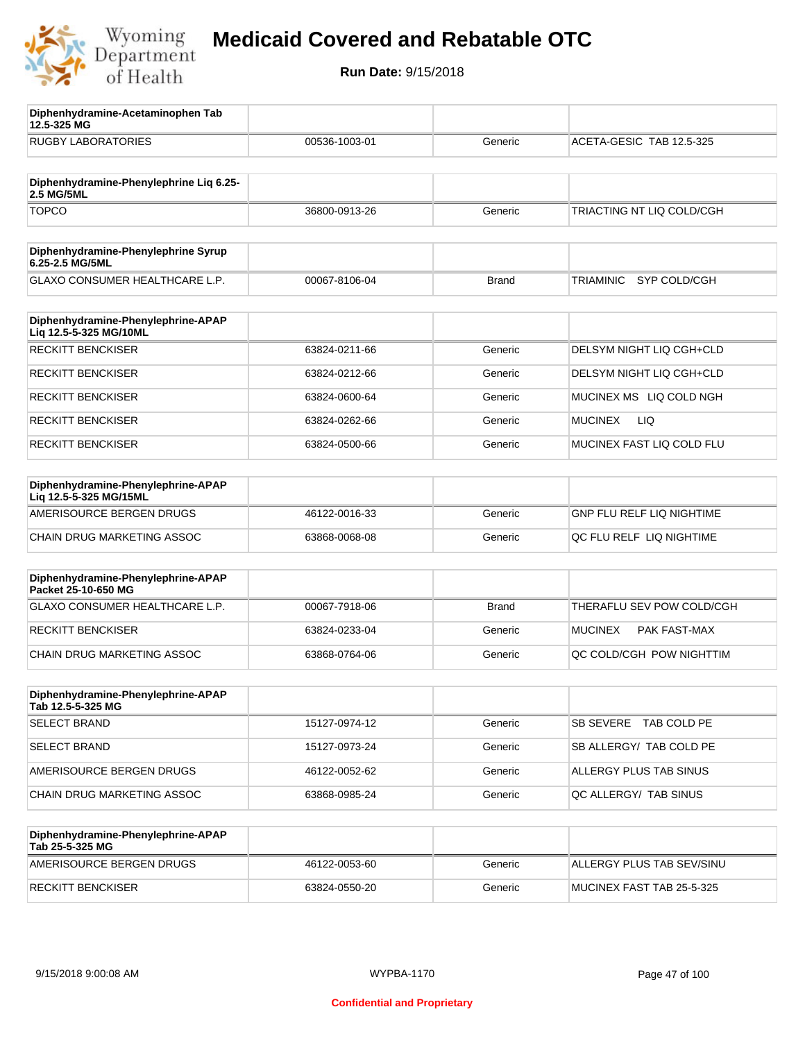# Medicaid Covered and Rebatable OTC

**Run Date:** 9/15/2018

| Diphenhydramine-Acetaminophen Tab 12.5-325 MG | | | |
|---|---|---|---|
| RUGBY LABORATORIES | 00536-1003-01 | Generic | ACETA-GESIC TAB 12.5-325 |

| Diphenhydramine-Phenylephrine Liq 6.25-2.5 MG/5ML | | | |
|---|---|---|---|
| TOPCO | 36800-0913-26 | Generic | TRIACTING NT LIQ COLD/CGH |

| Diphenhydramine-Phenylephrine Syrup 6.25-2.5 MG/5ML | | | |
|---|---|---|---|
| GLAXO CONSUMER HEALTHCARE L.P. | 00067-8106-04 | Brand | TRIAMINIC SYP COLD/CGH |

| Diphenhydramine-Phenylephrine-APAP Liq 12.5-5-325 MG/10ML | | | |
|---|---|---|---|
| RECKITT BENCKISER | 63824-0211-66 | Generic | DELSYM NIGHT LIQ CGH+CLD |
| RECKITT BENCKISER | 63824-0212-66 | Generic | DELSYM NIGHT LIQ CGH+CLD |
| RECKITT BENCKISER | 63824-0600-64 | Generic | MUCINEX MS LIQ COLD NGH |
| RECKITT BENCKISER | 63824-0262-66 | Generic | MUCINEX LIQ |
| RECKITT BENCKISER | 63824-0500-66 | Generic | MUCINEX FAST LIQ COLD FLU |

| Diphenhydramine-Phenylephrine-APAP Liq 12.5-5-325 MG/15ML | | | |
|---|---|---|---|
| AMERISOURCE BERGEN DRUGS | 46122-0016-33 | Generic | GNP FLU RELF LIQ NIGHTIME |
| CHAIN DRUG MARKETING ASSOC | 63868-0068-08 | Generic | QC FLU RELF LIQ NIGHTIME |

| Diphenhydramine-Phenylephrine-APAP Packet 25-10-650 MG | | | |
|---|---|---|---|
| GLAXO CONSUMER HEALTHCARE L.P. | 00067-7918-06 | Brand | THERAFLU SEV POW COLD/CGH |
| RECKITT BENCKISER | 63824-0233-04 | Generic | MUCINEX PAK FAST-MAX |
| CHAIN DRUG MARKETING ASSOC | 63868-0764-06 | Generic | QC COLD/CGH POW NIGHTTIM |

| Diphenhydramine-Phenylephrine-APAP Tab 12.5-5-325 MG | | | |
|---|---|---|---|
| SELECT BRAND | 15127-0974-12 | Generic | SB SEVERE TAB COLD PE |
| SELECT BRAND | 15127-0973-24 | Generic | SB ALLERGY/ TAB COLD PE |
| AMERISOURCE BERGEN DRUGS | 46122-0052-62 | Generic | ALLERGY PLUS TAB SINUS |
| CHAIN DRUG MARKETING ASSOC | 63868-0985-24 | Generic | QC ALLERGY/ TAB SINUS |

| Diphenhydramine-Phenylephrine-APAP Tab 25-5-325 MG | | | |
|---|---|---|---|
| AMERISOURCE BERGEN DRUGS | 46122-0053-60 | Generic | ALLERGY PLUS TAB SEV/SINU |
| RECKITT BENCKISER | 63824-0550-20 | Generic | MUCINEX FAST TAB 25-5-325 |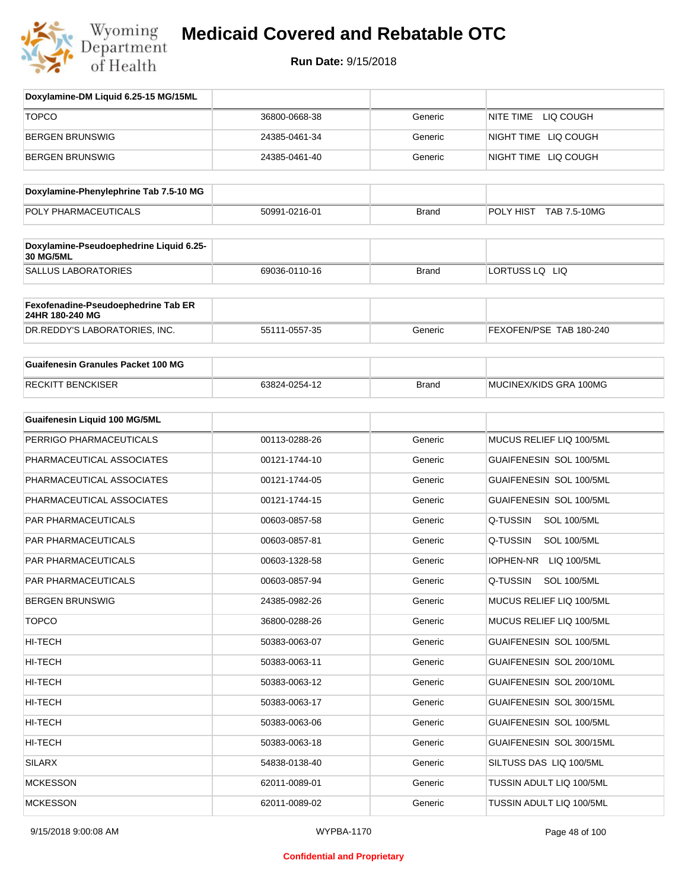# Medicaid Covered and Rebatable OTC

**Run Date:** 9/15/2018

| Doxylamine-DM Liquid 6.25-15 MG/15ML | | | |
|---|---|---|---|
| TOPCO | 36800-0668-38 | Generic | NITE TIME LIQ COUGH |
| BERGEN BRUNSWIG | 24385-0461-34 | Generic | NIGHT TIME LIQ COUGH |
| BERGEN BRUNSWIG | 24385-0461-40 | Generic | NIGHT TIME LIQ COUGH |

| Doxylamine-Phenylephrine Tab 7.5-10 MG | | | |
|---|---|---|---|
| POLY PHARMACEUTICALS | 50991-0216-01 | Brand | POLY HIST TAB 7.5-10MG |

| Doxylamine-Pseudoephedrine Liquid 6.25-30 MG/5ML | | | |
|---|---|---|---|
| SALLUS LABORATORIES | 69036-0110-16 | Brand | LORTUSS LQ LIQ |

| Fexofenadine-Pseudoephedrine Tab ER 24HR 180-240 MG | | | |
|---|---|---|---|
| DR.REDDY'S LABORATORIES, INC. | 55111-0557-35 | Generic | FEXOFEN/PSE TAB 180-240 |

| Guaifenesin Granules Packet 100 MG | | | |
|---|---|---|---|
| RECKITT BENCKISER | 63824-0254-12 | Brand | MUCINEX/KIDS GRA 100MG |

| Guaifenesin Liquid 100 MG/5ML | | | |
|---|---|---|---|
| PERRIGO PHARMACEUTICALS | 00113-0288-26 | Generic | MUCUS RELIEF LIQ 100/5ML |
| PHARMACEUTICAL ASSOCIATES | 00121-1744-10 | Generic | GUAIFENESIN SOL 100/5ML |
| PHARMACEUTICAL ASSOCIATES | 00121-1744-05 | Generic | GUAIFENESIN SOL 100/5ML |
| PHARMACEUTICAL ASSOCIATES | 00121-1744-15 | Generic | GUAIFENESIN SOL 100/5ML |
| PAR PHARMACEUTICALS | 00603-0857-58 | Generic | Q-TUSSIN SOL 100/5ML |
| PAR PHARMACEUTICALS | 00603-0857-81 | Generic | Q-TUSSIN SOL 100/5ML |
| PAR PHARMACEUTICALS | 00603-1328-58 | Generic | IOPHEN-NR LIQ 100/5ML |
| PAR PHARMACEUTICALS | 00603-0857-94 | Generic | Q-TUSSIN SOL 100/5ML |
| BERGEN BRUNSWIG | 24385-0982-26 | Generic | MUCUS RELIEF LIQ 100/5ML |
| TOPCO | 36800-0288-26 | Generic | MUCUS RELIEF LIQ 100/5ML |
| HI-TECH | 50383-0063-07 | Generic | GUAIFENESIN SOL 100/5ML |
| HI-TECH | 50383-0063-11 | Generic | GUAIFENESIN SOL 200/10ML |
| HI-TECH | 50383-0063-12 | Generic | GUAIFENESIN SOL 200/10ML |
| HI-TECH | 50383-0063-17 | Generic | GUAIFENESIN SOL 300/15ML |
| HI-TECH | 50383-0063-06 | Generic | GUAIFENESIN SOL 100/5ML |
| HI-TECH | 50383-0063-18 | Generic | GUAIFENESIN SOL 300/15ML |
| SILARX | 54838-0138-40 | Generic | SILTUSS DAS LIQ 100/5ML |
| MCKESSON | 62011-0089-01 | Generic | TUSSIN ADULT LIQ 100/5ML |
| MCKESSON | 62011-0089-02 | Generic | TUSSIN ADULT LIQ 100/5ML |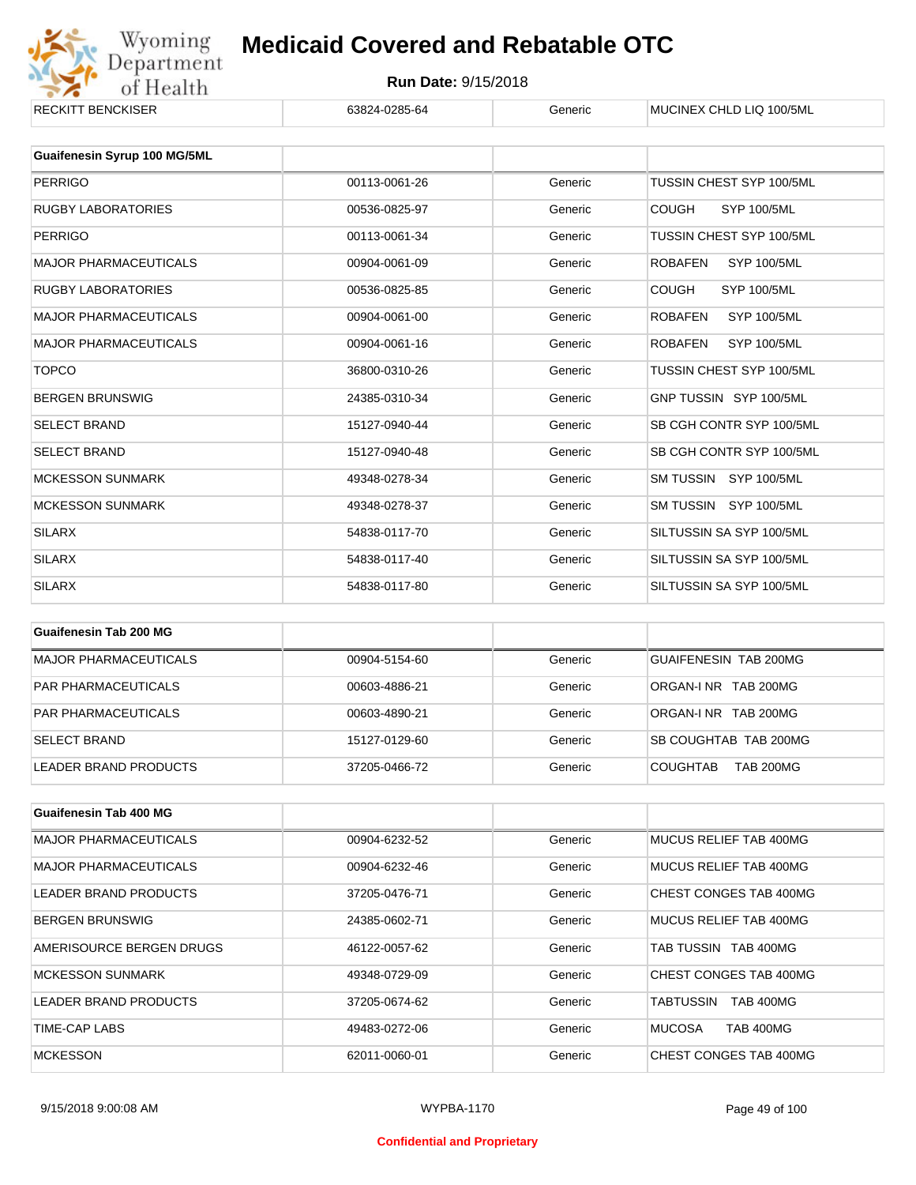| RECKITT BENCKISER | 63824-0285-64 | Generic | MUCINEX CHLD LIQ 100/5ML |
|---|---|---|---|

| Guaifenesin Syrup 100 MG/5ML | | | |
|---|---|---|---|
| PERRIGO | 00113-0061-26 | Generic | TUSSIN CHEST SYP 100/5ML |
| RUGBY LABORATORIES | 00536-0825-97 | Generic | COUGH SYP 100/5ML |
| PERRIGO | 00113-0061-34 | Generic | TUSSIN CHEST SYP 100/5ML |
| MAJOR PHARMACEUTICALS | 00904-0061-09 | Generic | ROBAFEN SYP 100/5ML |
| RUGBY LABORATORIES | 00536-0825-85 | Generic | COUGH SYP 100/5ML |
| MAJOR PHARMACEUTICALS | 00904-0061-00 | Generic | ROBAFEN SYP 100/5ML |
| MAJOR PHARMACEUTICALS | 00904-0061-16 | Generic | ROBAFEN SYP 100/5ML |
| TOPCO | 36800-0310-26 | Generic | TUSSIN CHEST SYP 100/5ML |
| BERGEN BRUNSWIG | 24385-0310-34 | Generic | GNP TUSSIN SYP 100/5ML |
| SELECT BRAND | 15127-0940-44 | Generic | SB CGH CONTR SYP 100/5ML |
| SELECT BRAND | 15127-0940-48 | Generic | SB CGH CONTR SYP 100/5ML |
| MCKESSON SUNMARK | 49348-0278-34 | Generic | SM TUSSIN SYP 100/5ML |
| MCKESSON SUNMARK | 49348-0278-37 | Generic | SM TUSSIN SYP 100/5ML |
| SILARX | 54838-0117-70 | Generic | SILTUSSIN SA SYP 100/5ML |
| SILARX | 54838-0117-40 | Generic | SILTUSSIN SA SYP 100/5ML |
| SILARX | 54838-0117-80 | Generic | SILTUSSIN SA SYP 100/5ML |

| Guaifenesin Tab 200 MG | | | |
|---|---|---|---|
| MAJOR PHARMACEUTICALS | 00904-5154-60 | Generic | GUAIFENESIN TAB 200MG |
| PAR PHARMACEUTICALS | 00603-4886-21 | Generic | ORGAN-I NR TAB 200MG |
| PAR PHARMACEUTICALS | 00603-4890-21 | Generic | ORGAN-I NR TAB 200MG |
| SELECT BRAND | 15127-0129-60 | Generic | SB COUGHTAB TAB 200MG |
| LEADER BRAND PRODUCTS | 37205-0466-72 | Generic | COUGHTAB TAB 200MG |

| Guaifenesin Tab 400 MG | | | |
|---|---|---|---|
| MAJOR PHARMACEUTICALS | 00904-6232-52 | Generic | MUCUS RELIEF TAB 400MG |
| MAJOR PHARMACEUTICALS | 00904-6232-46 | Generic | MUCUS RELIEF TAB 400MG |
| LEADER BRAND PRODUCTS | 37205-0476-71 | Generic | CHEST CONGES TAB 400MG |
| BERGEN BRUNSWIG | 24385-0602-71 | Generic | MUCUS RELIEF TAB 400MG |
| AMERISOURCE BERGEN DRUGS | 46122-0057-62 | Generic | TAB TUSSIN TAB 400MG |
| MCKESSON SUNMARK | 49348-0729-09 | Generic | CHEST CONGES TAB 400MG |
| LEADER BRAND PRODUCTS | 37205-0674-62 | Generic | TABTUSSIN TAB 400MG |
| TIME-CAP LABS | 49483-0272-06 | Generic | MUCOSA TAB 400MG |
| MCKESSON | 62011-0060-01 | Generic | CHEST CONGES TAB 400MG |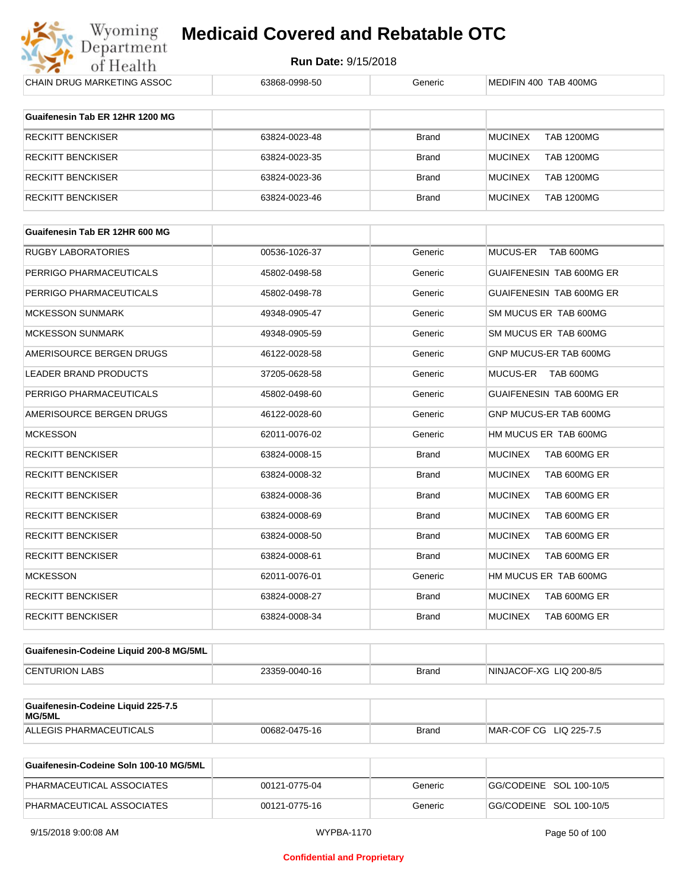| CHAIN DRUG MARKETING ASSOC | 63868-0998-50 | Generic | MEDIFIN 400 TAB 400MG |
|---|---|---|---|

| Guaifenesin Tab ER 12HR 1200 MG | | | |
|---|---|---|---|
| RECKITT BENCKISER | 63824-0023-48 | Brand | MUCINEX TAB 1200MG |
| RECKITT BENCKISER | 63824-0023-35 | Brand | MUCINEX TAB 1200MG |
| RECKITT BENCKISER | 63824-0023-36 | Brand | MUCINEX TAB 1200MG |
| RECKITT BENCKISER | 63824-0023-46 | Brand | MUCINEX TAB 1200MG |

| Guaifenesin Tab ER 12HR 600 MG | | | |
|---|---|---|---|
| RUGBY LABORATORIES | 00536-1026-37 | Generic | MUCUS-ER TAB 600MG |
| PERRIGO PHARMACEUTICALS | 45802-0498-58 | Generic | GUAIFENESIN TAB 600MG ER |
| PERRIGO PHARMACEUTICALS | 45802-0498-78 | Generic | GUAIFENESIN TAB 600MG ER |
| MCKESSON SUNMARK | 49348-0905-47 | Generic | SM MUCUS ER TAB 600MG |
| MCKESSON SUNMARK | 49348-0905-59 | Generic | SM MUCUS ER TAB 600MG |
| AMERISOURCE BERGEN DRUGS | 46122-0028-58 | Generic | GNP MUCUS-ER TAB 600MG |
| LEADER BRAND PRODUCTS | 37205-0628-58 | Generic | MUCUS-ER TAB 600MG |
| PERRIGO PHARMACEUTICALS | 45802-0498-60 | Generic | GUAIFENESIN TAB 600MG ER |
| AMERISOURCE BERGEN DRUGS | 46122-0028-60 | Generic | GNP MUCUS-ER TAB 600MG |
| MCKESSON | 62011-0076-02 | Generic | HM MUCUS ER TAB 600MG |
| RECKITT BENCKISER | 63824-0008-15 | Brand | MUCINEX TAB 600MG ER |
| RECKITT BENCKISER | 63824-0008-32 | Brand | MUCINEX TAB 600MG ER |
| RECKITT BENCKISER | 63824-0008-36 | Brand | MUCINEX TAB 600MG ER |
| RECKITT BENCKISER | 63824-0008-69 | Brand | MUCINEX TAB 600MG ER |
| RECKITT BENCKISER | 63824-0008-50 | Brand | MUCINEX TAB 600MG ER |
| RECKITT BENCKISER | 63824-0008-61 | Brand | MUCINEX TAB 600MG ER |
| MCKESSON | 62011-0076-01 | Generic | HM MUCUS ER TAB 600MG |
| RECKITT BENCKISER | 63824-0008-27 | Brand | MUCINEX TAB 600MG ER |
| RECKITT BENCKISER | 63824-0008-34 | Brand | MUCINEX TAB 600MG ER |

| Guaifenesin-Codeine Liquid 200-8 MG/5ML | | | |
|---|---|---|---|
| CENTURION LABS | 23359-0040-16 | Brand | NINJACOF-XG LIQ 200-8/5 |

| Guaifenesin-Codeine Liquid 225-7.5 MG/5ML | | | |
|---|---|---|---|
| ALLEGIS PHARMACEUTICALS | 00682-0475-16 | Brand | MAR-COF CG LIQ 225-7.5 |

| Guaifenesin-Codeine Soln 100-10 MG/5ML | | | |
|---|---|---|---|
| PHARMACEUTICAL ASSOCIATES | 00121-0775-04 | Generic | GG/CODEINE SOL 100-10/5 |
| PHARMACEUTICAL ASSOCIATES | 00121-0775-16 | Generic | GG/CODEINE SOL 100-10/5 |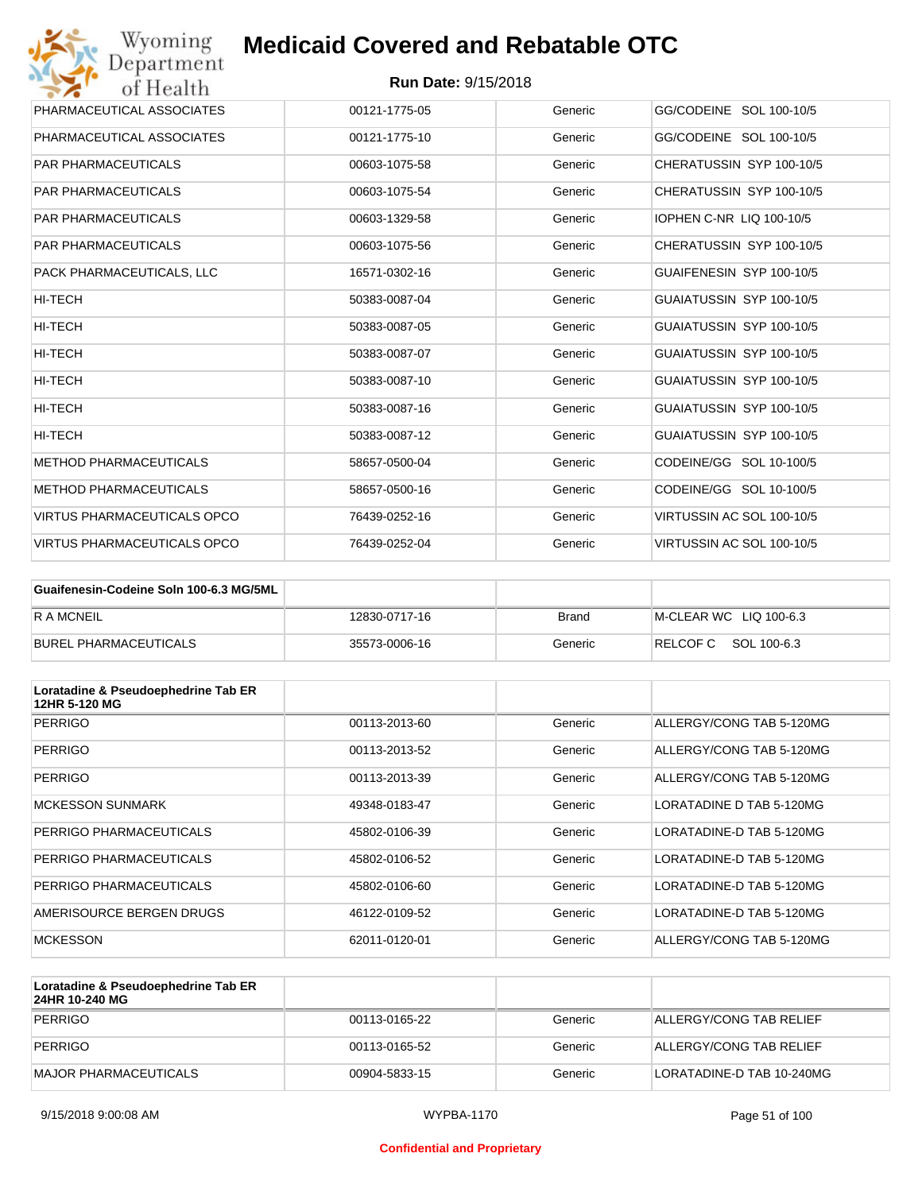| | | | |
|---|---|---|---|
| PHARMACEUTICAL ASSOCIATES | 00121-1775-05 | Generic | GG/CODEINE SOL 100-10/5 |
| PHARMACEUTICAL ASSOCIATES | 00121-1775-10 | Generic | GG/CODEINE SOL 100-10/5 |
| PAR PHARMACEUTICALS | 00603-1075-58 | Generic | CHERATUSSIN SYP 100-10/5 |
| PAR PHARMACEUTICALS | 00603-1075-54 | Generic | CHERATUSSIN SYP 100-10/5 |
| PAR PHARMACEUTICALS | 00603-1329-58 | Generic | IOPHEN C-NR LIQ 100-10/5 |
| PAR PHARMACEUTICALS | 00603-1075-56 | Generic | CHERATUSSIN SYP 100-10/5 |
| PACK PHARMACEUTICALS, LLC | 16571-0302-16 | Generic | GUAIFENESIN SYP 100-10/5 |
| HI-TECH | 50383-0087-04 | Generic | GUAIATUSSIN SYP 100-10/5 |
| HI-TECH | 50383-0087-05 | Generic | GUAIATUSSIN SYP 100-10/5 |
| HI-TECH | 50383-0087-07 | Generic | GUAIATUSSIN SYP 100-10/5 |
| HI-TECH | 50383-0087-10 | Generic | GUAIATUSSIN SYP 100-10/5 |
| HI-TECH | 50383-0087-16 | Generic | GUAIATUSSIN SYP 100-10/5 |
| HI-TECH | 50383-0087-12 | Generic | GUAIATUSSIN SYP 100-10/5 |
| METHOD PHARMACEUTICALS | 58657-0500-04 | Generic | CODEINE/GG SOL 10-100/5 |
| METHOD PHARMACEUTICALS | 58657-0500-16 | Generic | CODEINE/GG SOL 10-100/5 |
| VIRTUS PHARMACEUTICALS OPCO | 76439-0252-16 | Generic | VIRTUSSIN AC SOL 100-10/5 |
| VIRTUS PHARMACEUTICALS OPCO | 76439-0252-04 | Generic | VIRTUSSIN AC SOL 100-10/5 |

| Guaifenesin-Codeine Soln 100-6.3 MG/5ML | | | |
|---|---|---|---|
| R A MCNEIL | 12830-0717-16 | Brand | M-CLEAR WC LIQ 100-6.3 |
| BUREL PHARMACEUTICALS | 35573-0006-16 | Generic | RELCOF C SOL 100-6.3 |

| Loratadine & Pseudoephedrine Tab ER 12HR 5-120 MG | | | |
|---|---|---|---|
| PERRIGO | 00113-2013-60 | Generic | ALLERGY/CONG TAB 5-120MG |
| PERRIGO | 00113-2013-52 | Generic | ALLERGY/CONG TAB 5-120MG |
| PERRIGO | 00113-2013-39 | Generic | ALLERGY/CONG TAB 5-120MG |
| MCKESSON SUNMARK | 49348-0183-47 | Generic | LORATADINE D TAB 5-120MG |
| PERRIGO PHARMACEUTICALS | 45802-0106-39 | Generic | LORATADINE-D TAB 5-120MG |
| PERRIGO PHARMACEUTICALS | 45802-0106-52 | Generic | LORATADINE-D TAB 5-120MG |
| PERRIGO PHARMACEUTICALS | 45802-0106-60 | Generic | LORATADINE-D TAB 5-120MG |
| AMERISOURCE BERGEN DRUGS | 46122-0109-52 | Generic | LORATADINE-D TAB 5-120MG |
| MCKESSON | 62011-0120-01 | Generic | ALLERGY/CONG TAB 5-120MG |

| Loratadine & Pseudoephedrine Tab ER 24HR 10-240 MG | | | |
|---|---|---|---|
| PERRIGO | 00113-0165-22 | Generic | ALLERGY/CONG TAB RELIEF |
| PERRIGO | 00113-0165-52 | Generic | ALLERGY/CONG TAB RELIEF |
| MAJOR PHARMACEUTICALS | 00904-5833-15 | Generic | LORATADINE-D TAB 10-240MG |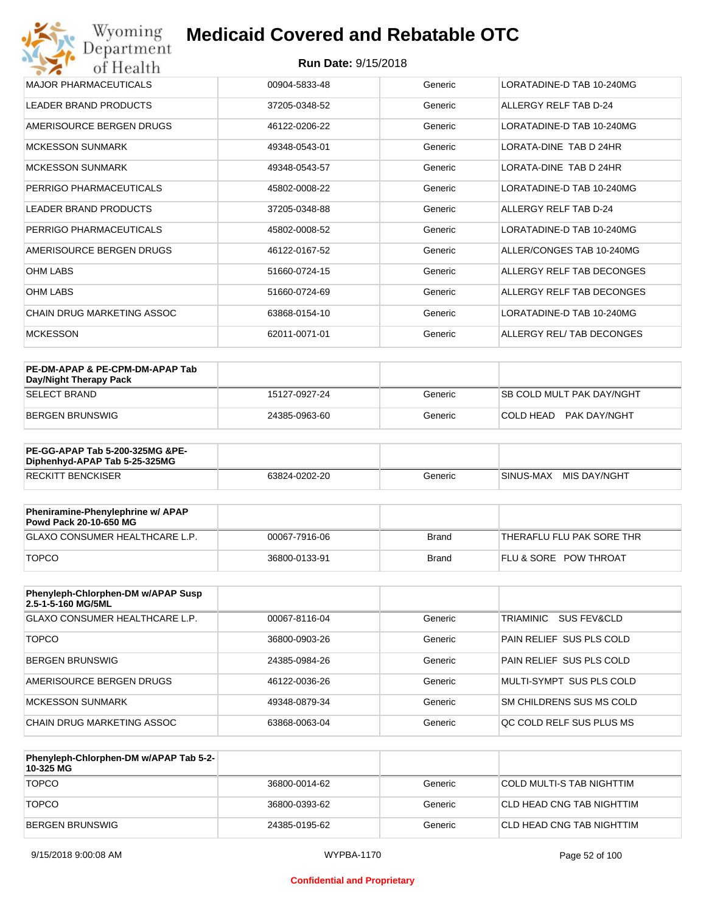| | | | |
|---|---|---|---|
| MAJOR PHARMACEUTICALS | 00904-5833-48 | Generic | LORATADINE-D TAB 10-240MG |
| LEADER BRAND PRODUCTS | 37205-0348-52 | Generic | ALLERGY RELF TAB D-24 |
| AMERISOURCE BERGEN DRUGS | 46122-0206-22 | Generic | LORATADINE-D TAB 10-240MG |
| MCKESSON SUNMARK | 49348-0543-01 | Generic | LORATA-DINE TAB D 24HR |
| MCKESSON SUNMARK | 49348-0543-57 | Generic | LORATA-DINE TAB D 24HR |
| PERRIGO PHARMACEUTICALS | 45802-0008-22 | Generic | LORATADINE-D TAB 10-240MG |
| LEADER BRAND PRODUCTS | 37205-0348-88 | Generic | ALLERGY RELF TAB D-24 |
| PERRIGO PHARMACEUTICALS | 45802-0008-52 | Generic | LORATADINE-D TAB 10-240MG |
| AMERISOURCE BERGEN DRUGS | 46122-0167-52 | Generic | ALLER/CONGES TAB 10-240MG |
| OHM LABS | 51660-0724-15 | Generic | ALLERGY RELF TAB DECONGES |
| OHM LABS | 51660-0724-69 | Generic | ALLERGY RELF TAB DECONGES |
| CHAIN DRUG MARKETING ASSOC | 63868-0154-10 | Generic | LORATADINE-D TAB 10-240MG |
| MCKESSON | 62011-0071-01 | Generic | ALLERGY REL/ TAB DECONGES |

| **PE-DM-APAP & PE-CPM-DM-APAP Tab Day/Night Therapy Pack** | | | |
|---|---|---|---|
| SELECT BRAND | 15127-0927-24 | Generic | SB COLD MULT PAK DAY/NGHT |
| BERGEN BRUNSWIG | 24385-0963-60 | Generic | COLD HEAD PAK DAY/NGHT |

| **PE-GG-APAP Tab 5-200-325MG &PE-Diphenhyd-APAP Tab 5-25-325MG** | | | |
|---|---|---|---|
| RECKITT BENCKISER | 63824-0202-20 | Generic | SINUS-MAX MIS DAY/NGHT |

| **Pheniramine-Phenylephrine w/ APAP Powd Pack 20-10-650 MG** | | | |
|---|---|---|---|
| GLAXO CONSUMER HEALTHCARE L.P. | 00067-7916-06 | Brand | THERAFLU FLU PAK SORE THR |
| TOPCO | 36800-0133-91 | Brand | FLU & SORE POW THROAT |

| **Phenyleph-Chlorphen-DM w/APAP Susp 2.5-1-5-160 MG/5ML** | | | |
|---|---|---|---|
| GLAXO CONSUMER HEALTHCARE L.P. | 00067-8116-04 | Generic | TRIAMINIC SUS FEV&CLD |
| TOPCO | 36800-0903-26 | Generic | PAIN RELIEF SUS PLS COLD |
| BERGEN BRUNSWIG | 24385-0984-26 | Generic | PAIN RELIEF SUS PLS COLD |
| AMERISOURCE BERGEN DRUGS | 46122-0036-26 | Generic | MULTI-SYMPT SUS PLS COLD |
| MCKESSON SUNMARK | 49348-0879-34 | Generic | SM CHILDRENS SUS MS COLD |
| CHAIN DRUG MARKETING ASSOC | 63868-0063-04 | Generic | QC COLD RELF SUS PLUS MS |

| **Phenyleph-Chlorphen-DM w/APAP Tab 5-2-10-325 MG** | | | |
|---|---|---|---|
| TOPCO | 36800-0014-62 | Generic | COLD MULTI-S TAB NIGHTTIM |
| TOPCO | 36800-0393-62 | Generic | CLD HEAD CNG TAB NIGHTTIM |
| BERGEN BRUNSWIG | 24385-0195-62 | Generic | CLD HEAD CNG TAB NIGHTTIM |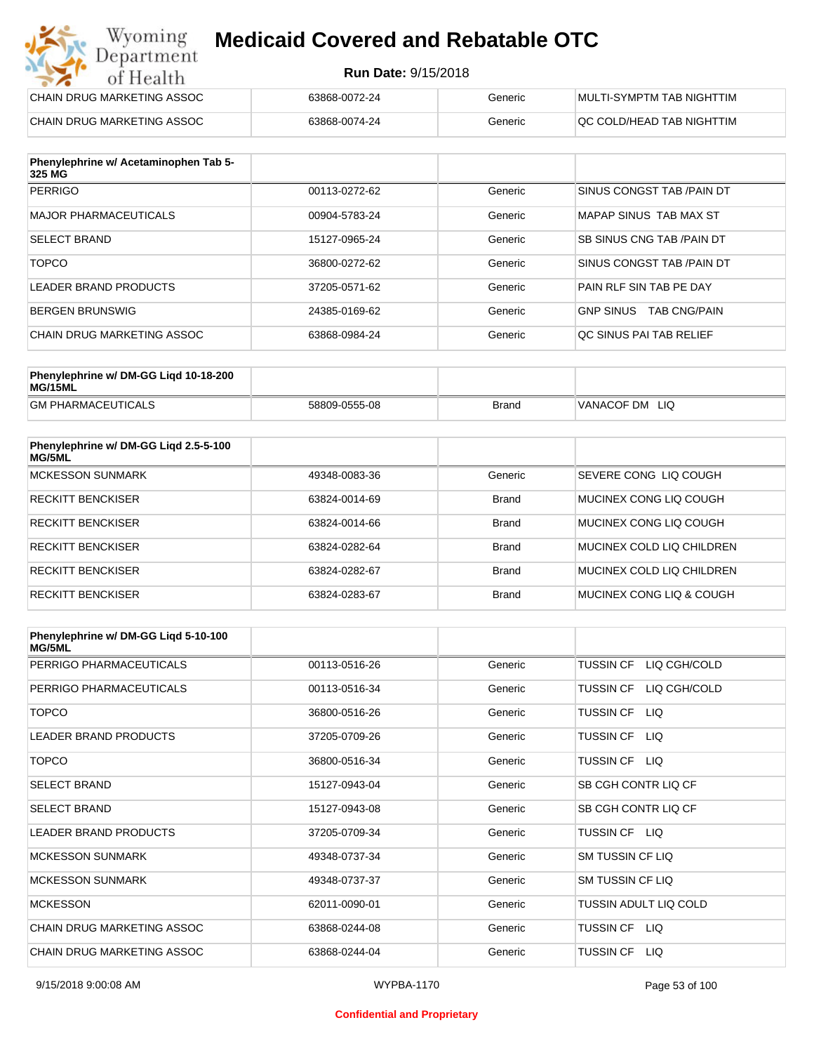| CHAIN DRUG MARKETING ASSOC | 63868-0072-24 | Generic | MULTI-SYMPTM TAB NIGHTTIM |
|---|---|---|---|
| CHAIN DRUG MARKETING ASSOC | 63868-0074-24 | Generic | QC COLD/HEAD TAB NIGHTTIM |

| Phenylephrine w/ Acetaminophen Tab 5-325 MG | | | |
|---|---|---|---|
| PERRIGO | 00113-0272-62 | Generic | SINUS CONGST TAB /PAIN DT |
| MAJOR PHARMACEUTICALS | 00904-5783-24 | Generic | MAPAP SINUS TAB MAX ST |
| SELECT BRAND | 15127-0965-24 | Generic | SB SINUS CNG TAB /PAIN DT |
| TOPCO | 36800-0272-62 | Generic | SINUS CONGST TAB /PAIN DT |
| LEADER BRAND PRODUCTS | 37205-0571-62 | Generic | PAIN RLF SIN TAB PE DAY |
| BERGEN BRUNSWIG | 24385-0169-62 | Generic | GNP SINUS TAB CNG/PAIN |
| CHAIN DRUG MARKETING ASSOC | 63868-0984-24 | Generic | QC SINUS PAI TAB RELIEF |

| Phenylephrine w/ DM-GG Liqd 10-18-200 MG/15ML | | | |
|---|---|---|---|
| GM PHARMACEUTICALS | 58809-0555-08 | Brand | VANACOF DM LIQ |

| Phenylephrine w/ DM-GG Liqd 2.5-5-100 MG/5ML | | | |
|---|---|---|---|
| MCKESSON SUNMARK | 49348-0083-36 | Generic | SEVERE CONG LIQ COUGH |
| RECKITT BENCKISER | 63824-0014-69 | Brand | MUCINEX CONG LIQ COUGH |
| RECKITT BENCKISER | 63824-0014-66 | Brand | MUCINEX CONG LIQ COUGH |
| RECKITT BENCKISER | 63824-0282-64 | Brand | MUCINEX COLD LIQ CHILDREN |
| RECKITT BENCKISER | 63824-0282-67 | Brand | MUCINEX COLD LIQ CHILDREN |
| RECKITT BENCKISER | 63824-0283-67 | Brand | MUCINEX CONG LIQ & COUGH |

| Phenylephrine w/ DM-GG Liqd 5-10-100 MG/5ML | | | |
|---|---|---|---|
| PERRIGO PHARMACEUTICALS | 00113-0516-26 | Generic | TUSSIN CF LIQ CGH/COLD |
| PERRIGO PHARMACEUTICALS | 00113-0516-34 | Generic | TUSSIN CF LIQ CGH/COLD |
| TOPCO | 36800-0516-26 | Generic | TUSSIN CF LIQ |
| LEADER BRAND PRODUCTS | 37205-0709-26 | Generic | TUSSIN CF LIQ |
| TOPCO | 36800-0516-34 | Generic | TUSSIN CF LIQ |
| SELECT BRAND | 15127-0943-04 | Generic | SB CGH CONTR LIQ CF |
| SELECT BRAND | 15127-0943-08 | Generic | SB CGH CONTR LIQ CF |
| LEADER BRAND PRODUCTS | 37205-0709-34 | Generic | TUSSIN CF LIQ |
| MCKESSON SUNMARK | 49348-0737-34 | Generic | SM TUSSIN CF LIQ |
| MCKESSON SUNMARK | 49348-0737-37 | Generic | SM TUSSIN CF LIQ |
| MCKESSON | 62011-0090-01 | Generic | TUSSIN ADULT LIQ COLD |
| CHAIN DRUG MARKETING ASSOC | 63868-0244-08 | Generic | TUSSIN CF LIQ |
| CHAIN DRUG MARKETING ASSOC | 63868-0244-04 | Generic | TUSSIN CF LIQ |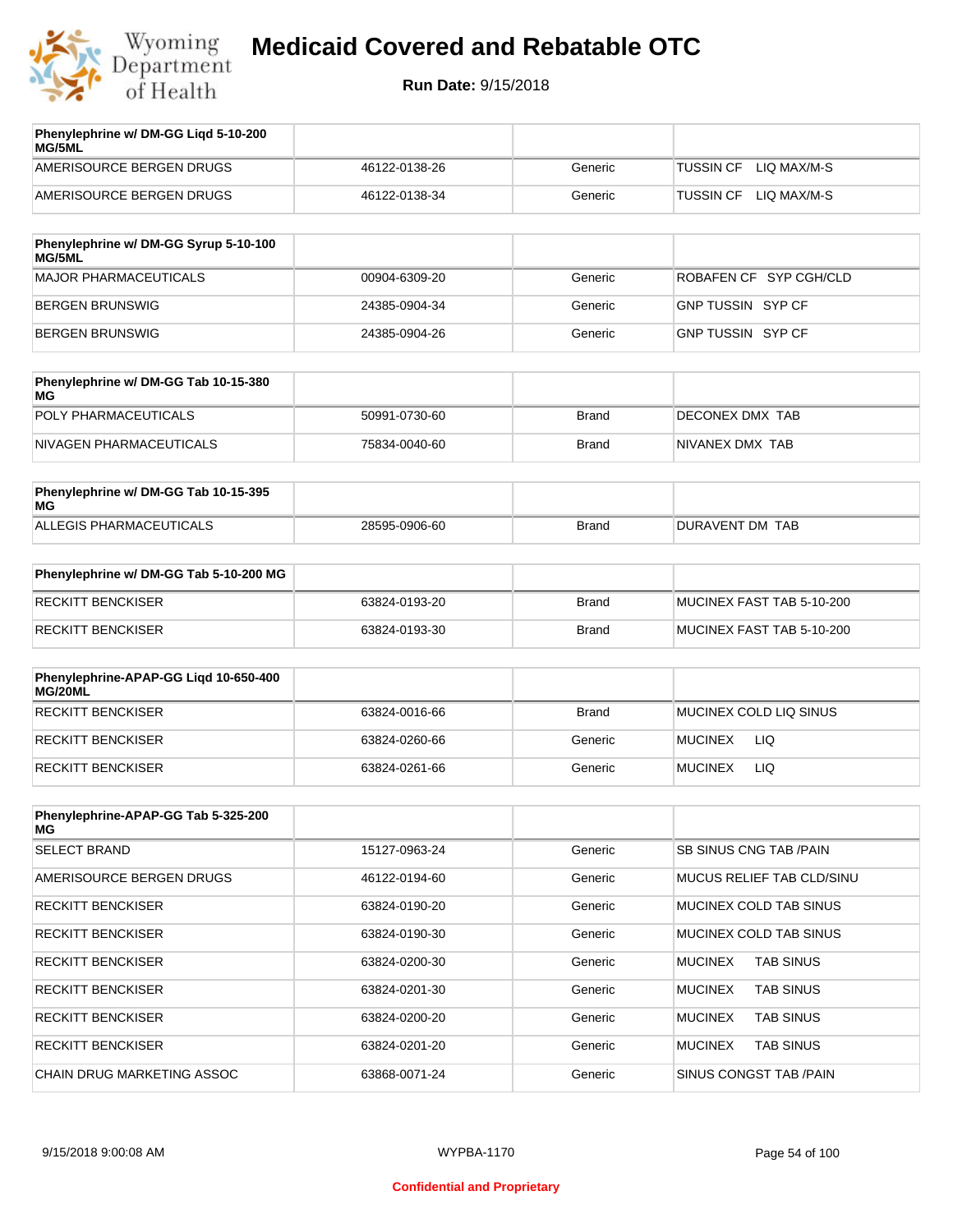# Medicaid Covered and Rebatable OTC

**Run Date:** 9/15/2018

| Phenylephrine w/ DM-GG Liqd 5-10-200 MG/5ML | | | |
|---|---|---|---|
| AMERISOURCE BERGEN DRUGS | 46122-0138-26 | Generic | TUSSIN CF LIQ MAX/M-S |
| AMERISOURCE BERGEN DRUGS | 46122-0138-34 | Generic | TUSSIN CF LIQ MAX/M-S |

| Phenylephrine w/ DM-GG Syrup 5-10-100 MG/5ML | | | |
|---|---|---|---|
| MAJOR PHARMACEUTICALS | 00904-6309-20 | Generic | ROBAFEN CF SYP CGH/CLD |
| BERGEN BRUNSWIG | 24385-0904-34 | Generic | GNP TUSSIN SYP CF |
| BERGEN BRUNSWIG | 24385-0904-26 | Generic | GNP TUSSIN SYP CF |

| Phenylephrine w/ DM-GG Tab 10-15-380 MG | | | |
|---|---|---|---|
| POLY PHARMACEUTICALS | 50991-0730-60 | Brand | DECONEX DMX TAB |
| NIVAGEN PHARMACEUTICALS | 75834-0040-60 | Brand | NIVANEX DMX TAB |

| Phenylephrine w/ DM-GG Tab 10-15-395 MG | | | |
|---|---|---|---|
| ALLEGIS PHARMACEUTICALS | 28595-0906-60 | Brand | DURAVENT DM TAB |

| Phenylephrine w/ DM-GG Tab 5-10-200 MG | | | |
|---|---|---|---|
| RECKITT BENCKISER | 63824-0193-20 | Brand | MUCINEX FAST TAB 5-10-200 |
| RECKITT BENCKISER | 63824-0193-30 | Brand | MUCINEX FAST TAB 5-10-200 |

| Phenylephrine-APAP-GG Liqd 10-650-400 MG/20ML | | | |
|---|---|---|---|
| RECKITT BENCKISER | 63824-0016-66 | Brand | MUCINEX COLD LIQ SINUS |
| RECKITT BENCKISER | 63824-0260-66 | Generic | MUCINEX LIQ |
| RECKITT BENCKISER | 63824-0261-66 | Generic | MUCINEX LIQ |

| Phenylephrine-APAP-GG Tab 5-325-200 MG | | | |
|---|---|---|---|
| SELECT BRAND | 15127-0963-24 | Generic | SB SINUS CNG TAB /PAIN |
| AMERISOURCE BERGEN DRUGS | 46122-0194-60 | Generic | MUCUS RELIEF TAB CLD/SINU |
| RECKITT BENCKISER | 63824-0190-20 | Generic | MUCINEX COLD TAB SINUS |
| RECKITT BENCKISER | 63824-0190-30 | Generic | MUCINEX COLD TAB SINUS |
| RECKITT BENCKISER | 63824-0200-30 | Generic | MUCINEX TAB SINUS |
| RECKITT BENCKISER | 63824-0201-30 | Generic | MUCINEX TAB SINUS |
| RECKITT BENCKISER | 63824-0200-20 | Generic | MUCINEX TAB SINUS |
| RECKITT BENCKISER | 63824-0201-20 | Generic | MUCINEX TAB SINUS |
| CHAIN DRUG MARKETING ASSOC | 63868-0071-24 | Generic | SINUS CONGST TAB /PAIN |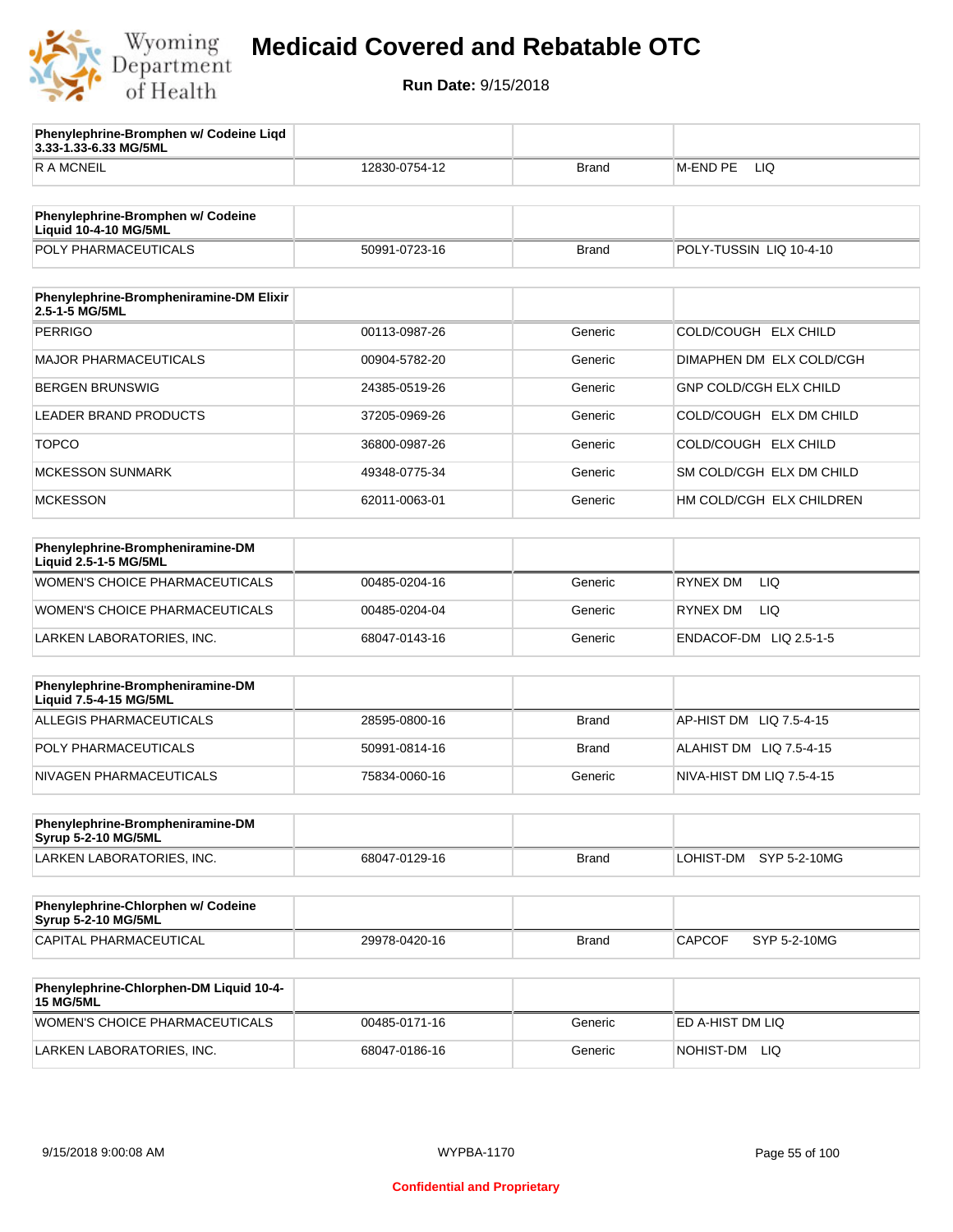# Medicaid Covered and Rebatable OTC

**Run Date:** 9/15/2018

| Phenylephrine-Bromphen w/ Codeine Liqd 3.33-1.33-6.33 MG/5ML | | | |
|---|---|---|---|
| R A MCNEIL | 12830-0754-12 | Brand | M-END PE LIQ |

| Phenylephrine-Bromphen w/ Codeine Liquid 10-4-10 MG/5ML | | | |
|---|---|---|---|
| POLY PHARMACEUTICALS | 50991-0723-16 | Brand | POLY-TUSSIN LIQ 10-4-10 |

| Phenylephrine-Brompheniramine-DM Elixir 2.5-1-5 MG/5ML | | | |
|---|---|---|---|
| PERRIGO | 00113-0987-26 | Generic | COLD/COUGH ELX CHILD |
| MAJOR PHARMACEUTICALS | 00904-5782-20 | Generic | DIMAPHEN DM ELX COLD/CGH |
| BERGEN BRUNSWIG | 24385-0519-26 | Generic | GNP COLD/CGH ELX CHILD |
| LEADER BRAND PRODUCTS | 37205-0969-26 | Generic | COLD/COUGH ELX DM CHILD |
| TOPCO | 36800-0987-26 | Generic | COLD/COUGH ELX CHILD |
| MCKESSON SUNMARK | 49348-0775-34 | Generic | SM COLD/CGH ELX DM CHILD |
| MCKESSON | 62011-0063-01 | Generic | HM COLD/CGH ELX CHILDREN |

| Phenylephrine-Brompheniramine-DM Liquid 2.5-1-5 MG/5ML | | | |
|---|---|---|---|
| WOMEN'S CHOICE PHARMACEUTICALS | 00485-0204-16 | Generic | RYNEX DM LIQ |
| WOMEN'S CHOICE PHARMACEUTICALS | 00485-0204-04 | Generic | RYNEX DM LIQ |
| LARKEN LABORATORIES, INC. | 68047-0143-16 | Generic | ENDACOF-DM LIQ 2.5-1-5 |

| Phenylephrine-Brompheniramine-DM Liquid 7.5-4-15 MG/5ML | | | |
|---|---|---|---|
| ALLEGIS PHARMACEUTICALS | 28595-0800-16 | Brand | AP-HIST DM LIQ 7.5-4-15 |
| POLY PHARMACEUTICALS | 50991-0814-16 | Brand | ALAHIST DM LIQ 7.5-4-15 |
| NIVAGEN PHARMACEUTICALS | 75834-0060-16 | Generic | NIVA-HIST DM LIQ 7.5-4-15 |

| Phenylephrine-Brompheniramine-DM Syrup 5-2-10 MG/5ML | | | |
|---|---|---|---|
| LARKEN LABORATORIES, INC. | 68047-0129-16 | Brand | LOHIST-DM SYP 5-2-10MG |

| Phenylephrine-Chlorphen w/ Codeine Syrup 5-2-10 MG/5ML | | | |
|---|---|---|---|
| CAPITAL PHARMACEUTICAL | 29978-0420-16 | Brand | CAPCOF SYP 5-2-10MG |

| Phenylephrine-Chlorphen-DM Liquid 10-4-15 MG/5ML | | | |
|---|---|---|---|
| WOMEN'S CHOICE PHARMACEUTICALS | 00485-0171-16 | Generic | ED A-HIST DM LIQ |
| LARKEN LABORATORIES, INC. | 68047-0186-16 | Generic | NOHIST-DM LIQ |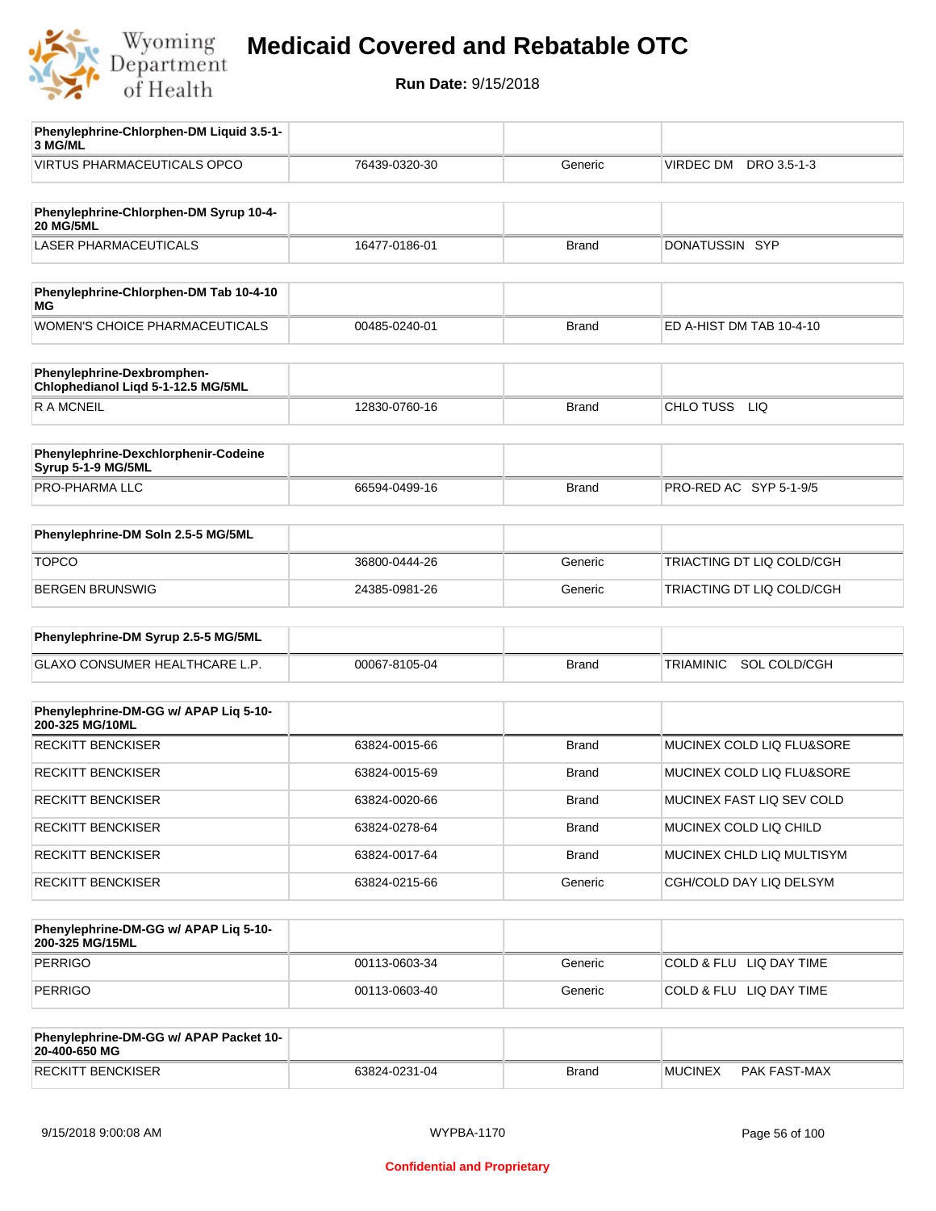# Medicaid Covered and Rebatable OTC

**Run Date:** 9/15/2018

| Phenylephrine-Chlorphen-DM Liquid 3.5-1-3 MG/ML | | | |
|---|---|---|---|
| VIRTUS PHARMACEUTICALS OPCO | 76439-0320-30 | Generic | VIRDEC DM DRO 3.5-1-3 |

| Phenylephrine-Chlorphen-DM Syrup 10-4-20 MG/5ML | | | |
|---|---|---|---|
| LASER PHARMACEUTICALS | 16477-0186-01 | Brand | DONATUSSIN SYP |

| Phenylephrine-Chlorphen-DM Tab 10-4-10 MG | | | |
|---|---|---|---|
| WOMEN'S CHOICE PHARMACEUTICALS | 00485-0240-01 | Brand | ED A-HIST DM TAB 10-4-10 |

| Phenylephrine-Dexbromphen-Chlophedianol Liqd 5-1-12.5 MG/5ML | | | |
|---|---|---|---|
| R A MCNEIL | 12830-0760-16 | Brand | CHLO TUSS LIQ |

| Phenylephrine-Dexchlorphenir-Codeine Syrup 5-1-9 MG/5ML | | | |
|---|---|---|---|
| PRO-PHARMA LLC | 66594-0499-16 | Brand | PRO-RED AC SYP 5-1-9/5 |

| Phenylephrine-DM Soln 2.5-5 MG/5ML | | | |
|---|---|---|---|
| TOPCO | 36800-0444-26 | Generic | TRIACTING DT LIQ COLD/CGH |
| BERGEN BRUNSWIG | 24385-0981-26 | Generic | TRIACTING DT LIQ COLD/CGH |

| Phenylephrine-DM Syrup 2.5-5 MG/5ML | | | |
|---|---|---|---|
| GLAXO CONSUMER HEALTHCARE L.P. | 00067-8105-04 | Brand | TRIAMINIC SOL COLD/CGH |

| Phenylephrine-DM-GG w/ APAP Liq 5-10-200-325 MG/10ML | | | |
|---|---|---|---|
| RECKITT BENCKISER | 63824-0015-66 | Brand | MUCINEX COLD LIQ FLU&SORE |
| RECKITT BENCKISER | 63824-0015-69 | Brand | MUCINEX COLD LIQ FLU&SORE |
| RECKITT BENCKISER | 63824-0020-66 | Brand | MUCINEX FAST LIQ SEV COLD |
| RECKITT BENCKISER | 63824-0278-64 | Brand | MUCINEX COLD LIQ CHILD |
| RECKITT BENCKISER | 63824-0017-64 | Brand | MUCINEX CHLD LIQ MULTISYM |
| RECKITT BENCKISER | 63824-0215-66 | Generic | CGH/COLD DAY LIQ DELSYM |

| Phenylephrine-DM-GG w/ APAP Liq 5-10-200-325 MG/15ML | | | |
|---|---|---|---|
| PERRIGO | 00113-0603-34 | Generic | COLD & FLU LIQ DAY TIME |
| PERRIGO | 00113-0603-40 | Generic | COLD & FLU LIQ DAY TIME |

| Phenylephrine-DM-GG w/ APAP Packet 10-20-400-650 MG | | | |
|---|---|---|---|
| RECKITT BENCKISER | 63824-0231-04 | Brand | MUCINEX PAK FAST-MAX |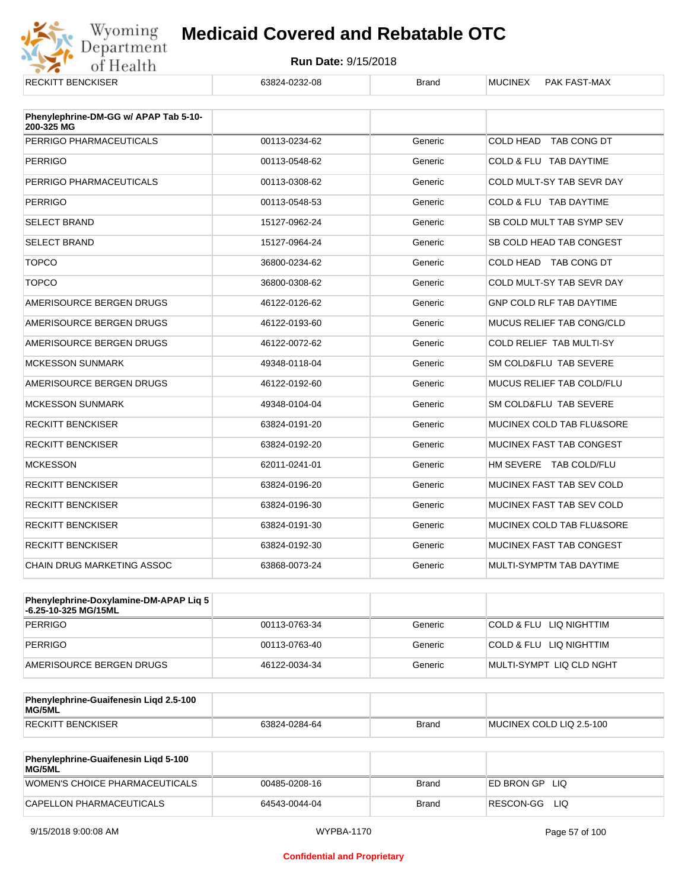| RECKITT BENCKISER | 63824-0232-08 | Brand | MUCINEX PAK FAST-MAX |
|---|---|---|---|

| Phenylephrine-DM-GG w/ APAP Tab 5-10-200-325 MG | | | |
|---|---|---|---|
| PERRIGO PHARMACEUTICALS | 00113-0234-62 | Generic | COLD HEAD TAB CONG DT |
| PERRIGO | 00113-0548-62 | Generic | COLD & FLU TAB DAYTIME |
| PERRIGO PHARMACEUTICALS | 00113-0308-62 | Generic | COLD MULT-SY TAB SEVR DAY |
| PERRIGO | 00113-0548-53 | Generic | COLD & FLU TAB DAYTIME |
| SELECT BRAND | 15127-0962-24 | Generic | SB COLD MULT TAB SYMP SEV |
| SELECT BRAND | 15127-0964-24 | Generic | SB COLD HEAD TAB CONGEST |
| TOPCO | 36800-0234-62 | Generic | COLD HEAD TAB CONG DT |
| TOPCO | 36800-0308-62 | Generic | COLD MULT-SY TAB SEVR DAY |
| AMERISOURCE BERGEN DRUGS | 46122-0126-62 | Generic | GNP COLD RLF TAB DAYTIME |
| AMERISOURCE BERGEN DRUGS | 46122-0193-60 | Generic | MUCUS RELIEF TAB CONG/CLD |
| AMERISOURCE BERGEN DRUGS | 46122-0072-62 | Generic | COLD RELIEF TAB MULTI-SY |
| MCKESSON SUNMARK | 49348-0118-04 | Generic | SM COLD&FLU TAB SEVERE |
| AMERISOURCE BERGEN DRUGS | 46122-0192-60 | Generic | MUCUS RELIEF TAB COLD/FLU |
| MCKESSON SUNMARK | 49348-0104-04 | Generic | SM COLD&FLU TAB SEVERE |
| RECKITT BENCKISER | 63824-0191-20 | Generic | MUCINEX COLD TAB FLU&SORE |
| RECKITT BENCKISER | 63824-0192-20 | Generic | MUCINEX FAST TAB CONGEST |
| MCKESSON | 62011-0241-01 | Generic | HM SEVERE TAB COLD/FLU |
| RECKITT BENCKISER | 63824-0196-20 | Generic | MUCINEX FAST TAB SEV COLD |
| RECKITT BENCKISER | 63824-0196-30 | Generic | MUCINEX FAST TAB SEV COLD |
| RECKITT BENCKISER | 63824-0191-30 | Generic | MUCINEX COLD TAB FLU&SORE |
| RECKITT BENCKISER | 63824-0192-30 | Generic | MUCINEX FAST TAB CONGEST |
| CHAIN DRUG MARKETING ASSOC | 63868-0073-24 | Generic | MULTI-SYMPTM TAB DAYTIME |

| Phenylephrine-Doxylamine-DM-APAP Liq 5-6.25-10-325 MG/15ML | | | |
|---|---|---|---|
| PERRIGO | 00113-0763-34 | Generic | COLD & FLU LIQ NIGHTTIM |
| PERRIGO | 00113-0763-40 | Generic | COLD & FLU LIQ NIGHTTIM |
| AMERISOURCE BERGEN DRUGS | 46122-0034-34 | Generic | MULTI-SYMPT LIQ CLD NGHT |

| Phenylephrine-Guaifenesin Liqd 2.5-100 MG/5ML | | | |
|---|---|---|---|
| RECKITT BENCKISER | 63824-0284-64 | Brand | MUCINEX COLD LIQ 2.5-100 |

| Phenylephrine-Guaifenesin Liqd 5-100 MG/5ML | | | |
|---|---|---|---|
| WOMEN'S CHOICE PHARMACEUTICALS | 00485-0208-16 | Brand | ED BRON GP LIQ |
| CAPELLON PHARMACEUTICALS | 64543-0044-04 | Brand | RESCON-GG LIQ |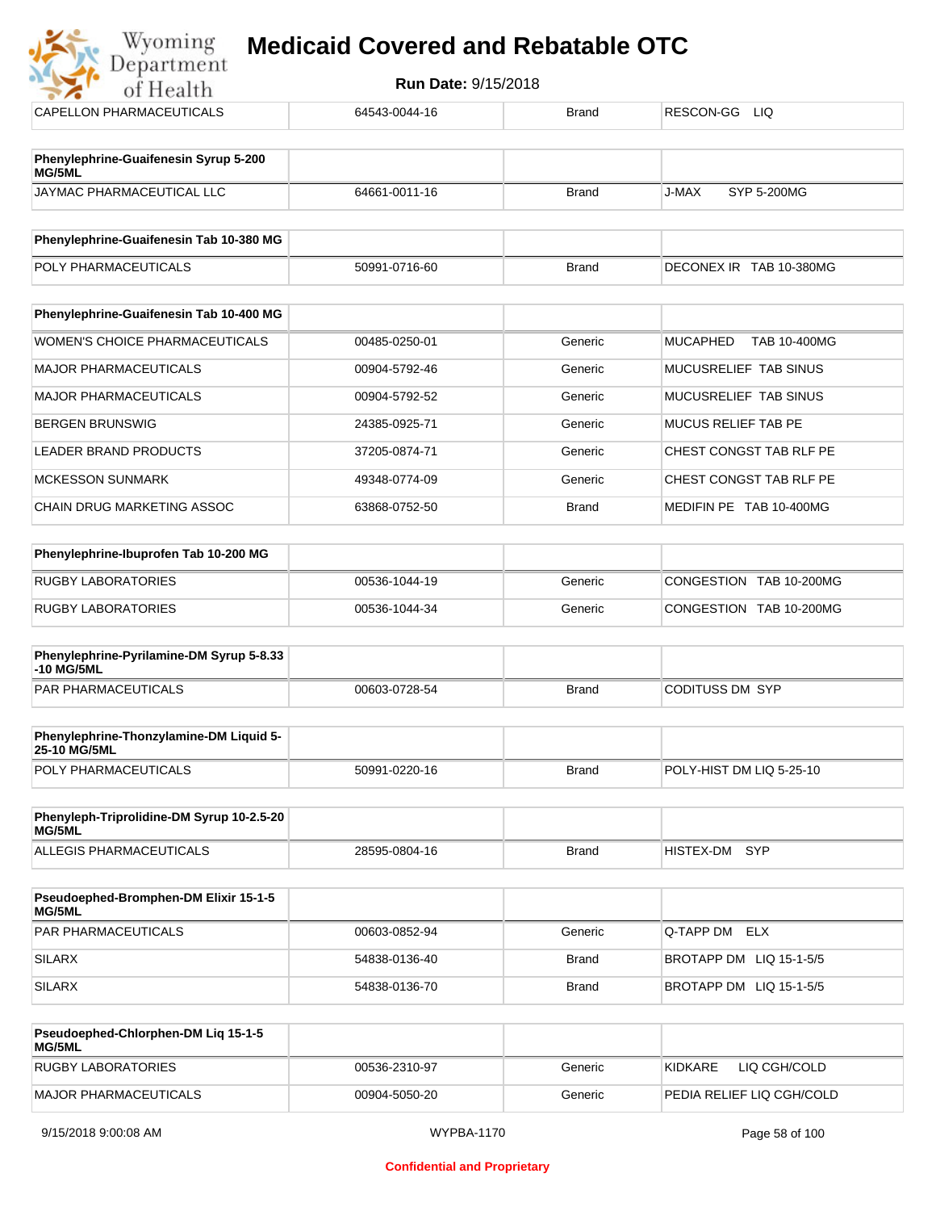| | | | |
|---|---|---|---|
| CAPELLON PHARMACEUTICALS | 64543-0044-16 | Brand | RESCON-GG LIQ |

| **Phenylephrine-Guaifenesin Syrup 5-200 MG/5ML** | | | |
|---|---|---|---|
| JAYMAC PHARMACEUTICAL LLC | 64661-0011-16 | Brand | J-MAX SYP 5-200MG |

| **Phenylephrine-Guaifenesin Tab 10-380 MG** | | | |
|---|---|---|---|
| POLY PHARMACEUTICALS | 50991-0716-60 | Brand | DECONEX IR TAB 10-380MG |

| **Phenylephrine-Guaifenesin Tab 10-400 MG** | | | |
|---|---|---|---|
| WOMEN'S CHOICE PHARMACEUTICALS | 00485-0250-01 | Generic | MUCAPHED TAB 10-400MG |
| MAJOR PHARMACEUTICALS | 00904-5792-46 | Generic | MUCUSRELIEF TAB SINUS |
| MAJOR PHARMACEUTICALS | 00904-5792-52 | Generic | MUCUSRELIEF TAB SINUS |
| BERGEN BRUNSWIG | 24385-0925-71 | Generic | MUCUS RELIEF TAB PE |
| LEADER BRAND PRODUCTS | 37205-0874-71 | Generic | CHEST CONGST TAB RLF PE |
| MCKESSON SUNMARK | 49348-0774-09 | Generic | CHEST CONGST TAB RLF PE |
| CHAIN DRUG MARKETING ASSOC | 63868-0752-50 | Brand | MEDIFIN PE TAB 10-400MG |

| **Phenylephrine-Ibuprofen Tab 10-200 MG** | | | |
|---|---|---|---|
| RUGBY LABORATORIES | 00536-1044-19 | Generic | CONGESTION TAB 10-200MG |
| RUGBY LABORATORIES | 00536-1044-34 | Generic | CONGESTION TAB 10-200MG |

| **Phenylephrine-Pyrilamine-DM Syrup 5-8.33-10 MG/5ML** | | | |
|---|---|---|---|
| PAR PHARMACEUTICALS | 00603-0728-54 | Brand | CODITUSS DM SYP |

| **Phenylephrine-Thonzylamine-DM Liquid 5-25-10 MG/5ML** | | | |
|---|---|---|---|
| POLY PHARMACEUTICALS | 50991-0220-16 | Brand | POLY-HIST DM LIQ 5-25-10 |

| **Phenyleph-Triprolidine-DM Syrup 10-2.5-20 MG/5ML** | | | |
|---|---|---|---|
| ALLEGIS PHARMACEUTICALS | 28595-0804-16 | Brand | HISTEX-DM SYP |

| **Pseudoephed-Bromphen-DM Elixir 15-1-5 MG/5ML** | | | |
|---|---|---|---|
| PAR PHARMACEUTICALS | 00603-0852-94 | Generic | Q-TAPP DM ELX |
| SILARX | 54838-0136-40 | Brand | BROTAPP DM LIQ 15-1-5/5 |
| SILARX | 54838-0136-70 | Brand | BROTAPP DM LIQ 15-1-5/5 |

| **Pseudoephed-Chlorphen-DM Liq 15-1-5 MG/5ML** | | | |
|---|---|---|---|
| RUGBY LABORATORIES | 00536-2310-97 | Generic | KIDKARE LIQ CGH/COLD |
| MAJOR PHARMACEUTICALS | 00904-5050-20 | Generic | PEDIA RELIEF LIQ CGH/COLD |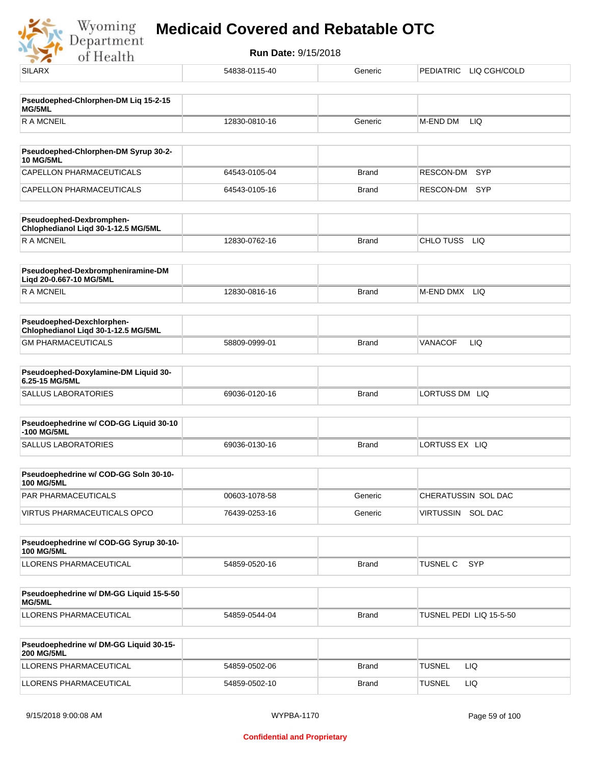| SILARX | 54838-0115-40 | Generic | PEDIATRIC LIQ CGH/COLD |
|---|---|---|---|

| **Pseudoephed-Chlorphen-DM Liq 15-2-15 MG/5ML** | | | |
|---|---|---|---|
| R A MCNEIL | 12830-0810-16 | Generic | M-END DM LIQ |

| **Pseudoephed-Chlorphen-DM Syrup 30-2-10 MG/5ML** | | | |
|---|---|---|---|
| CAPELLON PHARMACEUTICALS | 64543-0105-04 | Brand | RESCON-DM SYP |
| CAPELLON PHARMACEUTICALS | 64543-0105-16 | Brand | RESCON-DM SYP |

| **Pseudoephed-Dexbromphen-Chlophedianol Liqd 30-1-12.5 MG/5ML** | | | |
|---|---|---|---|
| R A MCNEIL | 12830-0762-16 | Brand | CHLO TUSS LIQ |

| **Pseudoephed-Dexbrompheniramine-DM Liqd 20-0.667-10 MG/5ML** | | | |
|---|---|---|---|
| R A MCNEIL | 12830-0816-16 | Brand | M-END DMX LIQ |

| **Pseudoephed-Dexchlorphen-Chlophedianol Liqd 30-1-12.5 MG/5ML** | | | |
|---|---|---|---|
| GM PHARMACEUTICALS | 58809-0999-01 | Brand | VANACOF LIQ |

| **Pseudoephed-Doxylamine-DM Liquid 30-6.25-15 MG/5ML** | | | |
|---|---|---|---|
| SALLUS LABORATORIES | 69036-0120-16 | Brand | LORTUSS DM LIQ |

| **Pseudoephedrine w/ COD-GG Liquid 30-10-100 MG/5ML** | | | |
|---|---|---|---|
| SALLUS LABORATORIES | 69036-0130-16 | Brand | LORTUSS EX LIQ |

| **Pseudoephedrine w/ COD-GG Soln 30-10-100 MG/5ML** | | | |
|---|---|---|---|
| PAR PHARMACEUTICALS | 00603-1078-58 | Generic | CHERATUSSIN SOL DAC |
| VIRTUS PHARMACEUTICALS OPCO | 76439-0253-16 | Generic | VIRTUSSIN SOL DAC |

| **Pseudoephedrine w/ COD-GG Syrup 30-10-100 MG/5ML** | | | |
|---|---|---|---|
| LLORENS PHARMACEUTICAL | 54859-0520-16 | Brand | TUSNEL C SYP |

| **Pseudoephedrine w/ DM-GG Liquid 15-5-50 MG/5ML** | | | |
|---|---|---|---|
| LLORENS PHARMACEUTICAL | 54859-0544-04 | Brand | TUSNEL PEDI LIQ 15-5-50 |

| **Pseudoephedrine w/ DM-GG Liquid 30-15-200 MG/5ML** | | | |
|---|---|---|---|
| LLORENS PHARMACEUTICAL | 54859-0502-06 | Brand | TUSNEL LIQ |
| LLORENS PHARMACEUTICAL | 54859-0502-10 | Brand | TUSNEL LIQ |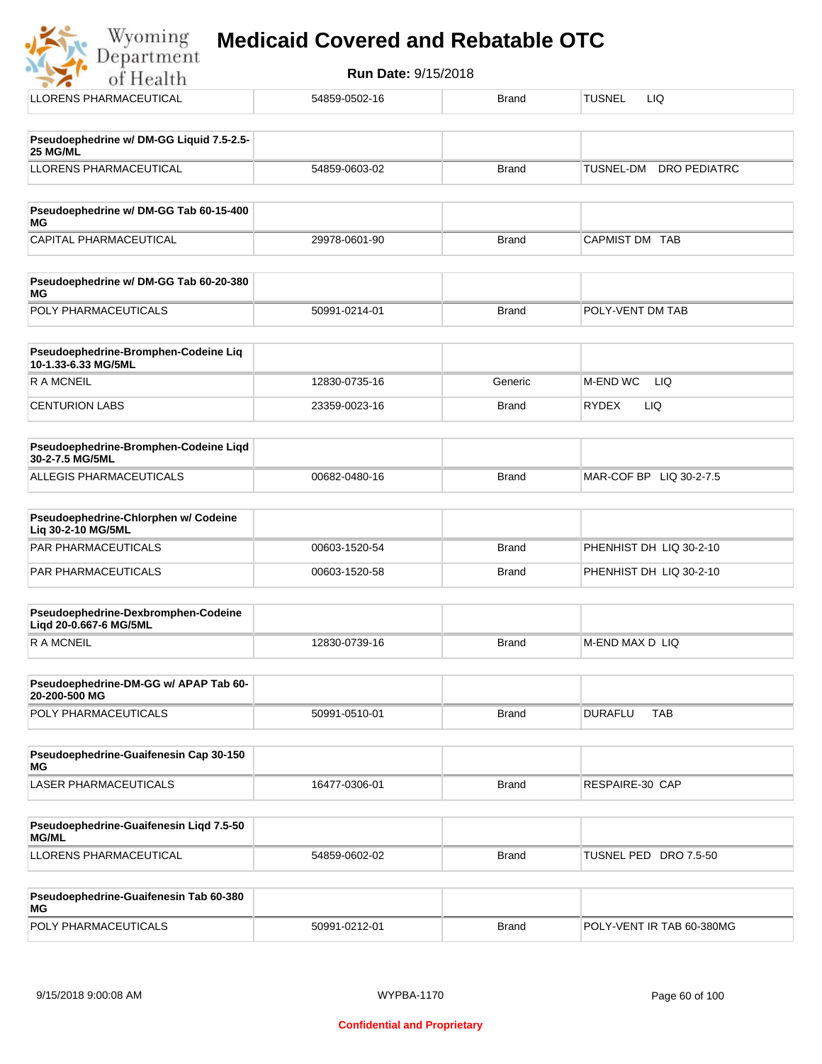| | | | |
|---|---|---|---|
| LLORENS PHARMACEUTICAL | 54859-0502-16 | Brand | TUSNEL LIQ |

| **Pseudoephedrine w/ DM-GG Liquid 7.5-2.5-25 MG/ML** | | | |
|---|---|---|---|
| LLORENS PHARMACEUTICAL | 54859-0603-02 | Brand | TUSNEL-DM DRO PEDIATRC |

| **Pseudoephedrine w/ DM-GG Tab 60-15-400 MG** | | | |
|---|---|---|---|
| CAPITAL PHARMACEUTICAL | 29978-0601-90 | Brand | CAPMIST DM TAB |

| **Pseudoephedrine w/ DM-GG Tab 60-20-380 MG** | | | |
|---|---|---|---|
| POLY PHARMACEUTICALS | 50991-0214-01 | Brand | POLY-VENT DM TAB |

| **Pseudoephedrine-Bromphen-Codeine Liq 10-1.33-6.33 MG/5ML** | | | |
|---|---|---|---|
| R A MCNEIL | 12830-0735-16 | Generic | M-END WC LIQ |
| CENTURION LABS | 23359-0023-16 | Brand | RYDEX LIQ |

| **Pseudoephedrine-Bromphen-Codeine Liqd 30-2-7.5 MG/5ML** | | | |
|---|---|---|---|
| ALLEGIS PHARMACEUTICALS | 00682-0480-16 | Brand | MAR-COF BP LIQ 30-2-7.5 |

| **Pseudoephedrine-Chlorphen w/ Codeine Liq 30-2-10 MG/5ML** | | | |
|---|---|---|---|
| PAR PHARMACEUTICALS | 00603-1520-54 | Brand | PHENHIST DH LIQ 30-2-10 |
| PAR PHARMACEUTICALS | 00603-1520-58 | Brand | PHENHIST DH LIQ 30-2-10 |

| **Pseudoephedrine-Dexbromphen-Codeine Liqd 20-0.667-6 MG/5ML** | | | |
|---|---|---|---|
| R A MCNEIL | 12830-0739-16 | Brand | M-END MAX D LIQ |

| **Pseudoephedrine-DM-GG w/ APAP Tab 60-20-200-500 MG** | | | |
|---|---|---|---|
| POLY PHARMACEUTICALS | 50991-0510-01 | Brand | DURAFLU TAB |

| **Pseudoephedrine-Guaifenesin Cap 30-150 MG** | | | |
|---|---|---|---|
| LASER PHARMACEUTICALS | 16477-0306-01 | Brand | RESPAIRE-30 CAP |

| **Pseudoephedrine-Guaifenesin Liqd 7.5-50 MG/ML** | | | |
|---|---|---|---|
| LLORENS PHARMACEUTICAL | 54859-0602-02 | Brand | TUSNEL PED DRO 7.5-50 |

| **Pseudoephedrine-Guaifenesin Tab 60-380 MG** | | | |
|---|---|---|---|
| POLY PHARMACEUTICALS | 50991-0212-01 | Brand | POLY-VENT IR TAB 60-380MG |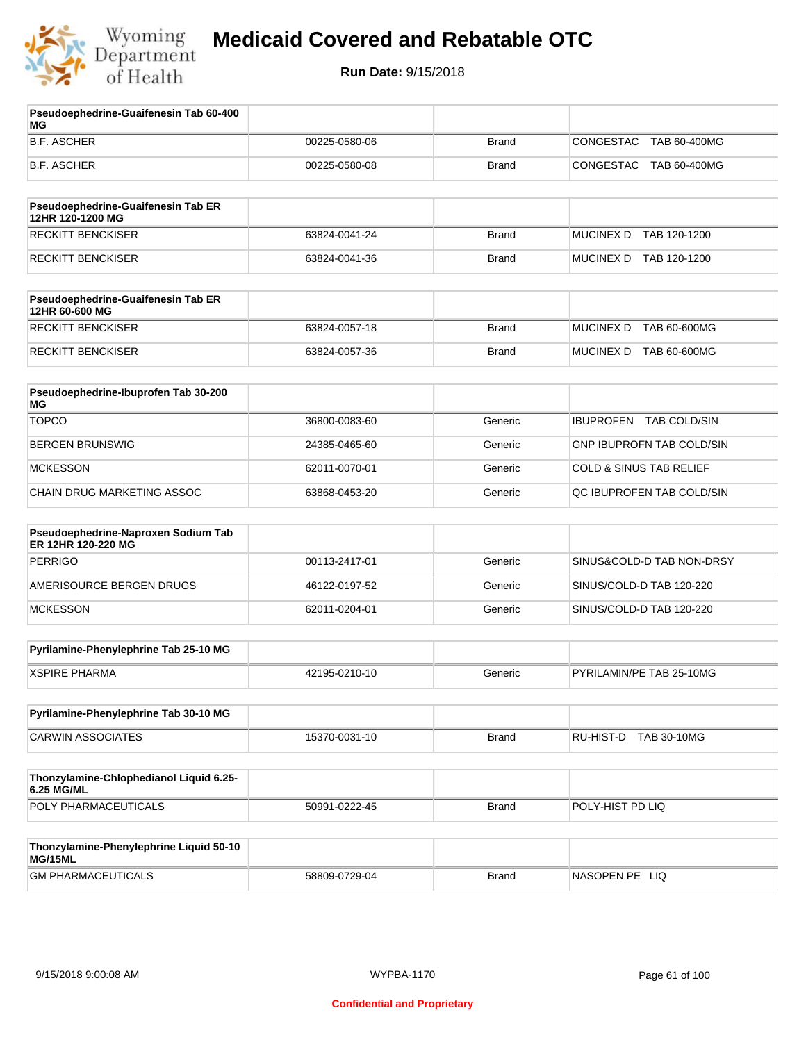# Medicaid Covered and Rebatable OTC

**Run Date:** 9/15/2018

| Pseudoephedrine-Guaifenesin Tab 60-400 MG | | | |
|---|---|---|---|
| B.F. ASCHER | 00225-0580-06 | Brand | CONGESTAC TAB 60-400MG |
| B.F. ASCHER | 00225-0580-08 | Brand | CONGESTAC TAB 60-400MG |

| Pseudoephedrine-Guaifenesin Tab ER 12HR 120-1200 MG | | | |
|---|---|---|---|
| RECKITT BENCKISER | 63824-0041-24 | Brand | MUCINEX D TAB 120-1200 |
| RECKITT BENCKISER | 63824-0041-36 | Brand | MUCINEX D TAB 120-1200 |

| Pseudoephedrine-Guaifenesin Tab ER 12HR 60-600 MG | | | |
|---|---|---|---|
| RECKITT BENCKISER | 63824-0057-18 | Brand | MUCINEX D TAB 60-600MG |
| RECKITT BENCKISER | 63824-0057-36 | Brand | MUCINEX D TAB 60-600MG |

| Pseudoephedrine-Ibuprofen Tab 30-200 MG | | | |
|---|---|---|---|
| TOPCO | 36800-0083-60 | Generic | IBUPROFEN TAB COLD/SIN |
| BERGEN BRUNSWIG | 24385-0465-60 | Generic | GNP IBUPROFN TAB COLD/SIN |
| MCKESSON | 62011-0070-01 | Generic | COLD & SINUS TAB RELIEF |
| CHAIN DRUG MARKETING ASSOC | 63868-0453-20 | Generic | QC IBUPROFEN TAB COLD/SIN |

| Pseudoephedrine-Naproxen Sodium Tab ER 12HR 120-220 MG | | | |
|---|---|---|---|
| PERRIGO | 00113-2417-01 | Generic | SINUS&COLD-D TAB NON-DRSY |
| AMERISOURCE BERGEN DRUGS | 46122-0197-52 | Generic | SINUS/COLD-D TAB 120-220 |
| MCKESSON | 62011-0204-01 | Generic | SINUS/COLD-D TAB 120-220 |

| Pyrilamine-Phenylephrine Tab 25-10 MG | | | |
|---|---|---|---|
| XSPIRE PHARMA | 42195-0210-10 | Generic | PYRILAMIN/PE TAB 25-10MG |

| Pyrilamine-Phenylephrine Tab 30-10 MG | | | |
|---|---|---|---|
| CARWIN ASSOCIATES | 15370-0031-10 | Brand | RU-HIST-D TAB 30-10MG |

| Thonzylamine-Chlophedianol Liquid 6.25-6.25 MG/ML | | | |
|---|---|---|---|
| POLY PHARMACEUTICALS | 50991-0222-45 | Brand | POLY-HIST PD LIQ |

| Thonzylamine-Phenylephrine Liquid 50-10 MG/15ML | | | |
|---|---|---|---|
| GM PHARMACEUTICALS | 58809-0729-04 | Brand | NASOPEN PE LIQ |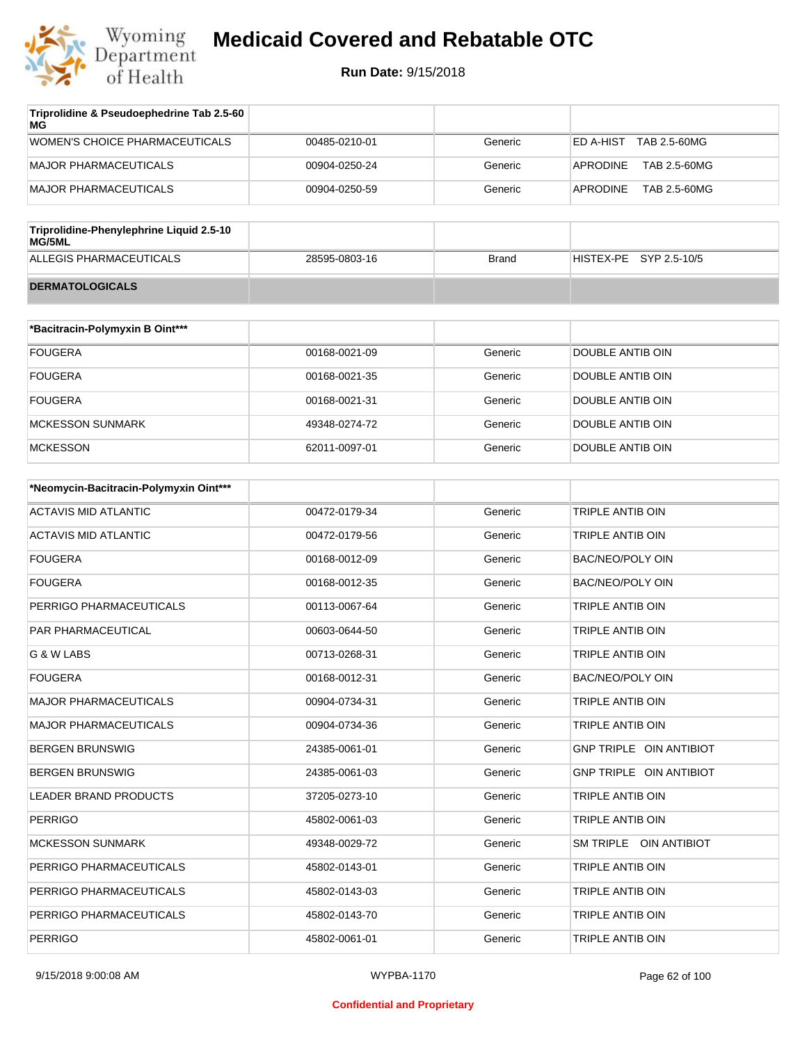| Triprolidine & Pseudoephedrine Tab 2.5-60 MG | | | |
|---|---|---|---|
| WOMEN'S CHOICE PHARMACEUTICALS | 00485-0210-01 | Generic | ED A-HIST TAB 2.5-60MG |
| MAJOR PHARMACEUTICALS | 00904-0250-24 | Generic | APRODINE TAB 2.5-60MG |
| MAJOR PHARMACEUTICALS | 00904-0250-59 | Generic | APRODINE TAB 2.5-60MG |

| Triprolidine-Phenylephrine Liquid 2.5-10 MG/5ML | | | |
|---|---|---|---|
| ALLEGIS PHARMACEUTICALS | 28595-0803-16 | Brand | HISTEX-PE SYP 2.5-10/5 |

## DERMATOLOGICALS

| *Bacitracin-Polymyxin B Oint*** | | | |
|---|---|---|---|
| FOUGERA | 00168-0021-09 | Generic | DOUBLE ANTIB OIN |
| FOUGERA | 00168-0021-35 | Generic | DOUBLE ANTIB OIN |
| FOUGERA | 00168-0021-31 | Generic | DOUBLE ANTIB OIN |
| MCKESSON SUNMARK | 49348-0274-72 | Generic | DOUBLE ANTIB OIN |
| MCKESSON | 62011-0097-01 | Generic | DOUBLE ANTIB OIN |

| *Neomycin-Bacitracin-Polymyxin Oint*** | | | |
|---|---|---|---|
| ACTAVIS MID ATLANTIC | 00472-0179-34 | Generic | TRIPLE ANTIB OIN |
| ACTAVIS MID ATLANTIC | 00472-0179-56 | Generic | TRIPLE ANTIB OIN |
| FOUGERA | 00168-0012-09 | Generic | BAC/NEO/POLY OIN |
| FOUGERA | 00168-0012-35 | Generic | BAC/NEO/POLY OIN |
| PERRIGO PHARMACEUTICALS | 00113-0067-64 | Generic | TRIPLE ANTIB OIN |
| PAR PHARMACEUTICAL | 00603-0644-50 | Generic | TRIPLE ANTIB OIN |
| G & W LABS | 00713-0268-31 | Generic | TRIPLE ANTIB OIN |
| FOUGERA | 00168-0012-31 | Generic | BAC/NEO/POLY OIN |
| MAJOR PHARMACEUTICALS | 00904-0734-31 | Generic | TRIPLE ANTIB OIN |
| MAJOR PHARMACEUTICALS | 00904-0734-36 | Generic | TRIPLE ANTIB OIN |
| BERGEN BRUNSWIG | 24385-0061-01 | Generic | GNP TRIPLE OIN ANTIBIOT |
| BERGEN BRUNSWIG | 24385-0061-03 | Generic | GNP TRIPLE OIN ANTIBIOT |
| LEADER BRAND PRODUCTS | 37205-0273-10 | Generic | TRIPLE ANTIB OIN |
| PERRIGO | 45802-0061-03 | Generic | TRIPLE ANTIB OIN |
| MCKESSON SUNMARK | 49348-0029-72 | Generic | SM TRIPLE OIN ANTIBIOT |
| PERRIGO PHARMACEUTICALS | 45802-0143-01 | Generic | TRIPLE ANTIB OIN |
| PERRIGO PHARMACEUTICALS | 45802-0143-03 | Generic | TRIPLE ANTIB OIN |
| PERRIGO PHARMACEUTICALS | 45802-0143-70 | Generic | TRIPLE ANTIB OIN |
| PERRIGO | 45802-0061-01 | Generic | TRIPLE ANTIB OIN |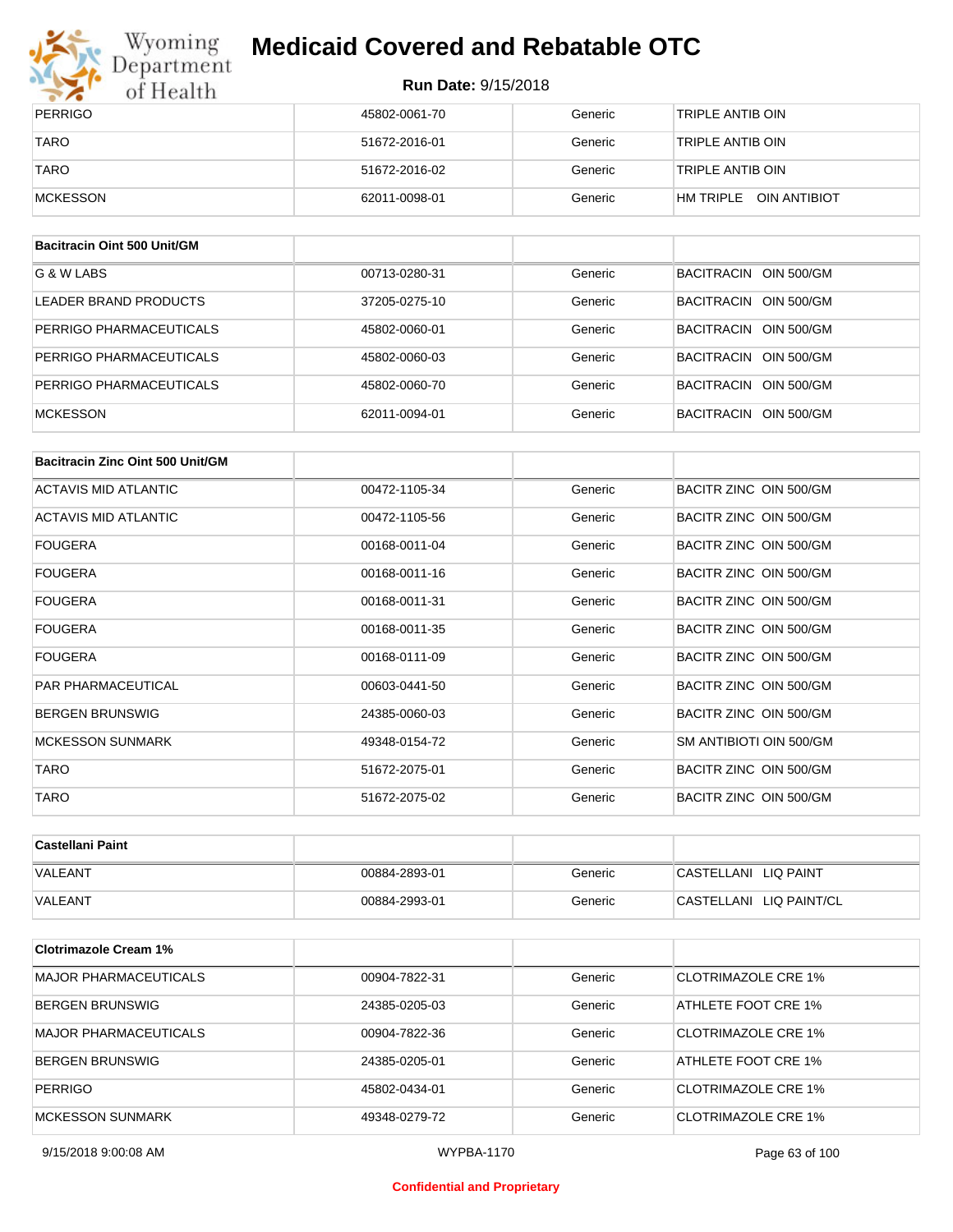| | | | |
|---|---|---|---|
| PERRIGO | 45802-0061-70 | Generic | TRIPLE ANTIB OIN |
| TARO | 51672-2016-01 | Generic | TRIPLE ANTIB OIN |
| TARO | 51672-2016-02 | Generic | TRIPLE ANTIB OIN |
| MCKESSON | 62011-0098-01 | Generic | HM TRIPLE OIN ANTIBIOT |

| Bacitracin Oint 500 Unit/GM | | | |
|---|---|---|---|
| G & W LABS | 00713-0280-31 | Generic | BACITRACIN OIN 500/GM |
| LEADER BRAND PRODUCTS | 37205-0275-10 | Generic | BACITRACIN OIN 500/GM |
| PERRIGO PHARMACEUTICALS | 45802-0060-01 | Generic | BACITRACIN OIN 500/GM |
| PERRIGO PHARMACEUTICALS | 45802-0060-03 | Generic | BACITRACIN OIN 500/GM |
| PERRIGO PHARMACEUTICALS | 45802-0060-70 | Generic | BACITRACIN OIN 500/GM |
| MCKESSON | 62011-0094-01 | Generic | BACITRACIN OIN 500/GM |

| Bacitracin Zinc Oint 500 Unit/GM | | | |
|---|---|---|---|
| ACTAVIS MID ATLANTIC | 00472-1105-34 | Generic | BACITR ZINC OIN 500/GM |
| ACTAVIS MID ATLANTIC | 00472-1105-56 | Generic | BACITR ZINC OIN 500/GM |
| FOUGERA | 00168-0011-04 | Generic | BACITR ZINC OIN 500/GM |
| FOUGERA | 00168-0011-16 | Generic | BACITR ZINC OIN 500/GM |
| FOUGERA | 00168-0011-31 | Generic | BACITR ZINC OIN 500/GM |
| FOUGERA | 00168-0011-35 | Generic | BACITR ZINC OIN 500/GM |
| FOUGERA | 00168-0111-09 | Generic | BACITR ZINC OIN 500/GM |
| PAR PHARMACEUTICAL | 00603-0441-50 | Generic | BACITR ZINC OIN 500/GM |
| BERGEN BRUNSWIG | 24385-0060-03 | Generic | BACITR ZINC OIN 500/GM |
| MCKESSON SUNMARK | 49348-0154-72 | Generic | SM ANTIBIOTI OIN 500/GM |
| TARO | 51672-2075-01 | Generic | BACITR ZINC OIN 500/GM |
| TARO | 51672-2075-02 | Generic | BACITR ZINC OIN 500/GM |

| Castellani Paint | | | |
|---|---|---|---|
| VALEANT | 00884-2893-01 | Generic | CASTELLANI LIQ PAINT |
| VALEANT | 00884-2993-01 | Generic | CASTELLANI LIQ PAINT/CL |

| Clotrimazole Cream 1% | | | |
|---|---|---|---|
| MAJOR PHARMACEUTICALS | 00904-7822-31 | Generic | CLOTRIMAZOLE CRE 1% |
| BERGEN BRUNSWIG | 24385-0205-03 | Generic | ATHLETE FOOT CRE 1% |
| MAJOR PHARMACEUTICALS | 00904-7822-36 | Generic | CLOTRIMAZOLE CRE 1% |
| BERGEN BRUNSWIG | 24385-0205-01 | Generic | ATHLETE FOOT CRE 1% |
| PERRIGO | 45802-0434-01 | Generic | CLOTRIMAZOLE CRE 1% |
| MCKESSON SUNMARK | 49348-0279-72 | Generic | CLOTRIMAZOLE CRE 1% |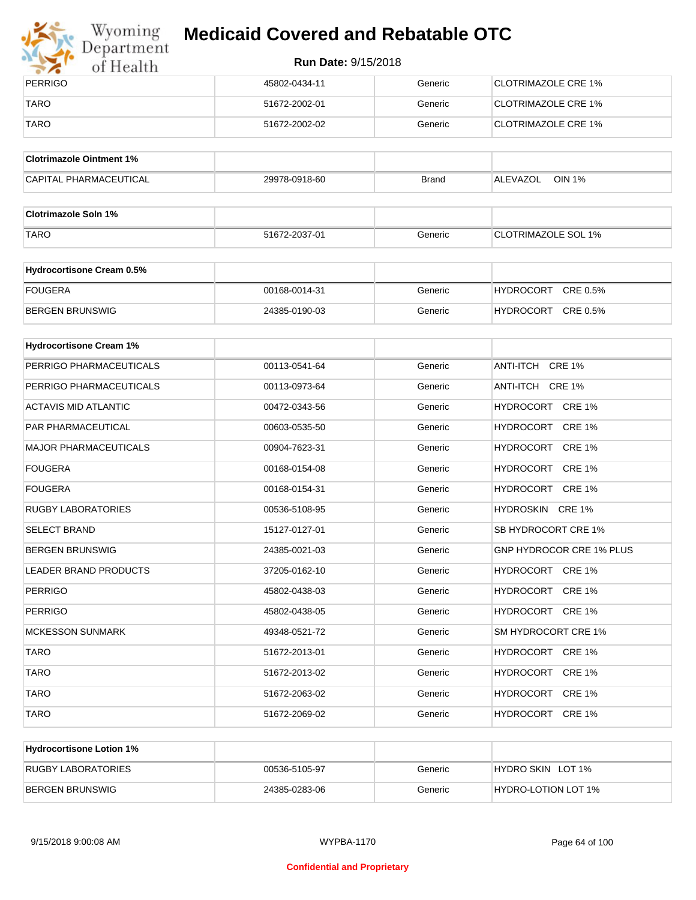| | | | |
|---|---|---|---|
| PERRIGO | 45802-0434-11 | Generic | CLOTRIMAZOLE CRE 1% |
| TARO | 51672-2002-01 | Generic | CLOTRIMAZOLE CRE 1% |
| TARO | 51672-2002-02 | Generic | CLOTRIMAZOLE CRE 1% |

| **Clotrimazole Ointment 1%** | | | |
|---|---|---|---|
| CAPITAL PHARMACEUTICAL | 29978-0918-60 | Brand | ALEVAZOL OIN 1% |

| **Clotrimazole Soln 1%** | | | |
|---|---|---|---|
| TARO | 51672-2037-01 | Generic | CLOTRIMAZOLE SOL 1% |

| **Hydrocortisone Cream 0.5%** | | | |
|---|---|---|---|
| FOUGERA | 00168-0014-31 | Generic | HYDROCORT CRE 0.5% |
| BERGEN BRUNSWIG | 24385-0190-03 | Generic | HYDROCORT CRE 0.5% |

| **Hydrocortisone Cream 1%** | | | |
|---|---|---|---|
| PERRIGO PHARMACEUTICALS | 00113-0541-64 | Generic | ANTI-ITCH CRE 1% |
| PERRIGO PHARMACEUTICALS | 00113-0973-64 | Generic | ANTI-ITCH CRE 1% |
| ACTAVIS MID ATLANTIC | 00472-0343-56 | Generic | HYDROCORT CRE 1% |
| PAR PHARMACEUTICAL | 00603-0535-50 | Generic | HYDROCORT CRE 1% |
| MAJOR PHARMACEUTICALS | 00904-7623-31 | Generic | HYDROCORT CRE 1% |
| FOUGERA | 00168-0154-08 | Generic | HYDROCORT CRE 1% |
| FOUGERA | 00168-0154-31 | Generic | HYDROCORT CRE 1% |
| RUGBY LABORATORIES | 00536-5108-95 | Generic | HYDROSKIN CRE 1% |
| SELECT BRAND | 15127-0127-01 | Generic | SB HYDROCORT CRE 1% |
| BERGEN BRUNSWIG | 24385-0021-03 | Generic | GNP HYDROCOR CRE 1% PLUS |
| LEADER BRAND PRODUCTS | 37205-0162-10 | Generic | HYDROCORT CRE 1% |
| PERRIGO | 45802-0438-03 | Generic | HYDROCORT CRE 1% |
| PERRIGO | 45802-0438-05 | Generic | HYDROCORT CRE 1% |
| MCKESSON SUNMARK | 49348-0521-72 | Generic | SM HYDROCORT CRE 1% |
| TARO | 51672-2013-01 | Generic | HYDROCORT CRE 1% |
| TARO | 51672-2013-02 | Generic | HYDROCORT CRE 1% |
| TARO | 51672-2063-02 | Generic | HYDROCORT CRE 1% |
| TARO | 51672-2069-02 | Generic | HYDROCORT CRE 1% |

| **Hydrocortisone Lotion 1%** | | | |
|---|---|---|---|
| RUGBY LABORATORIES | 00536-5105-97 | Generic | HYDRO SKIN LOT 1% |
| BERGEN BRUNSWIG | 24385-0283-06 | Generic | HYDRO-LOTION LOT 1% |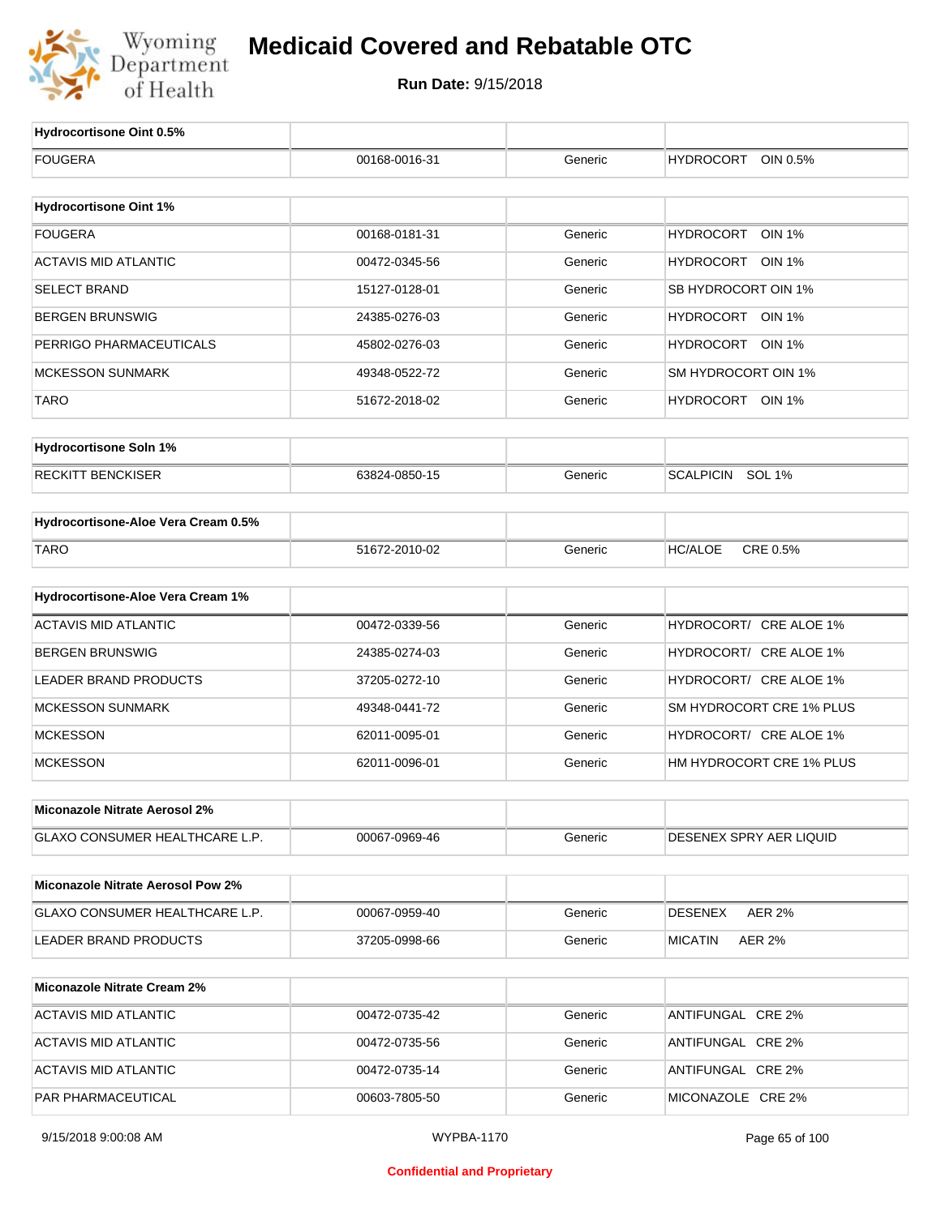| Hydrocortisone Oint 0.5% | | | |
|---|---|---|---|
| FOUGERA | 00168-0016-31 | Generic | HYDROCORT OIN 0.5% |

| Hydrocortisone Oint 1% | | | |
|---|---|---|---|
| FOUGERA | 00168-0181-31 | Generic | HYDROCORT OIN 1% |
| ACTAVIS MID ATLANTIC | 00472-0345-56 | Generic | HYDROCORT OIN 1% |
| SELECT BRAND | 15127-0128-01 | Generic | SB HYDROCORT OIN 1% |
| BERGEN BRUNSWIG | 24385-0276-03 | Generic | HYDROCORT OIN 1% |
| PERRIGO PHARMACEUTICALS | 45802-0276-03 | Generic | HYDROCORT OIN 1% |
| MCKESSON SUNMARK | 49348-0522-72 | Generic | SM HYDROCORT OIN 1% |
| TARO | 51672-2018-02 | Generic | HYDROCORT OIN 1% |

| Hydrocortisone Soln 1% | | | |
|---|---|---|---|
| RECKITT BENCKISER | 63824-0850-15 | Generic | SCALPICIN SOL 1% |

| Hydrocortisone-Aloe Vera Cream 0.5% | | | |
|---|---|---|---|
| TARO | 51672-2010-02 | Generic | HC/ALOE CRE 0.5% |

| Hydrocortisone-Aloe Vera Cream 1% | | | |
|---|---|---|---|
| ACTAVIS MID ATLANTIC | 00472-0339-56 | Generic | HYDROCORT/ CRE ALOE 1% |
| BERGEN BRUNSWIG | 24385-0274-03 | Generic | HYDROCORT/ CRE ALOE 1% |
| LEADER BRAND PRODUCTS | 37205-0272-10 | Generic | HYDROCORT/ CRE ALOE 1% |
| MCKESSON SUNMARK | 49348-0441-72 | Generic | SM HYDROCORT CRE 1% PLUS |
| MCKESSON | 62011-0095-01 | Generic | HYDROCORT/ CRE ALOE 1% |
| MCKESSON | 62011-0096-01 | Generic | HM HYDROCORT CRE 1% PLUS |

| Miconazole Nitrate Aerosol 2% | | | |
|---|---|---|---|
| GLAXO CONSUMER HEALTHCARE L.P. | 00067-0969-46 | Generic | DESENEX SPRY AER LIQUID |

| Miconazole Nitrate Aerosol Pow 2% | | | |
|---|---|---|---|
| GLAXO CONSUMER HEALTHCARE L.P. | 00067-0959-40 | Generic | DESENEX AER 2% |
| LEADER BRAND PRODUCTS | 37205-0998-66 | Generic | MICATIN AER 2% |

| Miconazole Nitrate Cream 2% | | | |
|---|---|---|---|
| ACTAVIS MID ATLANTIC | 00472-0735-42 | Generic | ANTIFUNGAL CRE 2% |
| ACTAVIS MID ATLANTIC | 00472-0735-56 | Generic | ANTIFUNGAL CRE 2% |
| ACTAVIS MID ATLANTIC | 00472-0735-14 | Generic | ANTIFUNGAL CRE 2% |
| PAR PHARMACEUTICAL | 00603-7805-50 | Generic | MICONAZOLE CRE 2% |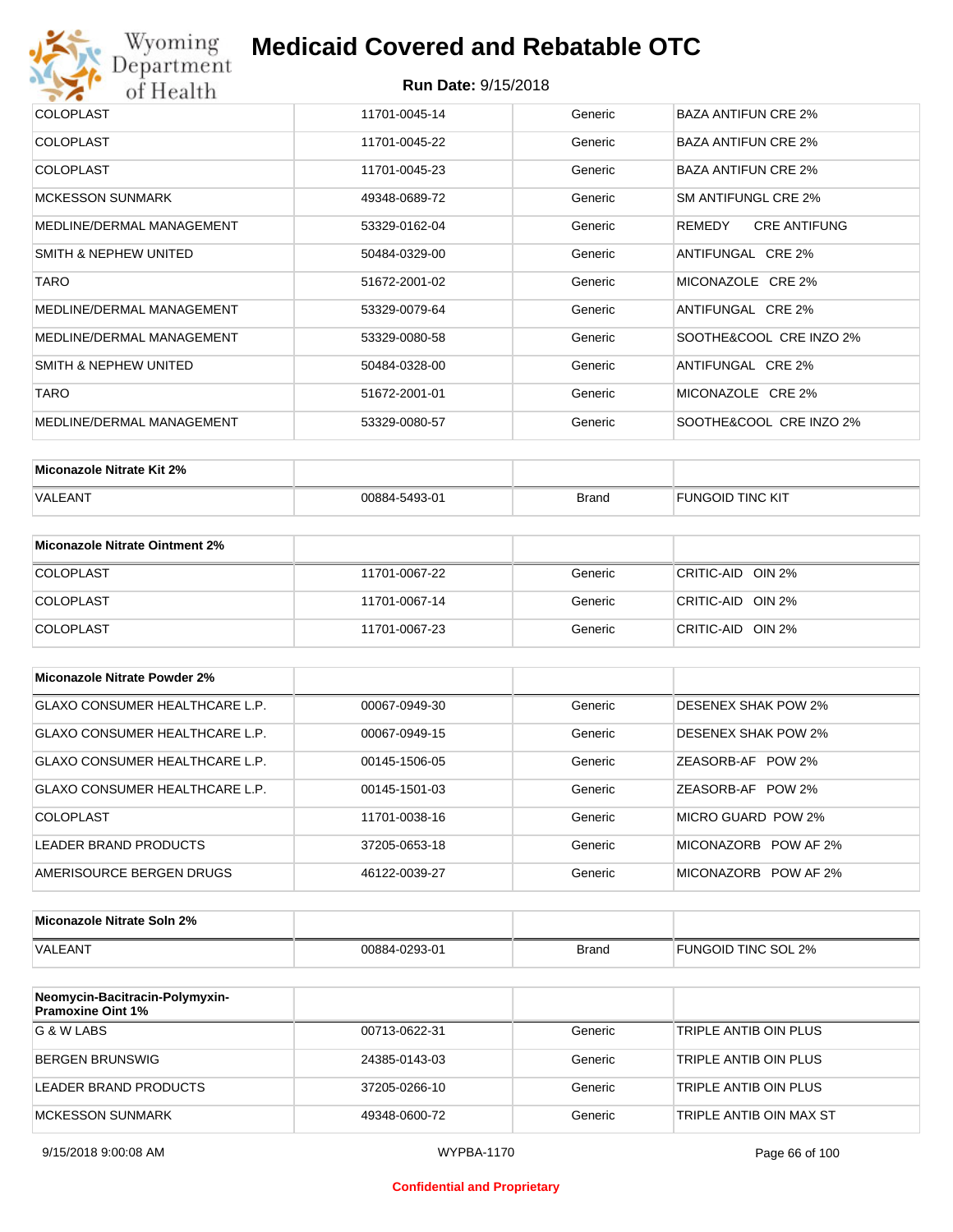| | | | |
|---|---|---|---|
| COLOPLAST | 11701-0045-14 | Generic | BAZA ANTIFUN CRE 2% |
| COLOPLAST | 11701-0045-22 | Generic | BAZA ANTIFUN CRE 2% |
| COLOPLAST | 11701-0045-23 | Generic | BAZA ANTIFUN CRE 2% |
| MCKESSON SUNMARK | 49348-0689-72 | Generic | SM ANTIFUNGL CRE 2% |
| MEDLINE/DERMAL MANAGEMENT | 53329-0162-04 | Generic | REMEDY CRE ANTIFUNG |
| SMITH & NEPHEW UNITED | 50484-0329-00 | Generic | ANTIFUNGAL CRE 2% |
| TARO | 51672-2001-02 | Generic | MICONAZOLE CRE 2% |
| MEDLINE/DERMAL MANAGEMENT | 53329-0079-64 | Generic | ANTIFUNGAL CRE 2% |
| MEDLINE/DERMAL MANAGEMENT | 53329-0080-58 | Generic | SOOTHE&COOL CRE INZO 2% |
| SMITH & NEPHEW UNITED | 50484-0328-00 | Generic | ANTIFUNGAL CRE 2% |
| TARO | 51672-2001-01 | Generic | MICONAZOLE CRE 2% |
| MEDLINE/DERMAL MANAGEMENT | 53329-0080-57 | Generic | SOOTHE&COOL CRE INZO 2% |

| **Miconazole Nitrate Kit 2%** | | | |
|---|---|---|---|
| VALEANT | 00884-5493-01 | Brand | FUNGOID TINC KIT |

| **Miconazole Nitrate Ointment 2%** | | | |
|---|---|---|---|
| COLOPLAST | 11701-0067-22 | Generic | CRITIC-AID OIN 2% |
| COLOPLAST | 11701-0067-14 | Generic | CRITIC-AID OIN 2% |
| COLOPLAST | 11701-0067-23 | Generic | CRITIC-AID OIN 2% |

| **Miconazole Nitrate Powder 2%** | | | |
|---|---|---|---|
| GLAXO CONSUMER HEALTHCARE L.P. | 00067-0949-30 | Generic | DESENEX SHAK POW 2% |
| GLAXO CONSUMER HEALTHCARE L.P. | 00067-0949-15 | Generic | DESENEX SHAK POW 2% |
| GLAXO CONSUMER HEALTHCARE L.P. | 00145-1506-05 | Generic | ZEASORB-AF POW 2% |
| GLAXO CONSUMER HEALTHCARE L.P. | 00145-1501-03 | Generic | ZEASORB-AF POW 2% |
| COLOPLAST | 11701-0038-16 | Generic | MICRO GUARD POW 2% |
| LEADER BRAND PRODUCTS | 37205-0653-18 | Generic | MICONAZORB POW AF 2% |
| AMERISOURCE BERGEN DRUGS | 46122-0039-27 | Generic | MICONAZORB POW AF 2% |

| **Miconazole Nitrate Soln 2%** | | | |
|---|---|---|---|
| VALEANT | 00884-0293-01 | Brand | FUNGOID TINC SOL 2% |

| **Neomycin-Bacitracin-Polymyxin-Pramoxine Oint 1%** | | | |
|---|---|---|---|
| G & W LABS | 00713-0622-31 | Generic | TRIPLE ANTIB OIN PLUS |
| BERGEN BRUNSWIG | 24385-0143-03 | Generic | TRIPLE ANTIB OIN PLUS |
| LEADER BRAND PRODUCTS | 37205-0266-10 | Generic | TRIPLE ANTIB OIN PLUS |
| MCKESSON SUNMARK | 49348-0600-72 | Generic | TRIPLE ANTIB OIN MAX ST |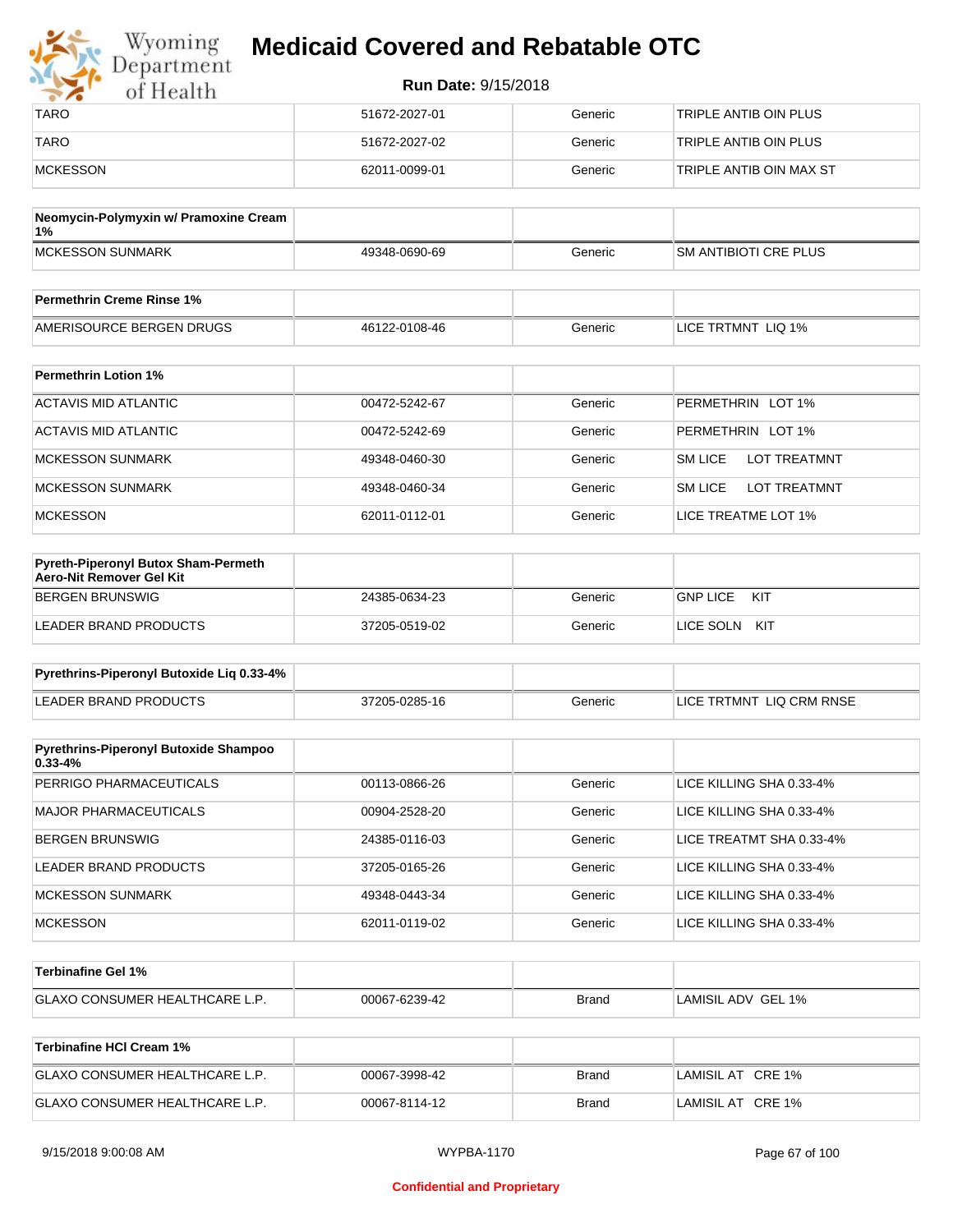| | | | |
|---|---|---|---|
| TARO | 51672-2027-01 | Generic | TRIPLE ANTIB OIN PLUS |
| TARO | 51672-2027-02 | Generic | TRIPLE ANTIB OIN PLUS |
| MCKESSON | 62011-0099-01 | Generic | TRIPLE ANTIB OIN MAX ST |

| Neomycin-Polymyxin w/ Pramoxine Cream 1% | | | |
|---|---|---|---|
| MCKESSON SUNMARK | 49348-0690-69 | Generic | SM ANTIBIOTI CRE PLUS |

| Permethrin Creme Rinse 1% | | | |
|---|---|---|---|
| AMERISOURCE BERGEN DRUGS | 46122-0108-46 | Generic | LICE TRTMNT LIQ 1% |

| Permethrin Lotion 1% | | | |
|---|---|---|---|
| ACTAVIS MID ATLANTIC | 00472-5242-67 | Generic | PERMETHRIN LOT 1% |
| ACTAVIS MID ATLANTIC | 00472-5242-69 | Generic | PERMETHRIN LOT 1% |
| MCKESSON SUNMARK | 49348-0460-30 | Generic | SM LICE LOT TREATMNT |
| MCKESSON SUNMARK | 49348-0460-34 | Generic | SM LICE LOT TREATMNT |
| MCKESSON | 62011-0112-01 | Generic | LICE TREATME LOT 1% |

| Pyreth-Piperonyl Butox Sham-Permeth Aero-Nit Remover Gel Kit | | | |
|---|---|---|---|
| BERGEN BRUNSWIG | 24385-0634-23 | Generic | GNP LICE KIT |
| LEADER BRAND PRODUCTS | 37205-0519-02 | Generic | LICE SOLN KIT |

| Pyrethrins-Piperonyl Butoxide Liq 0.33-4% | | | |
|---|---|---|---|
| LEADER BRAND PRODUCTS | 37205-0285-16 | Generic | LICE TRTMNT LIQ CRM RNSE |

| Pyrethrins-Piperonyl Butoxide Shampoo 0.33-4% | | | |
|---|---|---|---|
| PERRIGO PHARMACEUTICALS | 00113-0866-26 | Generic | LICE KILLING SHA 0.33-4% |
| MAJOR PHARMACEUTICALS | 00904-2528-20 | Generic | LICE KILLING SHA 0.33-4% |
| BERGEN BRUNSWIG | 24385-0116-03 | Generic | LICE TREATMT SHA 0.33-4% |
| LEADER BRAND PRODUCTS | 37205-0165-26 | Generic | LICE KILLING SHA 0.33-4% |
| MCKESSON SUNMARK | 49348-0443-34 | Generic | LICE KILLING SHA 0.33-4% |
| MCKESSON | 62011-0119-02 | Generic | LICE KILLING SHA 0.33-4% |

| Terbinafine Gel 1% | | | |
|---|---|---|---|
| GLAXO CONSUMER HEALTHCARE L.P. | 00067-6239-42 | Brand | LAMISIL ADV GEL 1% |

| Terbinafine HCl Cream 1% | | | |
|---|---|---|---|
| GLAXO CONSUMER HEALTHCARE L.P. | 00067-3998-42 | Brand | LAMISIL AT CRE 1% |
| GLAXO CONSUMER HEALTHCARE L.P. | 00067-8114-12 | Brand | LAMISIL AT CRE 1% |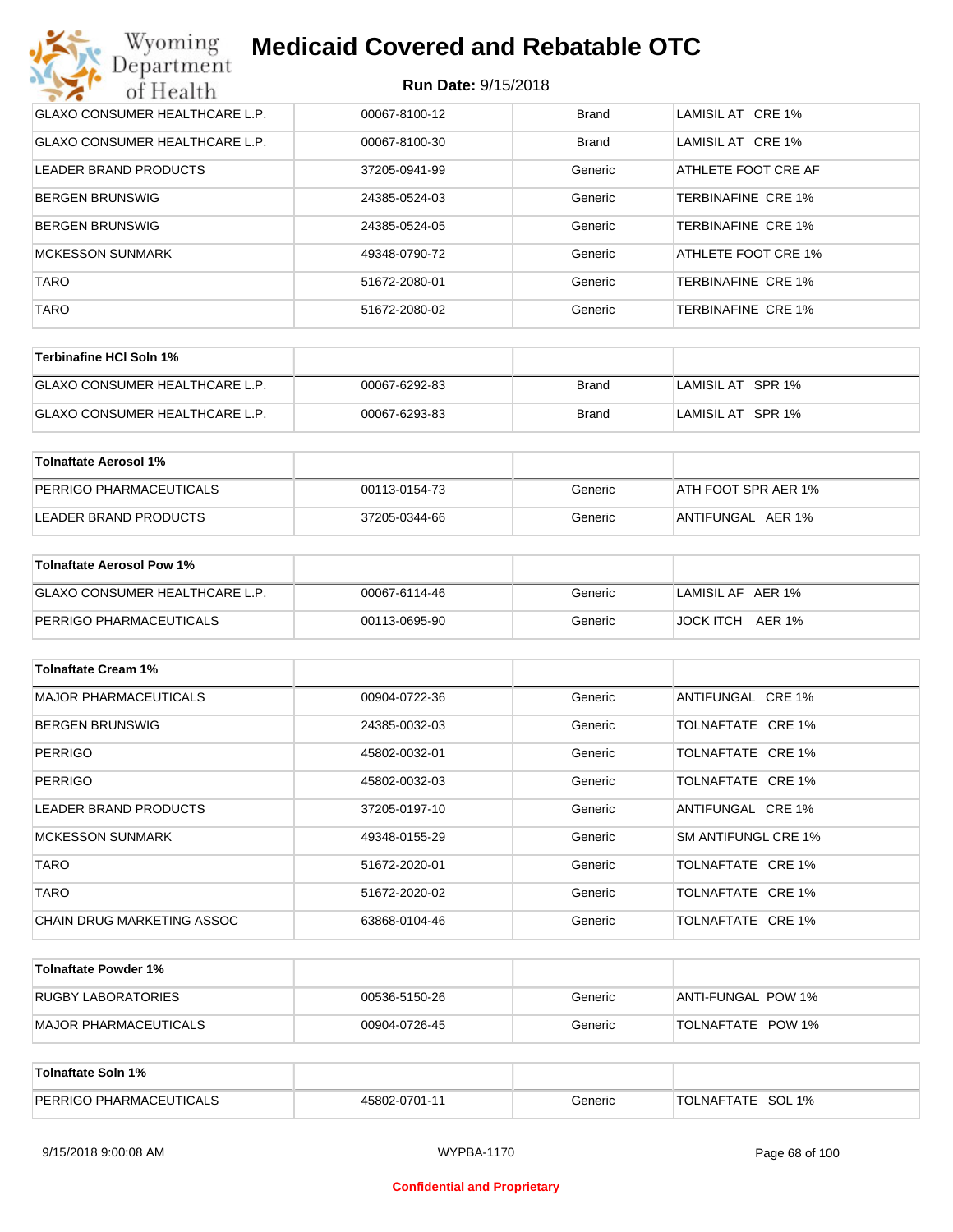| | | | |
|---|---|---|---|
| GLAXO CONSUMER HEALTHCARE L.P. | 00067-8100-12 | Brand | LAMISIL AT CRE 1% |
| GLAXO CONSUMER HEALTHCARE L.P. | 00067-8100-30 | Brand | LAMISIL AT CRE 1% |
| LEADER BRAND PRODUCTS | 37205-0941-99 | Generic | ATHLETE FOOT CRE AF |
| BERGEN BRUNSWIG | 24385-0524-03 | Generic | TERBINAFINE CRE 1% |
| BERGEN BRUNSWIG | 24385-0524-05 | Generic | TERBINAFINE CRE 1% |
| MCKESSON SUNMARK | 49348-0790-72 | Generic | ATHLETE FOOT CRE 1% |
| TARO | 51672-2080-01 | Generic | TERBINAFINE CRE 1% |
| TARO | 51672-2080-02 | Generic | TERBINAFINE CRE 1% |

| **Terbinafine HCl Soln 1%** | | | |
|---|---|---|---|
| GLAXO CONSUMER HEALTHCARE L.P. | 00067-6292-83 | Brand | LAMISIL AT SPR 1% |
| GLAXO CONSUMER HEALTHCARE L.P. | 00067-6293-83 | Brand | LAMISIL AT SPR 1% |

| **Tolnaftate Aerosol 1%** | | | |
|---|---|---|---|
| PERRIGO PHARMACEUTICALS | 00113-0154-73 | Generic | ATH FOOT SPR AER 1% |
| LEADER BRAND PRODUCTS | 37205-0344-66 | Generic | ANTIFUNGAL AER 1% |

| **Tolnaftate Aerosol Pow 1%** | | | |
|---|---|---|---|
| GLAXO CONSUMER HEALTHCARE L.P. | 00067-6114-46 | Generic | LAMISIL AF AER 1% |
| PERRIGO PHARMACEUTICALS | 00113-0695-90 | Generic | JOCK ITCH AER 1% |

| **Tolnaftate Cream 1%** | | | |
|---|---|---|---|
| MAJOR PHARMACEUTICALS | 00904-0722-36 | Generic | ANTIFUNGAL CRE 1% |
| BERGEN BRUNSWIG | 24385-0032-03 | Generic | TOLNAFTATE CRE 1% |
| PERRIGO | 45802-0032-01 | Generic | TOLNAFTATE CRE 1% |
| PERRIGO | 45802-0032-03 | Generic | TOLNAFTATE CRE 1% |
| LEADER BRAND PRODUCTS | 37205-0197-10 | Generic | ANTIFUNGAL CRE 1% |
| MCKESSON SUNMARK | 49348-0155-29 | Generic | SM ANTIFUNGL CRE 1% |
| TARO | 51672-2020-01 | Generic | TOLNAFTATE CRE 1% |
| TARO | 51672-2020-02 | Generic | TOLNAFTATE CRE 1% |
| CHAIN DRUG MARKETING ASSOC | 63868-0104-46 | Generic | TOLNAFTATE CRE 1% |

| **Tolnaftate Powder 1%** | | | |
|---|---|---|---|
| RUGBY LABORATORIES | 00536-5150-26 | Generic | ANTI-FUNGAL POW 1% |
| MAJOR PHARMACEUTICALS | 00904-0726-45 | Generic | TOLNAFTATE POW 1% |

| **Tolnaftate Soln 1%** | | | |
|---|---|---|---|
| PERRIGO PHARMACEUTICALS | 45802-0701-11 | Generic | TOLNAFTATE SOL 1% |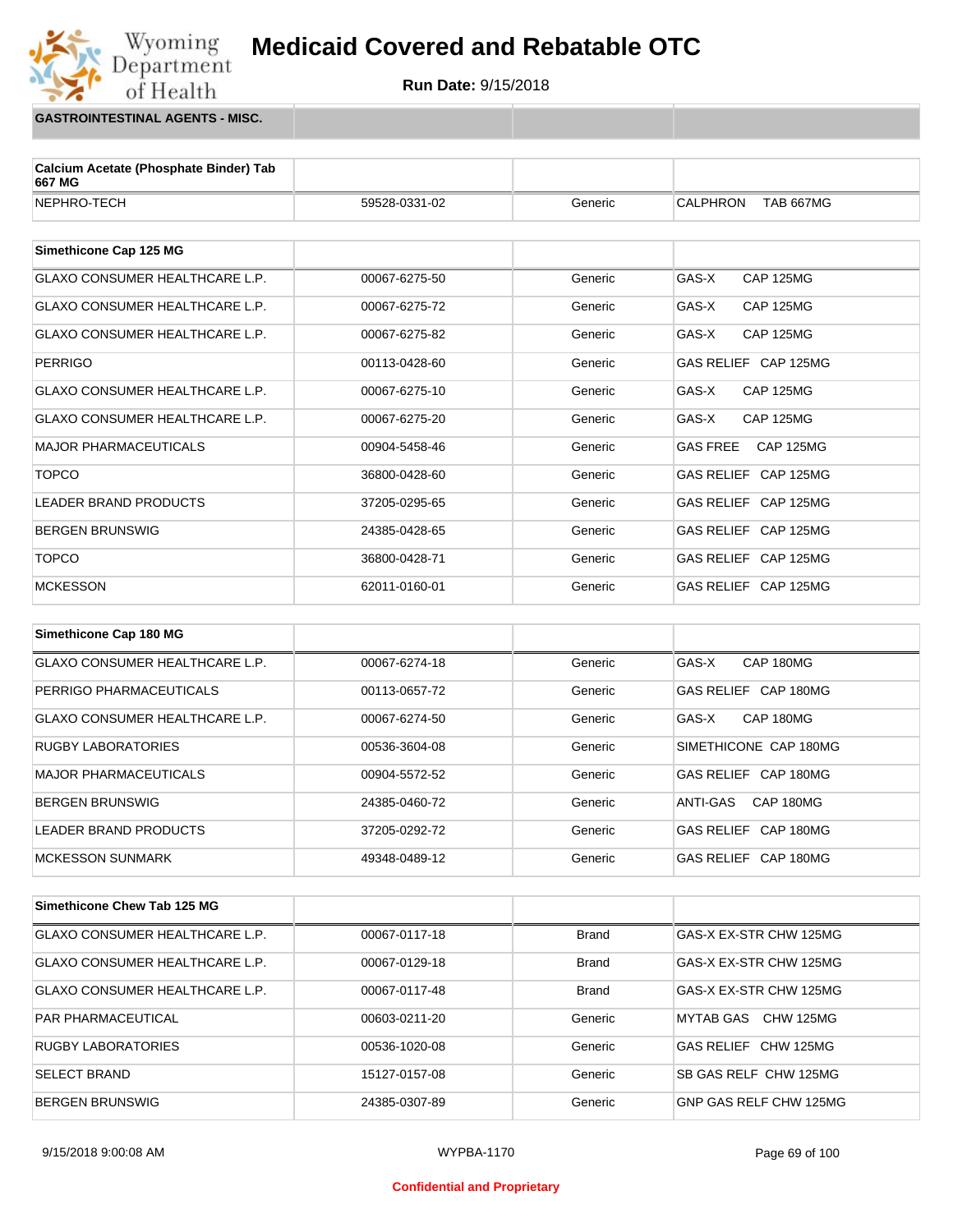# Medicaid Covered and Rebatable OTC

**Run Date:** 9/15/2018

## GASTROINTESTINAL AGENTS - MISC.

| Calcium Acetate (Phosphate Binder) Tab 667 MG | | | |
|---|---|---|---|
| NEPHRO-TECH | 59528-0331-02 | Generic | CALPHRON TAB 667MG |

| Simethicone Cap 125 MG | | | |
|---|---|---|---|
| GLAXO CONSUMER HEALTHCARE L.P. | 00067-6275-50 | Generic | GAS-X CAP 125MG |
| GLAXO CONSUMER HEALTHCARE L.P. | 00067-6275-72 | Generic | GAS-X CAP 125MG |
| GLAXO CONSUMER HEALTHCARE L.P. | 00067-6275-82 | Generic | GAS-X CAP 125MG |
| PERRIGO | 00113-0428-60 | Generic | GAS RELIEF CAP 125MG |
| GLAXO CONSUMER HEALTHCARE L.P. | 00067-6275-10 | Generic | GAS-X CAP 125MG |
| GLAXO CONSUMER HEALTHCARE L.P. | 00067-6275-20 | Generic | GAS-X CAP 125MG |
| MAJOR PHARMACEUTICALS | 00904-5458-46 | Generic | GAS FREE CAP 125MG |
| TOPCO | 36800-0428-60 | Generic | GAS RELIEF CAP 125MG |
| LEADER BRAND PRODUCTS | 37205-0295-65 | Generic | GAS RELIEF CAP 125MG |
| BERGEN BRUNSWIG | 24385-0428-65 | Generic | GAS RELIEF CAP 125MG |
| TOPCO | 36800-0428-71 | Generic | GAS RELIEF CAP 125MG |
| MCKESSON | 62011-0160-01 | Generic | GAS RELIEF CAP 125MG |

| Simethicone Cap 180 MG | | | |
|---|---|---|---|
| GLAXO CONSUMER HEALTHCARE L.P. | 00067-6274-18 | Generic | GAS-X CAP 180MG |
| PERRIGO PHARMACEUTICALS | 00113-0657-72 | Generic | GAS RELIEF CAP 180MG |
| GLAXO CONSUMER HEALTHCARE L.P. | 00067-6274-50 | Generic | GAS-X CAP 180MG |
| RUGBY LABORATORIES | 00536-3604-08 | Generic | SIMETHICONE CAP 180MG |
| MAJOR PHARMACEUTICALS | 00904-5572-52 | Generic | GAS RELIEF CAP 180MG |
| BERGEN BRUNSWIG | 24385-0460-72 | Generic | ANTI-GAS CAP 180MG |
| LEADER BRAND PRODUCTS | 37205-0292-72 | Generic | GAS RELIEF CAP 180MG |
| MCKESSON SUNMARK | 49348-0489-12 | Generic | GAS RELIEF CAP 180MG |

| Simethicone Chew Tab 125 MG | | | |
|---|---|---|---|
| GLAXO CONSUMER HEALTHCARE L.P. | 00067-0117-18 | Brand | GAS-X EX-STR CHW 125MG |
| GLAXO CONSUMER HEALTHCARE L.P. | 00067-0129-18 | Brand | GAS-X EX-STR CHW 125MG |
| GLAXO CONSUMER HEALTHCARE L.P. | 00067-0117-48 | Brand | GAS-X EX-STR CHW 125MG |
| PAR PHARMACEUTICAL | 00603-0211-20 | Generic | MYTAB GAS CHW 125MG |
| RUGBY LABORATORIES | 00536-1020-08 | Generic | GAS RELIEF CHW 125MG |
| SELECT BRAND | 15127-0157-08 | Generic | SB GAS RELF CHW 125MG |
| BERGEN BRUNSWIG | 24385-0307-89 | Generic | GNP GAS RELF CHW 125MG |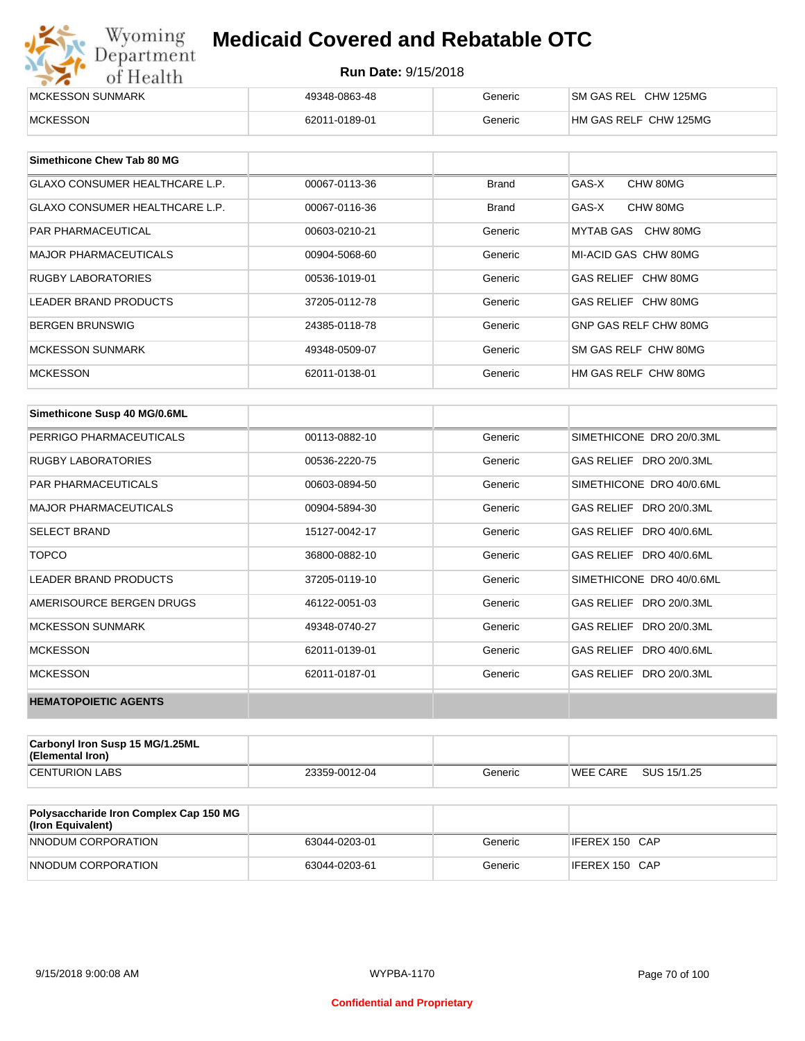| MCKESSON SUNMARK | 49348-0863-48 | Generic | SM GAS REL CHW 125MG |
|---|---|---|---|
| MCKESSON | 62011-0189-01 | Generic | HM GAS RELF CHW 125MG |

| Simethicone Chew Tab 80 MG | | | |
|---|---|---|---|
| GLAXO CONSUMER HEALTHCARE L.P. | 00067-0113-36 | Brand | GAS-X CHW 80MG |
| GLAXO CONSUMER HEALTHCARE L.P. | 00067-0116-36 | Brand | GAS-X CHW 80MG |
| PAR PHARMACEUTICAL | 00603-0210-21 | Generic | MYTAB GAS CHW 80MG |
| MAJOR PHARMACEUTICALS | 00904-5068-60 | Generic | MI-ACID GAS CHW 80MG |
| RUGBY LABORATORIES | 00536-1019-01 | Generic | GAS RELIEF CHW 80MG |
| LEADER BRAND PRODUCTS | 37205-0112-78 | Generic | GAS RELIEF CHW 80MG |
| BERGEN BRUNSWIG | 24385-0118-78 | Generic | GNP GAS RELF CHW 80MG |
| MCKESSON SUNMARK | 49348-0509-07 | Generic | SM GAS RELF CHW 80MG |
| MCKESSON | 62011-0138-01 | Generic | HM GAS RELF CHW 80MG |

| Simethicone Susp 40 MG/0.6ML | | | |
|---|---|---|---|
| PERRIGO PHARMACEUTICALS | 00113-0882-10 | Generic | SIMETHICONE DRO 20/0.3ML |
| RUGBY LABORATORIES | 00536-2220-75 | Generic | GAS RELIEF DRO 20/0.3ML |
| PAR PHARMACEUTICALS | 00603-0894-50 | Generic | SIMETHICONE DRO 40/0.6ML |
| MAJOR PHARMACEUTICALS | 00904-5894-30 | Generic | GAS RELIEF DRO 20/0.3ML |
| SELECT BRAND | 15127-0042-17 | Generic | GAS RELIEF DRO 40/0.6ML |
| TOPCO | 36800-0882-10 | Generic | GAS RELIEF DRO 40/0.6ML |
| LEADER BRAND PRODUCTS | 37205-0119-10 | Generic | SIMETHICONE DRO 40/0.6ML |
| AMERISOURCE BERGEN DRUGS | 46122-0051-03 | Generic | GAS RELIEF DRO 20/0.3ML |
| MCKESSON SUNMARK | 49348-0740-27 | Generic | GAS RELIEF DRO 20/0.3ML |
| MCKESSON | 62011-0139-01 | Generic | GAS RELIEF DRO 40/0.6ML |
| MCKESSON | 62011-0187-01 | Generic | GAS RELIEF DRO 20/0.3ML |
| **HEMATOPOIETIC AGENTS** | | | |

| Carbonyl Iron Susp 15 MG/1.25ML (Elemental Iron) | | | |
|---|---|---|---|
| CENTURION LABS | 23359-0012-04 | Generic | WEE CARE SUS 15/1.25 |

| Polysaccharide Iron Complex Cap 150 MG (Iron Equivalent) | | | |
|---|---|---|---|
| NNODUM CORPORATION | 63044-0203-01 | Generic | IFEREX 150 CAP |
| NNODUM CORPORATION | 63044-0203-61 | Generic | IFEREX 150 CAP |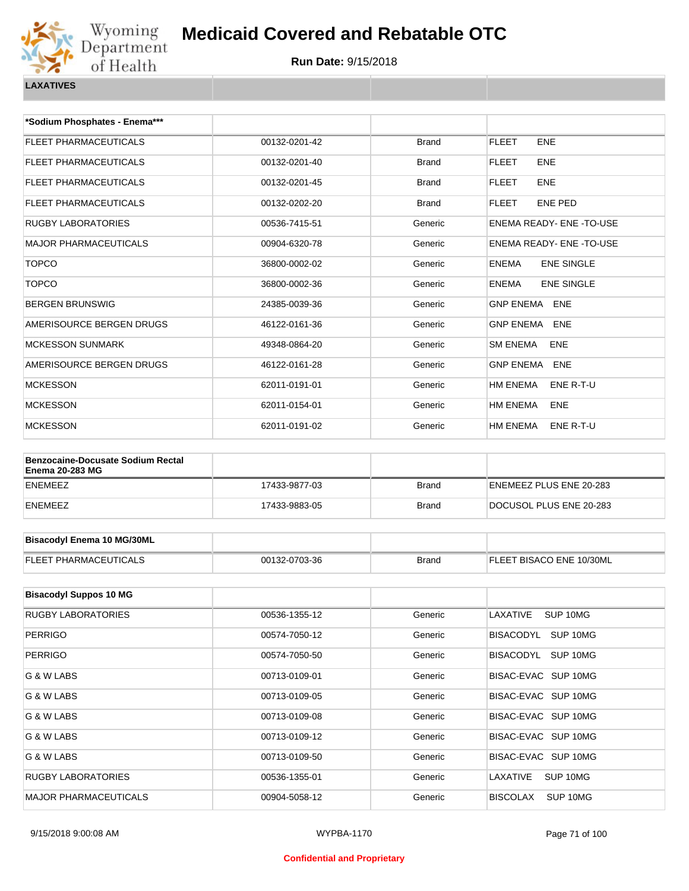# Medicaid Covered and Rebatable OTC

**Run Date:** 9/15/2018

**LAXATIVES**

| *Sodium Phosphates - Enema*** | | | |
|---|---|---|---|
| FLEET PHARMACEUTICALS | 00132-0201-42 | Brand | FLEET ENE |
| FLEET PHARMACEUTICALS | 00132-0201-40 | Brand | FLEET ENE |
| FLEET PHARMACEUTICALS | 00132-0201-45 | Brand | FLEET ENE |
| FLEET PHARMACEUTICALS | 00132-0202-20 | Brand | FLEET ENE PED |
| RUGBY LABORATORIES | 00536-7415-51 | Generic | ENEMA READY- ENE -TO-USE |
| MAJOR PHARMACEUTICALS | 00904-6320-78 | Generic | ENEMA READY- ENE -TO-USE |
| TOPCO | 36800-0002-02 | Generic | ENEMA ENE SINGLE |
| TOPCO | 36800-0002-36 | Generic | ENEMA ENE SINGLE |
| BERGEN BRUNSWIG | 24385-0039-36 | Generic | GNP ENEMA ENE |
| AMERISOURCE BERGEN DRUGS | 46122-0161-36 | Generic | GNP ENEMA ENE |
| MCKESSON SUNMARK | 49348-0864-20 | Generic | SM ENEMA ENE |
| AMERISOURCE BERGEN DRUGS | 46122-0161-28 | Generic | GNP ENEMA ENE |
| MCKESSON | 62011-0191-01 | Generic | HM ENEMA ENE R-T-U |
| MCKESSON | 62011-0154-01 | Generic | HM ENEMA ENE |
| MCKESSON | 62011-0191-02 | Generic | HM ENEMA ENE R-T-U |

| Benzocaine-Docusate Sodium Rectal Enema 20-283 MG | | | |
|---|---|---|---|
| ENEMEEZ | 17433-9877-03 | Brand | ENEMEEZ PLUS ENE 20-283 |
| ENEMEEZ | 17433-9883-05 | Brand | DOCUSOL PLUS ENE 20-283 |

| Bisacodyl Enema 10 MG/30ML | | | |
|---|---|---|---|
| FLEET PHARMACEUTICALS | 00132-0703-36 | Brand | FLEET BISACO ENE 10/30ML |

| Bisacodyl Suppos 10 MG | | | |
|---|---|---|---|
| RUGBY LABORATORIES | 00536-1355-12 | Generic | LAXATIVE SUP 10MG |
| PERRIGO | 00574-7050-12 | Generic | BISACODYL SUP 10MG |
| PERRIGO | 00574-7050-50 | Generic | BISACODYL SUP 10MG |
| G & W LABS | 00713-0109-01 | Generic | BISAC-EVAC SUP 10MG |
| G & W LABS | 00713-0109-05 | Generic | BISAC-EVAC SUP 10MG |
| G & W LABS | 00713-0109-08 | Generic | BISAC-EVAC SUP 10MG |
| G & W LABS | 00713-0109-12 | Generic | BISAC-EVAC SUP 10MG |
| G & W LABS | 00713-0109-50 | Generic | BISAC-EVAC SUP 10MG |
| RUGBY LABORATORIES | 00536-1355-01 | Generic | LAXATIVE SUP 10MG |
| MAJOR PHARMACEUTICALS | 00904-5058-12 | Generic | BISCOLAX SUP 10MG |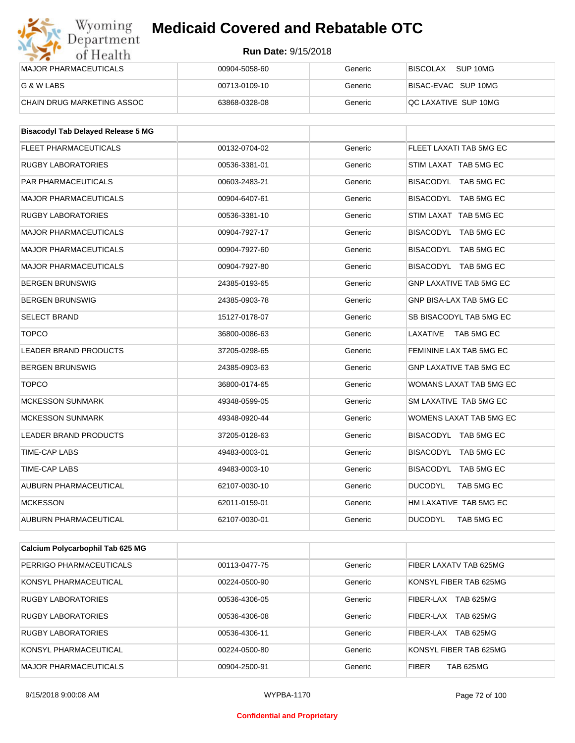| | | | |
|---|---|---|---|
| MAJOR PHARMACEUTICALS | 00904-5058-60 | Generic | BISCOLAX SUP 10MG |
| G & W LABS | 00713-0109-10 | Generic | BISAC-EVAC SUP 10MG |
| CHAIN DRUG MARKETING ASSOC | 63868-0328-08 | Generic | QC LAXATIVE SUP 10MG |

| Bisacodyl Tab Delayed Release 5 MG | | | |
|---|---|---|---|
| FLEET PHARMACEUTICALS | 00132-0704-02 | Generic | FLEET LAXATI TAB 5MG EC |
| RUGBY LABORATORIES | 00536-3381-01 | Generic | STIM LAXAT TAB 5MG EC |
| PAR PHARMACEUTICALS | 00603-2483-21 | Generic | BISACODYL TAB 5MG EC |
| MAJOR PHARMACEUTICALS | 00904-6407-61 | Generic | BISACODYL TAB 5MG EC |
| RUGBY LABORATORIES | 00536-3381-10 | Generic | STIM LAXAT TAB 5MG EC |
| MAJOR PHARMACEUTICALS | 00904-7927-17 | Generic | BISACODYL TAB 5MG EC |
| MAJOR PHARMACEUTICALS | 00904-7927-60 | Generic | BISACODYL TAB 5MG EC |
| MAJOR PHARMACEUTICALS | 00904-7927-80 | Generic | BISACODYL TAB 5MG EC |
| BERGEN BRUNSWIG | 24385-0193-65 | Generic | GNP LAXATIVE TAB 5MG EC |
| BERGEN BRUNSWIG | 24385-0903-78 | Generic | GNP BISA-LAX TAB 5MG EC |
| SELECT BRAND | 15127-0178-07 | Generic | SB BISACODYL TAB 5MG EC |
| TOPCO | 36800-0086-63 | Generic | LAXATIVE TAB 5MG EC |
| LEADER BRAND PRODUCTS | 37205-0298-65 | Generic | FEMININE LAX TAB 5MG EC |
| BERGEN BRUNSWIG | 24385-0903-63 | Generic | GNP LAXATIVE TAB 5MG EC |
| TOPCO | 36800-0174-65 | Generic | WOMANS LAXAT TAB 5MG EC |
| MCKESSON SUNMARK | 49348-0599-05 | Generic | SM LAXATIVE TAB 5MG EC |
| MCKESSON SUNMARK | 49348-0920-44 | Generic | WOMENS LAXAT TAB 5MG EC |
| LEADER BRAND PRODUCTS | 37205-0128-63 | Generic | BISACODYL TAB 5MG EC |
| TIME-CAP LABS | 49483-0003-01 | Generic | BISACODYL TAB 5MG EC |
| TIME-CAP LABS | 49483-0003-10 | Generic | BISACODYL TAB 5MG EC |
| AUBURN PHARMACEUTICAL | 62107-0030-10 | Generic | DUCODYL TAB 5MG EC |
| MCKESSON | 62011-0159-01 | Generic | HM LAXATIVE TAB 5MG EC |
| AUBURN PHARMACEUTICAL | 62107-0030-01 | Generic | DUCODYL TAB 5MG EC |

| Calcium Polycarbophil Tab 625 MG | | | |
|---|---|---|---|
| PERRIGO PHARMACEUTICALS | 00113-0477-75 | Generic | FIBER LAXATV TAB 625MG |
| KONSYL PHARMACEUTICAL | 00224-0500-90 | Generic | KONSYL FIBER TAB 625MG |
| RUGBY LABORATORIES | 00536-4306-05 | Generic | FIBER-LAX TAB 625MG |
| RUGBY LABORATORIES | 00536-4306-08 | Generic | FIBER-LAX TAB 625MG |
| RUGBY LABORATORIES | 00536-4306-11 | Generic | FIBER-LAX TAB 625MG |
| KONSYL PHARMACEUTICAL | 00224-0500-80 | Generic | KONSYL FIBER TAB 625MG |
| MAJOR PHARMACEUTICALS | 00904-2500-91 | Generic | FIBER TAB 625MG |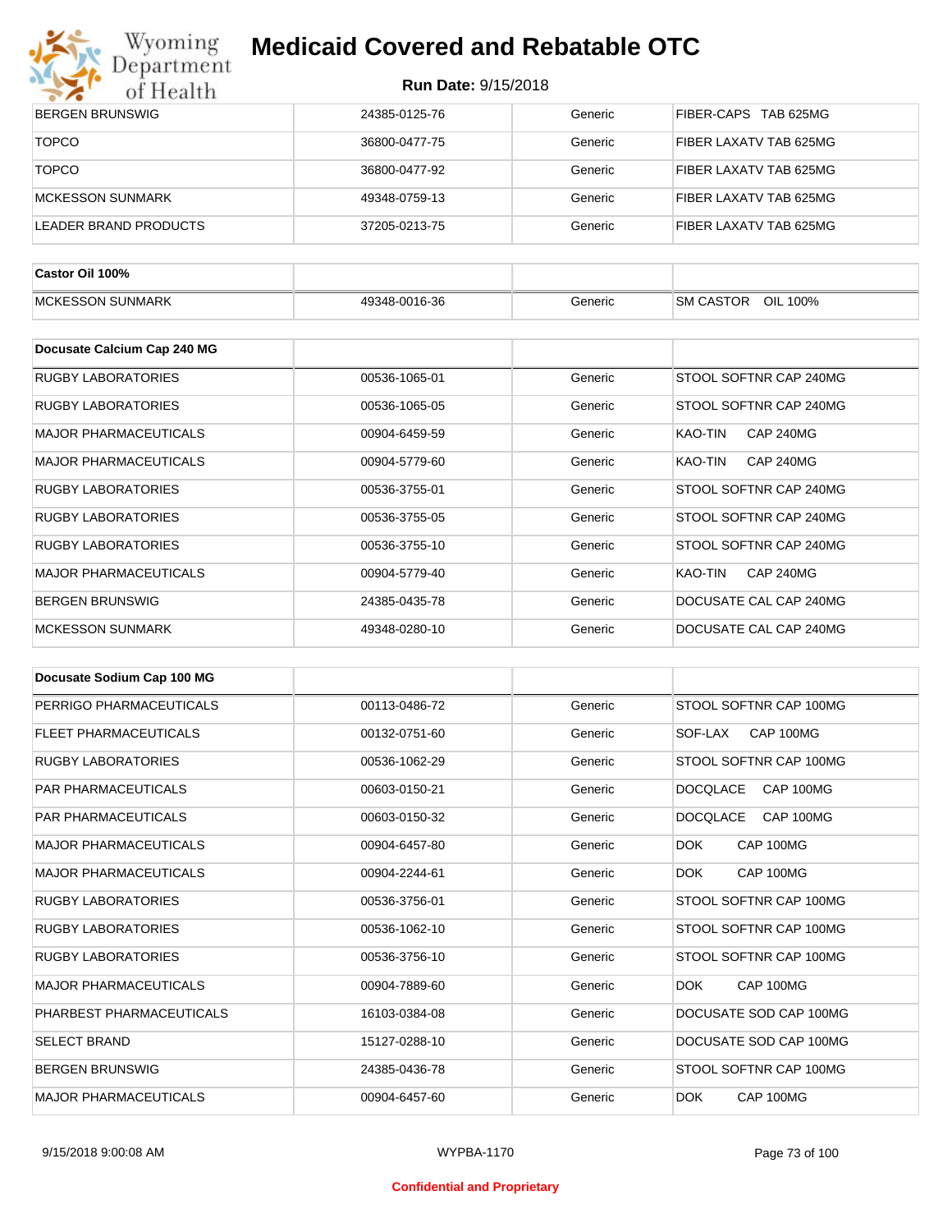# Medicaid Covered and Rebatable OTC

**Run Date:** 9/15/2018

| | | | |
|---|---|---|---|
| BERGEN BRUNSWIG | 24385-0125-76 | Generic | FIBER-CAPS TAB 625MG |
| TOPCO | 36800-0477-75 | Generic | FIBER LAXATV TAB 625MG |
| TOPCO | 36800-0477-92 | Generic | FIBER LAXATV TAB 625MG |
| MCKESSON SUNMARK | 49348-0759-13 | Generic | FIBER LAXATV TAB 625MG |
| LEADER BRAND PRODUCTS | 37205-0213-75 | Generic | FIBER LAXATV TAB 625MG |

| **Castor Oil 100%** | | | |
|---|---|---|---|
| MCKESSON SUNMARK | 49348-0016-36 | Generic | SM CASTOR OIL 100% |

| **Docusate Calcium Cap 240 MG** | | | |
|---|---|---|---|
| RUGBY LABORATORIES | 00536-1065-01 | Generic | STOOL SOFTNR CAP 240MG |
| RUGBY LABORATORIES | 00536-1065-05 | Generic | STOOL SOFTNR CAP 240MG |
| MAJOR PHARMACEUTICALS | 00904-6459-59 | Generic | KAO-TIN CAP 240MG |
| MAJOR PHARMACEUTICALS | 00904-5779-60 | Generic | KAO-TIN CAP 240MG |
| RUGBY LABORATORIES | 00536-3755-01 | Generic | STOOL SOFTNR CAP 240MG |
| RUGBY LABORATORIES | 00536-3755-05 | Generic | STOOL SOFTNR CAP 240MG |
| RUGBY LABORATORIES | 00536-3755-10 | Generic | STOOL SOFTNR CAP 240MG |
| MAJOR PHARMACEUTICALS | 00904-5779-40 | Generic | KAO-TIN CAP 240MG |
| BERGEN BRUNSWIG | 24385-0435-78 | Generic | DOCUSATE CAL CAP 240MG |
| MCKESSON SUNMARK | 49348-0280-10 | Generic | DOCUSATE CAL CAP 240MG |

| **Docusate Sodium Cap 100 MG** | | | |
|---|---|---|---|
| PERRIGO PHARMACEUTICALS | 00113-0486-72 | Generic | STOOL SOFTNR CAP 100MG |
| FLEET PHARMACEUTICALS | 00132-0751-60 | Generic | SOF-LAX CAP 100MG |
| RUGBY LABORATORIES | 00536-1062-29 | Generic | STOOL SOFTNR CAP 100MG |
| PAR PHARMACEUTICALS | 00603-0150-21 | Generic | DOCQLACE CAP 100MG |
| PAR PHARMACEUTICALS | 00603-0150-32 | Generic | DOCQLACE CAP 100MG |
| MAJOR PHARMACEUTICALS | 00904-6457-80 | Generic | DOK CAP 100MG |
| MAJOR PHARMACEUTICALS | 00904-2244-61 | Generic | DOK CAP 100MG |
| RUGBY LABORATORIES | 00536-3756-01 | Generic | STOOL SOFTNR CAP 100MG |
| RUGBY LABORATORIES | 00536-1062-10 | Generic | STOOL SOFTNR CAP 100MG |
| RUGBY LABORATORIES | 00536-3756-10 | Generic | STOOL SOFTNR CAP 100MG |
| MAJOR PHARMACEUTICALS | 00904-7889-60 | Generic | DOK CAP 100MG |
| PHARBEST PHARMACEUTICALS | 16103-0384-08 | Generic | DOCUSATE SOD CAP 100MG |
| SELECT BRAND | 15127-0288-10 | Generic | DOCUSATE SOD CAP 100MG |
| BERGEN BRUNSWIG | 24385-0436-78 | Generic | STOOL SOFTNR CAP 100MG |
| MAJOR PHARMACEUTICALS | 00904-6457-60 | Generic | DOK CAP 100MG |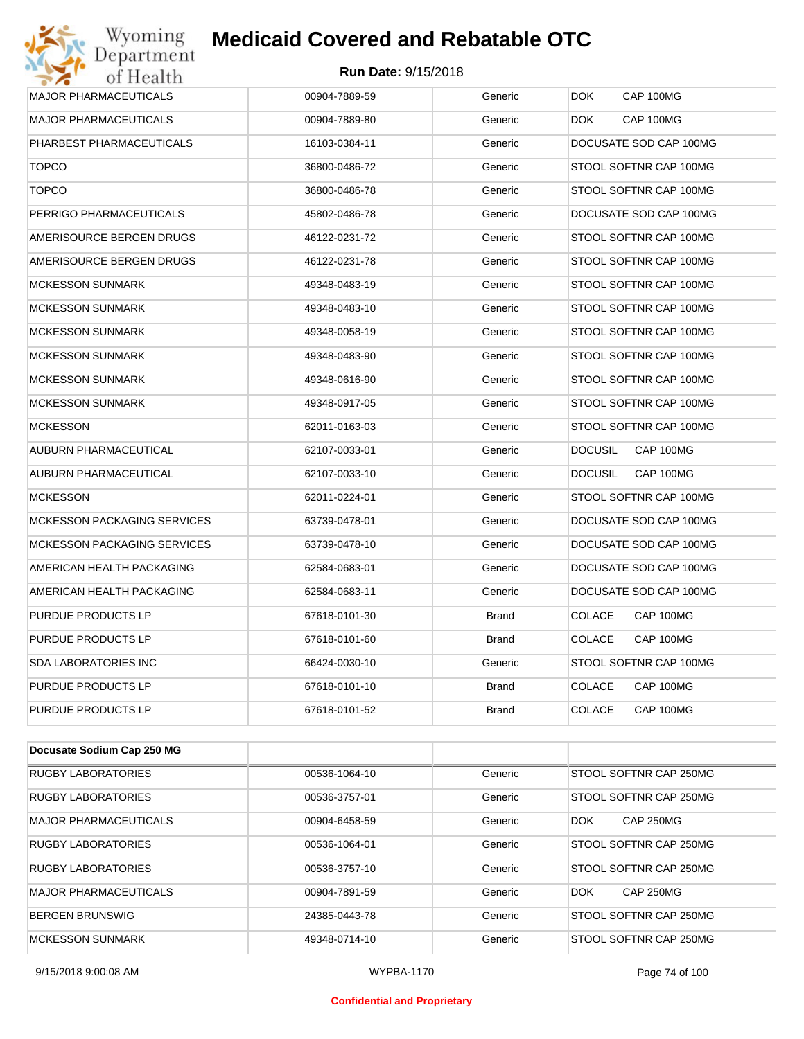| | | | |
|---|---|---|---|
| MAJOR PHARMACEUTICALS | 00904-7889-59 | Generic | DOK CAP 100MG |
| MAJOR PHARMACEUTICALS | 00904-7889-80 | Generic | DOK CAP 100MG |
| PHARBEST PHARMACEUTICALS | 16103-0384-11 | Generic | DOCUSATE SOD CAP 100MG |
| TOPCO | 36800-0486-72 | Generic | STOOL SOFTNR CAP 100MG |
| TOPCO | 36800-0486-78 | Generic | STOOL SOFTNR CAP 100MG |
| PERRIGO PHARMACEUTICALS | 45802-0486-78 | Generic | DOCUSATE SOD CAP 100MG |
| AMERISOURCE BERGEN DRUGS | 46122-0231-72 | Generic | STOOL SOFTNR CAP 100MG |
| AMERISOURCE BERGEN DRUGS | 46122-0231-78 | Generic | STOOL SOFTNR CAP 100MG |
| MCKESSON SUNMARK | 49348-0483-19 | Generic | STOOL SOFTNR CAP 100MG |
| MCKESSON SUNMARK | 49348-0483-10 | Generic | STOOL SOFTNR CAP 100MG |
| MCKESSON SUNMARK | 49348-0058-19 | Generic | STOOL SOFTNR CAP 100MG |
| MCKESSON SUNMARK | 49348-0483-90 | Generic | STOOL SOFTNR CAP 100MG |
| MCKESSON SUNMARK | 49348-0616-90 | Generic | STOOL SOFTNR CAP 100MG |
| MCKESSON SUNMARK | 49348-0917-05 | Generic | STOOL SOFTNR CAP 100MG |
| MCKESSON | 62011-0163-03 | Generic | STOOL SOFTNR CAP 100MG |
| AUBURN PHARMACEUTICAL | 62107-0033-01 | Generic | DOCUSIL CAP 100MG |
| AUBURN PHARMACEUTICAL | 62107-0033-10 | Generic | DOCUSIL CAP 100MG |
| MCKESSON | 62011-0224-01 | Generic | STOOL SOFTNR CAP 100MG |
| MCKESSON PACKAGING SERVICES | 63739-0478-01 | Generic | DOCUSATE SOD CAP 100MG |
| MCKESSON PACKAGING SERVICES | 63739-0478-10 | Generic | DOCUSATE SOD CAP 100MG |
| AMERICAN HEALTH PACKAGING | 62584-0683-01 | Generic | DOCUSATE SOD CAP 100MG |
| AMERICAN HEALTH PACKAGING | 62584-0683-11 | Generic | DOCUSATE SOD CAP 100MG |
| PURDUE PRODUCTS LP | 67618-0101-30 | Brand | COLACE CAP 100MG |
| PURDUE PRODUCTS LP | 67618-0101-60 | Brand | COLACE CAP 100MG |
| SDA LABORATORIES INC | 66424-0030-10 | Generic | STOOL SOFTNR CAP 100MG |
| PURDUE PRODUCTS LP | 67618-0101-10 | Brand | COLACE CAP 100MG |
| PURDUE PRODUCTS LP | 67618-0101-52 | Brand | COLACE CAP 100MG |

| **Docusate Sodium Cap 250 MG** | | | |
|---|---|---|---|
| RUGBY LABORATORIES | 00536-1064-10 | Generic | STOOL SOFTNR CAP 250MG |
| RUGBY LABORATORIES | 00536-3757-01 | Generic | STOOL SOFTNR CAP 250MG |
| MAJOR PHARMACEUTICALS | 00904-6458-59 | Generic | DOK CAP 250MG |
| RUGBY LABORATORIES | 00536-1064-01 | Generic | STOOL SOFTNR CAP 250MG |
| RUGBY LABORATORIES | 00536-3757-10 | Generic | STOOL SOFTNR CAP 250MG |
| MAJOR PHARMACEUTICALS | 00904-7891-59 | Generic | DOK CAP 250MG |
| BERGEN BRUNSWIG | 24385-0443-78 | Generic | STOOL SOFTNR CAP 250MG |
| MCKESSON SUNMARK | 49348-0714-10 | Generic | STOOL SOFTNR CAP 250MG |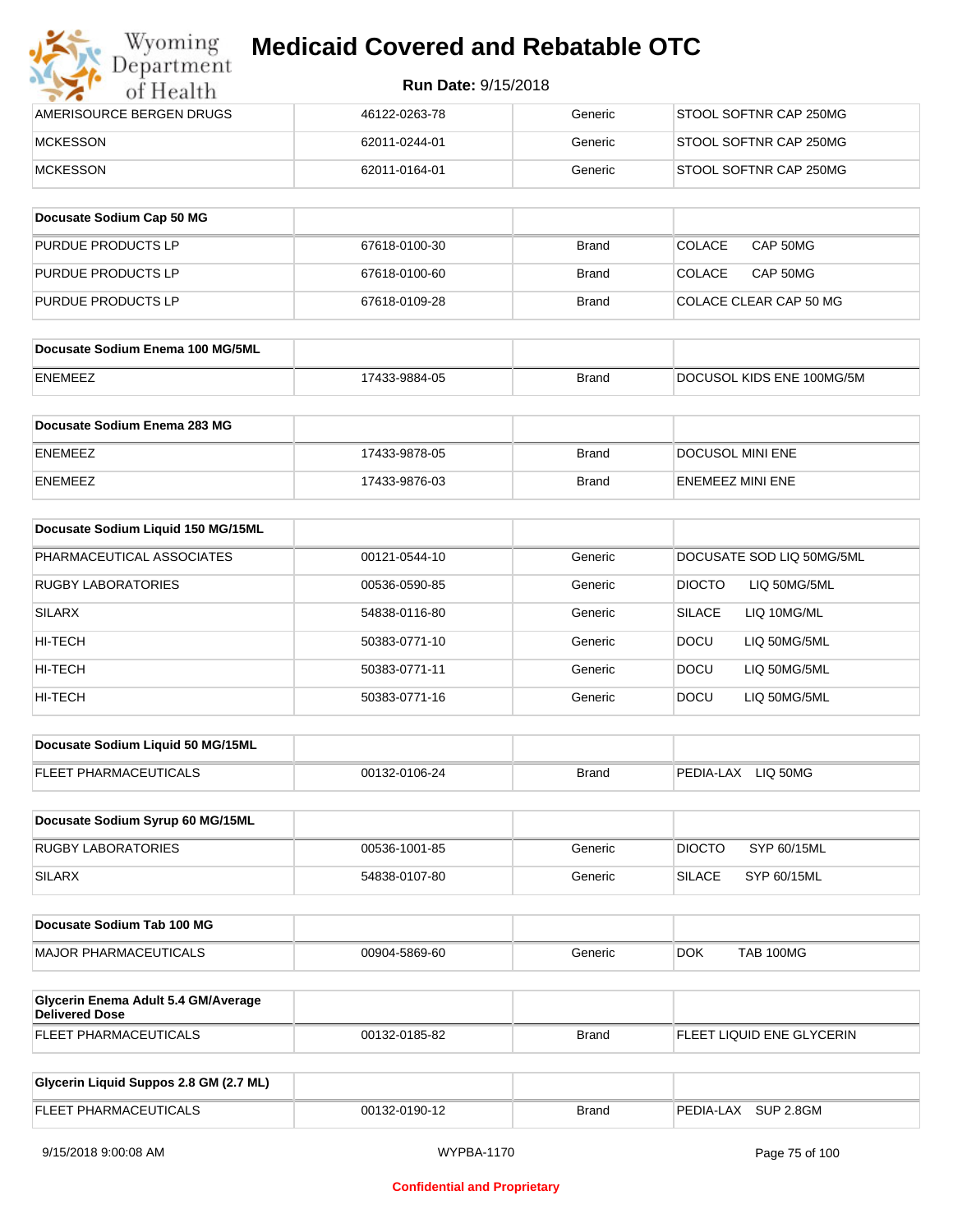| | | | |
|---|---|---|---|
| AMERISOURCE BERGEN DRUGS | 46122-0263-78 | Generic | STOOL SOFTNR CAP 250MG |
| MCKESSON | 62011-0244-01 | Generic | STOOL SOFTNR CAP 250MG |
| MCKESSON | 62011-0164-01 | Generic | STOOL SOFTNR CAP 250MG |

| Docusate Sodium Cap 50 MG | | | |
|---|---|---|---|
| PURDUE PRODUCTS LP | 67618-0100-30 | Brand | COLACE CAP 50MG |
| PURDUE PRODUCTS LP | 67618-0100-60 | Brand | COLACE CAP 50MG |
| PURDUE PRODUCTS LP | 67618-0109-28 | Brand | COLACE CLEAR CAP 50 MG |

| Docusate Sodium Enema 100 MG/5ML | | | |
|---|---|---|---|
| ENEMEEZ | 17433-9884-05 | Brand | DOCUSOL KIDS ENE 100MG/5M |

| Docusate Sodium Enema 283 MG | | | |
|---|---|---|---|
| ENEMEEZ | 17433-9878-05 | Brand | DOCUSOL MINI ENE |
| ENEMEEZ | 17433-9876-03 | Brand | ENEMEEZ MINI ENE |

| Docusate Sodium Liquid 150 MG/15ML | | | |
|---|---|---|---|
| PHARMACEUTICAL ASSOCIATES | 00121-0544-10 | Generic | DOCUSATE SOD LIQ 50MG/5ML |
| RUGBY LABORATORIES | 00536-0590-85 | Generic | DIOCTO LIQ 50MG/5ML |
| SILARX | 54838-0116-80 | Generic | SILACE LIQ 10MG/ML |
| HI-TECH | 50383-0771-10 | Generic | DOCU LIQ 50MG/5ML |
| HI-TECH | 50383-0771-11 | Generic | DOCU LIQ 50MG/5ML |
| HI-TECH | 50383-0771-16 | Generic | DOCU LIQ 50MG/5ML |

| Docusate Sodium Liquid 50 MG/15ML | | | |
|---|---|---|---|
| FLEET PHARMACEUTICALS | 00132-0106-24 | Brand | PEDIA-LAX LIQ 50MG |

| Docusate Sodium Syrup 60 MG/15ML | | | |
|---|---|---|---|
| RUGBY LABORATORIES | 00536-1001-85 | Generic | DIOCTO SYP 60/15ML |
| SILARX | 54838-0107-80 | Generic | SILACE SYP 60/15ML |

| Docusate Sodium Tab 100 MG | | | |
|---|---|---|---|
| MAJOR PHARMACEUTICALS | 00904-5869-60 | Generic | DOK TAB 100MG |

| Glycerin Enema Adult 5.4 GM/Average Delivered Dose | | | |
|---|---|---|---|
| FLEET PHARMACEUTICALS | 00132-0185-82 | Brand | FLEET LIQUID ENE GLYCERIN |

| Glycerin Liquid Suppos 2.8 GM (2.7 ML) | | | |
|---|---|---|---|
| FLEET PHARMACEUTICALS | 00132-0190-12 | Brand | PEDIA-LAX SUP 2.8GM |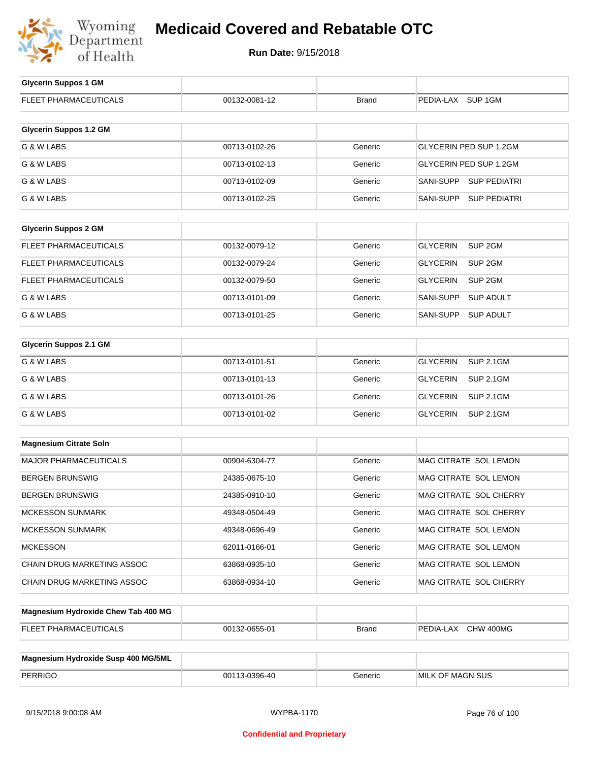# Medicaid Covered and Rebatable OTC

**Run Date:** 9/15/2018

| Glycerin Suppos 1 GM | | | |
|---|---|---|---|
| FLEET PHARMACEUTICALS | 00132-0081-12 | Brand | PEDIA-LAX SUP 1GM |

| Glycerin Suppos 1.2 GM | | | |
|---|---|---|---|
| G & W LABS | 00713-0102-26 | Generic | GLYCERIN PED SUP 1.2GM |
| G & W LABS | 00713-0102-13 | Generic | GLYCERIN PED SUP 1.2GM |
| G & W LABS | 00713-0102-09 | Generic | SANI-SUPP SUP PEDIATRI |
| G & W LABS | 00713-0102-25 | Generic | SANI-SUPP SUP PEDIATRI |

| Glycerin Suppos 2 GM | | | |
|---|---|---|---|
| FLEET PHARMACEUTICALS | 00132-0079-12 | Generic | GLYCERIN SUP 2GM |
| FLEET PHARMACEUTICALS | 00132-0079-24 | Generic | GLYCERIN SUP 2GM |
| FLEET PHARMACEUTICALS | 00132-0079-50 | Generic | GLYCERIN SUP 2GM |
| G & W LABS | 00713-0101-09 | Generic | SANI-SUPP SUP ADULT |
| G & W LABS | 00713-0101-25 | Generic | SANI-SUPP SUP ADULT |

| Glycerin Suppos 2.1 GM | | | |
|---|---|---|---|
| G & W LABS | 00713-0101-51 | Generic | GLYCERIN SUP 2.1GM |
| G & W LABS | 00713-0101-13 | Generic | GLYCERIN SUP 2.1GM |
| G & W LABS | 00713-0101-26 | Generic | GLYCERIN SUP 2.1GM |
| G & W LABS | 00713-0101-02 | Generic | GLYCERIN SUP 2.1GM |

| Magnesium Citrate Soln | | | |
|---|---|---|---|
| MAJOR PHARMACEUTICALS | 00904-6304-77 | Generic | MAG CITRATE SOL LEMON |
| BERGEN BRUNSWIG | 24385-0675-10 | Generic | MAG CITRATE SOL LEMON |
| BERGEN BRUNSWIG | 24385-0910-10 | Generic | MAG CITRATE SOL CHERRY |
| MCKESSON SUNMARK | 49348-0504-49 | Generic | MAG CITRATE SOL CHERRY |
| MCKESSON SUNMARK | 49348-0696-49 | Generic | MAG CITRATE SOL LEMON |
| MCKESSON | 62011-0166-01 | Generic | MAG CITRATE SOL LEMON |
| CHAIN DRUG MARKETING ASSOC | 63868-0935-10 | Generic | MAG CITRATE SOL LEMON |
| CHAIN DRUG MARKETING ASSOC | 63868-0934-10 | Generic | MAG CITRATE SOL CHERRY |

| Magnesium Hydroxide Chew Tab 400 MG | | | |
|---|---|---|---|
| FLEET PHARMACEUTICALS | 00132-0655-01 | Brand | PEDIA-LAX CHW 400MG |

| Magnesium Hydroxide Susp 400 MG/5ML | | | |
|---|---|---|---|
| PERRIGO | 00113-0396-40 | Generic | MILK OF MAGN SUS |

Confidential and Proprietary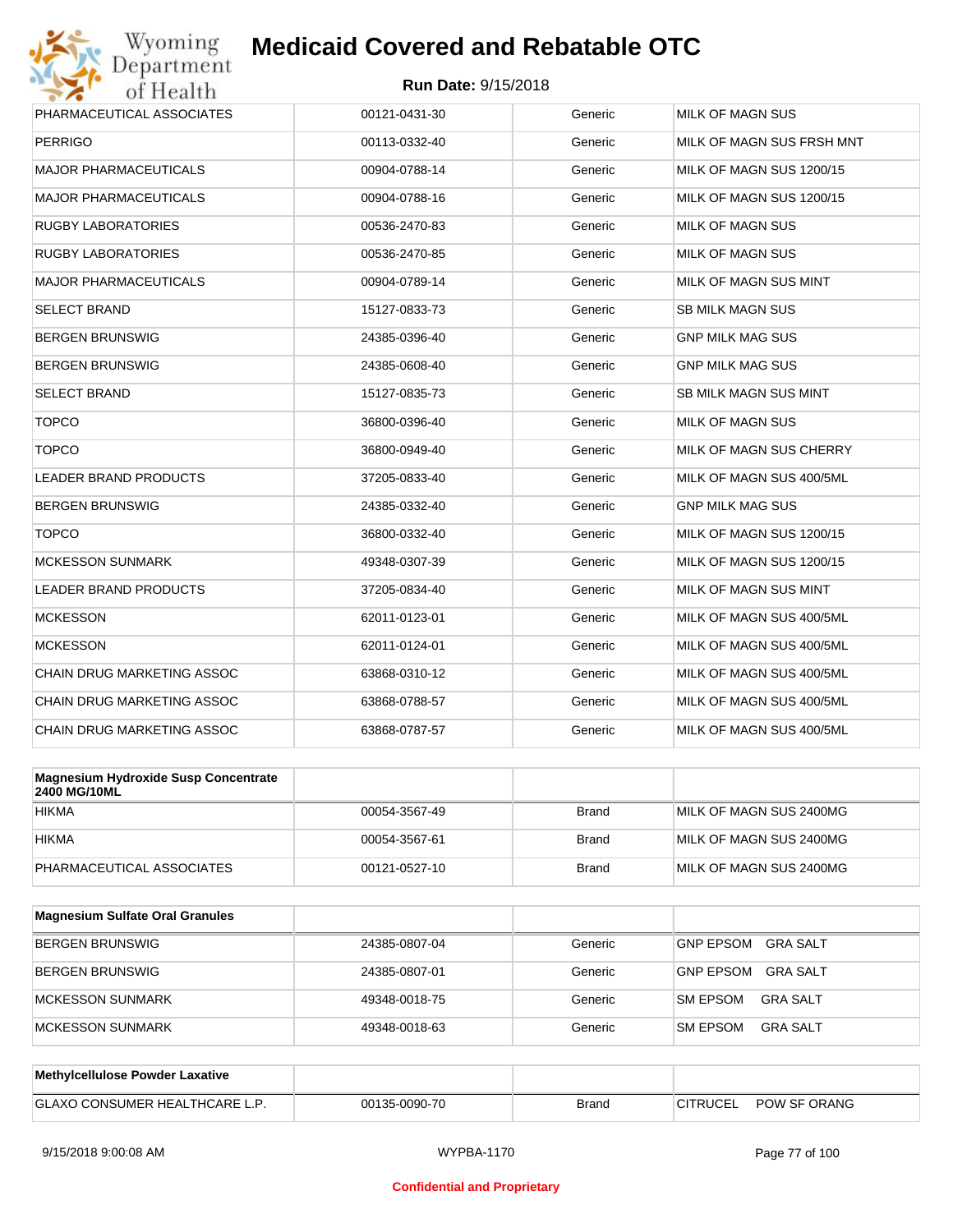| | | | |
|---|---|---|---|
| PHARMACEUTICAL ASSOCIATES | 00121-0431-30 | Generic | MILK OF MAGN SUS |
| PERRIGO | 00113-0332-40 | Generic | MILK OF MAGN SUS FRSH MNT |
| MAJOR PHARMACEUTICALS | 00904-0788-14 | Generic | MILK OF MAGN SUS 1200/15 |
| MAJOR PHARMACEUTICALS | 00904-0788-16 | Generic | MILK OF MAGN SUS 1200/15 |
| RUGBY LABORATORIES | 00536-2470-83 | Generic | MILK OF MAGN SUS |
| RUGBY LABORATORIES | 00536-2470-85 | Generic | MILK OF MAGN SUS |
| MAJOR PHARMACEUTICALS | 00904-0789-14 | Generic | MILK OF MAGN SUS MINT |
| SELECT BRAND | 15127-0833-73 | Generic | SB MILK MAGN SUS |
| BERGEN BRUNSWIG | 24385-0396-40 | Generic | GNP MILK MAG SUS |
| BERGEN BRUNSWIG | 24385-0608-40 | Generic | GNP MILK MAG SUS |
| SELECT BRAND | 15127-0835-73 | Generic | SB MILK MAGN SUS MINT |
| TOPCO | 36800-0396-40 | Generic | MILK OF MAGN SUS |
| TOPCO | 36800-0949-40 | Generic | MILK OF MAGN SUS CHERRY |
| LEADER BRAND PRODUCTS | 37205-0833-40 | Generic | MILK OF MAGN SUS 400/5ML |
| BERGEN BRUNSWIG | 24385-0332-40 | Generic | GNP MILK MAG SUS |
| TOPCO | 36800-0332-40 | Generic | MILK OF MAGN SUS 1200/15 |
| MCKESSON SUNMARK | 49348-0307-39 | Generic | MILK OF MAGN SUS 1200/15 |
| LEADER BRAND PRODUCTS | 37205-0834-40 | Generic | MILK OF MAGN SUS MINT |
| MCKESSON | 62011-0123-01 | Generic | MILK OF MAGN SUS 400/5ML |
| MCKESSON | 62011-0124-01 | Generic | MILK OF MAGN SUS 400/5ML |
| CHAIN DRUG MARKETING ASSOC | 63868-0310-12 | Generic | MILK OF MAGN SUS 400/5ML |
| CHAIN DRUG MARKETING ASSOC | 63868-0788-57 | Generic | MILK OF MAGN SUS 400/5ML |
| CHAIN DRUG MARKETING ASSOC | 63868-0787-57 | Generic | MILK OF MAGN SUS 400/5ML |

| **Magnesium Hydroxide Susp Concentrate 2400 MG/10ML** | | | |
|---|---|---|---|
| HIKMA | 00054-3567-49 | Brand | MILK OF MAGN SUS 2400MG |
| HIKMA | 00054-3567-61 | Brand | MILK OF MAGN SUS 2400MG |
| PHARMACEUTICAL ASSOCIATES | 00121-0527-10 | Brand | MILK OF MAGN SUS 2400MG |

| **Magnesium Sulfate Oral Granules** | | | |
|---|---|---|---|
| BERGEN BRUNSWIG | 24385-0807-04 | Generic | GNP EPSOM GRA SALT |
| BERGEN BRUNSWIG | 24385-0807-01 | Generic | GNP EPSOM GRA SALT |
| MCKESSON SUNMARK | 49348-0018-75 | Generic | SM EPSOM GRA SALT |
| MCKESSON SUNMARK | 49348-0018-63 | Generic | SM EPSOM GRA SALT |

| **Methylcellulose Powder Laxative** | | | |
|---|---|---|---|
| GLAXO CONSUMER HEALTHCARE L.P. | 00135-0090-70 | Brand | CITRUCEL POW SF ORANG |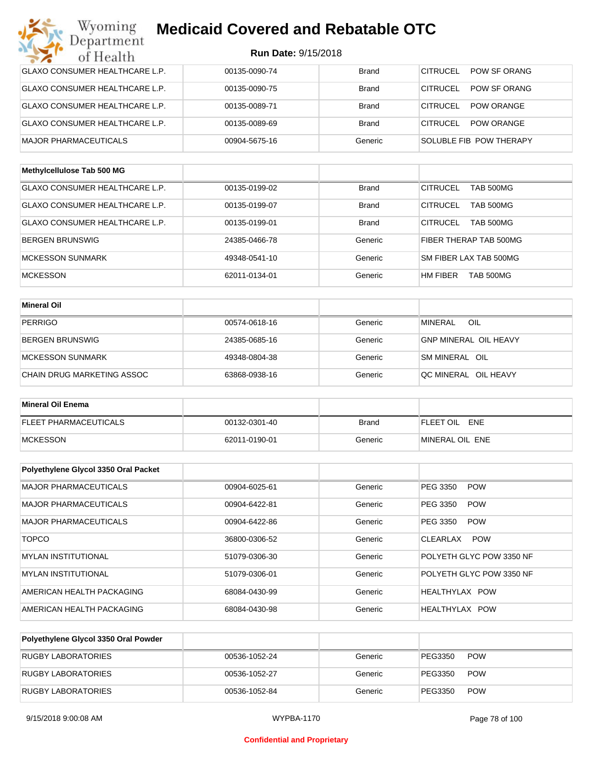| | | | |
|---|---|---|---|
| GLAXO CONSUMER HEALTHCARE L.P. | 00135-0090-74 | Brand | CITRUCEL POW SF ORANG |
| GLAXO CONSUMER HEALTHCARE L.P. | 00135-0090-75 | Brand | CITRUCEL POW SF ORANG |
| GLAXO CONSUMER HEALTHCARE L.P. | 00135-0089-71 | Brand | CITRUCEL POW ORANGE |
| GLAXO CONSUMER HEALTHCARE L.P. | 00135-0089-69 | Brand | CITRUCEL POW ORANGE |
| MAJOR PHARMACEUTICALS | 00904-5675-16 | Generic | SOLUBLE FIB POW THERAPY |

| Methylcellulose Tab 500 MG | | | |
|---|---|---|---|
| GLAXO CONSUMER HEALTHCARE L.P. | 00135-0199-02 | Brand | CITRUCEL TAB 500MG |
| GLAXO CONSUMER HEALTHCARE L.P. | 00135-0199-07 | Brand | CITRUCEL TAB 500MG |
| GLAXO CONSUMER HEALTHCARE L.P. | 00135-0199-01 | Brand | CITRUCEL TAB 500MG |
| BERGEN BRUNSWIG | 24385-0466-78 | Generic | FIBER THERAP TAB 500MG |
| MCKESSON SUNMARK | 49348-0541-10 | Generic | SM FIBER LAX TAB 500MG |
| MCKESSON | 62011-0134-01 | Generic | HM FIBER TAB 500MG |

| Mineral Oil | | | |
|---|---|---|---|
| PERRIGO | 00574-0618-16 | Generic | MINERAL OIL |
| BERGEN BRUNSWIG | 24385-0685-16 | Generic | GNP MINERAL OIL HEAVY |
| MCKESSON SUNMARK | 49348-0804-38 | Generic | SM MINERAL OIL |
| CHAIN DRUG MARKETING ASSOC | 63868-0938-16 | Generic | QC MINERAL OIL HEAVY |

| Mineral Oil Enema | | | |
|---|---|---|---|
| FLEET PHARMACEUTICALS | 00132-0301-40 | Brand | FLEET OIL ENE |
| MCKESSON | 62011-0190-01 | Generic | MINERAL OIL ENE |

| Polyethylene Glycol 3350 Oral Packet | | | |
|---|---|---|---|
| MAJOR PHARMACEUTICALS | 00904-6025-61 | Generic | PEG 3350 POW |
| MAJOR PHARMACEUTICALS | 00904-6422-81 | Generic | PEG 3350 POW |
| MAJOR PHARMACEUTICALS | 00904-6422-86 | Generic | PEG 3350 POW |
| TOPCO | 36800-0306-52 | Generic | CLEARLAX POW |
| MYLAN INSTITUTIONAL | 51079-0306-30 | Generic | POLYETH GLYC POW 3350 NF |
| MYLAN INSTITUTIONAL | 51079-0306-01 | Generic | POLYETH GLYC POW 3350 NF |
| AMERICAN HEALTH PACKAGING | 68084-0430-99 | Generic | HEALTHYLAX POW |
| AMERICAN HEALTH PACKAGING | 68084-0430-98 | Generic | HEALTHYLAX POW |

| Polyethylene Glycol 3350 Oral Powder | | | |
|---|---|---|---|
| RUGBY LABORATORIES | 00536-1052-24 | Generic | PEG3350 POW |
| RUGBY LABORATORIES | 00536-1052-27 | Generic | PEG3350 POW |
| RUGBY LABORATORIES | 00536-1052-84 | Generic | PEG3350 POW |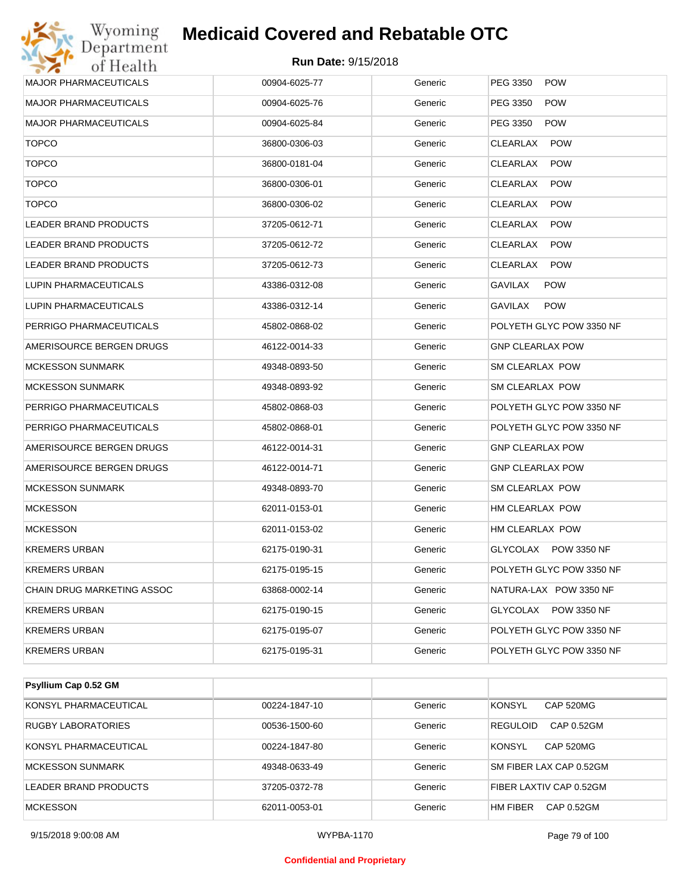| | | | |
|---|---|---|---|
| MAJOR PHARMACEUTICALS | 00904-6025-77 | Generic | PEG 3350 POW |
| MAJOR PHARMACEUTICALS | 00904-6025-76 | Generic | PEG 3350 POW |
| MAJOR PHARMACEUTICALS | 00904-6025-84 | Generic | PEG 3350 POW |
| TOPCO | 36800-0306-03 | Generic | CLEARLAX POW |
| TOPCO | 36800-0181-04 | Generic | CLEARLAX POW |
| TOPCO | 36800-0306-01 | Generic | CLEARLAX POW |
| TOPCO | 36800-0306-02 | Generic | CLEARLAX POW |
| LEADER BRAND PRODUCTS | 37205-0612-71 | Generic | CLEARLAX POW |
| LEADER BRAND PRODUCTS | 37205-0612-72 | Generic | CLEARLAX POW |
| LEADER BRAND PRODUCTS | 37205-0612-73 | Generic | CLEARLAX POW |
| LUPIN PHARMACEUTICALS | 43386-0312-08 | Generic | GAVILAX POW |
| LUPIN PHARMACEUTICALS | 43386-0312-14 | Generic | GAVILAX POW |
| PERRIGO PHARMACEUTICALS | 45802-0868-02 | Generic | POLYETH GLYC POW 3350 NF |
| AMERISOURCE BERGEN DRUGS | 46122-0014-33 | Generic | GNP CLEARLAX POW |
| MCKESSON SUNMARK | 49348-0893-50 | Generic | SM CLEARLAX POW |
| MCKESSON SUNMARK | 49348-0893-92 | Generic | SM CLEARLAX POW |
| PERRIGO PHARMACEUTICALS | 45802-0868-03 | Generic | POLYETH GLYC POW 3350 NF |
| PERRIGO PHARMACEUTICALS | 45802-0868-01 | Generic | POLYETH GLYC POW 3350 NF |
| AMERISOURCE BERGEN DRUGS | 46122-0014-31 | Generic | GNP CLEARLAX POW |
| AMERISOURCE BERGEN DRUGS | 46122-0014-71 | Generic | GNP CLEARLAX POW |
| MCKESSON SUNMARK | 49348-0893-70 | Generic | SM CLEARLAX POW |
| MCKESSON | 62011-0153-01 | Generic | HM CLEARLAX POW |
| MCKESSON | 62011-0153-02 | Generic | HM CLEARLAX POW |
| KREMERS URBAN | 62175-0190-31 | Generic | GLYCOLAX POW 3350 NF |
| KREMERS URBAN | 62175-0195-15 | Generic | POLYETH GLYC POW 3350 NF |
| CHAIN DRUG MARKETING ASSOC | 63868-0002-14 | Generic | NATURA-LAX POW 3350 NF |
| KREMERS URBAN | 62175-0190-15 | Generic | GLYCOLAX POW 3350 NF |
| KREMERS URBAN | 62175-0195-07 | Generic | POLYETH GLYC POW 3350 NF |
| KREMERS URBAN | 62175-0195-31 | Generic | POLYETH GLYC POW 3350 NF |

| **Psyllium Cap 0.52 GM** | | | |
|---|---|---|---|
| KONSYL PHARMACEUTICAL | 00224-1847-10 | Generic | KONSYL CAP 520MG |
| RUGBY LABORATORIES | 00536-1500-60 | Generic | REGULOID CAP 0.52GM |
| KONSYL PHARMACEUTICAL | 00224-1847-80 | Generic | KONSYL CAP 520MG |
| MCKESSON SUNMARK | 49348-0633-49 | Generic | SM FIBER LAX CAP 0.52GM |
| LEADER BRAND PRODUCTS | 37205-0372-78 | Generic | FIBER LAXTIV CAP 0.52GM |
| MCKESSON | 62011-0053-01 | Generic | HM FIBER CAP 0.52GM |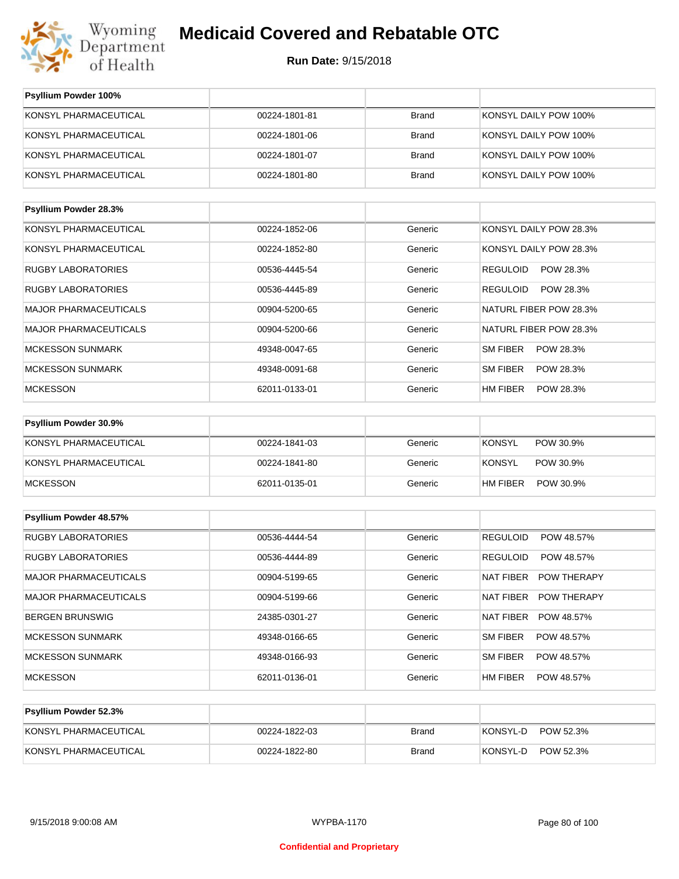# Medicaid Covered and Rebatable OTC

**Run Date:** 9/15/2018

| Psyllium Powder 100% | | | |
|---|---|---|---|
| KONSYL PHARMACEUTICAL | 00224-1801-81 | Brand | KONSYL DAILY POW 100% |
| KONSYL PHARMACEUTICAL | 00224-1801-06 | Brand | KONSYL DAILY POW 100% |
| KONSYL PHARMACEUTICAL | 00224-1801-07 | Brand | KONSYL DAILY POW 100% |
| KONSYL PHARMACEUTICAL | 00224-1801-80 | Brand | KONSYL DAILY POW 100% |

| Psyllium Powder 28.3% | | | |
|---|---|---|---|
| KONSYL PHARMACEUTICAL | 00224-1852-06 | Generic | KONSYL DAILY POW 28.3% |
| KONSYL PHARMACEUTICAL | 00224-1852-80 | Generic | KONSYL DAILY POW 28.3% |
| RUGBY LABORATORIES | 00536-4445-54 | Generic | REGULOID POW 28.3% |
| RUGBY LABORATORIES | 00536-4445-89 | Generic | REGULOID POW 28.3% |
| MAJOR PHARMACEUTICALS | 00904-5200-65 | Generic | NATURL FIBER POW 28.3% |
| MAJOR PHARMACEUTICALS | 00904-5200-66 | Generic | NATURL FIBER POW 28.3% |
| MCKESSON SUNMARK | 49348-0047-65 | Generic | SM FIBER POW 28.3% |
| MCKESSON SUNMARK | 49348-0091-68 | Generic | SM FIBER POW 28.3% |
| MCKESSON | 62011-0133-01 | Generic | HM FIBER POW 28.3% |

| Psyllium Powder 30.9% | | | |
|---|---|---|---|
| KONSYL PHARMACEUTICAL | 00224-1841-03 | Generic | KONSYL POW 30.9% |
| KONSYL PHARMACEUTICAL | 00224-1841-80 | Generic | KONSYL POW 30.9% |
| MCKESSON | 62011-0135-01 | Generic | HM FIBER POW 30.9% |

| Psyllium Powder 48.57% | | | |
|---|---|---|---|
| RUGBY LABORATORIES | 00536-4444-54 | Generic | REGULOID POW 48.57% |
| RUGBY LABORATORIES | 00536-4444-89 | Generic | REGULOID POW 48.57% |
| MAJOR PHARMACEUTICALS | 00904-5199-65 | Generic | NAT FIBER POW THERAPY |
| MAJOR PHARMACEUTICALS | 00904-5199-66 | Generic | NAT FIBER POW THERAPY |
| BERGEN BRUNSWIG | 24385-0301-27 | Generic | NAT FIBER POW 48.57% |
| MCKESSON SUNMARK | 49348-0166-65 | Generic | SM FIBER POW 48.57% |
| MCKESSON SUNMARK | 49348-0166-93 | Generic | SM FIBER POW 48.57% |
| MCKESSON | 62011-0136-01 | Generic | HM FIBER POW 48.57% |

| Psyllium Powder 52.3% | | | |
|---|---|---|---|
| KONSYL PHARMACEUTICAL | 00224-1822-03 | Brand | KONSYL-D POW 52.3% |
| KONSYL PHARMACEUTICAL | 00224-1822-80 | Brand | KONSYL-D POW 52.3% |

Confidential and Proprietary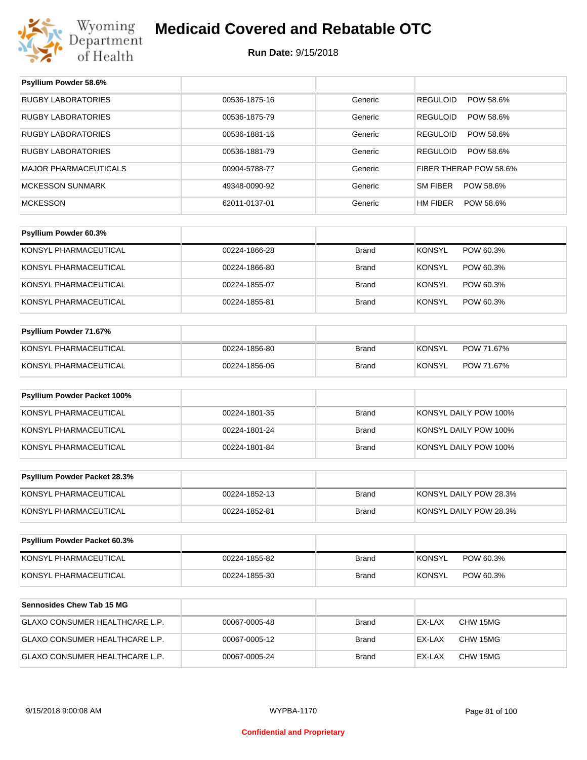# Medicaid Covered and Rebatable OTC

**Run Date:** 9/15/2018

| Psyllium Powder 58.6% | | | |
|---|---|---|---|
| RUGBY LABORATORIES | 00536-1875-16 | Generic | REGULOID POW 58.6% |
| RUGBY LABORATORIES | 00536-1875-79 | Generic | REGULOID POW 58.6% |
| RUGBY LABORATORIES | 00536-1881-16 | Generic | REGULOID POW 58.6% |
| RUGBY LABORATORIES | 00536-1881-79 | Generic | REGULOID POW 58.6% |
| MAJOR PHARMACEUTICALS | 00904-5788-77 | Generic | FIBER THERAP POW 58.6% |
| MCKESSON SUNMARK | 49348-0090-92 | Generic | SM FIBER POW 58.6% |
| MCKESSON | 62011-0137-01 | Generic | HM FIBER POW 58.6% |

| Psyllium Powder 60.3% | | | |
|---|---|---|---|
| KONSYL PHARMACEUTICAL | 00224-1866-28 | Brand | KONSYL POW 60.3% |
| KONSYL PHARMACEUTICAL | 00224-1866-80 | Brand | KONSYL POW 60.3% |
| KONSYL PHARMACEUTICAL | 00224-1855-07 | Brand | KONSYL POW 60.3% |
| KONSYL PHARMACEUTICAL | 00224-1855-81 | Brand | KONSYL POW 60.3% |

| Psyllium Powder 71.67% | | | |
|---|---|---|---|
| KONSYL PHARMACEUTICAL | 00224-1856-80 | Brand | KONSYL POW 71.67% |
| KONSYL PHARMACEUTICAL | 00224-1856-06 | Brand | KONSYL POW 71.67% |

| Psyllium Powder Packet 100% | | | |
|---|---|---|---|
| KONSYL PHARMACEUTICAL | 00224-1801-35 | Brand | KONSYL DAILY POW 100% |
| KONSYL PHARMACEUTICAL | 00224-1801-24 | Brand | KONSYL DAILY POW 100% |
| KONSYL PHARMACEUTICAL | 00224-1801-84 | Brand | KONSYL DAILY POW 100% |

| Psyllium Powder Packet 28.3% | | | |
|---|---|---|---|
| KONSYL PHARMACEUTICAL | 00224-1852-13 | Brand | KONSYL DAILY POW 28.3% |
| KONSYL PHARMACEUTICAL | 00224-1852-81 | Brand | KONSYL DAILY POW 28.3% |

| Psyllium Powder Packet 60.3% | | | |
|---|---|---|---|
| KONSYL PHARMACEUTICAL | 00224-1855-82 | Brand | KONSYL POW 60.3% |
| KONSYL PHARMACEUTICAL | 00224-1855-30 | Brand | KONSYL POW 60.3% |

| Sennosides Chew Tab 15 MG | | | |
|---|---|---|---|
| GLAXO CONSUMER HEALTHCARE L.P. | 00067-0005-48 | Brand | EX-LAX CHW 15MG |
| GLAXO CONSUMER HEALTHCARE L.P. | 00067-0005-12 | Brand | EX-LAX CHW 15MG |
| GLAXO CONSUMER HEALTHCARE L.P. | 00067-0005-24 | Brand | EX-LAX CHW 15MG |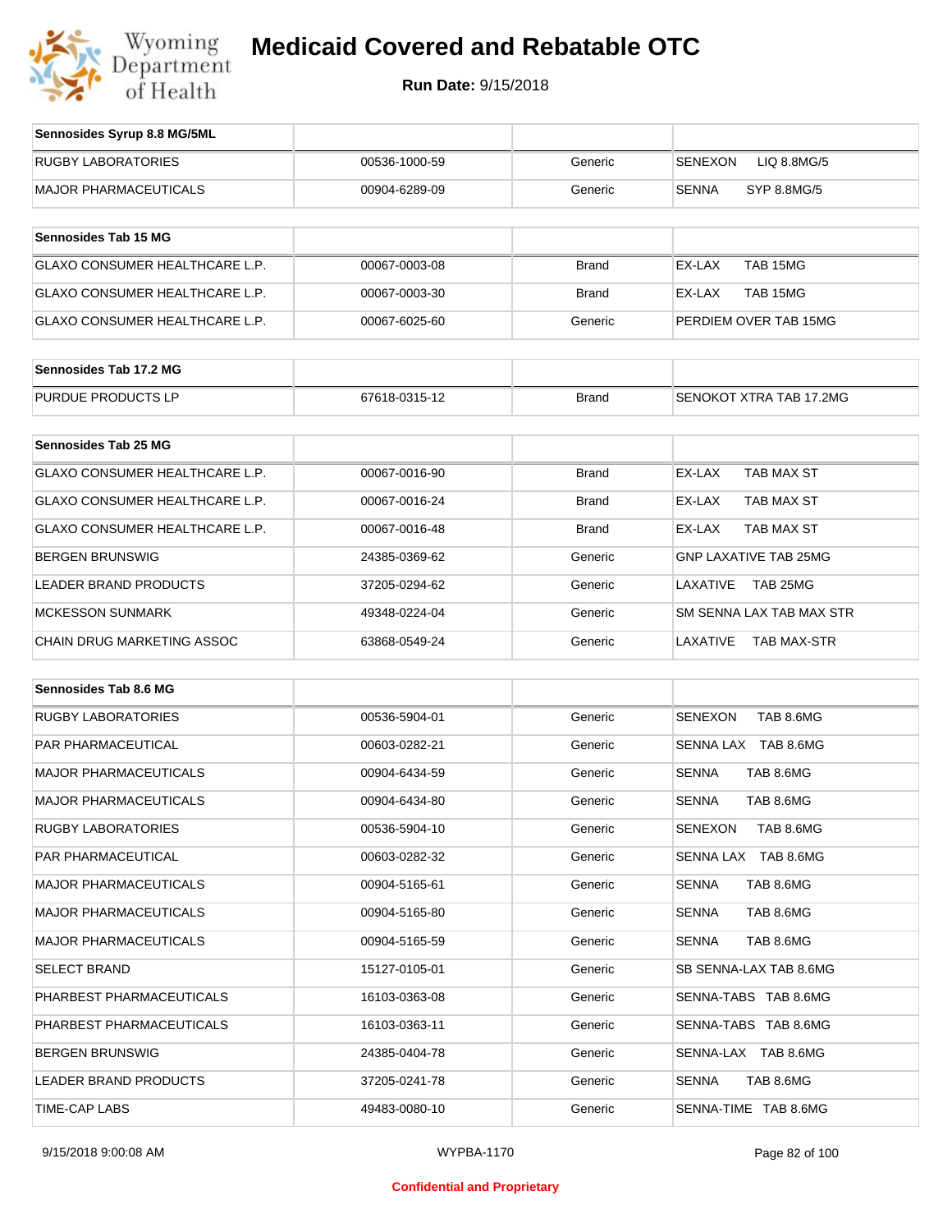# Medicaid Covered and Rebatable OTC

**Run Date:** 9/15/2018

| Sennosides Syrup 8.8 MG/5ML | | | |
|---|---|---|---|
| RUGBY LABORATORIES | 00536-1000-59 | Generic | SENEXON LIQ 8.8MG/5 |
| MAJOR PHARMACEUTICALS | 00904-6289-09 | Generic | SENNA SYP 8.8MG/5 |

| Sennosides Tab 15 MG | | | |
|---|---|---|---|
| GLAXO CONSUMER HEALTHCARE L.P. | 00067-0003-08 | Brand | EX-LAX TAB 15MG |
| GLAXO CONSUMER HEALTHCARE L.P. | 00067-0003-30 | Brand | EX-LAX TAB 15MG |
| GLAXO CONSUMER HEALTHCARE L.P. | 00067-6025-60 | Generic | PERDIEM OVER TAB 15MG |

| Sennosides Tab 17.2 MG | | | |
|---|---|---|---|
| PURDUE PRODUCTS LP | 67618-0315-12 | Brand | SENOKOT XTRA TAB 17.2MG |

| Sennosides Tab 25 MG | | | |
|---|---|---|---|
| GLAXO CONSUMER HEALTHCARE L.P. | 00067-0016-90 | Brand | EX-LAX TAB MAX ST |
| GLAXO CONSUMER HEALTHCARE L.P. | 00067-0016-24 | Brand | EX-LAX TAB MAX ST |
| GLAXO CONSUMER HEALTHCARE L.P. | 00067-0016-48 | Brand | EX-LAX TAB MAX ST |
| BERGEN BRUNSWIG | 24385-0369-62 | Generic | GNP LAXATIVE TAB 25MG |
| LEADER BRAND PRODUCTS | 37205-0294-62 | Generic | LAXATIVE TAB 25MG |
| MCKESSON SUNMARK | 49348-0224-04 | Generic | SM SENNA LAX TAB MAX STR |
| CHAIN DRUG MARKETING ASSOC | 63868-0549-24 | Generic | LAXATIVE TAB MAX-STR |

| Sennosides Tab 8.6 MG | | | |
|---|---|---|---|
| RUGBY LABORATORIES | 00536-5904-01 | Generic | SENEXON TAB 8.6MG |
| PAR PHARMACEUTICAL | 00603-0282-21 | Generic | SENNA LAX TAB 8.6MG |
| MAJOR PHARMACEUTICALS | 00904-6434-59 | Generic | SENNA TAB 8.6MG |
| MAJOR PHARMACEUTICALS | 00904-6434-80 | Generic | SENNA TAB 8.6MG |
| RUGBY LABORATORIES | 00536-5904-10 | Generic | SENEXON TAB 8.6MG |
| PAR PHARMACEUTICAL | 00603-0282-32 | Generic | SENNA LAX TAB 8.6MG |
| MAJOR PHARMACEUTICALS | 00904-5165-61 | Generic | SENNA TAB 8.6MG |
| MAJOR PHARMACEUTICALS | 00904-5165-80 | Generic | SENNA TAB 8.6MG |
| MAJOR PHARMACEUTICALS | 00904-5165-59 | Generic | SENNA TAB 8.6MG |
| SELECT BRAND | 15127-0105-01 | Generic | SB SENNA-LAX TAB 8.6MG |
| PHARBEST PHARMACEUTICALS | 16103-0363-08 | Generic | SENNA-TABS TAB 8.6MG |
| PHARBEST PHARMACEUTICALS | 16103-0363-11 | Generic | SENNA-TABS TAB 8.6MG |
| BERGEN BRUNSWIG | 24385-0404-78 | Generic | SENNA-LAX TAB 8.6MG |
| LEADER BRAND PRODUCTS | 37205-0241-78 | Generic | SENNA TAB 8.6MG |
| TIME-CAP LABS | 49483-0080-10 | Generic | SENNA-TIME TAB 8.6MG |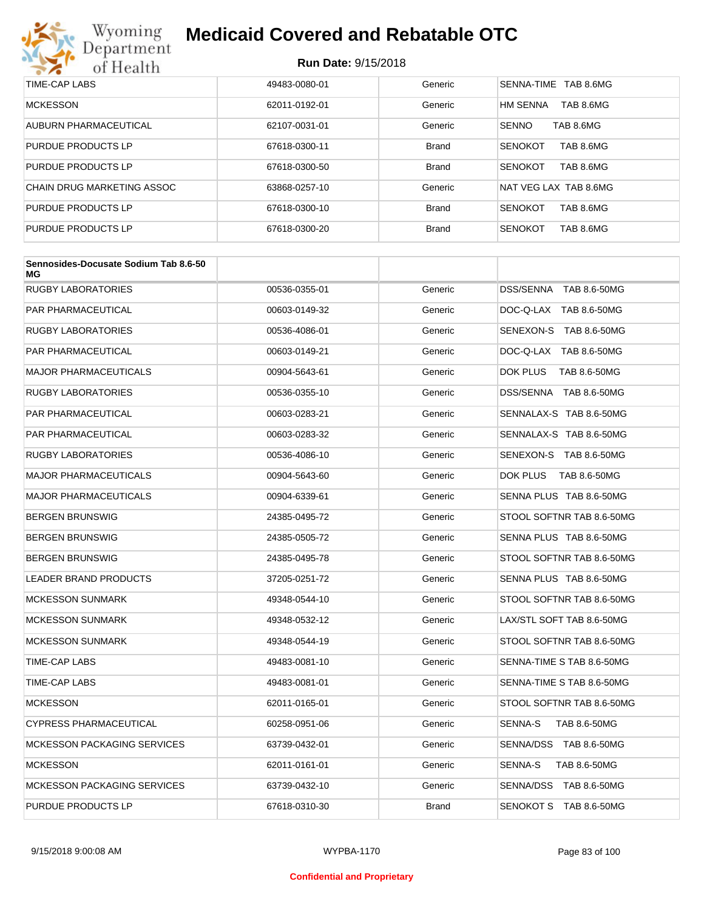| | | | |
|---|---|---|---|
| TIME-CAP LABS | 49483-0080-01 | Generic | SENNA-TIME TAB 8.6MG |
| MCKESSON | 62011-0192-01 | Generic | HM SENNA TAB 8.6MG |
| AUBURN PHARMACEUTICAL | 62107-0031-01 | Generic | SENNO TAB 8.6MG |
| PURDUE PRODUCTS LP | 67618-0300-11 | Brand | SENOKOT TAB 8.6MG |
| PURDUE PRODUCTS LP | 67618-0300-50 | Brand | SENOKOT TAB 8.6MG |
| CHAIN DRUG MARKETING ASSOC | 63868-0257-10 | Generic | NAT VEG LAX TAB 8.6MG |
| PURDUE PRODUCTS LP | 67618-0300-10 | Brand | SENOKOT TAB 8.6MG |
| PURDUE PRODUCTS LP | 67618-0300-20 | Brand | SENOKOT TAB 8.6MG |

| **Sennosides-Docusate Sodium Tab 8.6-50 MG** | | | |
|---|---|---|---|
| RUGBY LABORATORIES | 00536-0355-01 | Generic | DSS/SENNA TAB 8.6-50MG |
| PAR PHARMACEUTICAL | 00603-0149-32 | Generic | DOC-Q-LAX TAB 8.6-50MG |
| RUGBY LABORATORIES | 00536-4086-01 | Generic | SENEXON-S TAB 8.6-50MG |
| PAR PHARMACEUTICAL | 00603-0149-21 | Generic | DOC-Q-LAX TAB 8.6-50MG |
| MAJOR PHARMACEUTICALS | 00904-5643-61 | Generic | DOK PLUS TAB 8.6-50MG |
| RUGBY LABORATORIES | 00536-0355-10 | Generic | DSS/SENNA TAB 8.6-50MG |
| PAR PHARMACEUTICAL | 00603-0283-21 | Generic | SENNALAX-S TAB 8.6-50MG |
| PAR PHARMACEUTICAL | 00603-0283-32 | Generic | SENNALAX-S TAB 8.6-50MG |
| RUGBY LABORATORIES | 00536-4086-10 | Generic | SENEXON-S TAB 8.6-50MG |
| MAJOR PHARMACEUTICALS | 00904-5643-60 | Generic | DOK PLUS TAB 8.6-50MG |
| MAJOR PHARMACEUTICALS | 00904-6339-61 | Generic | SENNA PLUS TAB 8.6-50MG |
| BERGEN BRUNSWIG | 24385-0495-72 | Generic | STOOL SOFTNR TAB 8.6-50MG |
| BERGEN BRUNSWIG | 24385-0505-72 | Generic | SENNA PLUS TAB 8.6-50MG |
| BERGEN BRUNSWIG | 24385-0495-78 | Generic | STOOL SOFTNR TAB 8.6-50MG |
| LEADER BRAND PRODUCTS | 37205-0251-72 | Generic | SENNA PLUS TAB 8.6-50MG |
| MCKESSON SUNMARK | 49348-0544-10 | Generic | STOOL SOFTNR TAB 8.6-50MG |
| MCKESSON SUNMARK | 49348-0532-12 | Generic | LAX/STL SOFT TAB 8.6-50MG |
| MCKESSON SUNMARK | 49348-0544-19 | Generic | STOOL SOFTNR TAB 8.6-50MG |
| TIME-CAP LABS | 49483-0081-10 | Generic | SENNA-TIME S TAB 8.6-50MG |
| TIME-CAP LABS | 49483-0081-01 | Generic | SENNA-TIME S TAB 8.6-50MG |
| MCKESSON | 62011-0165-01 | Generic | STOOL SOFTNR TAB 8.6-50MG |
| CYPRESS PHARMACEUTICAL | 60258-0951-06 | Generic | SENNA-S TAB 8.6-50MG |
| MCKESSON PACKAGING SERVICES | 63739-0432-01 | Generic | SENNA/DSS TAB 8.6-50MG |
| MCKESSON | 62011-0161-01 | Generic | SENNA-S TAB 8.6-50MG |
| MCKESSON PACKAGING SERVICES | 63739-0432-10 | Generic | SENNA/DSS TAB 8.6-50MG |
| PURDUE PRODUCTS LP | 67618-0310-30 | Brand | SENOKOT S TAB 8.6-50MG |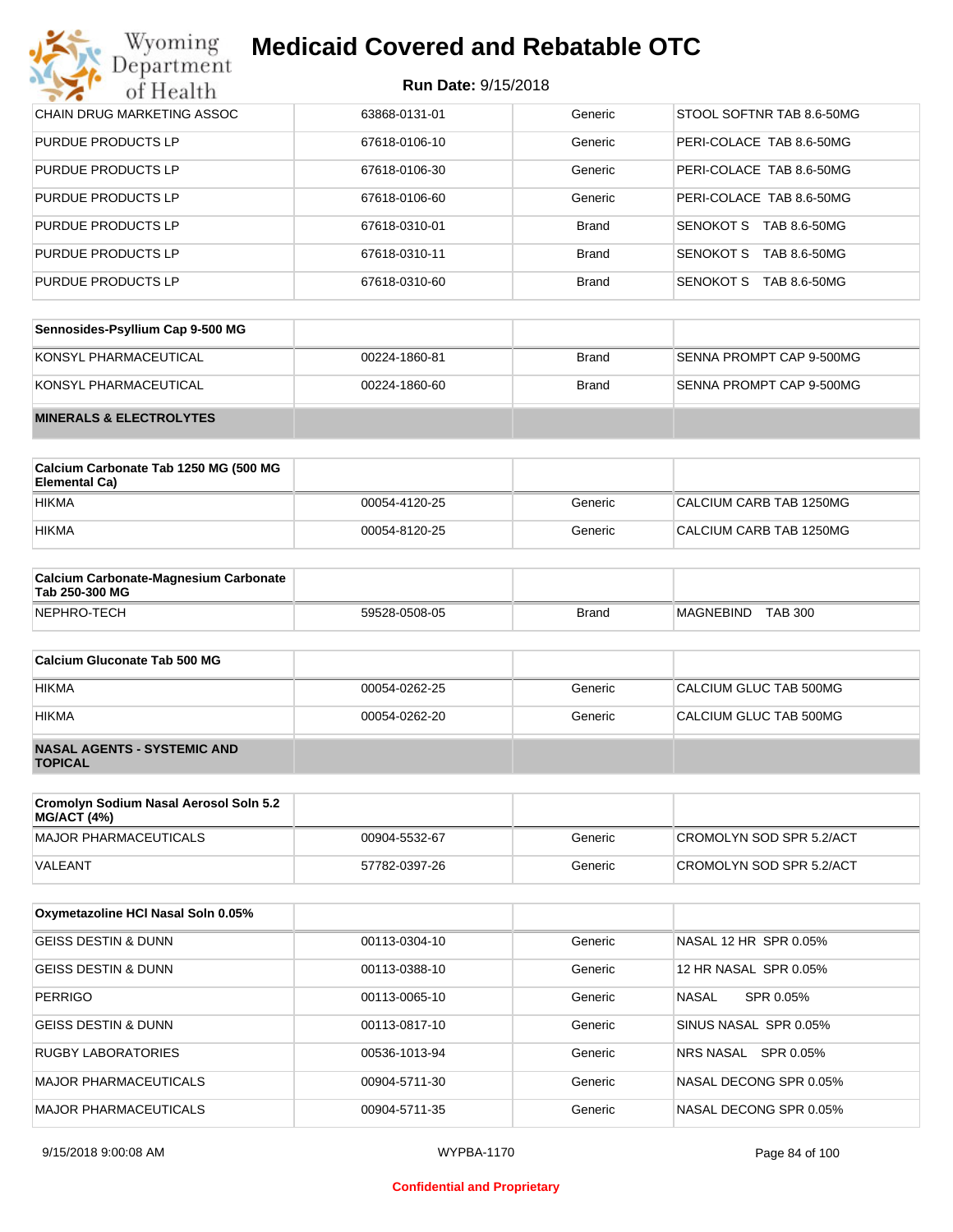| | | | |
|---|---|---|---|
| CHAIN DRUG MARKETING ASSOC | 63868-0131-01 | Generic | STOOL SOFTNR TAB 8.6-50MG |
| PURDUE PRODUCTS LP | 67618-0106-10 | Generic | PERI-COLACE TAB 8.6-50MG |
| PURDUE PRODUCTS LP | 67618-0106-30 | Generic | PERI-COLACE TAB 8.6-50MG |
| PURDUE PRODUCTS LP | 67618-0106-60 | Generic | PERI-COLACE TAB 8.6-50MG |
| PURDUE PRODUCTS LP | 67618-0310-01 | Brand | SENOKOT S TAB 8.6-50MG |
| PURDUE PRODUCTS LP | 67618-0310-11 | Brand | SENOKOT S TAB 8.6-50MG |
| PURDUE PRODUCTS LP | 67618-0310-60 | Brand | SENOKOT S TAB 8.6-50MG |

| **Sennosides-Psyllium Cap 9-500 MG** | | | |
|---|---|---|---|
| KONSYL PHARMACEUTICAL | 00224-1860-81 | Brand | SENNA PROMPT CAP 9-500MG |
| KONSYL PHARMACEUTICAL | 00224-1860-60 | Brand | SENNA PROMPT CAP 9-500MG |
| **MINERALS & ELECTROLYTES** | | | |

| **Calcium Carbonate Tab 1250 MG (500 MG Elemental Ca)** | | | |
|---|---|---|---|
| HIKMA | 00054-4120-25 | Generic | CALCIUM CARB TAB 1250MG |
| HIKMA | 00054-8120-25 | Generic | CALCIUM CARB TAB 1250MG |

| **Calcium Carbonate-Magnesium Carbonate Tab 250-300 MG** | | | |
|---|---|---|---|
| NEPHRO-TECH | 59528-0508-05 | Brand | MAGNEBIND TAB 300 |

| **Calcium Gluconate Tab 500 MG** | | | |
|---|---|---|---|
| HIKMA | 00054-0262-25 | Generic | CALCIUM GLUC TAB 500MG |
| HIKMA | 00054-0262-20 | Generic | CALCIUM GLUC TAB 500MG |
| **NASAL AGENTS - SYSTEMIC AND TOPICAL** | | | |

| **Cromolyn Sodium Nasal Aerosol Soln 5.2 MG/ACT (4%)** | | | |
|---|---|---|---|
| MAJOR PHARMACEUTICALS | 00904-5532-67 | Generic | CROMOLYN SOD SPR 5.2/ACT |
| VALEANT | 57782-0397-26 | Generic | CROMOLYN SOD SPR 5.2/ACT |

| **Oxymetazoline HCl Nasal Soln 0.05%** | | | |
|---|---|---|---|
| GEISS DESTIN & DUNN | 00113-0304-10 | Generic | NASAL 12 HR SPR 0.05% |
| GEISS DESTIN & DUNN | 00113-0388-10 | Generic | 12 HR NASAL SPR 0.05% |
| PERRIGO | 00113-0065-10 | Generic | NASAL SPR 0.05% |
| GEISS DESTIN & DUNN | 00113-0817-10 | Generic | SINUS NASAL SPR 0.05% |
| RUGBY LABORATORIES | 00536-1013-94 | Generic | NRS NASAL SPR 0.05% |
| MAJOR PHARMACEUTICALS | 00904-5711-30 | Generic | NASAL DECONG SPR 0.05% |
| MAJOR PHARMACEUTICALS | 00904-5711-35 | Generic | NASAL DECONG SPR 0.05% |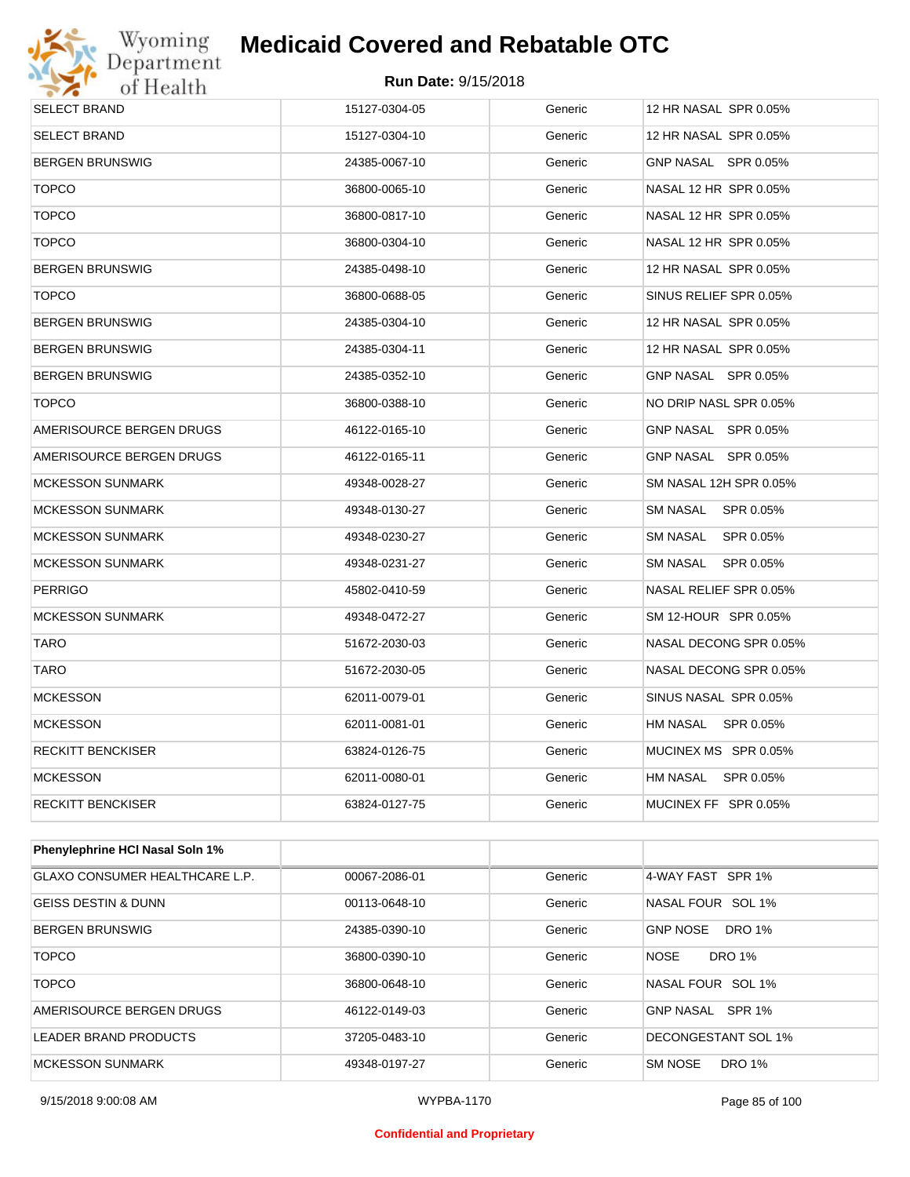| | | | |
|---|---|---|---|
| SELECT BRAND | 15127-0304-05 | Generic | 12 HR NASAL SPR 0.05% |
| SELECT BRAND | 15127-0304-10 | Generic | 12 HR NASAL SPR 0.05% |
| BERGEN BRUNSWIG | 24385-0067-10 | Generic | GNP NASAL SPR 0.05% |
| TOPCO | 36800-0065-10 | Generic | NASAL 12 HR SPR 0.05% |
| TOPCO | 36800-0817-10 | Generic | NASAL 12 HR SPR 0.05% |
| TOPCO | 36800-0304-10 | Generic | NASAL 12 HR SPR 0.05% |
| BERGEN BRUNSWIG | 24385-0498-10 | Generic | 12 HR NASAL SPR 0.05% |
| TOPCO | 36800-0688-05 | Generic | SINUS RELIEF SPR 0.05% |
| BERGEN BRUNSWIG | 24385-0304-10 | Generic | 12 HR NASAL SPR 0.05% |
| BERGEN BRUNSWIG | 24385-0304-11 | Generic | 12 HR NASAL SPR 0.05% |
| BERGEN BRUNSWIG | 24385-0352-10 | Generic | GNP NASAL SPR 0.05% |
| TOPCO | 36800-0388-10 | Generic | NO DRIP NASL SPR 0.05% |
| AMERISOURCE BERGEN DRUGS | 46122-0165-10 | Generic | GNP NASAL SPR 0.05% |
| AMERISOURCE BERGEN DRUGS | 46122-0165-11 | Generic | GNP NASAL SPR 0.05% |
| MCKESSON SUNMARK | 49348-0028-27 | Generic | SM NASAL 12H SPR 0.05% |
| MCKESSON SUNMARK | 49348-0130-27 | Generic | SM NASAL SPR 0.05% |
| MCKESSON SUNMARK | 49348-0230-27 | Generic | SM NASAL SPR 0.05% |
| MCKESSON SUNMARK | 49348-0231-27 | Generic | SM NASAL SPR 0.05% |
| PERRIGO | 45802-0410-59 | Generic | NASAL RELIEF SPR 0.05% |
| MCKESSON SUNMARK | 49348-0472-27 | Generic | SM 12-HOUR SPR 0.05% |
| TARO | 51672-2030-03 | Generic | NASAL DECONG SPR 0.05% |
| TARO | 51672-2030-05 | Generic | NASAL DECONG SPR 0.05% |
| MCKESSON | 62011-0079-01 | Generic | SINUS NASAL SPR 0.05% |
| MCKESSON | 62011-0081-01 | Generic | HM NASAL SPR 0.05% |
| RECKITT BENCKISER | 63824-0126-75 | Generic | MUCINEX MS SPR 0.05% |
| MCKESSON | 62011-0080-01 | Generic | HM NASAL SPR 0.05% |
| RECKITT BENCKISER | 63824-0127-75 | Generic | MUCINEX FF SPR 0.05% |

| **Phenylephrine HCl Nasal Soln 1%** | | | |
|---|---|---|---|
| GLAXO CONSUMER HEALTHCARE L.P. | 00067-2086-01 | Generic | 4-WAY FAST SPR 1% |
| GEISS DESTIN & DUNN | 00113-0648-10 | Generic | NASAL FOUR SOL 1% |
| BERGEN BRUNSWIG | 24385-0390-10 | Generic | GNP NOSE DRO 1% |
| TOPCO | 36800-0390-10 | Generic | NOSE DRO 1% |
| TOPCO | 36800-0648-10 | Generic | NASAL FOUR SOL 1% |
| AMERISOURCE BERGEN DRUGS | 46122-0149-03 | Generic | GNP NASAL SPR 1% |
| LEADER BRAND PRODUCTS | 37205-0483-10 | Generic | DECONGESTANT SOL 1% |
| MCKESSON SUNMARK | 49348-0197-27 | Generic | SM NOSE DRO 1% |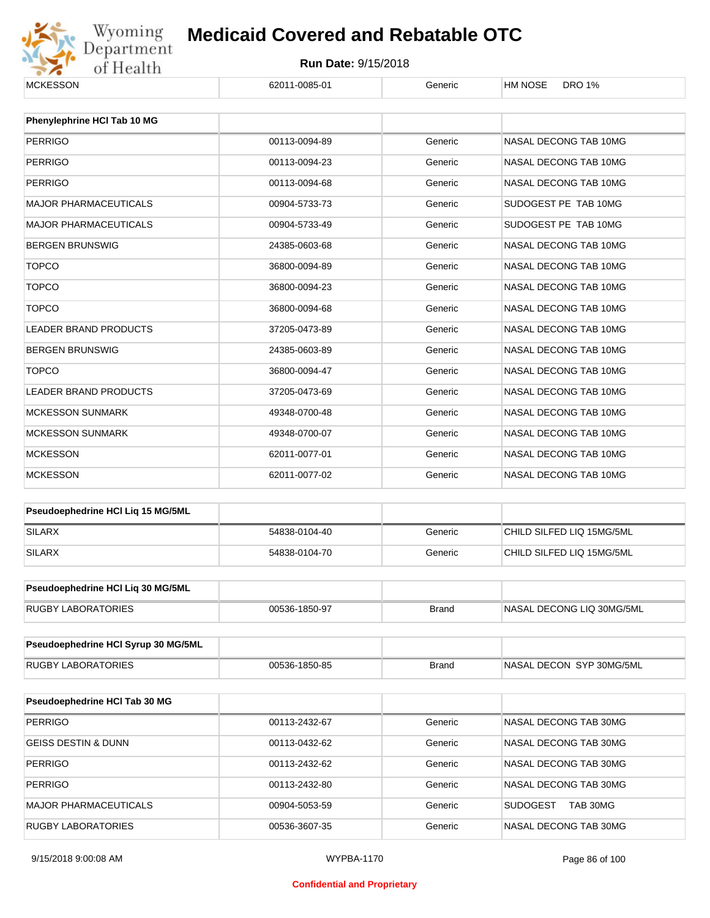| MCKESSON | 62011-0085-01 | Generic | HM NOSE DRO 1% |
|---|---|---|---|

| Phenylephrine HCl Tab 10 MG | | | |
|---|---|---|---|
| PERRIGO | 00113-0094-89 | Generic | NASAL DECONG TAB 10MG |
| PERRIGO | 00113-0094-23 | Generic | NASAL DECONG TAB 10MG |
| PERRIGO | 00113-0094-68 | Generic | NASAL DECONG TAB 10MG |
| MAJOR PHARMACEUTICALS | 00904-5733-73 | Generic | SUDOGEST PE TAB 10MG |
| MAJOR PHARMACEUTICALS | 00904-5733-49 | Generic | SUDOGEST PE TAB 10MG |
| BERGEN BRUNSWIG | 24385-0603-68 | Generic | NASAL DECONG TAB 10MG |
| TOPCO | 36800-0094-89 | Generic | NASAL DECONG TAB 10MG |
| TOPCO | 36800-0094-23 | Generic | NASAL DECONG TAB 10MG |
| TOPCO | 36800-0094-68 | Generic | NASAL DECONG TAB 10MG |
| LEADER BRAND PRODUCTS | 37205-0473-89 | Generic | NASAL DECONG TAB 10MG |
| BERGEN BRUNSWIG | 24385-0603-89 | Generic | NASAL DECONG TAB 10MG |
| TOPCO | 36800-0094-47 | Generic | NASAL DECONG TAB 10MG |
| LEADER BRAND PRODUCTS | 37205-0473-69 | Generic | NASAL DECONG TAB 10MG |
| MCKESSON SUNMARK | 49348-0700-48 | Generic | NASAL DECONG TAB 10MG |
| MCKESSON SUNMARK | 49348-0700-07 | Generic | NASAL DECONG TAB 10MG |
| MCKESSON | 62011-0077-01 | Generic | NASAL DECONG TAB 10MG |
| MCKESSON | 62011-0077-02 | Generic | NASAL DECONG TAB 10MG |

| Pseudoephedrine HCl Liq 15 MG/5ML | | | |
|---|---|---|---|
| SILARX | 54838-0104-40 | Generic | CHILD SILFED LIQ 15MG/5ML |
| SILARX | 54838-0104-70 | Generic | CHILD SILFED LIQ 15MG/5ML |

| Pseudoephedrine HCl Liq 30 MG/5ML | | | |
|---|---|---|---|
| RUGBY LABORATORIES | 00536-1850-97 | Brand | NASAL DECONG LIQ 30MG/5ML |

| Pseudoephedrine HCl Syrup 30 MG/5ML | | | |
|---|---|---|---|
| RUGBY LABORATORIES | 00536-1850-85 | Brand | NASAL DECON SYP 30MG/5ML |

| Pseudoephedrine HCl Tab 30 MG | | | |
|---|---|---|---|
| PERRIGO | 00113-2432-67 | Generic | NASAL DECONG TAB 30MG |
| GEISS DESTIN & DUNN | 00113-0432-62 | Generic | NASAL DECONG TAB 30MG |
| PERRIGO | 00113-2432-62 | Generic | NASAL DECONG TAB 30MG |
| PERRIGO | 00113-2432-80 | Generic | NASAL DECONG TAB 30MG |
| MAJOR PHARMACEUTICALS | 00904-5053-59 | Generic | SUDOGEST TAB 30MG |
| RUGBY LABORATORIES | 00536-3607-35 | Generic | NASAL DECONG TAB 30MG |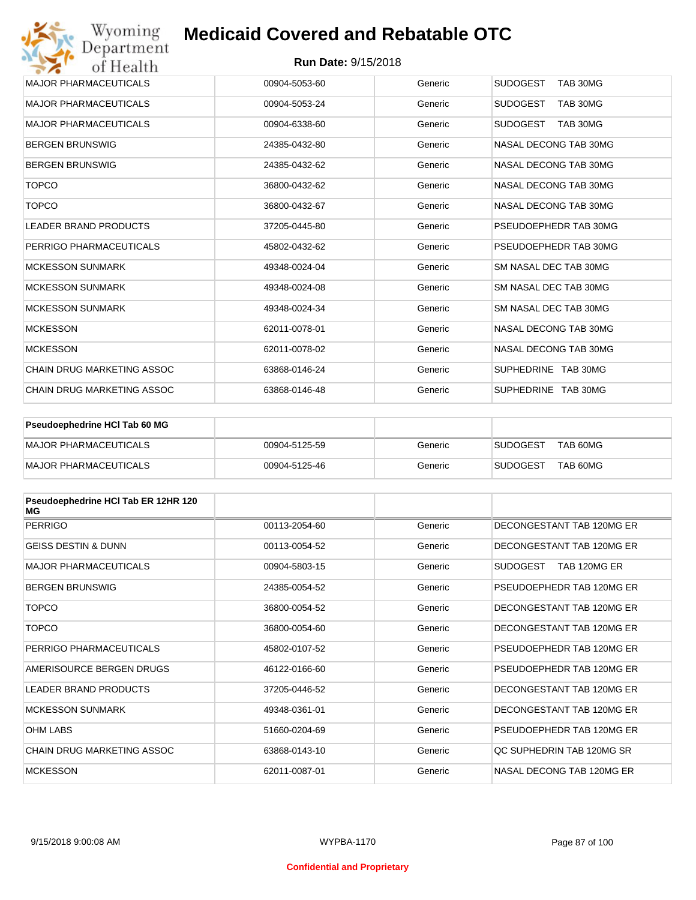| | | | |
|---|---|---|---|
| MAJOR PHARMACEUTICALS | 00904-5053-60 | Generic | SUDOGEST TAB 30MG |
| MAJOR PHARMACEUTICALS | 00904-5053-24 | Generic | SUDOGEST TAB 30MG |
| MAJOR PHARMACEUTICALS | 00904-6338-60 | Generic | SUDOGEST TAB 30MG |
| BERGEN BRUNSWIG | 24385-0432-80 | Generic | NASAL DECONG TAB 30MG |
| BERGEN BRUNSWIG | 24385-0432-62 | Generic | NASAL DECONG TAB 30MG |
| TOPCO | 36800-0432-62 | Generic | NASAL DECONG TAB 30MG |
| TOPCO | 36800-0432-67 | Generic | NASAL DECONG TAB 30MG |
| LEADER BRAND PRODUCTS | 37205-0445-80 | Generic | PSEUDOEPHEDR TAB 30MG |
| PERRIGO PHARMACEUTICALS | 45802-0432-62 | Generic | PSEUDOEPHEDR TAB 30MG |
| MCKESSON SUNMARK | 49348-0024-04 | Generic | SM NASAL DEC TAB 30MG |
| MCKESSON SUNMARK | 49348-0024-08 | Generic | SM NASAL DEC TAB 30MG |
| MCKESSON SUNMARK | 49348-0024-34 | Generic | SM NASAL DEC TAB 30MG |
| MCKESSON | 62011-0078-01 | Generic | NASAL DECONG TAB 30MG |
| MCKESSON | 62011-0078-02 | Generic | NASAL DECONG TAB 30MG |
| CHAIN DRUG MARKETING ASSOC | 63868-0146-24 | Generic | SUPHEDRINE TAB 30MG |
| CHAIN DRUG MARKETING ASSOC | 63868-0146-48 | Generic | SUPHEDRINE TAB 30MG |

| **Pseudoephedrine HCl Tab 60 MG** | | | |
|---|---|---|---|
| MAJOR PHARMACEUTICALS | 00904-5125-59 | Generic | SUDOGEST TAB 60MG |
| MAJOR PHARMACEUTICALS | 00904-5125-46 | Generic | SUDOGEST TAB 60MG |

| **Pseudoephedrine HCl Tab ER 12HR 120 MG** | | | |
|---|---|---|---|
| PERRIGO | 00113-2054-60 | Generic | DECONGESTANT TAB 120MG ER |
| GEISS DESTIN & DUNN | 00113-0054-52 | Generic | DECONGESTANT TAB 120MG ER |
| MAJOR PHARMACEUTICALS | 00904-5803-15 | Generic | SUDOGEST TAB 120MG ER |
| BERGEN BRUNSWIG | 24385-0054-52 | Generic | PSEUDOEPHEDR TAB 120MG ER |
| TOPCO | 36800-0054-52 | Generic | DECONGESTANT TAB 120MG ER |
| TOPCO | 36800-0054-60 | Generic | DECONGESTANT TAB 120MG ER |
| PERRIGO PHARMACEUTICALS | 45802-0107-52 | Generic | PSEUDOEPHEDR TAB 120MG ER |
| AMERISOURCE BERGEN DRUGS | 46122-0166-60 | Generic | PSEUDOEPHEDR TAB 120MG ER |
| LEADER BRAND PRODUCTS | 37205-0446-52 | Generic | DECONGESTANT TAB 120MG ER |
| MCKESSON SUNMARK | 49348-0361-01 | Generic | DECONGESTANT TAB 120MG ER |
| OHM LABS | 51660-0204-69 | Generic | PSEUDOEPHEDR TAB 120MG ER |
| CHAIN DRUG MARKETING ASSOC | 63868-0143-10 | Generic | QC SUPHEDRIN TAB 120MG SR |
| MCKESSON | 62011-0087-01 | Generic | NASAL DECONG TAB 120MG ER |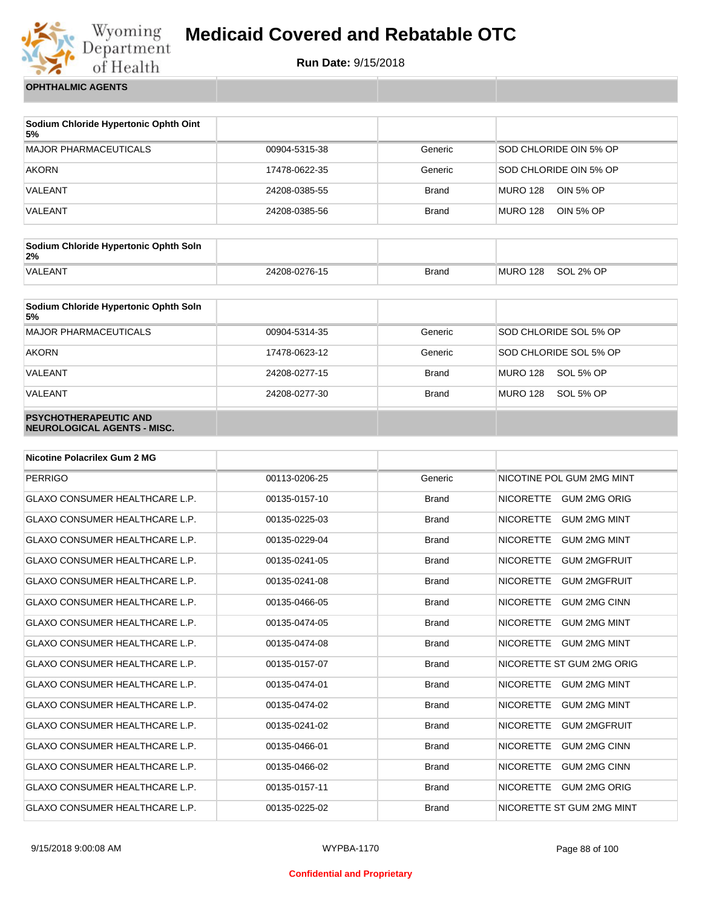| OPHTHALMIC AGENTS | | | |
|---|---|---|---|

| Sodium Chloride Hypertonic Ophth Oint 5% | | | |
|---|---|---|---|
| MAJOR PHARMACEUTICALS | 00904-5315-38 | Generic | SOD CHLORIDE OIN 5% OP |
| AKORN | 17478-0622-35 | Generic | SOD CHLORIDE OIN 5% OP |
| VALEANT | 24208-0385-55 | Brand | MURO 128 OIN 5% OP |
| VALEANT | 24208-0385-56 | Brand | MURO 128 OIN 5% OP |

| Sodium Chloride Hypertonic Ophth Soln 2% | | | |
|---|---|---|---|
| VALEANT | 24208-0276-15 | Brand | MURO 128 SOL 2% OP |

| Sodium Chloride Hypertonic Ophth Soln 5% | | | |
|---|---|---|---|
| MAJOR PHARMACEUTICALS | 00904-5314-35 | Generic | SOD CHLORIDE SOL 5% OP |
| AKORN | 17478-0623-12 | Generic | SOD CHLORIDE SOL 5% OP |
| VALEANT | 24208-0277-15 | Brand | MURO 128 SOL 5% OP |
| VALEANT | 24208-0277-30 | Brand | MURO 128 SOL 5% OP |

| PSYCHOTHERAPEUTIC AND NEUROLOGICAL AGENTS - MISC. | | | |
|---|---|---|---|

| Nicotine Polacrilex Gum 2 MG | | | |
|---|---|---|---|
| PERRIGO | 00113-0206-25 | Generic | NICOTINE POL GUM 2MG MINT |
| GLAXO CONSUMER HEALTHCARE L.P. | 00135-0157-10 | Brand | NICORETTE GUM 2MG ORIG |
| GLAXO CONSUMER HEALTHCARE L.P. | 00135-0225-03 | Brand | NICORETTE GUM 2MG MINT |
| GLAXO CONSUMER HEALTHCARE L.P. | 00135-0229-04 | Brand | NICORETTE GUM 2MG MINT |
| GLAXO CONSUMER HEALTHCARE L.P. | 00135-0241-05 | Brand | NICORETTE GUM 2MGFRUIT |
| GLAXO CONSUMER HEALTHCARE L.P. | 00135-0241-08 | Brand | NICORETTE GUM 2MGFRUIT |
| GLAXO CONSUMER HEALTHCARE L.P. | 00135-0466-05 | Brand | NICORETTE GUM 2MG CINN |
| GLAXO CONSUMER HEALTHCARE L.P. | 00135-0474-05 | Brand | NICORETTE GUM 2MG MINT |
| GLAXO CONSUMER HEALTHCARE L.P. | 00135-0474-08 | Brand | NICORETTE GUM 2MG MINT |
| GLAXO CONSUMER HEALTHCARE L.P. | 00135-0157-07 | Brand | NICORETTE ST GUM 2MG ORIG |
| GLAXO CONSUMER HEALTHCARE L.P. | 00135-0474-01 | Brand | NICORETTE GUM 2MG MINT |
| GLAXO CONSUMER HEALTHCARE L.P. | 00135-0474-02 | Brand | NICORETTE GUM 2MG MINT |
| GLAXO CONSUMER HEALTHCARE L.P. | 00135-0241-02 | Brand | NICORETTE GUM 2MGFRUIT |
| GLAXO CONSUMER HEALTHCARE L.P. | 00135-0466-01 | Brand | NICORETTE GUM 2MG CINN |
| GLAXO CONSUMER HEALTHCARE L.P. | 00135-0466-02 | Brand | NICORETTE GUM 2MG CINN |
| GLAXO CONSUMER HEALTHCARE L.P. | 00135-0157-11 | Brand | NICORETTE GUM 2MG ORIG |
| GLAXO CONSUMER HEALTHCARE L.P. | 00135-0225-02 | Brand | NICORETTE ST GUM 2MG MINT |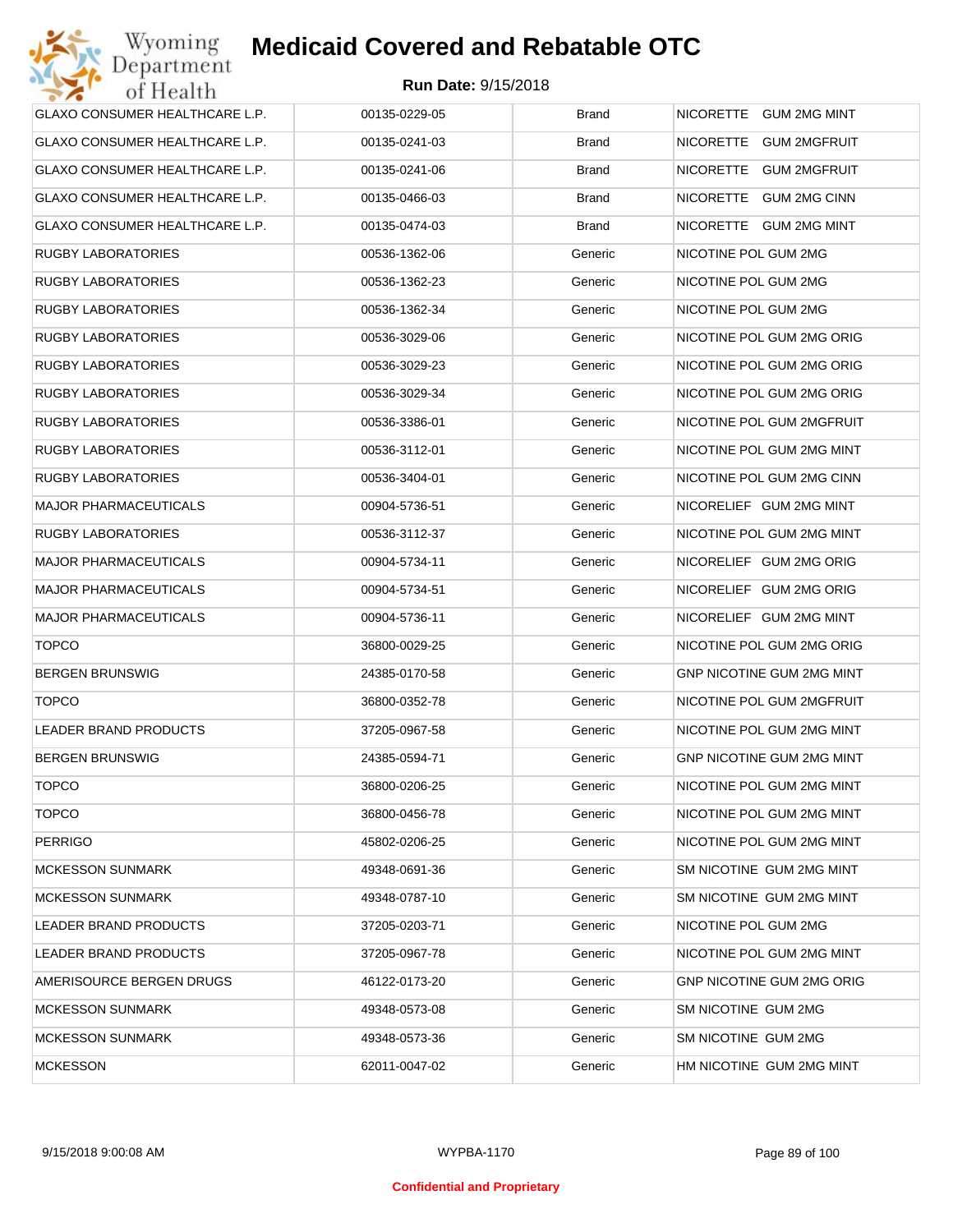# Medicaid Covered and Rebatable OTC

**Run Date:** 9/15/2018

| | | | |
|---|---|---|---|
| GLAXO CONSUMER HEALTHCARE L.P. | 00135-0229-05 | Brand | NICORETTE GUM 2MG MINT |
| GLAXO CONSUMER HEALTHCARE L.P. | 00135-0241-03 | Brand | NICORETTE GUM 2MGFRUIT |
| GLAXO CONSUMER HEALTHCARE L.P. | 00135-0241-06 | Brand | NICORETTE GUM 2MGFRUIT |
| GLAXO CONSUMER HEALTHCARE L.P. | 00135-0466-03 | Brand | NICORETTE GUM 2MG CINN |
| GLAXO CONSUMER HEALTHCARE L.P. | 00135-0474-03 | Brand | NICORETTE GUM 2MG MINT |
| RUGBY LABORATORIES | 00536-1362-06 | Generic | NICOTINE POL GUM 2MG |
| RUGBY LABORATORIES | 00536-1362-23 | Generic | NICOTINE POL GUM 2MG |
| RUGBY LABORATORIES | 00536-1362-34 | Generic | NICOTINE POL GUM 2MG |
| RUGBY LABORATORIES | 00536-3029-06 | Generic | NICOTINE POL GUM 2MG ORIG |
| RUGBY LABORATORIES | 00536-3029-23 | Generic | NICOTINE POL GUM 2MG ORIG |
| RUGBY LABORATORIES | 00536-3029-34 | Generic | NICOTINE POL GUM 2MG ORIG |
| RUGBY LABORATORIES | 00536-3386-01 | Generic | NICOTINE POL GUM 2MGFRUIT |
| RUGBY LABORATORIES | 00536-3112-01 | Generic | NICOTINE POL GUM 2MG MINT |
| RUGBY LABORATORIES | 00536-3404-01 | Generic | NICOTINE POL GUM 2MG CINN |
| MAJOR PHARMACEUTICALS | 00904-5736-51 | Generic | NICORELIEF GUM 2MG MINT |
| RUGBY LABORATORIES | 00536-3112-37 | Generic | NICOTINE POL GUM 2MG MINT |
| MAJOR PHARMACEUTICALS | 00904-5734-11 | Generic | NICORELIEF GUM 2MG ORIG |
| MAJOR PHARMACEUTICALS | 00904-5734-51 | Generic | NICORELIEF GUM 2MG ORIG |
| MAJOR PHARMACEUTICALS | 00904-5736-11 | Generic | NICORELIEF GUM 2MG MINT |
| TOPCO | 36800-0029-25 | Generic | NICOTINE POL GUM 2MG ORIG |
| BERGEN BRUNSWIG | 24385-0170-58 | Generic | GNP NICOTINE GUM 2MG MINT |
| TOPCO | 36800-0352-78 | Generic | NICOTINE POL GUM 2MGFRUIT |
| LEADER BRAND PRODUCTS | 37205-0967-58 | Generic | NICOTINE POL GUM 2MG MINT |
| BERGEN BRUNSWIG | 24385-0594-71 | Generic | GNP NICOTINE GUM 2MG MINT |
| TOPCO | 36800-0206-25 | Generic | NICOTINE POL GUM 2MG MINT |
| TOPCO | 36800-0456-78 | Generic | NICOTINE POL GUM 2MG MINT |
| PERRIGO | 45802-0206-25 | Generic | NICOTINE POL GUM 2MG MINT |
| MCKESSON SUNMARK | 49348-0691-36 | Generic | SM NICOTINE GUM 2MG MINT |
| MCKESSON SUNMARK | 49348-0787-10 | Generic | SM NICOTINE GUM 2MG MINT |
| LEADER BRAND PRODUCTS | 37205-0203-71 | Generic | NICOTINE POL GUM 2MG |
| LEADER BRAND PRODUCTS | 37205-0967-78 | Generic | NICOTINE POL GUM 2MG MINT |
| AMERISOURCE BERGEN DRUGS | 46122-0173-20 | Generic | GNP NICOTINE GUM 2MG ORIG |
| MCKESSON SUNMARK | 49348-0573-08 | Generic | SM NICOTINE GUM 2MG |
| MCKESSON SUNMARK | 49348-0573-36 | Generic | SM NICOTINE GUM 2MG |
| MCKESSON | 62011-0047-02 | Generic | HM NICOTINE GUM 2MG MINT |

Confidential and Proprietary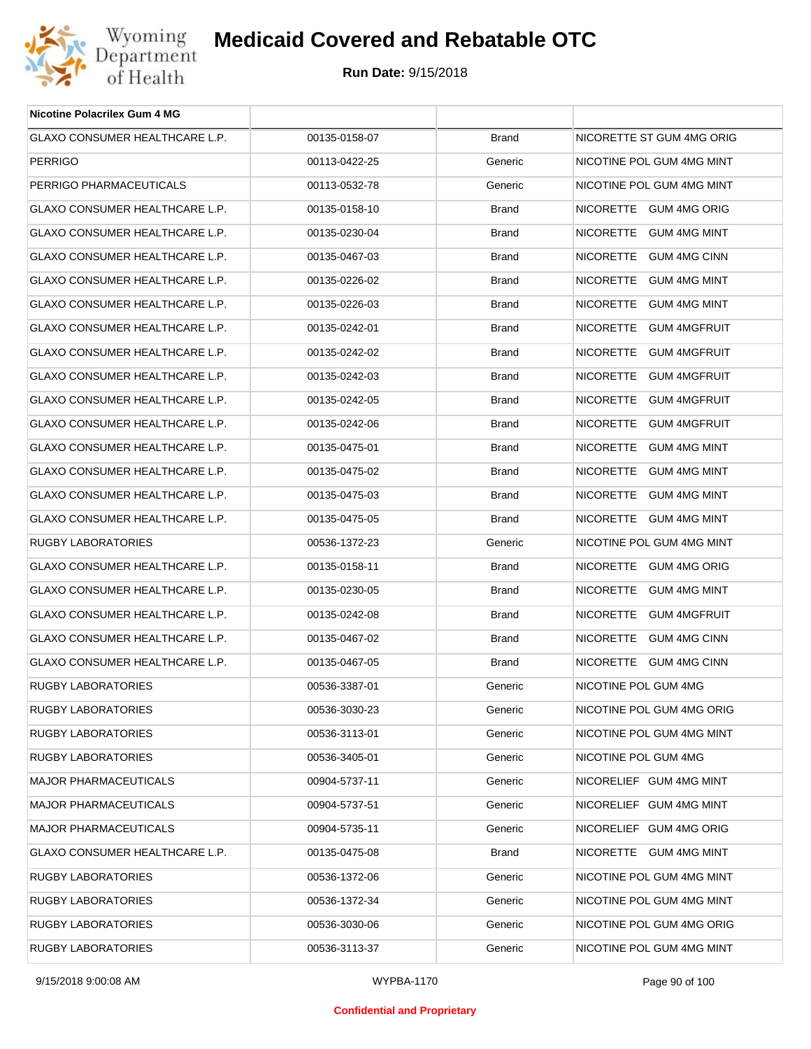# Medicaid Covered and Rebatable OTC

**Run Date:** 9/15/2018

| Nicotine Polacrilex Gum 4 MG | | | |
|---|---|---|---|
| GLAXO CONSUMER HEALTHCARE L.P. | 00135-0158-07 | Brand | NICORETTE ST GUM 4MG ORIG |
| PERRIGO | 00113-0422-25 | Generic | NICOTINE POL GUM 4MG MINT |
| PERRIGO PHARMACEUTICALS | 00113-0532-78 | Generic | NICOTINE POL GUM 4MG MINT |
| GLAXO CONSUMER HEALTHCARE L.P. | 00135-0158-10 | Brand | NICORETTE GUM 4MG ORIG |
| GLAXO CONSUMER HEALTHCARE L.P. | 00135-0230-04 | Brand | NICORETTE GUM 4MG MINT |
| GLAXO CONSUMER HEALTHCARE L.P. | 00135-0467-03 | Brand | NICORETTE GUM 4MG CINN |
| GLAXO CONSUMER HEALTHCARE L.P. | 00135-0226-02 | Brand | NICORETTE GUM 4MG MINT |
| GLAXO CONSUMER HEALTHCARE L.P. | 00135-0226-03 | Brand | NICORETTE GUM 4MG MINT |
| GLAXO CONSUMER HEALTHCARE L.P. | 00135-0242-01 | Brand | NICORETTE GUM 4MGFRUIT |
| GLAXO CONSUMER HEALTHCARE L.P. | 00135-0242-02 | Brand | NICORETTE GUM 4MGFRUIT |
| GLAXO CONSUMER HEALTHCARE L.P. | 00135-0242-03 | Brand | NICORETTE GUM 4MGFRUIT |
| GLAXO CONSUMER HEALTHCARE L.P. | 00135-0242-05 | Brand | NICORETTE GUM 4MGFRUIT |
| GLAXO CONSUMER HEALTHCARE L.P. | 00135-0242-06 | Brand | NICORETTE GUM 4MGFRUIT |
| GLAXO CONSUMER HEALTHCARE L.P. | 00135-0475-01 | Brand | NICORETTE GUM 4MG MINT |
| GLAXO CONSUMER HEALTHCARE L.P. | 00135-0475-02 | Brand | NICORETTE GUM 4MG MINT |
| GLAXO CONSUMER HEALTHCARE L.P. | 00135-0475-03 | Brand | NICORETTE GUM 4MG MINT |
| GLAXO CONSUMER HEALTHCARE L.P. | 00135-0475-05 | Brand | NICORETTE GUM 4MG MINT |
| RUGBY LABORATORIES | 00536-1372-23 | Generic | NICOTINE POL GUM 4MG MINT |
| GLAXO CONSUMER HEALTHCARE L.P. | 00135-0158-11 | Brand | NICORETTE GUM 4MG ORIG |
| GLAXO CONSUMER HEALTHCARE L.P. | 00135-0230-05 | Brand | NICORETTE GUM 4MG MINT |
| GLAXO CONSUMER HEALTHCARE L.P. | 00135-0242-08 | Brand | NICORETTE GUM 4MGFRUIT |
| GLAXO CONSUMER HEALTHCARE L.P. | 00135-0467-02 | Brand | NICORETTE GUM 4MG CINN |
| GLAXO CONSUMER HEALTHCARE L.P. | 00135-0467-05 | Brand | NICORETTE GUM 4MG CINN |
| RUGBY LABORATORIES | 00536-3387-01 | Generic | NICOTINE POL GUM 4MG |
| RUGBY LABORATORIES | 00536-3030-23 | Generic | NICOTINE POL GUM 4MG ORIG |
| RUGBY LABORATORIES | 00536-3113-01 | Generic | NICOTINE POL GUM 4MG MINT |
| RUGBY LABORATORIES | 00536-3405-01 | Generic | NICOTINE POL GUM 4MG |
| MAJOR PHARMACEUTICALS | 00904-5737-11 | Generic | NICORELIEF GUM 4MG MINT |
| MAJOR PHARMACEUTICALS | 00904-5737-51 | Generic | NICORELIEF GUM 4MG MINT |
| MAJOR PHARMACEUTICALS | 00904-5735-11 | Generic | NICORELIEF GUM 4MG ORIG |
| GLAXO CONSUMER HEALTHCARE L.P. | 00135-0475-08 | Brand | NICORETTE GUM 4MG MINT |
| RUGBY LABORATORIES | 00536-1372-06 | Generic | NICOTINE POL GUM 4MG MINT |
| RUGBY LABORATORIES | 00536-1372-34 | Generic | NICOTINE POL GUM 4MG MINT |
| RUGBY LABORATORIES | 00536-3030-06 | Generic | NICOTINE POL GUM 4MG ORIG |
| RUGBY LABORATORIES | 00536-3113-37 | Generic | NICOTINE POL GUM 4MG MINT |

**Confidential and Proprietary**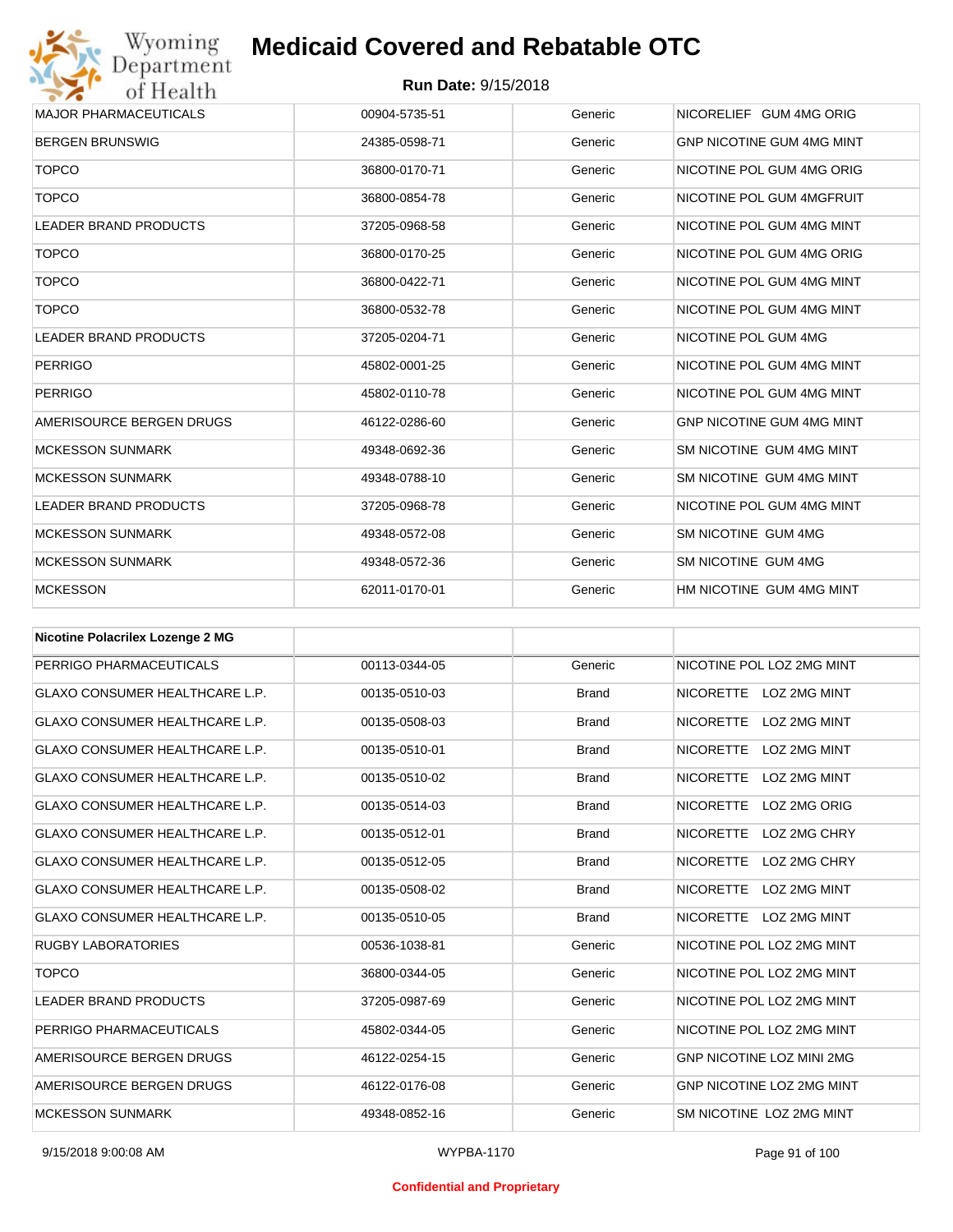| | | | |
|---|---|---|---|
| MAJOR PHARMACEUTICALS | 00904-5735-51 | Generic | NICORELIEF GUM 4MG ORIG |
| BERGEN BRUNSWIG | 24385-0598-71 | Generic | GNP NICOTINE GUM 4MG MINT |
| TOPCO | 36800-0170-71 | Generic | NICOTINE POL GUM 4MG ORIG |
| TOPCO | 36800-0854-78 | Generic | NICOTINE POL GUM 4MGFRUIT |
| LEADER BRAND PRODUCTS | 37205-0968-58 | Generic | NICOTINE POL GUM 4MG MINT |
| TOPCO | 36800-0170-25 | Generic | NICOTINE POL GUM 4MG ORIG |
| TOPCO | 36800-0422-71 | Generic | NICOTINE POL GUM 4MG MINT |
| TOPCO | 36800-0532-78 | Generic | NICOTINE POL GUM 4MG MINT |
| LEADER BRAND PRODUCTS | 37205-0204-71 | Generic | NICOTINE POL GUM 4MG |
| PERRIGO | 45802-0001-25 | Generic | NICOTINE POL GUM 4MG MINT |
| PERRIGO | 45802-0110-78 | Generic | NICOTINE POL GUM 4MG MINT |
| AMERISOURCE BERGEN DRUGS | 46122-0286-60 | Generic | GNP NICOTINE GUM 4MG MINT |
| MCKESSON SUNMARK | 49348-0692-36 | Generic | SM NICOTINE GUM 4MG MINT |
| MCKESSON SUNMARK | 49348-0788-10 | Generic | SM NICOTINE GUM 4MG MINT |
| LEADER BRAND PRODUCTS | 37205-0968-78 | Generic | NICOTINE POL GUM 4MG MINT |
| MCKESSON SUNMARK | 49348-0572-08 | Generic | SM NICOTINE GUM 4MG |
| MCKESSON SUNMARK | 49348-0572-36 | Generic | SM NICOTINE GUM 4MG |
| MCKESSON | 62011-0170-01 | Generic | HM NICOTINE GUM 4MG MINT |

| **Nicotine Polacrilex Lozenge 2 MG** | | | |
|---|---|---|---|
| PERRIGO PHARMACEUTICALS | 00113-0344-05 | Generic | NICOTINE POL LOZ 2MG MINT |
| GLAXO CONSUMER HEALTHCARE L.P. | 00135-0510-03 | Brand | NICORETTE LOZ 2MG MINT |
| GLAXO CONSUMER HEALTHCARE L.P. | 00135-0508-03 | Brand | NICORETTE LOZ 2MG MINT |
| GLAXO CONSUMER HEALTHCARE L.P. | 00135-0510-01 | Brand | NICORETTE LOZ 2MG MINT |
| GLAXO CONSUMER HEALTHCARE L.P. | 00135-0510-02 | Brand | NICORETTE LOZ 2MG MINT |
| GLAXO CONSUMER HEALTHCARE L.P. | 00135-0514-03 | Brand | NICORETTE LOZ 2MG ORIG |
| GLAXO CONSUMER HEALTHCARE L.P. | 00135-0512-01 | Brand | NICORETTE LOZ 2MG CHRY |
| GLAXO CONSUMER HEALTHCARE L.P. | 00135-0512-05 | Brand | NICORETTE LOZ 2MG CHRY |
| GLAXO CONSUMER HEALTHCARE L.P. | 00135-0508-02 | Brand | NICORETTE LOZ 2MG MINT |
| GLAXO CONSUMER HEALTHCARE L.P. | 00135-0510-05 | Brand | NICORETTE LOZ 2MG MINT |
| RUGBY LABORATORIES | 00536-1038-81 | Generic | NICOTINE POL LOZ 2MG MINT |
| TOPCO | 36800-0344-05 | Generic | NICOTINE POL LOZ 2MG MINT |
| LEADER BRAND PRODUCTS | 37205-0987-69 | Generic | NICOTINE POL LOZ 2MG MINT |
| PERRIGO PHARMACEUTICALS | 45802-0344-05 | Generic | NICOTINE POL LOZ 2MG MINT |
| AMERISOURCE BERGEN DRUGS | 46122-0254-15 | Generic | GNP NICOTINE LOZ MINI 2MG |
| AMERISOURCE BERGEN DRUGS | 46122-0176-08 | Generic | GNP NICOTINE LOZ 2MG MINT |
| MCKESSON SUNMARK | 49348-0852-16 | Generic | SM NICOTINE LOZ 2MG MINT |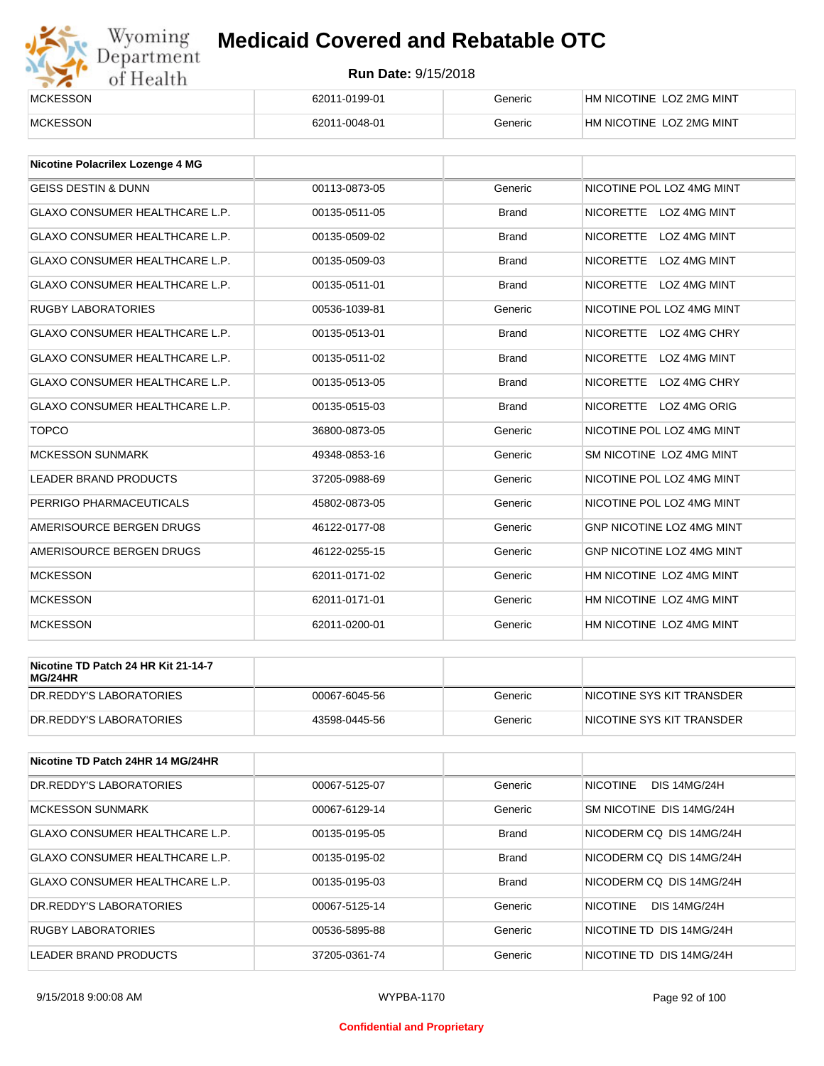| | | | |
|---|---|---|---|
| MCKESSON | 62011-0199-01 | Generic | HM NICOTINE LOZ 2MG MINT |
| MCKESSON | 62011-0048-01 | Generic | HM NICOTINE LOZ 2MG MINT |

| Nicotine Polacrilex Lozenge 4 MG | | | |
|---|---|---|---|
| GEISS DESTIN & DUNN | 00113-0873-05 | Generic | NICOTINE POL LOZ 4MG MINT |
| GLAXO CONSUMER HEALTHCARE L.P. | 00135-0511-05 | Brand | NICORETTE LOZ 4MG MINT |
| GLAXO CONSUMER HEALTHCARE L.P. | 00135-0509-02 | Brand | NICORETTE LOZ 4MG MINT |
| GLAXO CONSUMER HEALTHCARE L.P. | 00135-0509-03 | Brand | NICORETTE LOZ 4MG MINT |
| GLAXO CONSUMER HEALTHCARE L.P. | 00135-0511-01 | Brand | NICORETTE LOZ 4MG MINT |
| RUGBY LABORATORIES | 00536-1039-81 | Generic | NICOTINE POL LOZ 4MG MINT |
| GLAXO CONSUMER HEALTHCARE L.P. | 00135-0513-01 | Brand | NICORETTE LOZ 4MG CHRY |
| GLAXO CONSUMER HEALTHCARE L.P. | 00135-0511-02 | Brand | NICORETTE LOZ 4MG MINT |
| GLAXO CONSUMER HEALTHCARE L.P. | 00135-0513-05 | Brand | NICORETTE LOZ 4MG CHRY |
| GLAXO CONSUMER HEALTHCARE L.P. | 00135-0515-03 | Brand | NICORETTE LOZ 4MG ORIG |
| TOPCO | 36800-0873-05 | Generic | NICOTINE POL LOZ 4MG MINT |
| MCKESSON SUNMARK | 49348-0853-16 | Generic | SM NICOTINE LOZ 4MG MINT |
| LEADER BRAND PRODUCTS | 37205-0988-69 | Generic | NICOTINE POL LOZ 4MG MINT |
| PERRIGO PHARMACEUTICALS | 45802-0873-05 | Generic | NICOTINE POL LOZ 4MG MINT |
| AMERISOURCE BERGEN DRUGS | 46122-0177-08 | Generic | GNP NICOTINE LOZ 4MG MINT |
| AMERISOURCE BERGEN DRUGS | 46122-0255-15 | Generic | GNP NICOTINE LOZ 4MG MINT |
| MCKESSON | 62011-0171-02 | Generic | HM NICOTINE LOZ 4MG MINT |
| MCKESSON | 62011-0171-01 | Generic | HM NICOTINE LOZ 4MG MINT |
| MCKESSON | 62011-0200-01 | Generic | HM NICOTINE LOZ 4MG MINT |

| Nicotine TD Patch 24 HR Kit 21-14-7 MG/24HR | | | |
|---|---|---|---|
| DR.REDDY'S LABORATORIES | 00067-6045-56 | Generic | NICOTINE SYS KIT TRANSDER |
| DR.REDDY'S LABORATORIES | 43598-0445-56 | Generic | NICOTINE SYS KIT TRANSDER |

| Nicotine TD Patch 24HR 14 MG/24HR | | | |
|---|---|---|---|
| DR.REDDY'S LABORATORIES | 00067-5125-07 | Generic | NICOTINE DIS 14MG/24H |
| MCKESSON SUNMARK | 00067-6129-14 | Generic | SM NICOTINE DIS 14MG/24H |
| GLAXO CONSUMER HEALTHCARE L.P. | 00135-0195-05 | Brand | NICODERM CQ DIS 14MG/24H |
| GLAXO CONSUMER HEALTHCARE L.P. | 00135-0195-02 | Brand | NICODERM CQ DIS 14MG/24H |
| GLAXO CONSUMER HEALTHCARE L.P. | 00135-0195-03 | Brand | NICODERM CQ DIS 14MG/24H |
| DR.REDDY'S LABORATORIES | 00067-5125-14 | Generic | NICOTINE DIS 14MG/24H |
| RUGBY LABORATORIES | 00536-5895-88 | Generic | NICOTINE TD DIS 14MG/24H |
| LEADER BRAND PRODUCTS | 37205-0361-74 | Generic | NICOTINE TD DIS 14MG/24H |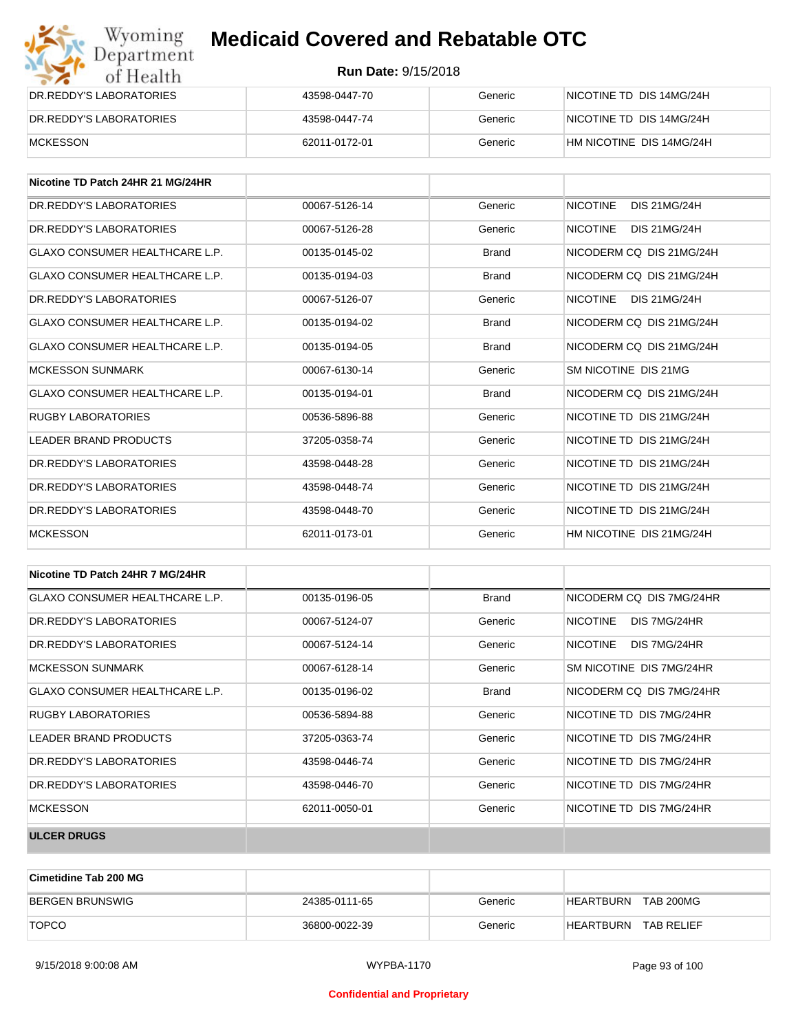| DR.REDDY'S LABORATORIES | 43598-0447-70 | Generic | NICOTINE TD DIS 14MG/24H |
|---|---|---|---|
| DR.REDDY'S LABORATORIES | 43598-0447-74 | Generic | NICOTINE TD DIS 14MG/24H |
| MCKESSON | 62011-0172-01 | Generic | HM NICOTINE DIS 14MG/24H |

| Nicotine TD Patch 24HR 21 MG/24HR | | | |
|---|---|---|---|
| DR.REDDY'S LABORATORIES | 00067-5126-14 | Generic | NICOTINE DIS 21MG/24H |
| DR.REDDY'S LABORATORIES | 00067-5126-28 | Generic | NICOTINE DIS 21MG/24H |
| GLAXO CONSUMER HEALTHCARE L.P. | 00135-0145-02 | Brand | NICODERM CQ DIS 21MG/24H |
| GLAXO CONSUMER HEALTHCARE L.P. | 00135-0194-03 | Brand | NICODERM CQ DIS 21MG/24H |
| DR.REDDY'S LABORATORIES | 00067-5126-07 | Generic | NICOTINE DIS 21MG/24H |
| GLAXO CONSUMER HEALTHCARE L.P. | 00135-0194-02 | Brand | NICODERM CQ DIS 21MG/24H |
| GLAXO CONSUMER HEALTHCARE L.P. | 00135-0194-05 | Brand | NICODERM CQ DIS 21MG/24H |
| MCKESSON SUNMARK | 00067-6130-14 | Generic | SM NICOTINE DIS 21MG |
| GLAXO CONSUMER HEALTHCARE L.P. | 00135-0194-01 | Brand | NICODERM CQ DIS 21MG/24H |
| RUGBY LABORATORIES | 00536-5896-88 | Generic | NICOTINE TD DIS 21MG/24H |
| LEADER BRAND PRODUCTS | 37205-0358-74 | Generic | NICOTINE TD DIS 21MG/24H |
| DR.REDDY'S LABORATORIES | 43598-0448-28 | Generic | NICOTINE TD DIS 21MG/24H |
| DR.REDDY'S LABORATORIES | 43598-0448-74 | Generic | NICOTINE TD DIS 21MG/24H |
| DR.REDDY'S LABORATORIES | 43598-0448-70 | Generic | NICOTINE TD DIS 21MG/24H |
| MCKESSON | 62011-0173-01 | Generic | HM NICOTINE DIS 21MG/24H |

| Nicotine TD Patch 24HR 7 MG/24HR | | | |
|---|---|---|---|
| GLAXO CONSUMER HEALTHCARE L.P. | 00135-0196-05 | Brand | NICODERM CQ DIS 7MG/24HR |
| DR.REDDY'S LABORATORIES | 00067-5124-07 | Generic | NICOTINE DIS 7MG/24HR |
| DR.REDDY'S LABORATORIES | 00067-5124-14 | Generic | NICOTINE DIS 7MG/24HR |
| MCKESSON SUNMARK | 00067-6128-14 | Generic | SM NICOTINE DIS 7MG/24HR |
| GLAXO CONSUMER HEALTHCARE L.P. | 00135-0196-02 | Brand | NICODERM CQ DIS 7MG/24HR |
| RUGBY LABORATORIES | 00536-5894-88 | Generic | NICOTINE TD DIS 7MG/24HR |
| LEADER BRAND PRODUCTS | 37205-0363-74 | Generic | NICOTINE TD DIS 7MG/24HR |
| DR.REDDY'S LABORATORIES | 43598-0446-74 | Generic | NICOTINE TD DIS 7MG/24HR |
| DR.REDDY'S LABORATORIES | 43598-0446-70 | Generic | NICOTINE TD DIS 7MG/24HR |
| MCKESSON | 62011-0050-01 | Generic | NICOTINE TD DIS 7MG/24HR |
| **ULCER DRUGS** | | | |

| Cimetidine Tab 200 MG | | | |
|---|---|---|---|
| BERGEN BRUNSWIG | 24385-0111-65 | Generic | HEARTBURN TAB 200MG |
| TOPCO | 36800-0022-39 | Generic | HEARTBURN TAB RELIEF |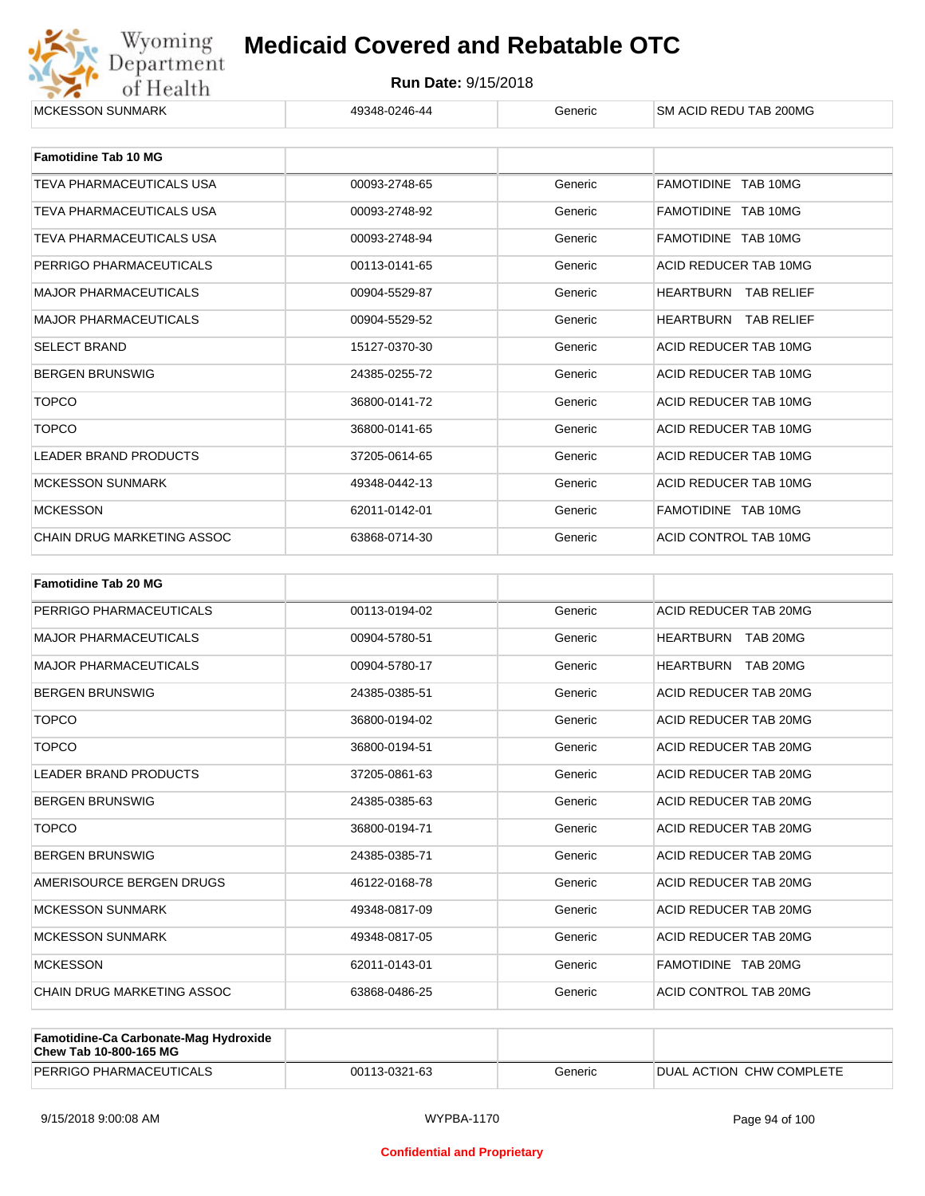| MCKESSON SUNMARK | 49348-0246-44 | Generic | SM ACID REDU TAB 200MG |
|---|---|---|---|

| Famotidine Tab 10 MG | | | |
|---|---|---|---|
| TEVA PHARMACEUTICALS USA | 00093-2748-65 | Generic | FAMOTIDINE TAB 10MG |
| TEVA PHARMACEUTICALS USA | 00093-2748-92 | Generic | FAMOTIDINE TAB 10MG |
| TEVA PHARMACEUTICALS USA | 00093-2748-94 | Generic | FAMOTIDINE TAB 10MG |
| PERRIGO PHARMACEUTICALS | 00113-0141-65 | Generic | ACID REDUCER TAB 10MG |
| MAJOR PHARMACEUTICALS | 00904-5529-87 | Generic | HEARTBURN TAB RELIEF |
| MAJOR PHARMACEUTICALS | 00904-5529-52 | Generic | HEARTBURN TAB RELIEF |
| SELECT BRAND | 15127-0370-30 | Generic | ACID REDUCER TAB 10MG |
| BERGEN BRUNSWIG | 24385-0255-72 | Generic | ACID REDUCER TAB 10MG |
| TOPCO | 36800-0141-72 | Generic | ACID REDUCER TAB 10MG |
| TOPCO | 36800-0141-65 | Generic | ACID REDUCER TAB 10MG |
| LEADER BRAND PRODUCTS | 37205-0614-65 | Generic | ACID REDUCER TAB 10MG |
| MCKESSON SUNMARK | 49348-0442-13 | Generic | ACID REDUCER TAB 10MG |
| MCKESSON | 62011-0142-01 | Generic | FAMOTIDINE TAB 10MG |
| CHAIN DRUG MARKETING ASSOC | 63868-0714-30 | Generic | ACID CONTROL TAB 10MG |

| Famotidine Tab 20 MG | | | |
|---|---|---|---|
| PERRIGO PHARMACEUTICALS | 00113-0194-02 | Generic | ACID REDUCER TAB 20MG |
| MAJOR PHARMACEUTICALS | 00904-5780-51 | Generic | HEARTBURN TAB 20MG |
| MAJOR PHARMACEUTICALS | 00904-5780-17 | Generic | HEARTBURN TAB 20MG |
| BERGEN BRUNSWIG | 24385-0385-51 | Generic | ACID REDUCER TAB 20MG |
| TOPCO | 36800-0194-02 | Generic | ACID REDUCER TAB 20MG |
| TOPCO | 36800-0194-51 | Generic | ACID REDUCER TAB 20MG |
| LEADER BRAND PRODUCTS | 37205-0861-63 | Generic | ACID REDUCER TAB 20MG |
| BERGEN BRUNSWIG | 24385-0385-63 | Generic | ACID REDUCER TAB 20MG |
| TOPCO | 36800-0194-71 | Generic | ACID REDUCER TAB 20MG |
| BERGEN BRUNSWIG | 24385-0385-71 | Generic | ACID REDUCER TAB 20MG |
| AMERISOURCE BERGEN DRUGS | 46122-0168-78 | Generic | ACID REDUCER TAB 20MG |
| MCKESSON SUNMARK | 49348-0817-09 | Generic | ACID REDUCER TAB 20MG |
| MCKESSON SUNMARK | 49348-0817-05 | Generic | ACID REDUCER TAB 20MG |
| MCKESSON | 62011-0143-01 | Generic | FAMOTIDINE TAB 20MG |
| CHAIN DRUG MARKETING ASSOC | 63868-0486-25 | Generic | ACID CONTROL TAB 20MG |

| Famotidine-Ca Carbonate-Mag Hydroxide Chew Tab 10-800-165 MG | | | |
|---|---|---|---|
| PERRIGO PHARMACEUTICALS | 00113-0321-63 | Generic | DUAL ACTION CHW COMPLETE |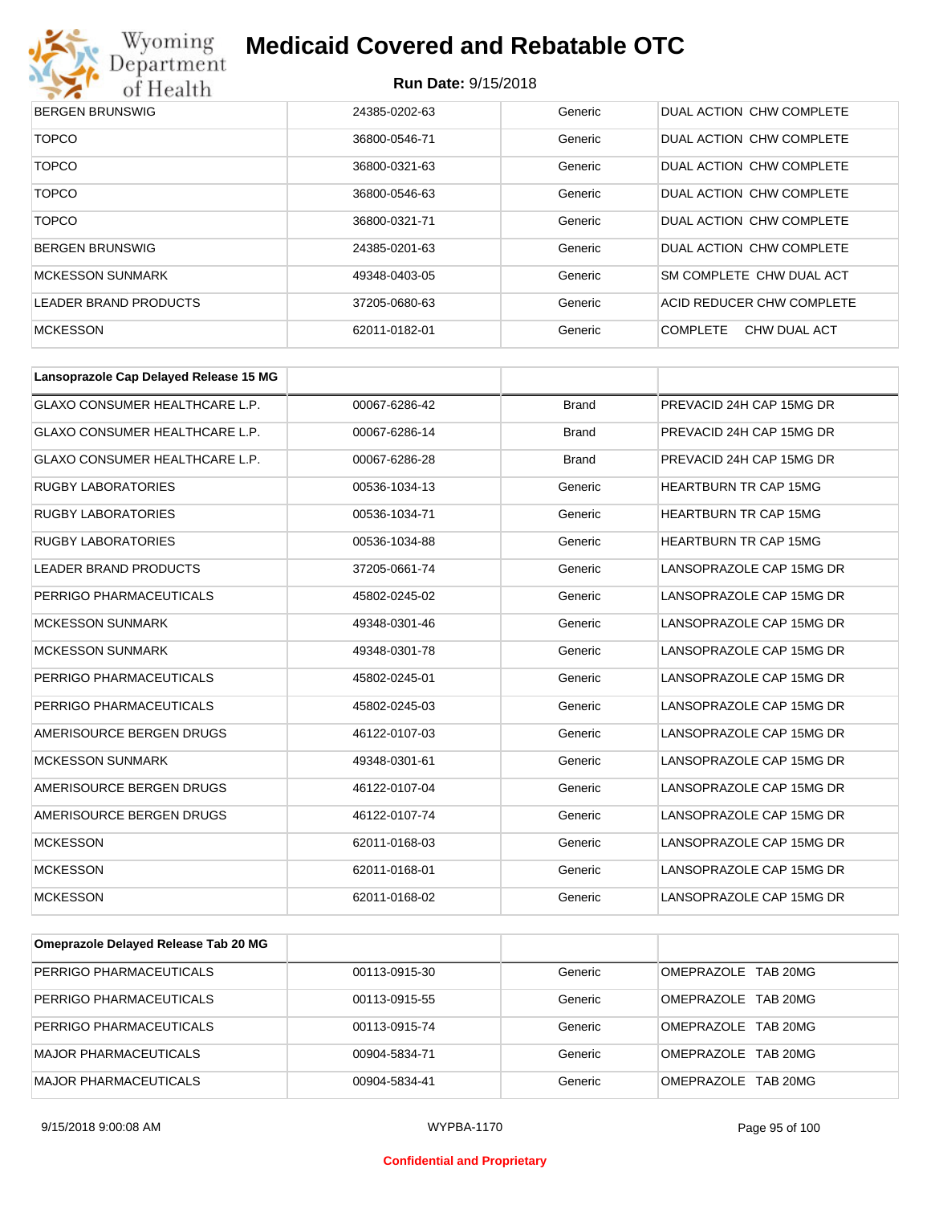| | | | |
|---|---|---|---|
| BERGEN BRUNSWIG | 24385-0202-63 | Generic | DUAL ACTION CHW COMPLETE |
| TOPCO | 36800-0546-71 | Generic | DUAL ACTION CHW COMPLETE |
| TOPCO | 36800-0321-63 | Generic | DUAL ACTION CHW COMPLETE |
| TOPCO | 36800-0546-63 | Generic | DUAL ACTION CHW COMPLETE |
| TOPCO | 36800-0321-71 | Generic | DUAL ACTION CHW COMPLETE |
| BERGEN BRUNSWIG | 24385-0201-63 | Generic | DUAL ACTION CHW COMPLETE |
| MCKESSON SUNMARK | 49348-0403-05 | Generic | SM COMPLETE CHW DUAL ACT |
| LEADER BRAND PRODUCTS | 37205-0680-63 | Generic | ACID REDUCER CHW COMPLETE |
| MCKESSON | 62011-0182-01 | Generic | COMPLETE CHW DUAL ACT |

| Lansoprazole Cap Delayed Release 15 MG | | | |
|---|---|---|---|
| GLAXO CONSUMER HEALTHCARE L.P. | 00067-6286-42 | Brand | PREVACID 24H CAP 15MG DR |
| GLAXO CONSUMER HEALTHCARE L.P. | 00067-6286-14 | Brand | PREVACID 24H CAP 15MG DR |
| GLAXO CONSUMER HEALTHCARE L.P. | 00067-6286-28 | Brand | PREVACID 24H CAP 15MG DR |
| RUGBY LABORATORIES | 00536-1034-13 | Generic | HEARTBURN TR CAP 15MG |
| RUGBY LABORATORIES | 00536-1034-71 | Generic | HEARTBURN TR CAP 15MG |
| RUGBY LABORATORIES | 00536-1034-88 | Generic | HEARTBURN TR CAP 15MG |
| LEADER BRAND PRODUCTS | 37205-0661-74 | Generic | LANSOPRAZOLE CAP 15MG DR |
| PERRIGO PHARMACEUTICALS | 45802-0245-02 | Generic | LANSOPRAZOLE CAP 15MG DR |
| MCKESSON SUNMARK | 49348-0301-46 | Generic | LANSOPRAZOLE CAP 15MG DR |
| MCKESSON SUNMARK | 49348-0301-78 | Generic | LANSOPRAZOLE CAP 15MG DR |
| PERRIGO PHARMACEUTICALS | 45802-0245-01 | Generic | LANSOPRAZOLE CAP 15MG DR |
| PERRIGO PHARMACEUTICALS | 45802-0245-03 | Generic | LANSOPRAZOLE CAP 15MG DR |
| AMERISOURCE BERGEN DRUGS | 46122-0107-03 | Generic | LANSOPRAZOLE CAP 15MG DR |
| MCKESSON SUNMARK | 49348-0301-61 | Generic | LANSOPRAZOLE CAP 15MG DR |
| AMERISOURCE BERGEN DRUGS | 46122-0107-04 | Generic | LANSOPRAZOLE CAP 15MG DR |
| AMERISOURCE BERGEN DRUGS | 46122-0107-74 | Generic | LANSOPRAZOLE CAP 15MG DR |
| MCKESSON | 62011-0168-03 | Generic | LANSOPRAZOLE CAP 15MG DR |
| MCKESSON | 62011-0168-01 | Generic | LANSOPRAZOLE CAP 15MG DR |
| MCKESSON | 62011-0168-02 | Generic | LANSOPRAZOLE CAP 15MG DR |

| Omeprazole Delayed Release Tab 20 MG | | | |
|---|---|---|---|
| PERRIGO PHARMACEUTICALS | 00113-0915-30 | Generic | OMEPRAZOLE TAB 20MG |
| PERRIGO PHARMACEUTICALS | 00113-0915-55 | Generic | OMEPRAZOLE TAB 20MG |
| PERRIGO PHARMACEUTICALS | 00113-0915-74 | Generic | OMEPRAZOLE TAB 20MG |
| MAJOR PHARMACEUTICALS | 00904-5834-71 | Generic | OMEPRAZOLE TAB 20MG |
| MAJOR PHARMACEUTICALS | 00904-5834-41 | Generic | OMEPRAZOLE TAB 20MG |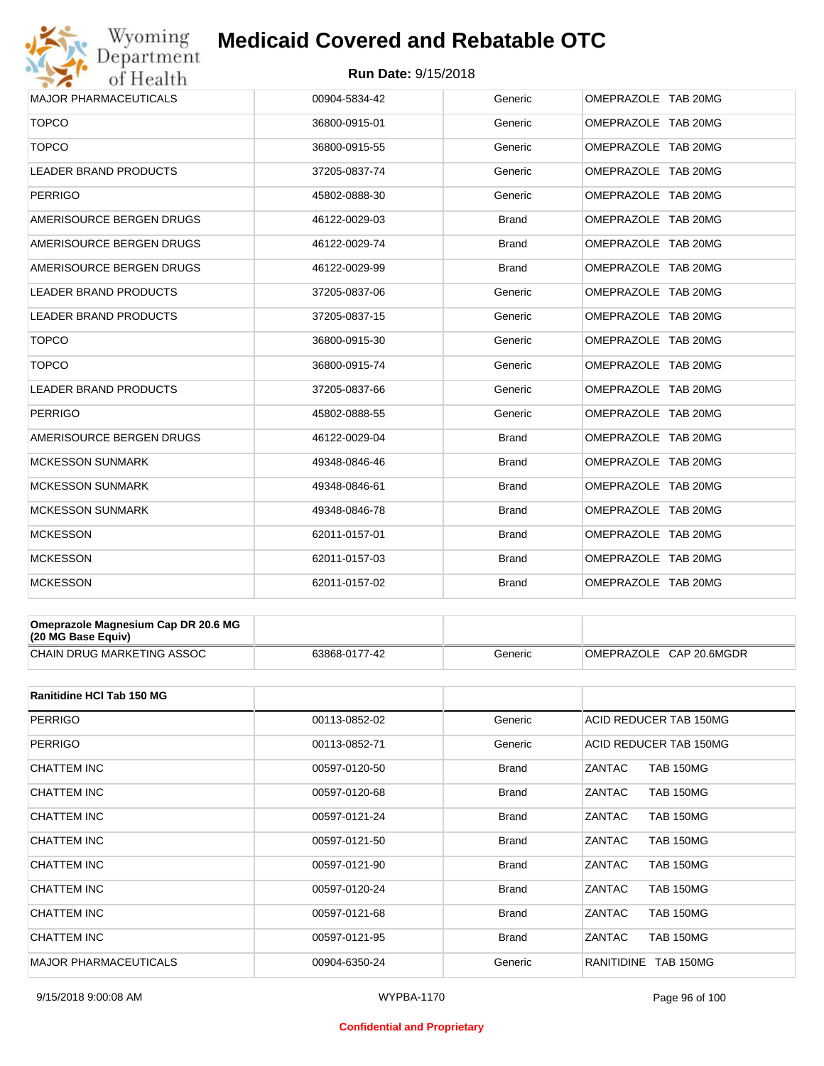| MAJOR PHARMACEUTICALS | 00904-5834-42 | Generic | OMEPRAZOLE TAB 20MG |
|---|---|---|---|
| TOPCO | 36800-0915-01 | Generic | OMEPRAZOLE TAB 20MG |
| TOPCO | 36800-0915-55 | Generic | OMEPRAZOLE TAB 20MG |
| LEADER BRAND PRODUCTS | 37205-0837-74 | Generic | OMEPRAZOLE TAB 20MG |
| PERRIGO | 45802-0888-30 | Generic | OMEPRAZOLE TAB 20MG |
| AMERISOURCE BERGEN DRUGS | 46122-0029-03 | Brand | OMEPRAZOLE TAB 20MG |
| AMERISOURCE BERGEN DRUGS | 46122-0029-74 | Brand | OMEPRAZOLE TAB 20MG |
| AMERISOURCE BERGEN DRUGS | 46122-0029-99 | Brand | OMEPRAZOLE TAB 20MG |
| LEADER BRAND PRODUCTS | 37205-0837-06 | Generic | OMEPRAZOLE TAB 20MG |
| LEADER BRAND PRODUCTS | 37205-0837-15 | Generic | OMEPRAZOLE TAB 20MG |
| TOPCO | 36800-0915-30 | Generic | OMEPRAZOLE TAB 20MG |
| TOPCO | 36800-0915-74 | Generic | OMEPRAZOLE TAB 20MG |
| LEADER BRAND PRODUCTS | 37205-0837-66 | Generic | OMEPRAZOLE TAB 20MG |
| PERRIGO | 45802-0888-55 | Generic | OMEPRAZOLE TAB 20MG |
| AMERISOURCE BERGEN DRUGS | 46122-0029-04 | Brand | OMEPRAZOLE TAB 20MG |
| MCKESSON SUNMARK | 49348-0846-46 | Brand | OMEPRAZOLE TAB 20MG |
| MCKESSON SUNMARK | 49348-0846-61 | Brand | OMEPRAZOLE TAB 20MG |
| MCKESSON SUNMARK | 49348-0846-78 | Brand | OMEPRAZOLE TAB 20MG |
| MCKESSON | 62011-0157-01 | Brand | OMEPRAZOLE TAB 20MG |
| MCKESSON | 62011-0157-03 | Brand | OMEPRAZOLE TAB 20MG |
| MCKESSON | 62011-0157-02 | Brand | OMEPRAZOLE TAB 20MG |

| **Omeprazole Magnesium Cap DR 20.6 MG (20 MG Base Equiv)** | | | |
|---|---|---|---|
| CHAIN DRUG MARKETING ASSOC | 63868-0177-42 | Generic | OMEPRAZOLE CAP 20.6MGDR |

| **Ranitidine HCl Tab 150 MG** | | | |
|---|---|---|---|
| PERRIGO | 00113-0852-02 | Generic | ACID REDUCER TAB 150MG |
| PERRIGO | 00113-0852-71 | Generic | ACID REDUCER TAB 150MG |
| CHATTEM INC | 00597-0120-50 | Brand | ZANTAC TAB 150MG |
| CHATTEM INC | 00597-0120-68 | Brand | ZANTAC TAB 150MG |
| CHATTEM INC | 00597-0121-24 | Brand | ZANTAC TAB 150MG |
| CHATTEM INC | 00597-0121-50 | Brand | ZANTAC TAB 150MG |
| CHATTEM INC | 00597-0121-90 | Brand | ZANTAC TAB 150MG |
| CHATTEM INC | 00597-0120-24 | Brand | ZANTAC TAB 150MG |
| CHATTEM INC | 00597-0121-68 | Brand | ZANTAC TAB 150MG |
| CHATTEM INC | 00597-0121-95 | Brand | ZANTAC TAB 150MG |
| MAJOR PHARMACEUTICALS | 00904-6350-24 | Generic | RANITIDINE TAB 150MG |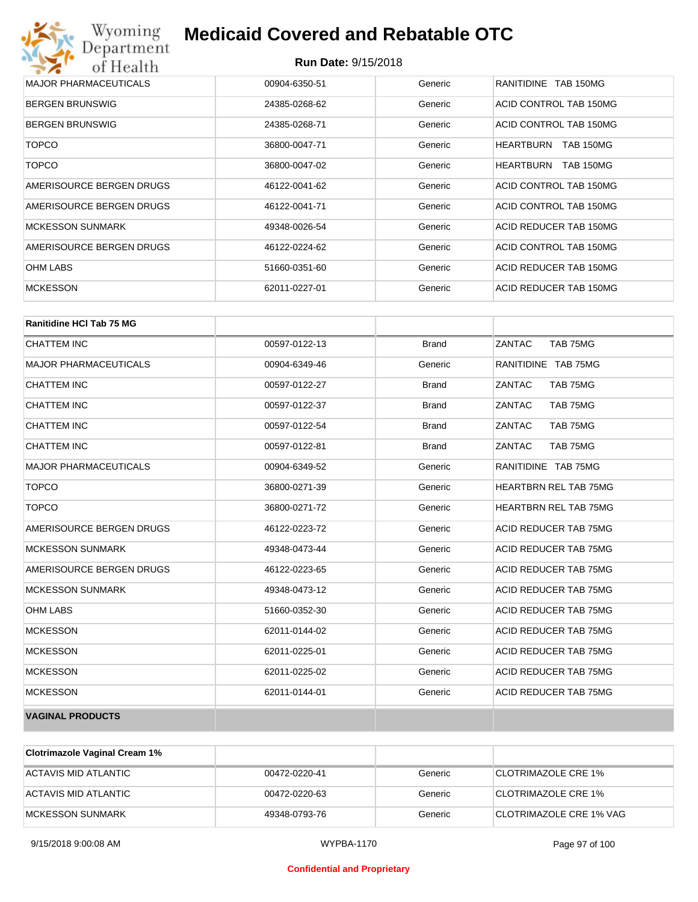| | | | |
|---|---|---|---|
| MAJOR PHARMACEUTICALS | 00904-6350-51 | Generic | RANITIDINE TAB 150MG |
| BERGEN BRUNSWIG | 24385-0268-62 | Generic | ACID CONTROL TAB 150MG |
| BERGEN BRUNSWIG | 24385-0268-71 | Generic | ACID CONTROL TAB 150MG |
| TOPCO | 36800-0047-71 | Generic | HEARTBURN TAB 150MG |
| TOPCO | 36800-0047-02 | Generic | HEARTBURN TAB 150MG |
| AMERISOURCE BERGEN DRUGS | 46122-0041-62 | Generic | ACID CONTROL TAB 150MG |
| AMERISOURCE BERGEN DRUGS | 46122-0041-71 | Generic | ACID CONTROL TAB 150MG |
| MCKESSON SUNMARK | 49348-0026-54 | Generic | ACID REDUCER TAB 150MG |
| AMERISOURCE BERGEN DRUGS | 46122-0224-62 | Generic | ACID CONTROL TAB 150MG |
| OHM LABS | 51660-0351-60 | Generic | ACID REDUCER TAB 150MG |
| MCKESSON | 62011-0227-01 | Generic | ACID REDUCER TAB 150MG |

| Ranitidine HCl Tab 75 MG | | | |
|---|---|---|---|
| CHATTEM INC | 00597-0122-13 | Brand | ZANTAC TAB 75MG |
| MAJOR PHARMACEUTICALS | 00904-6349-46 | Generic | RANITIDINE TAB 75MG |
| CHATTEM INC | 00597-0122-27 | Brand | ZANTAC TAB 75MG |
| CHATTEM INC | 00597-0122-37 | Brand | ZANTAC TAB 75MG |
| CHATTEM INC | 00597-0122-54 | Brand | ZANTAC TAB 75MG |
| CHATTEM INC | 00597-0122-81 | Brand | ZANTAC TAB 75MG |
| MAJOR PHARMACEUTICALS | 00904-6349-52 | Generic | RANITIDINE TAB 75MG |
| TOPCO | 36800-0271-39 | Generic | HEARTBRN REL TAB 75MG |
| TOPCO | 36800-0271-72 | Generic | HEARTBRN REL TAB 75MG |
| AMERISOURCE BERGEN DRUGS | 46122-0223-72 | Generic | ACID REDUCER TAB 75MG |
| MCKESSON SUNMARK | 49348-0473-44 | Generic | ACID REDUCER TAB 75MG |
| AMERISOURCE BERGEN DRUGS | 46122-0223-65 | Generic | ACID REDUCER TAB 75MG |
| MCKESSON SUNMARK | 49348-0473-12 | Generic | ACID REDUCER TAB 75MG |
| OHM LABS | 51660-0352-30 | Generic | ACID REDUCER TAB 75MG |
| MCKESSON | 62011-0144-02 | Generic | ACID REDUCER TAB 75MG |
| MCKESSON | 62011-0225-01 | Generic | ACID REDUCER TAB 75MG |
| MCKESSON | 62011-0225-02 | Generic | ACID REDUCER TAB 75MG |
| MCKESSON | 62011-0144-01 | Generic | ACID REDUCER TAB 75MG |

**VAGINAL PRODUCTS**

| Clotrimazole Vaginal Cream 1% | | | |
|---|---|---|---|
| ACTAVIS MID ATLANTIC | 00472-0220-41 | Generic | CLOTRIMAZOLE CRE 1% |
| ACTAVIS MID ATLANTIC | 00472-0220-63 | Generic | CLOTRIMAZOLE CRE 1% |
| MCKESSON SUNMARK | 49348-0793-76 | Generic | CLOTRIMAZOLE CRE 1% VAG |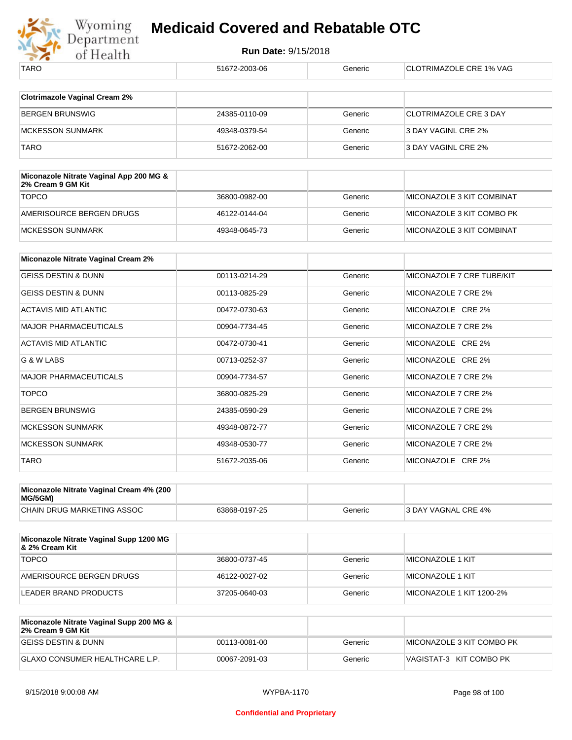| TARO | 51672-2003-06 | Generic | CLOTRIMAZOLE CRE 1% VAG |
|---|---|---|---|

| Clotrimazole Vaginal Cream 2% | | | |
|---|---|---|---|
| BERGEN BRUNSWIG | 24385-0110-09 | Generic | CLOTRIMAZOLE CRE 3 DAY |
| MCKESSON SUNMARK | 49348-0379-54 | Generic | 3 DAY VAGINL CRE 2% |
| TARO | 51672-2062-00 | Generic | 3 DAY VAGINL CRE 2% |

| Miconazole Nitrate Vaginal App 200 MG & 2% Cream 9 GM Kit | | | |
|---|---|---|---|
| TOPCO | 36800-0982-00 | Generic | MICONAZOLE 3 KIT COMBINAT |
| AMERISOURCE BERGEN DRUGS | 46122-0144-04 | Generic | MICONAZOLE 3 KIT COMBO PK |
| MCKESSON SUNMARK | 49348-0645-73 | Generic | MICONAZOLE 3 KIT COMBINAT |

| Miconazole Nitrate Vaginal Cream 2% | | | |
|---|---|---|---|
| GEISS DESTIN & DUNN | 00113-0214-29 | Generic | MICONAZOLE 7 CRE TUBE/KIT |
| GEISS DESTIN & DUNN | 00113-0825-29 | Generic | MICONAZOLE 7 CRE 2% |
| ACTAVIS MID ATLANTIC | 00472-0730-63 | Generic | MICONAZOLE CRE 2% |
| MAJOR PHARMACEUTICALS | 00904-7734-45 | Generic | MICONAZOLE 7 CRE 2% |
| ACTAVIS MID ATLANTIC | 00472-0730-41 | Generic | MICONAZOLE CRE 2% |
| G & W LABS | 00713-0252-37 | Generic | MICONAZOLE CRE 2% |
| MAJOR PHARMACEUTICALS | 00904-7734-57 | Generic | MICONAZOLE 7 CRE 2% |
| TOPCO | 36800-0825-29 | Generic | MICONAZOLE 7 CRE 2% |
| BERGEN BRUNSWIG | 24385-0590-29 | Generic | MICONAZOLE 7 CRE 2% |
| MCKESSON SUNMARK | 49348-0872-77 | Generic | MICONAZOLE 7 CRE 2% |
| MCKESSON SUNMARK | 49348-0530-77 | Generic | MICONAZOLE 7 CRE 2% |
| TARO | 51672-2035-06 | Generic | MICONAZOLE CRE 2% |

| Miconazole Nitrate Vaginal Cream 4% (200 MG/5GM) | | | |
|---|---|---|---|
| CHAIN DRUG MARKETING ASSOC | 63868-0197-25 | Generic | 3 DAY VAGNAL CRE 4% |

| Miconazole Nitrate Vaginal Supp 1200 MG & 2% Cream Kit | | | |
|---|---|---|---|
| TOPCO | 36800-0737-45 | Generic | MICONAZOLE 1 KIT |
| AMERISOURCE BERGEN DRUGS | 46122-0027-02 | Generic | MICONAZOLE 1 KIT |
| LEADER BRAND PRODUCTS | 37205-0640-03 | Generic | MICONAZOLE 1 KIT 1200-2% |

| Miconazole Nitrate Vaginal Supp 200 MG & 2% Cream 9 GM Kit | | | |
|---|---|---|---|
| GEISS DESTIN & DUNN | 00113-0081-00 | Generic | MICONAZOLE 3 KIT COMBO PK |
| GLAXO CONSUMER HEALTHCARE L.P. | 00067-2091-03 | Generic | VAGISTAT-3 KIT COMBO PK |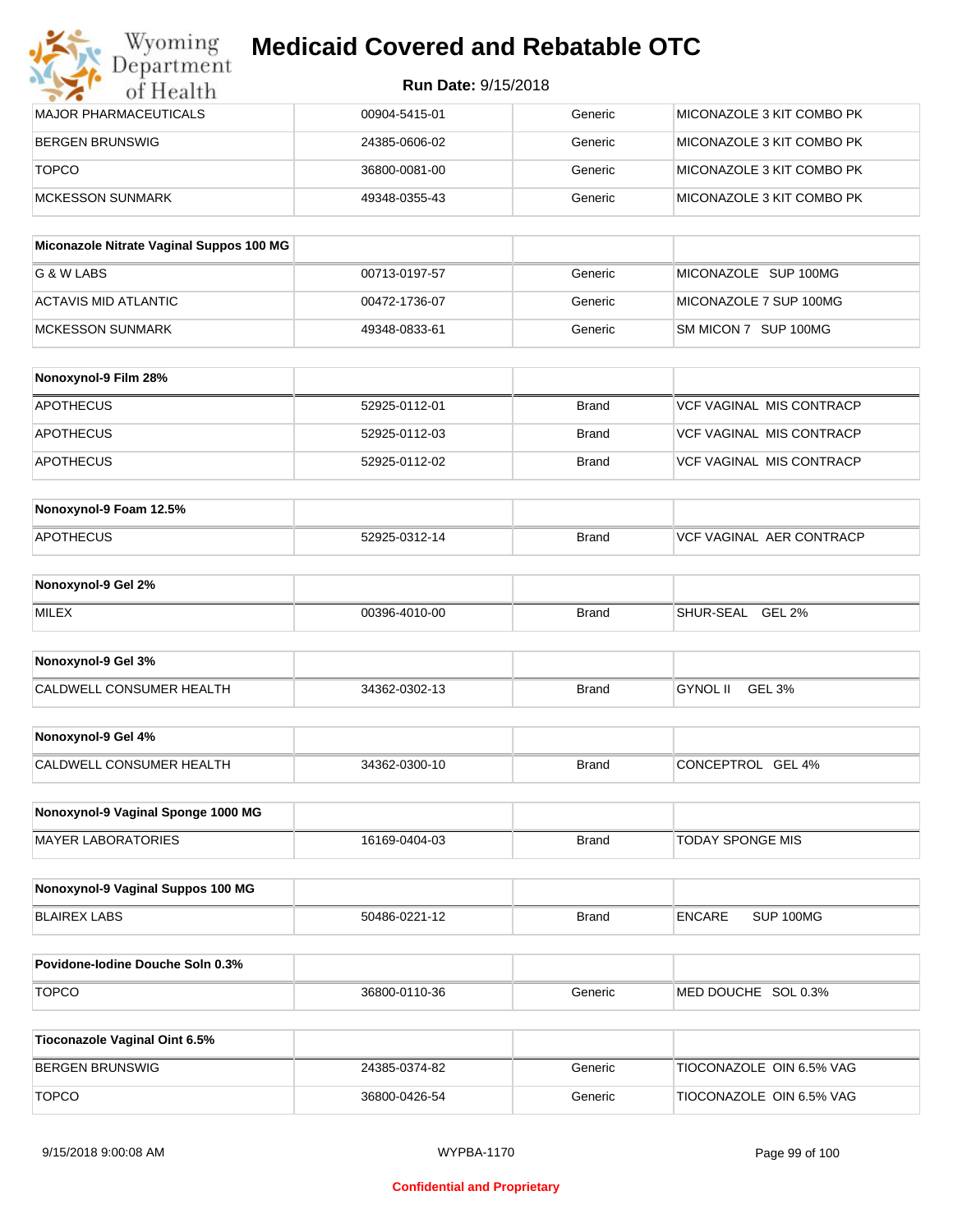# Medicaid Covered and Rebatable OTC

**Run Date:** 9/15/2018

| MAJOR PHARMACEUTICALS | 00904-5415-01 | Generic | MICONAZOLE 3 KIT COMBO PK |
|---|---|---|---|
| BERGEN BRUNSWIG | 24385-0606-02 | Generic | MICONAZOLE 3 KIT COMBO PK |
| TOPCO | 36800-0081-00 | Generic | MICONAZOLE 3 KIT COMBO PK |
| MCKESSON SUNMARK | 49348-0355-43 | Generic | MICONAZOLE 3 KIT COMBO PK |

| **Miconazole Nitrate Vaginal Suppos 100 MG** | | | |
|---|---|---|---|
| G & W LABS | 00713-0197-57 | Generic | MICONAZOLE SUP 100MG |
| ACTAVIS MID ATLANTIC | 00472-1736-07 | Generic | MICONAZOLE 7 SUP 100MG |
| MCKESSON SUNMARK | 49348-0833-61 | Generic | SM MICON 7 SUP 100MG |

| **Nonoxynol-9 Film 28%** | | | |
|---|---|---|---|
| APOTHECUS | 52925-0112-01 | Brand | VCF VAGINAL MIS CONTRACP |
| APOTHECUS | 52925-0112-03 | Brand | VCF VAGINAL MIS CONTRACP |
| APOTHECUS | 52925-0112-02 | Brand | VCF VAGINAL MIS CONTRACP |

| **Nonoxynol-9 Foam 12.5%** | | | |
|---|---|---|---|
| APOTHECUS | 52925-0312-14 | Brand | VCF VAGINAL AER CONTRACP |

| **Nonoxynol-9 Gel 2%** | | | |
|---|---|---|---|
| MILEX | 00396-4010-00 | Brand | SHUR-SEAL GEL 2% |

| **Nonoxynol-9 Gel 3%** | | | |
|---|---|---|---|
| CALDWELL CONSUMER HEALTH | 34362-0302-13 | Brand | GYNOL II GEL 3% |

| **Nonoxynol-9 Gel 4%** | | | |
|---|---|---|---|
| CALDWELL CONSUMER HEALTH | 34362-0300-10 | Brand | CONCEPTROL GEL 4% |

| **Nonoxynol-9 Vaginal Sponge 1000 MG** | | | |
|---|---|---|---|
| MAYER LABORATORIES | 16169-0404-03 | Brand | TODAY SPONGE MIS |

| **Nonoxynol-9 Vaginal Suppos 100 MG** | | | |
|---|---|---|---|
| BLAIREX LABS | 50486-0221-12 | Brand | ENCARE SUP 100MG |

| **Povidone-Iodine Douche Soln 0.3%** | | | |
|---|---|---|---|
| TOPCO | 36800-0110-36 | Generic | MED DOUCHE SOL 0.3% |

| **Tioconazole Vaginal Oint 6.5%** | | | |
|---|---|---|---|
| BERGEN BRUNSWIG | 24385-0374-82 | Generic | TIOCONAZOLE OIN 6.5% VAG |
| TOPCO | 36800-0426-54 | Generic | TIOCONAZOLE OIN 6.5% VAG |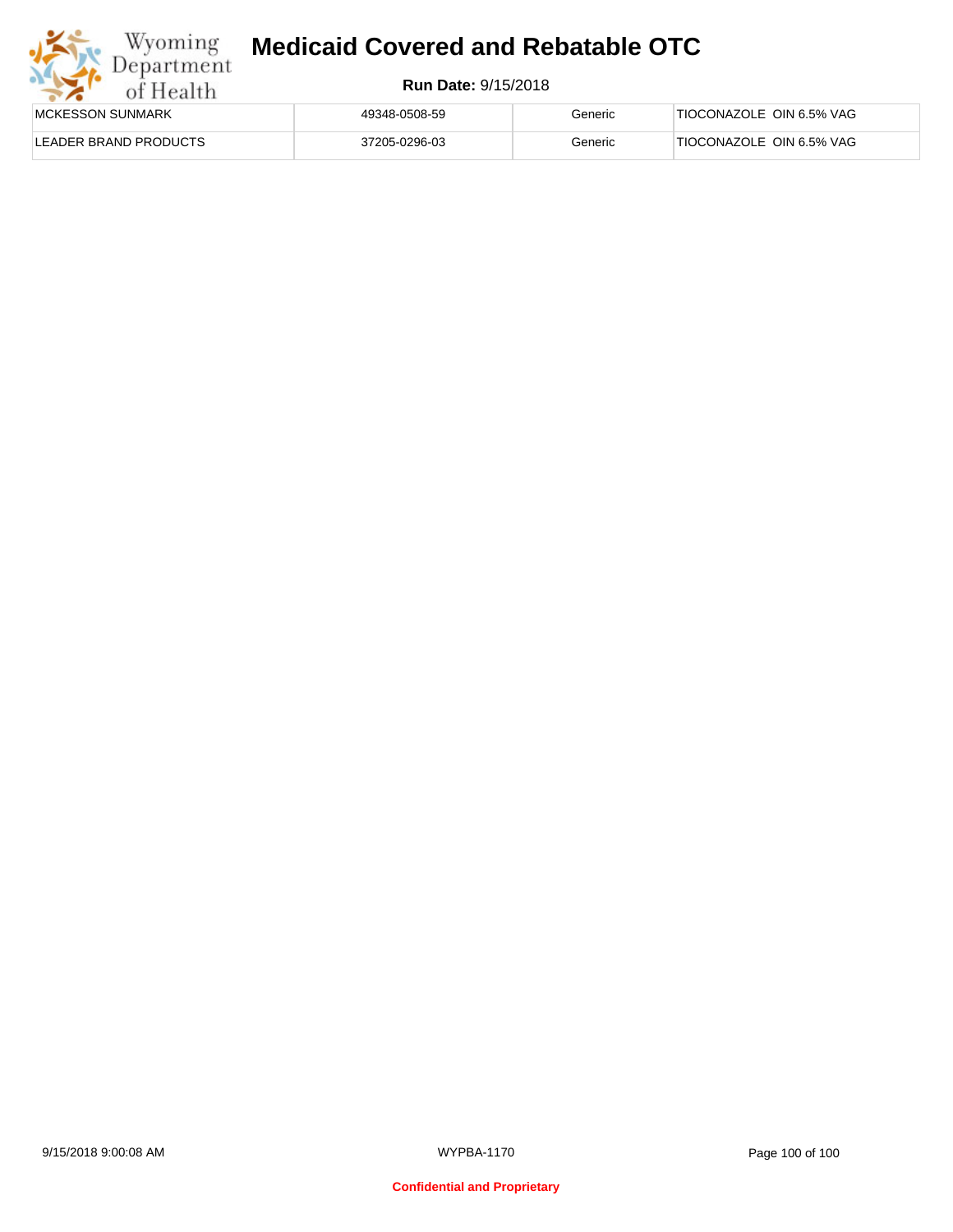# Medicaid Covered and Rebatable OTC

**Run Date:** 9/15/2018

| | | | |
|---|---|---|---|
| MCKESSON SUNMARK | 49348-0508-59 | Generic | TIOCONAZOLE OIN 6.5% VAG |
| LEADER BRAND PRODUCTS | 37205-0296-03 | Generic | TIOCONAZOLE OIN 6.5% VAG |

9/15/2018 9:00:08 AM WYPBA-1170

**Confidential and Proprietary**